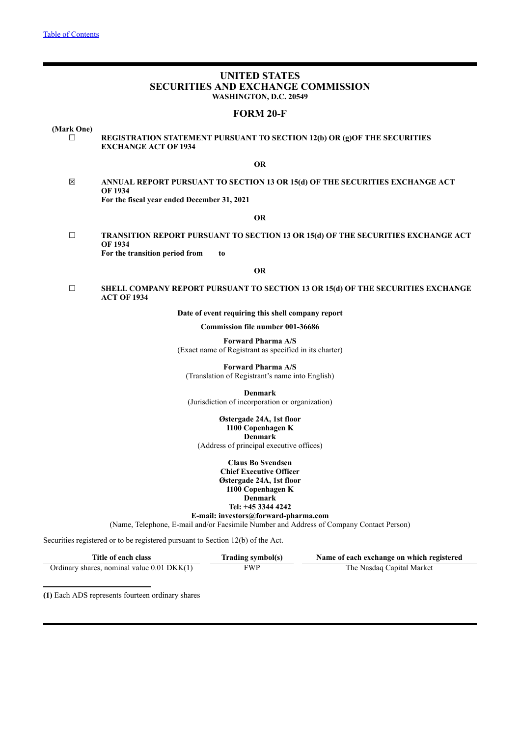[Table of Contents](#)

# UNITED STATES
# SECURITIES AND EXCHANGE COMMISSION
**WASHINGTON, D.C. 20549**

## FORM 20-F

**(Mark One)**

☐ **REGISTRATION STATEMENT PURSUANT TO SECTION 12(b) OR (g)OF THE SECURITIES EXCHANGE ACT OF 1934**

**OR**

☒ **ANNUAL REPORT PURSUANT TO SECTION 13 OR 15(d) OF THE SECURITIES EXCHANGE ACT OF 1934**
**For the fiscal year ended December 31, 2021**

**OR**

☐ **TRANSITION REPORT PURSUANT TO SECTION 13 OR 15(d) OF THE SECURITIES EXCHANGE ACT OF 1934**
**For the transition period from to**

**OR**

☐ **SHELL COMPANY REPORT PURSUANT TO SECTION 13 OR 15(d) OF THE SECURITIES EXCHANGE ACT OF 1934**

**Date of event requiring this shell company report**

**Commission file number 001-36686**

**Forward Pharma A/S**
(Exact name of Registrant as specified in its charter)

**Forward Pharma A/S**
(Translation of Registrant's name into English)

**Denmark**
(Jurisdiction of incorporation or organization)

**Østergade 24A, 1st floor**
**1100 Copenhagen K**
**Denmark**
(Address of principal executive offices)

**Claus Bo Svendsen**
**Chief Executive Officer**
**Østergade 24A, 1st floor**
**1100 Copenhagen K**
**Denmark**
**Tel: +45 3344 4242**
**E-mail: investors@forward-pharma.com**
(Name, Telephone, E-mail and/or Facsimile Number and Address of Company Contact Person)

Securities registered or to be registered pursuant to Section 12(b) of the Act.

| Title of each class | Trading symbol(s) | Name of each exchange on which registered |
|---|---|---|
| Ordinary shares, nominal value 0.01 DKK(1) | FWP | The Nasdaq Capital Market |

**(1)** Each ADS represents fourteen ordinary shares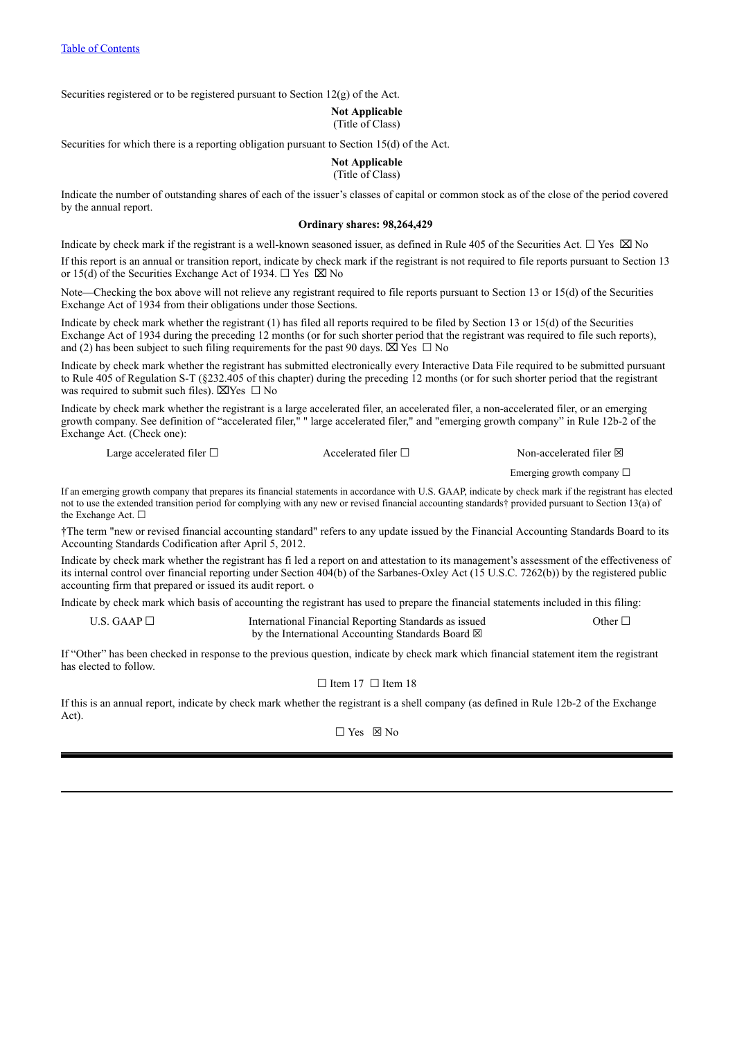Securities registered or to be registered pursuant to Section 12(g) of the Act.

**Not Applicable**
(Title of Class)

Securities for which there is a reporting obligation pursuant to Section 15(d) of the Act.

**Not Applicable**
(Title of Class)

Indicate the number of outstanding shares of each of the issuer's classes of capital or common stock as of the close of the period covered by the annual report.

**Ordinary shares: 98,264,429**

Indicate by check mark if the registrant is a well-known seasoned issuer, as defined in Rule 405 of the Securities Act. ☐ Yes ☒ No

If this report is an annual or transition report, indicate by check mark if the registrant is not required to file reports pursuant to Section 13 or 15(d) of the Securities Exchange Act of 1934. ☐ Yes ☒ No

Note—Checking the box above will not relieve any registrant required to file reports pursuant to Section 13 or 15(d) of the Securities Exchange Act of 1934 from their obligations under those Sections.

Indicate by check mark whether the registrant (1) has filed all reports required to be filed by Section 13 or 15(d) of the Securities Exchange Act of 1934 during the preceding 12 months (or for such shorter period that the registrant was required to file such reports), and (2) has been subject to such filing requirements for the past 90 days. ☒ Yes ☐ No

Indicate by check mark whether the registrant has submitted electronically every Interactive Data File required to be submitted pursuant to Rule 405 of Regulation S-T (§232.405 of this chapter) during the preceding 12 months (or for such shorter period that the registrant was required to submit such files). ☒Yes ☐ No

Indicate by check mark whether the registrant is a large accelerated filer, an accelerated filer, a non-accelerated filer, or an emerging growth company. See definition of "accelerated filer," " large accelerated filer," and "emerging growth company" in Rule 12b-2 of the Exchange Act. (Check one):

Large accelerated filer ☐ Accelerated filer ☐ Non-accelerated filer ☒

Emerging growth company ☐

If an emerging growth company that prepares its financial statements in accordance with U.S. GAAP, indicate by check mark if the registrant has elected not to use the extended transition period for complying with any new or revised financial accounting standards† provided pursuant to Section 13(a) of the Exchange Act. ☐

†The term "new or revised financial accounting standard" refers to any update issued by the Financial Accounting Standards Board to its Accounting Standards Codification after April 5, 2012.

Indicate by check mark whether the registrant has fi led a report on and attestation to its management's assessment of the effectiveness of its internal control over financial reporting under Section 404(b) of the Sarbanes-Oxley Act (15 U.S.C. 7262(b)) by the registered public accounting firm that prepared or issued its audit report. o

Indicate by check mark which basis of accounting the registrant has used to prepare the financial statements included in this filing:

U.S. GAAP ☐ International Financial Reporting Standards as issued by the International Accounting Standards Board ☒ Other ☐

If "Other" has been checked in response to the previous question, indicate by check mark which financial statement item the registrant has elected to follow.

☐ Item 17 ☐ Item 18

If this is an annual report, indicate by check mark whether the registrant is a shell company (as defined in Rule 12b-2 of the Exchange Act).

☐ Yes ☒ No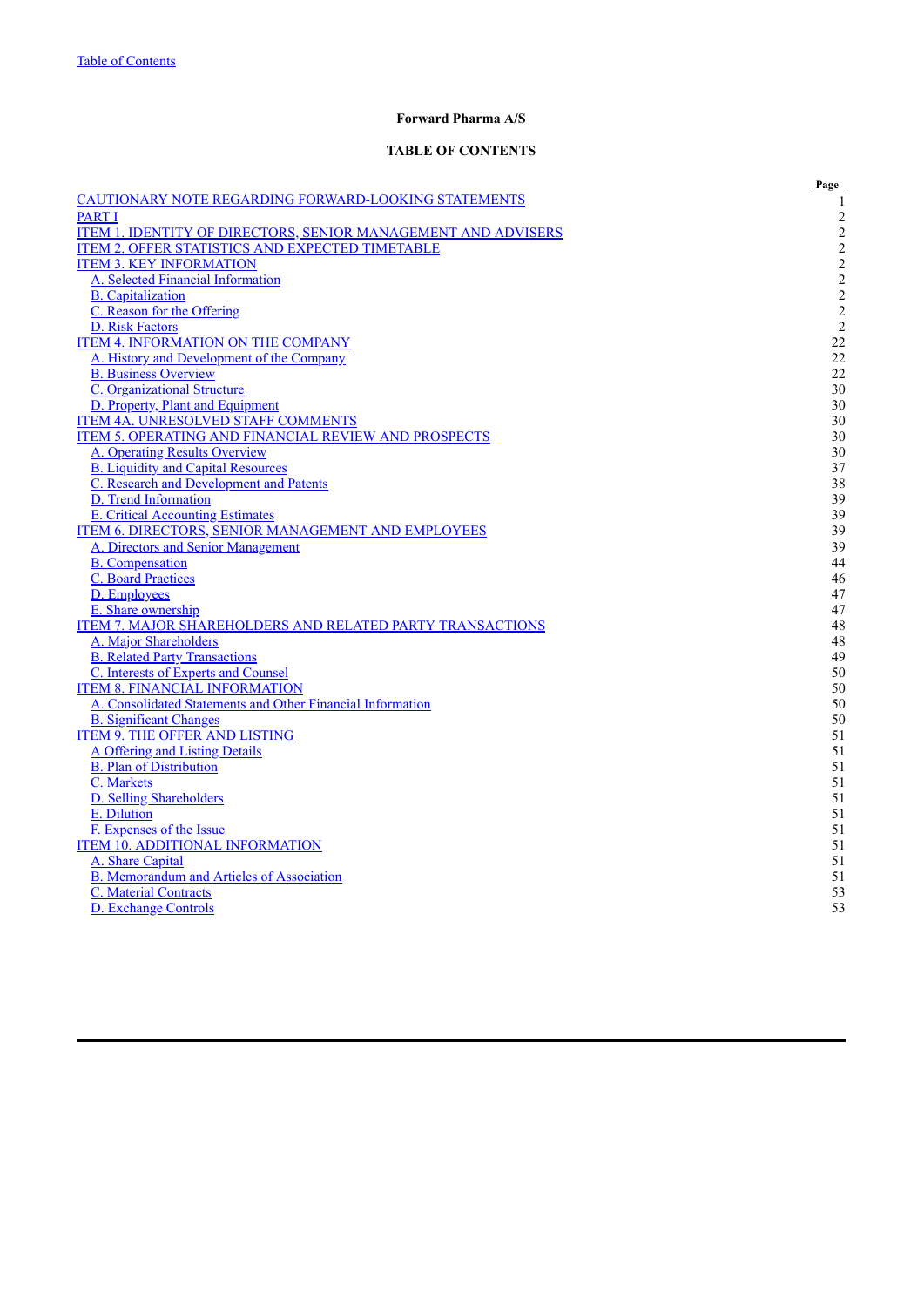Table of Contents

**Forward Pharma A/S**

**TABLE OF CONTENTS**

| | Page |
|---|---|
| CAUTIONARY NOTE REGARDING FORWARD-LOOKING STATEMENTS | 1 |
| PART I | 2 |
| ITEM 1. IDENTITY OF DIRECTORS, SENIOR MANAGEMENT AND ADVISERS | 2 |
| ITEM 2. OFFER STATISTICS AND EXPECTED TIMETABLE | 2 |
| ITEM 3. KEY INFORMATION | 2 |
| A. Selected Financial Information | 2 |
| B. Capitalization | 2 |
| C. Reason for the Offering | 2 |
| D. Risk Factors | 2 |
| ITEM 4. INFORMATION ON THE COMPANY | 22 |
| A. History and Development of the Company | 22 |
| B. Business Overview | 22 |
| C. Organizational Structure | 30 |
| D. Property, Plant and Equipment | 30 |
| ITEM 4A. UNRESOLVED STAFF COMMENTS | 30 |
| ITEM 5. OPERATING AND FINANCIAL REVIEW AND PROSPECTS | 30 |
| A. Operating Results Overview | 30 |
| B. Liquidity and Capital Resources | 37 |
| C. Research and Development and Patents | 38 |
| D. Trend Information | 39 |
| E. Critical Accounting Estimates | 39 |
| ITEM 6. DIRECTORS, SENIOR MANAGEMENT AND EMPLOYEES | 39 |
| A. Directors and Senior Management | 39 |
| B. Compensation | 44 |
| C. Board Practices | 46 |
| D. Employees | 47 |
| E. Share ownership | 47 |
| ITEM 7. MAJOR SHAREHOLDERS AND RELATED PARTY TRANSACTIONS | 48 |
| A. Major Shareholders | 48 |
| B. Related Party Transactions | 49 |
| C. Interests of Experts and Counsel | 50 |
| ITEM 8. FINANCIAL INFORMATION | 50 |
| A. Consolidated Statements and Other Financial Information | 50 |
| B. Significant Changes | 50 |
| ITEM 9. THE OFFER AND LISTING | 51 |
| A Offering and Listing Details | 51 |
| B. Plan of Distribution | 51 |
| C. Markets | 51 |
| D. Selling Shareholders | 51 |
| E. Dilution | 51 |
| F. Expenses of the Issue | 51 |
| ITEM 10. ADDITIONAL INFORMATION | 51 |
| A. Share Capital | 51 |
| B. Memorandum and Articles of Association | 51 |
| C. Material Contracts | 53 |
| D. Exchange Controls | 53 |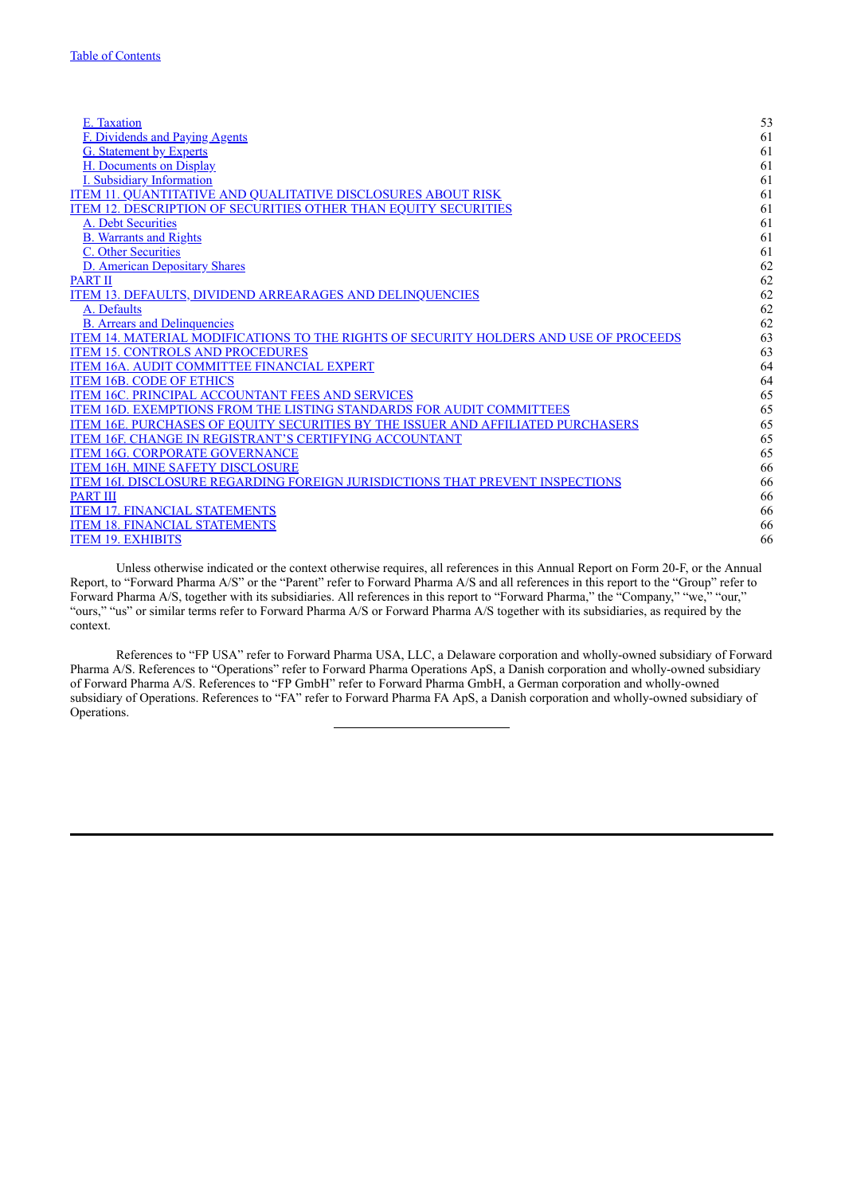| | |
|---|---|
| E. Taxation | 53 |
| F. Dividends and Paying Agents | 61 |
| G. Statement by Experts | 61 |
| H. Documents on Display | 61 |
| I. Subsidiary Information | 61 |
| ITEM 11. QUANTITATIVE AND QUALITATIVE DISCLOSURES ABOUT RISK | 61 |
| ITEM 12. DESCRIPTION OF SECURITIES OTHER THAN EQUITY SECURITIES | 61 |
| A. Debt Securities | 61 |
| B. Warrants and Rights | 61 |
| C. Other Securities | 61 |
| D. American Depositary Shares | 62 |
| PART II | 62 |
| ITEM 13. DEFAULTS, DIVIDEND ARREARAGES AND DELINQUENCIES | 62 |
| A. Defaults | 62 |
| B. Arrears and Delinquencies | 62 |
| ITEM 14. MATERIAL MODIFICATIONS TO THE RIGHTS OF SECURITY HOLDERS AND USE OF PROCEEDS | 63 |
| ITEM 15. CONTROLS AND PROCEDURES | 63 |
| ITEM 16A. AUDIT COMMITTEE FINANCIAL EXPERT | 64 |
| ITEM 16B. CODE OF ETHICS | 64 |
| ITEM 16C. PRINCIPAL ACCOUNTANT FEES AND SERVICES | 65 |
| ITEM 16D. EXEMPTIONS FROM THE LISTING STANDARDS FOR AUDIT COMMITTEES | 65 |
| ITEM 16E. PURCHASES OF EQUITY SECURITIES BY THE ISSUER AND AFFILIATED PURCHASERS | 65 |
| ITEM 16F. CHANGE IN REGISTRANT'S CERTIFYING ACCOUNTANT | 65 |
| ITEM 16G. CORPORATE GOVERNANCE | 65 |
| ITEM 16H. MINE SAFETY DISCLOSURE | 66 |
| ITEM 16I. DISCLOSURE REGARDING FOREIGN JURISDICTIONS THAT PREVENT INSPECTIONS | 66 |
| PART III | 66 |
| ITEM 17. FINANCIAL STATEMENTS | 66 |
| ITEM 18. FINANCIAL STATEMENTS | 66 |
| ITEM 19. EXHIBITS | 66 |

Unless otherwise indicated or the context otherwise requires, all references in this Annual Report on Form 20-F, or the Annual Report, to "Forward Pharma A/S" or the "Parent" refer to Forward Pharma A/S and all references in this report to the "Group" refer to Forward Pharma A/S, together with its subsidiaries. All references in this report to "Forward Pharma," the "Company," "we," "our," "ours," "us" or similar terms refer to Forward Pharma A/S or Forward Pharma A/S together with its subsidiaries, as required by the context.

References to "FP USA" refer to Forward Pharma USA, LLC, a Delaware corporation and wholly-owned subsidiary of Forward Pharma A/S. References to "Operations" refer to Forward Pharma Operations ApS, a Danish corporation and wholly-owned subsidiary of Forward Pharma A/S. References to "FP GmbH" refer to Forward Pharma GmbH, a German corporation and wholly-owned subsidiary of Operations. References to "FA" refer to Forward Pharma FA ApS, a Danish corporation and wholly-owned subsidiary of Operations.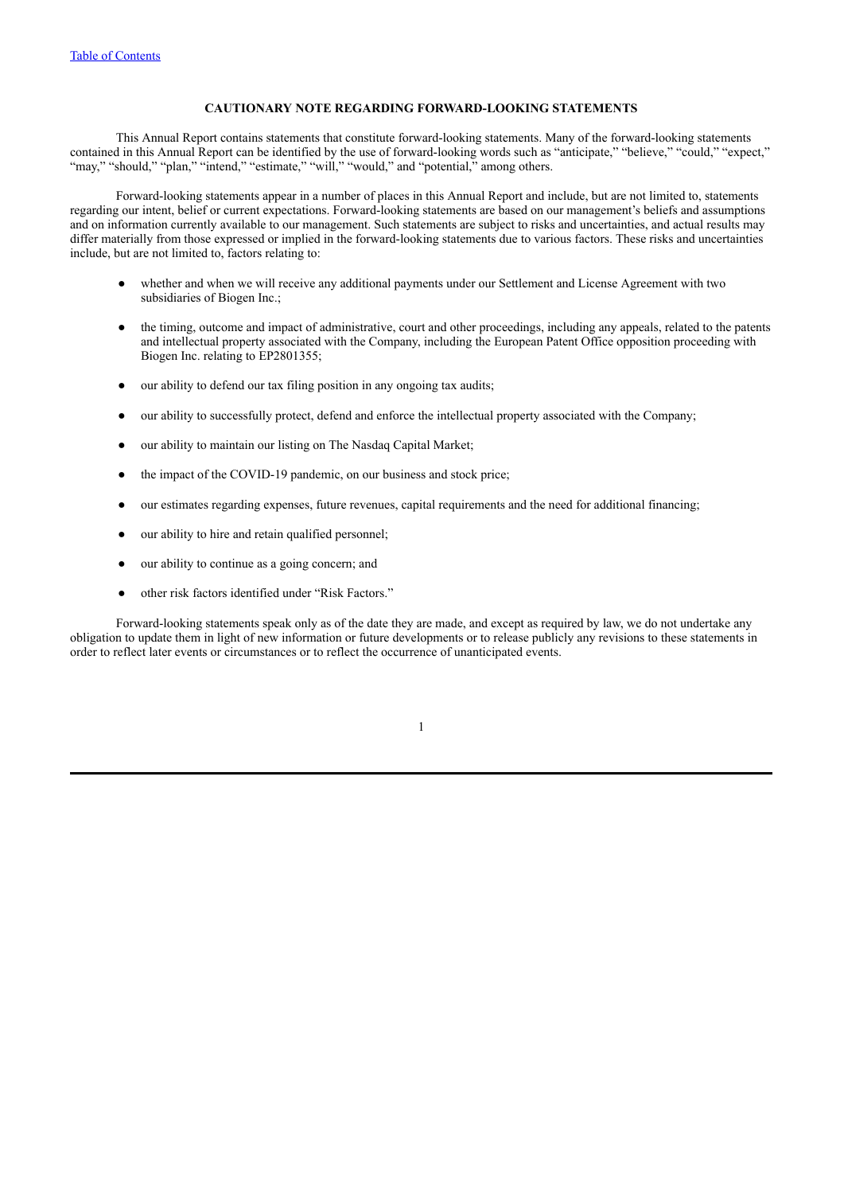## CAUTIONARY NOTE REGARDING FORWARD-LOOKING STATEMENTS

This Annual Report contains statements that constitute forward-looking statements. Many of the forward-looking statements contained in this Annual Report can be identified by the use of forward-looking words such as "anticipate," "believe," "could," "expect," "may," "should," "plan," "intend," "estimate," "will," "would," and "potential," among others.

Forward-looking statements appear in a number of places in this Annual Report and include, but are not limited to, statements regarding our intent, belief or current expectations. Forward-looking statements are based on our management's beliefs and assumptions and on information currently available to our management. Such statements are subject to risks and uncertainties, and actual results may differ materially from those expressed or implied in the forward-looking statements due to various factors. These risks and uncertainties include, but are not limited to, factors relating to:

- whether and when we will receive any additional payments under our Settlement and License Agreement with two subsidiaries of Biogen Inc.;
- the timing, outcome and impact of administrative, court and other proceedings, including any appeals, related to the patents and intellectual property associated with the Company, including the European Patent Office opposition proceeding with Biogen Inc. relating to EP2801355;
- our ability to defend our tax filing position in any ongoing tax audits;
- our ability to successfully protect, defend and enforce the intellectual property associated with the Company;
- our ability to maintain our listing on The Nasdaq Capital Market;
- the impact of the COVID-19 pandemic, on our business and stock price;
- our estimates regarding expenses, future revenues, capital requirements and the need for additional financing;
- our ability to hire and retain qualified personnel;
- our ability to continue as a going concern; and
- other risk factors identified under "Risk Factors."

Forward-looking statements speak only as of the date they are made, and except as required by law, we do not undertake any obligation to update them in light of new information or future developments or to release publicly any revisions to these statements in order to reflect later events or circumstances or to reflect the occurrence of unanticipated events.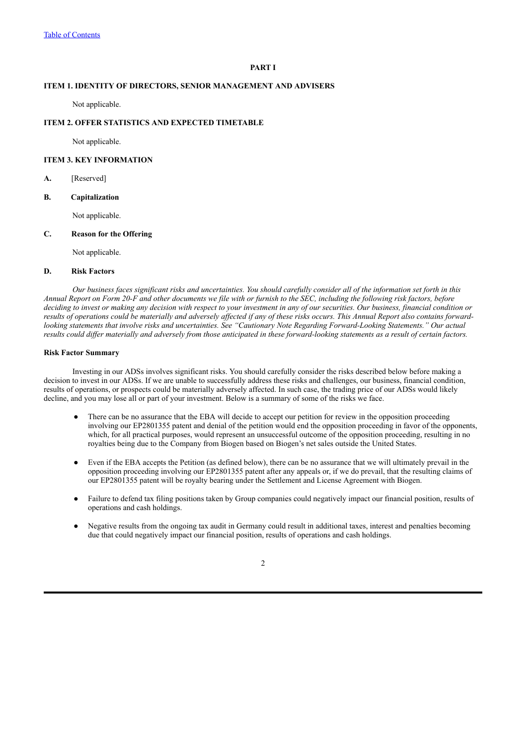# PART I

## ITEM 1. IDENTITY OF DIRECTORS, SENIOR MANAGEMENT AND ADVISERS

Not applicable.

## ITEM 2. OFFER STATISTICS AND EXPECTED TIMETABLE

Not applicable.

## ITEM 3. KEY INFORMATION

**A.** [Reserved]

### B. Capitalization

Not applicable.

### C. Reason for the Offering

Not applicable.

### D. Risk Factors

*Our business faces significant risks and uncertainties. You should carefully consider all of the information set forth in this Annual Report on Form 20-F and other documents we file with or furnish to the SEC, including the following risk factors, before deciding to invest or making any decision with respect to your investment in any of our securities. Our business, financial condition or results of operations could be materially and adversely affected if any of these risks occurs. This Annual Report also contains forward-looking statements that involve risks and uncertainties. See "Cautionary Note Regarding Forward-Looking Statements." Our actual results could differ materially and adversely from those anticipated in these forward-looking statements as a result of certain factors.*

**Risk Factor Summary**

Investing in our ADSs involves significant risks. You should carefully consider the risks described below before making a decision to invest in our ADSs. If we are unable to successfully address these risks and challenges, our business, financial condition, results of operations, or prospects could be materially adversely affected. In such case, the trading price of our ADSs would likely decline, and you may lose all or part of your investment. Below is a summary of some of the risks we face.

- There can be no assurance that the EBA will decide to accept our petition for review in the opposition proceeding involving our EP2801355 patent and denial of the petition would end the opposition proceeding in favor of the opponents, which, for all practical purposes, would represent an unsuccessful outcome of the opposition proceeding, resulting in no royalties being due to the Company from Biogen based on Biogen's net sales outside the United States.
- Even if the EBA accepts the Petition (as defined below), there can be no assurance that we will ultimately prevail in the opposition proceeding involving our EP2801355 patent after any appeals or, if we do prevail, that the resulting claims of our EP2801355 patent will be royalty bearing under the Settlement and License Agreement with Biogen.
- Failure to defend tax filing positions taken by Group companies could negatively impact our financial position, results of operations and cash holdings.
- Negative results from the ongoing tax audit in Germany could result in additional taxes, interest and penalties becoming due that could negatively impact our financial position, results of operations and cash holdings.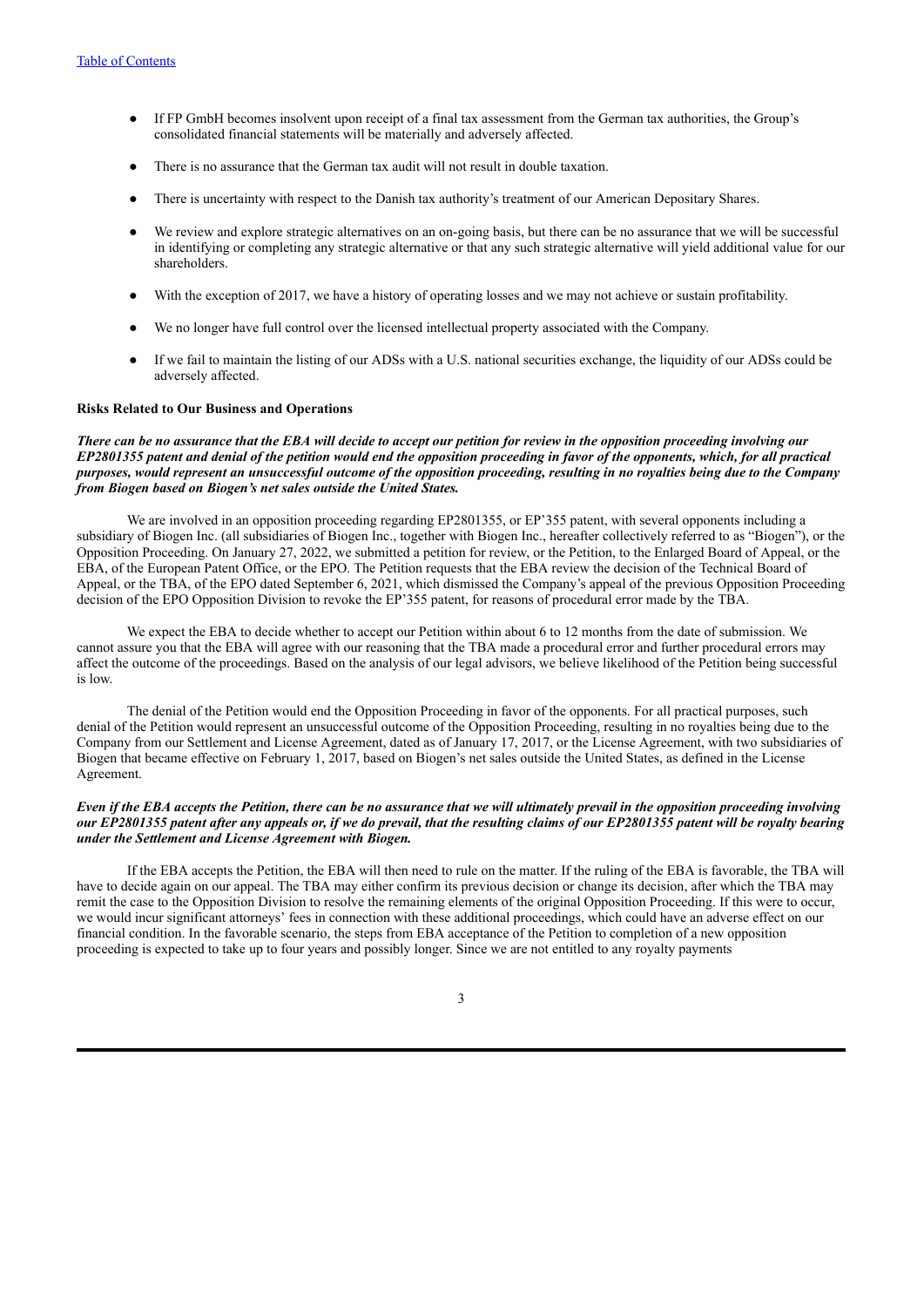- If FP GmbH becomes insolvent upon receipt of a final tax assessment from the German tax authorities, the Group's consolidated financial statements will be materially and adversely affected.
- There is no assurance that the German tax audit will not result in double taxation.
- There is uncertainty with respect to the Danish tax authority's treatment of our American Depositary Shares.
- We review and explore strategic alternatives on an on-going basis, but there can be no assurance that we will be successful in identifying or completing any strategic alternative or that any such strategic alternative will yield additional value for our shareholders.
- With the exception of 2017, we have a history of operating losses and we may not achieve or sustain profitability.
- We no longer have full control over the licensed intellectual property associated with the Company.
- If we fail to maintain the listing of our ADSs with a U.S. national securities exchange, the liquidity of our ADSs could be adversely affected.

**Risks Related to Our Business and Operations**

***There can be no assurance that the EBA will decide to accept our petition for review in the opposition proceeding involving our EP2801355 patent and denial of the petition would end the opposition proceeding in favor of the opponents, which, for all practical purposes, would represent an unsuccessful outcome of the opposition proceeding, resulting in no royalties being due to the Company from Biogen based on Biogen's net sales outside the United States.***

We are involved in an opposition proceeding regarding EP2801355, or EP'355 patent, with several opponents including a subsidiary of Biogen Inc. (all subsidiaries of Biogen Inc., together with Biogen Inc., hereafter collectively referred to as "Biogen"), or the Opposition Proceeding. On January 27, 2022, we submitted a petition for review, or the Petition, to the Enlarged Board of Appeal, or the EBA, of the European Patent Office, or the EPO. The Petition requests that the EBA review the decision of the Technical Board of Appeal, or the TBA, of the EPO dated September 6, 2021, which dismissed the Company's appeal of the previous Opposition Proceeding decision of the EPO Opposition Division to revoke the EP'355 patent, for reasons of procedural error made by the TBA.

We expect the EBA to decide whether to accept our Petition within about 6 to 12 months from the date of submission. We cannot assure you that the EBA will agree with our reasoning that the TBA made a procedural error and further procedural errors may affect the outcome of the proceedings. Based on the analysis of our legal advisors, we believe likelihood of the Petition being successful is low.

The denial of the Petition would end the Opposition Proceeding in favor of the opponents. For all practical purposes, such denial of the Petition would represent an unsuccessful outcome of the Opposition Proceeding, resulting in no royalties being due to the Company from our Settlement and License Agreement, dated as of January 17, 2017, or the License Agreement, with two subsidiaries of Biogen that became effective on February 1, 2017, based on Biogen's net sales outside the United States, as defined in the License Agreement.

***Even if the EBA accepts the Petition, there can be no assurance that we will ultimately prevail in the opposition proceeding involving our EP2801355 patent after any appeals or, if we do prevail, that the resulting claims of our EP2801355 patent will be royalty bearing under the Settlement and License Agreement with Biogen.***

If the EBA accepts the Petition, the EBA will then need to rule on the matter. If the ruling of the EBA is favorable, the TBA will have to decide again on our appeal. The TBA may either confirm its previous decision or change its decision, after which the TBA may remit the case to the Opposition Division to resolve the remaining elements of the original Opposition Proceeding. If this were to occur, we would incur significant attorneys' fees in connection with these additional proceedings, which could have an adverse effect on our financial condition. In the favorable scenario, the steps from EBA acceptance of the Petition to completion of a new opposition proceeding is expected to take up to four years and possibly longer. Since we are not entitled to any royalty payments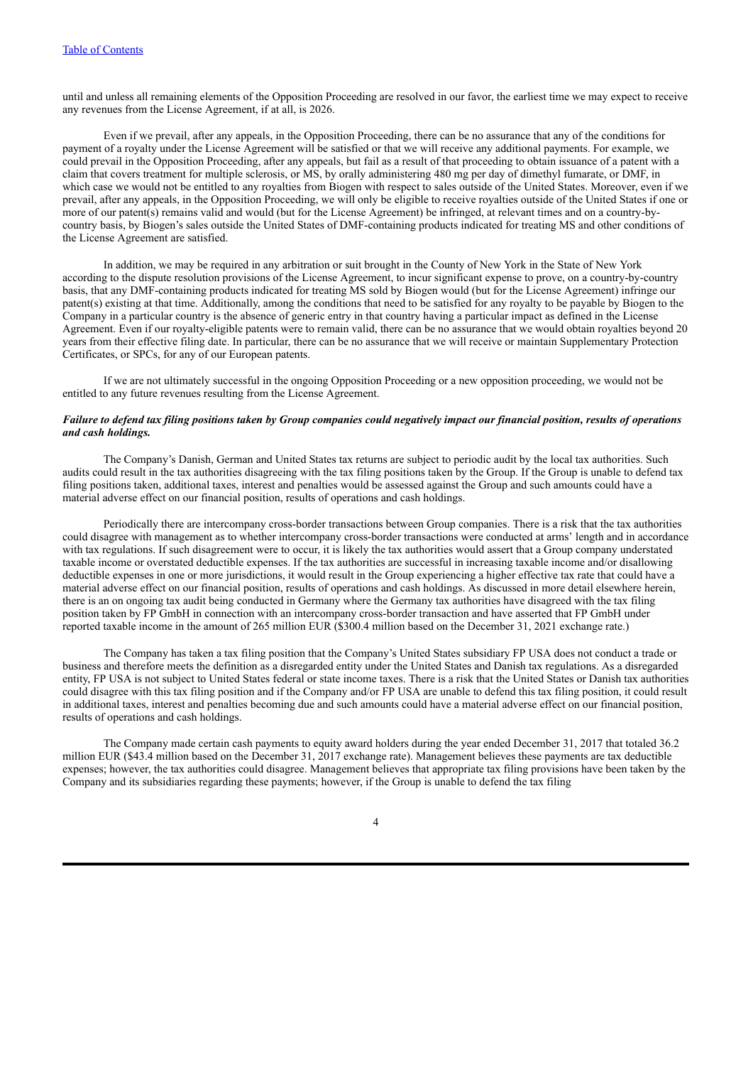until and unless all remaining elements of the Opposition Proceeding are resolved in our favor, the earliest time we may expect to receive any revenues from the License Agreement, if at all, is 2026.

Even if we prevail, after any appeals, in the Opposition Proceeding, there can be no assurance that any of the conditions for payment of a royalty under the License Agreement will be satisfied or that we will receive any additional payments. For example, we could prevail in the Opposition Proceeding, after any appeals, but fail as a result of that proceeding to obtain issuance of a patent with a claim that covers treatment for multiple sclerosis, or MS, by orally administering 480 mg per day of dimethyl fumarate, or DMF, in which case we would not be entitled to any royalties from Biogen with respect to sales outside of the United States. Moreover, even if we prevail, after any appeals, in the Opposition Proceeding, we will only be eligible to receive royalties outside of the United States if one or more of our patent(s) remains valid and would (but for the License Agreement) be infringed, at relevant times and on a country-by-country basis, by Biogen's sales outside the United States of DMF-containing products indicated for treating MS and other conditions of the License Agreement are satisfied.

In addition, we may be required in any arbitration or suit brought in the County of New York in the State of New York according to the dispute resolution provisions of the License Agreement, to incur significant expense to prove, on a country-by-country basis, that any DMF-containing products indicated for treating MS sold by Biogen would (but for the License Agreement) infringe our patent(s) existing at that time. Additionally, among the conditions that need to be satisfied for any royalty to be payable by Biogen to the Company in a particular country is the absence of generic entry in that country having a particular impact as defined in the License Agreement. Even if our royalty-eligible patents were to remain valid, there can be no assurance that we would obtain royalties beyond 20 years from their effective filing date. In particular, there can be no assurance that we will receive or maintain Supplementary Protection Certificates, or SPCs, for any of our European patents.

If we are not ultimately successful in the ongoing Opposition Proceeding or a new opposition proceeding, we would not be entitled to any future revenues resulting from the License Agreement.

***Failure to defend tax filing positions taken by Group companies could negatively impact our financial position, results of operations and cash holdings.***

The Company's Danish, German and United States tax returns are subject to periodic audit by the local tax authorities. Such audits could result in the tax authorities disagreeing with the tax filing positions taken by the Group. If the Group is unable to defend tax filing positions taken, additional taxes, interest and penalties would be assessed against the Group and such amounts could have a material adverse effect on our financial position, results of operations and cash holdings.

Periodically there are intercompany cross-border transactions between Group companies. There is a risk that the tax authorities could disagree with management as to whether intercompany cross-border transactions were conducted at arms' length and in accordance with tax regulations. If such disagreement were to occur, it is likely the tax authorities would assert that a Group company understated taxable income or overstated deductible expenses. If the tax authorities are successful in increasing taxable income and/or disallowing deductible expenses in one or more jurisdictions, it would result in the Group experiencing a higher effective tax rate that could have a material adverse effect on our financial position, results of operations and cash holdings. As discussed in more detail elsewhere herein, there is an on ongoing tax audit being conducted in Germany where the Germany tax authorities have disagreed with the tax filing position taken by FP GmbH in connection with an intercompany cross-border transaction and have asserted that FP GmbH under reported taxable income in the amount of 265 million EUR ($300.4 million based on the December 31, 2021 exchange rate.)

The Company has taken a tax filing position that the Company's United States subsidiary FP USA does not conduct a trade or business and therefore meets the definition as a disregarded entity under the United States and Danish tax regulations. As a disregarded entity, FP USA is not subject to United States federal or state income taxes. There is a risk that the United States or Danish tax authorities could disagree with this tax filing position and if the Company and/or FP USA are unable to defend this tax filing position, it could result in additional taxes, interest and penalties becoming due and such amounts could have a material adverse effect on our financial position, results of operations and cash holdings.

The Company made certain cash payments to equity award holders during the year ended December 31, 2017 that totaled 36.2 million EUR ($43.4 million based on the December 31, 2017 exchange rate). Management believes these payments are tax deductible expenses; however, the tax authorities could disagree. Management believes that appropriate tax filing provisions have been taken by the Company and its subsidiaries regarding these payments; however, if the Group is unable to defend the tax filing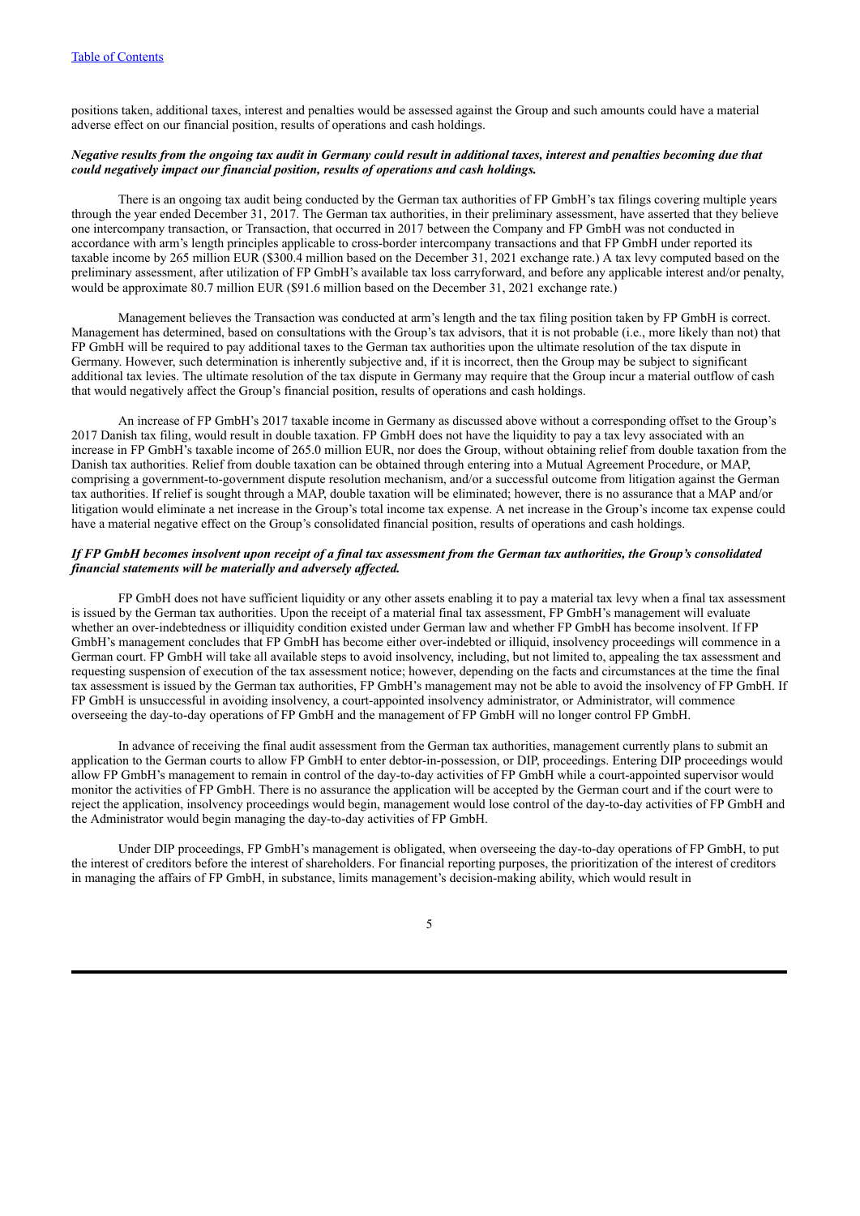positions taken, additional taxes, interest and penalties would be assessed against the Group and such amounts could have a material adverse effect on our financial position, results of operations and cash holdings.

***Negative results from the ongoing tax audit in Germany could result in additional taxes, interest and penalties becoming due that could negatively impact our financial position, results of operations and cash holdings.***

There is an ongoing tax audit being conducted by the German tax authorities of FP GmbH's tax filings covering multiple years through the year ended December 31, 2017. The German tax authorities, in their preliminary assessment, have asserted that they believe one intercompany transaction, or Transaction, that occurred in 2017 between the Company and FP GmbH was not conducted in accordance with arm's length principles applicable to cross-border intercompany transactions and that FP GmbH under reported its taxable income by 265 million EUR ($300.4 million based on the December 31, 2021 exchange rate.) A tax levy computed based on the preliminary assessment, after utilization of FP GmbH's available tax loss carryforward, and before any applicable interest and/or penalty, would be approximate 80.7 million EUR ($91.6 million based on the December 31, 2021 exchange rate.)

Management believes the Transaction was conducted at arm's length and the tax filing position taken by FP GmbH is correct. Management has determined, based on consultations with the Group's tax advisors, that it is not probable (i.e., more likely than not) that FP GmbH will be required to pay additional taxes to the German tax authorities upon the ultimate resolution of the tax dispute in Germany. However, such determination is inherently subjective and, if it is incorrect, then the Group may be subject to significant additional tax levies. The ultimate resolution of the tax dispute in Germany may require that the Group incur a material outflow of cash that would negatively affect the Group's financial position, results of operations and cash holdings.

An increase of FP GmbH's 2017 taxable income in Germany as discussed above without a corresponding offset to the Group's 2017 Danish tax filing, would result in double taxation. FP GmbH does not have the liquidity to pay a tax levy associated with an increase in FP GmbH's taxable income of 265.0 million EUR, nor does the Group, without obtaining relief from double taxation from the Danish tax authorities. Relief from double taxation can be obtained through entering into a Mutual Agreement Procedure, or MAP, comprising a government-to-government dispute resolution mechanism, and/or a successful outcome from litigation against the German tax authorities. If relief is sought through a MAP, double taxation will be eliminated; however, there is no assurance that a MAP and/or litigation would eliminate a net increase in the Group's total income tax expense. A net increase in the Group's income tax expense could have a material negative effect on the Group's consolidated financial position, results of operations and cash holdings.

***If FP GmbH becomes insolvent upon receipt of a final tax assessment from the German tax authorities, the Group's consolidated financial statements will be materially and adversely affected.***

FP GmbH does not have sufficient liquidity or any other assets enabling it to pay a material tax levy when a final tax assessment is issued by the German tax authorities. Upon the receipt of a material final tax assessment, FP GmbH's management will evaluate whether an over-indebtedness or illiquidity condition existed under German law and whether FP GmbH has become insolvent. If FP GmbH's management concludes that FP GmbH has become either over-indebted or illiquid, insolvency proceedings will commence in a German court. FP GmbH will take all available steps to avoid insolvency, including, but not limited to, appealing the tax assessment and requesting suspension of execution of the tax assessment notice; however, depending on the facts and circumstances at the time the final tax assessment is issued by the German tax authorities, FP GmbH's management may not be able to avoid the insolvency of FP GmbH. If FP GmbH is unsuccessful in avoiding insolvency, a court-appointed insolvency administrator, or Administrator, will commence overseeing the day-to-day operations of FP GmbH and the management of FP GmbH will no longer control FP GmbH.

In advance of receiving the final audit assessment from the German tax authorities, management currently plans to submit an application to the German courts to allow FP GmbH to enter debtor-in-possession, or DIP, proceedings. Entering DIP proceedings would allow FP GmbH's management to remain in control of the day-to-day activities of FP GmbH while a court-appointed supervisor would monitor the activities of FP GmbH. There is no assurance the application will be accepted by the German court and if the court were to reject the application, insolvency proceedings would begin, management would lose control of the day-to-day activities of FP GmbH and the Administrator would begin managing the day-to-day activities of FP GmbH.

Under DIP proceedings, FP GmbH's management is obligated, when overseeing the day-to-day operations of FP GmbH, to put the interest of creditors before the interest of shareholders. For financial reporting purposes, the prioritization of the interest of creditors in managing the affairs of FP GmbH, in substance, limits management's decision-making ability, which would result in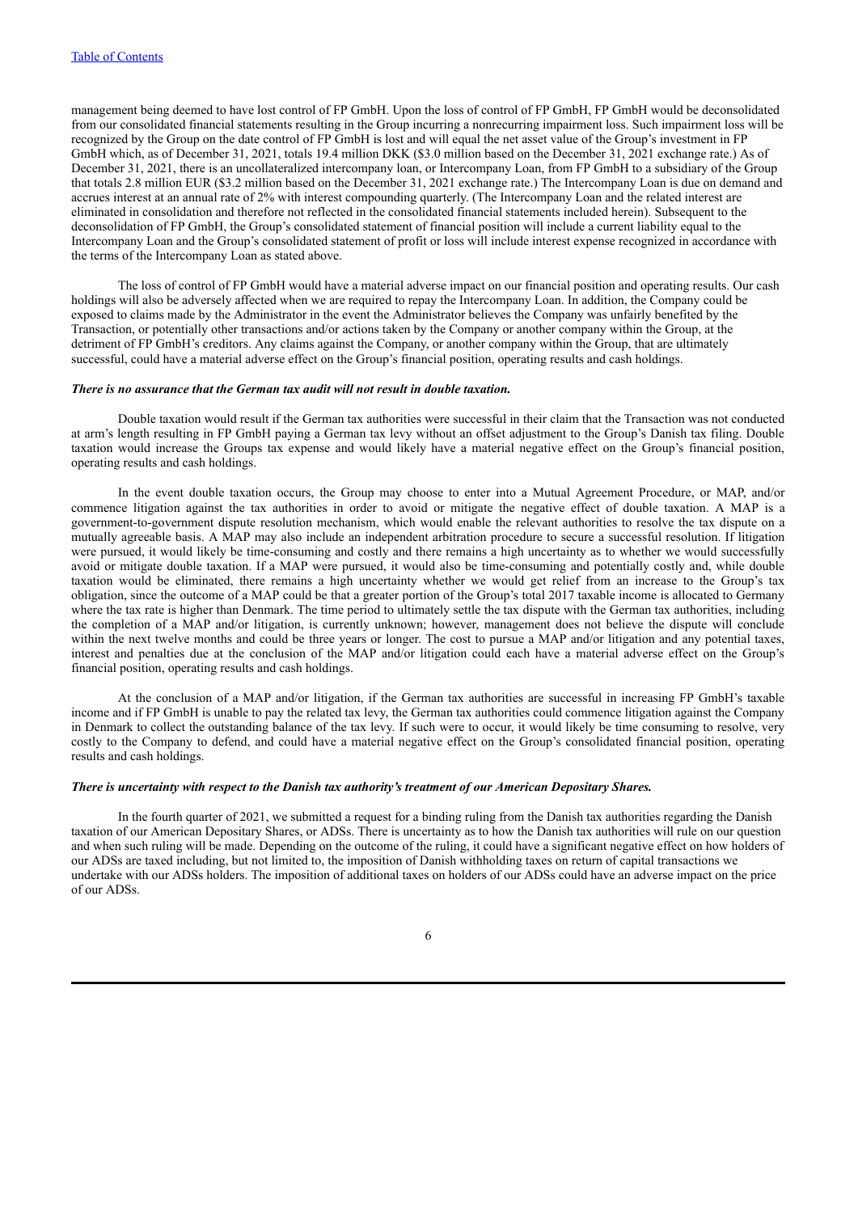management being deemed to have lost control of FP GmbH. Upon the loss of control of FP GmbH, FP GmbH would be deconsolidated from our consolidated financial statements resulting in the Group incurring a nonrecurring impairment loss. Such impairment loss will be recognized by the Group on the date control of FP GmbH is lost and will equal the net asset value of the Group's investment in FP GmbH which, as of December 31, 2021, totals 19.4 million DKK ($3.0 million based on the December 31, 2021 exchange rate.) As of December 31, 2021, there is an uncollateralized intercompany loan, or Intercompany Loan, from FP GmbH to a subsidiary of the Group that totals 2.8 million EUR ($3.2 million based on the December 31, 2021 exchange rate.) The Intercompany Loan is due on demand and accrues interest at an annual rate of 2% with interest compounding quarterly. (The Intercompany Loan and the related interest are eliminated in consolidation and therefore not reflected in the consolidated financial statements included herein). Subsequent to the deconsolidation of FP GmbH, the Group's consolidated statement of financial position will include a current liability equal to the Intercompany Loan and the Group's consolidated statement of profit or loss will include interest expense recognized in accordance with the terms of the Intercompany Loan as stated above.

The loss of control of FP GmbH would have a material adverse impact on our financial position and operating results. Our cash holdings will also be adversely affected when we are required to repay the Intercompany Loan. In addition, the Company could be exposed to claims made by the Administrator in the event the Administrator believes the Company was unfairly benefited by the Transaction, or potentially other transactions and/or actions taken by the Company or another company within the Group, at the detriment of FP GmbH's creditors. Any claims against the Company, or another company within the Group, that are ultimately successful, could have a material adverse effect on the Group's financial position, operating results and cash holdings.

***There is no assurance that the German tax audit will not result in double taxation.***

Double taxation would result if the German tax authorities were successful in their claim that the Transaction was not conducted at arm's length resulting in FP GmbH paying a German tax levy without an offset adjustment to the Group's Danish tax filing. Double taxation would increase the Groups tax expense and would likely have a material negative effect on the Group's financial position, operating results and cash holdings.

In the event double taxation occurs, the Group may choose to enter into a Mutual Agreement Procedure, or MAP, and/or commence litigation against the tax authorities in order to avoid or mitigate the negative effect of double taxation. A MAP is a government-to-government dispute resolution mechanism, which would enable the relevant authorities to resolve the tax dispute on a mutually agreeable basis. A MAP may also include an independent arbitration procedure to secure a successful resolution. If litigation were pursued, it would likely be time-consuming and costly and there remains a high uncertainty as to whether we would successfully avoid or mitigate double taxation. If a MAP were pursued, it would also be time-consuming and potentially costly and, while double taxation would be eliminated, there remains a high uncertainty whether we would get relief from an increase to the Group's tax obligation, since the outcome of a MAP could be that a greater portion of the Group's total 2017 taxable income is allocated to Germany where the tax rate is higher than Denmark. The time period to ultimately settle the tax dispute with the German tax authorities, including the completion of a MAP and/or litigation, is currently unknown; however, management does not believe the dispute will conclude within the next twelve months and could be three years or longer. The cost to pursue a MAP and/or litigation and any potential taxes, interest and penalties due at the conclusion of the MAP and/or litigation could each have a material adverse effect on the Group's financial position, operating results and cash holdings.

At the conclusion of a MAP and/or litigation, if the German tax authorities are successful in increasing FP GmbH's taxable income and if FP GmbH is unable to pay the related tax levy, the German tax authorities could commence litigation against the Company in Denmark to collect the outstanding balance of the tax levy. If such were to occur, it would likely be time consuming to resolve, very costly to the Company to defend, and could have a material negative effect on the Group's consolidated financial position, operating results and cash holdings.

***There is uncertainty with respect to the Danish tax authority's treatment of our American Depositary Shares.***

In the fourth quarter of 2021, we submitted a request for a binding ruling from the Danish tax authorities regarding the Danish taxation of our American Depositary Shares, or ADSs. There is uncertainty as to how the Danish tax authorities will rule on our question and when such ruling will be made. Depending on the outcome of the ruling, it could have a significant negative effect on how holders of our ADSs are taxed including, but not limited to, the imposition of Danish withholding taxes on return of capital transactions we undertake with our ADSs holders. The imposition of additional taxes on holders of our ADSs could have an adverse impact on the price of our ADSs.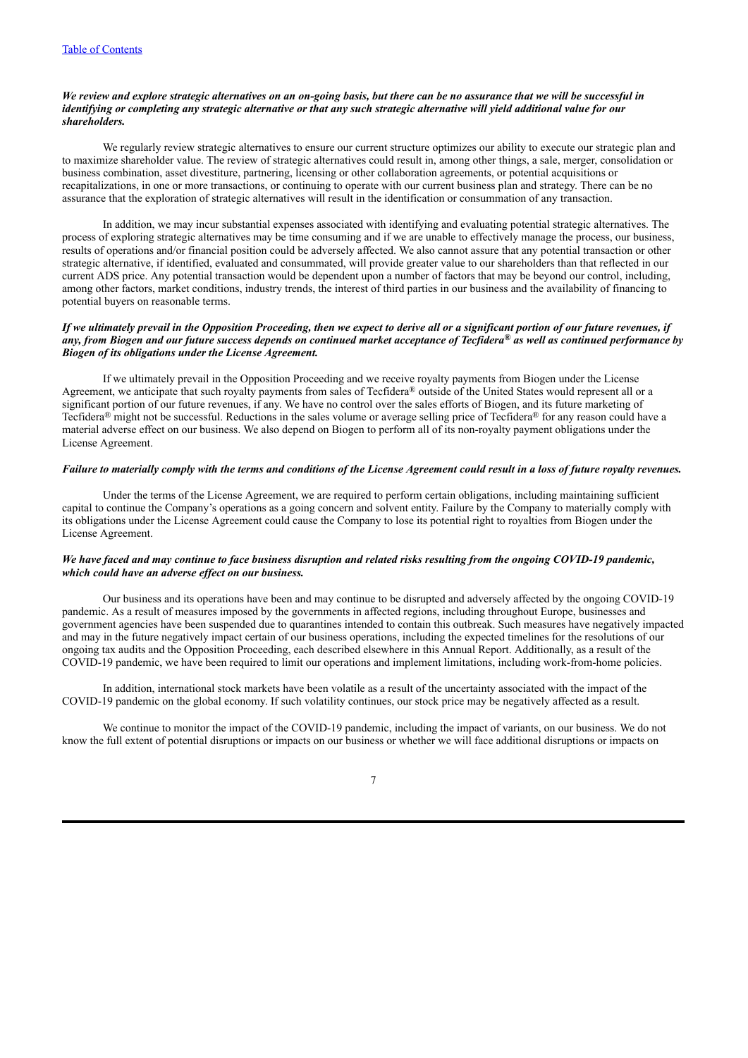***We review and explore strategic alternatives on an on-going basis, but there can be no assurance that we will be successful in identifying or completing any strategic alternative or that any such strategic alternative will yield additional value for our shareholders.***

We regularly review strategic alternatives to ensure our current structure optimizes our ability to execute our strategic plan and to maximize shareholder value. The review of strategic alternatives could result in, among other things, a sale, merger, consolidation or business combination, asset divestiture, partnering, licensing or other collaboration agreements, or potential acquisitions or recapitalizations, in one or more transactions, or continuing to operate with our current business plan and strategy. There can be no assurance that the exploration of strategic alternatives will result in the identification or consummation of any transaction.

In addition, we may incur substantial expenses associated with identifying and evaluating potential strategic alternatives. The process of exploring strategic alternatives may be time consuming and if we are unable to effectively manage the process, our business, results of operations and/or financial position could be adversely affected. We also cannot assure that any potential transaction or other strategic alternative, if identified, evaluated and consummated, will provide greater value to our shareholders than that reflected in our current ADS price. Any potential transaction would be dependent upon a number of factors that may be beyond our control, including, among other factors, market conditions, industry trends, the interest of third parties in our business and the availability of financing to potential buyers on reasonable terms.

***If we ultimately prevail in the Opposition Proceeding, then we expect to derive all or a significant portion of our future revenues, if any, from Biogen and our future success depends on continued market acceptance of Tecfidera® as well as continued performance by Biogen of its obligations under the License Agreement.***

If we ultimately prevail in the Opposition Proceeding and we receive royalty payments from Biogen under the License Agreement, we anticipate that such royalty payments from sales of Tecfidera® outside of the United States would represent all or a significant portion of our future revenues, if any. We have no control over the sales efforts of Biogen, and its future marketing of Tecfidera® might not be successful. Reductions in the sales volume or average selling price of Tecfidera® for any reason could have a material adverse effect on our business. We also depend on Biogen to perform all of its non-royalty payment obligations under the License Agreement.

***Failure to materially comply with the terms and conditions of the License Agreement could result in a loss of future royalty revenues.***

Under the terms of the License Agreement, we are required to perform certain obligations, including maintaining sufficient capital to continue the Company's operations as a going concern and solvent entity. Failure by the Company to materially comply with its obligations under the License Agreement could cause the Company to lose its potential right to royalties from Biogen under the License Agreement.

***We have faced and may continue to face business disruption and related risks resulting from the ongoing COVID-19 pandemic, which could have an adverse effect on our business.***

Our business and its operations have been and may continue to be disrupted and adversely affected by the ongoing COVID-19 pandemic. As a result of measures imposed by the governments in affected regions, including throughout Europe, businesses and government agencies have been suspended due to quarantines intended to contain this outbreak. Such measures have negatively impacted and may in the future negatively impact certain of our business operations, including the expected timelines for the resolutions of our ongoing tax audits and the Opposition Proceeding, each described elsewhere in this Annual Report. Additionally, as a result of the COVID-19 pandemic, we have been required to limit our operations and implement limitations, including work-from-home policies.

In addition, international stock markets have been volatile as a result of the uncertainty associated with the impact of the COVID-19 pandemic on the global economy. If such volatility continues, our stock price may be negatively affected as a result.

We continue to monitor the impact of the COVID-19 pandemic, including the impact of variants, on our business. We do not know the full extent of potential disruptions or impacts on our business or whether we will face additional disruptions or impacts on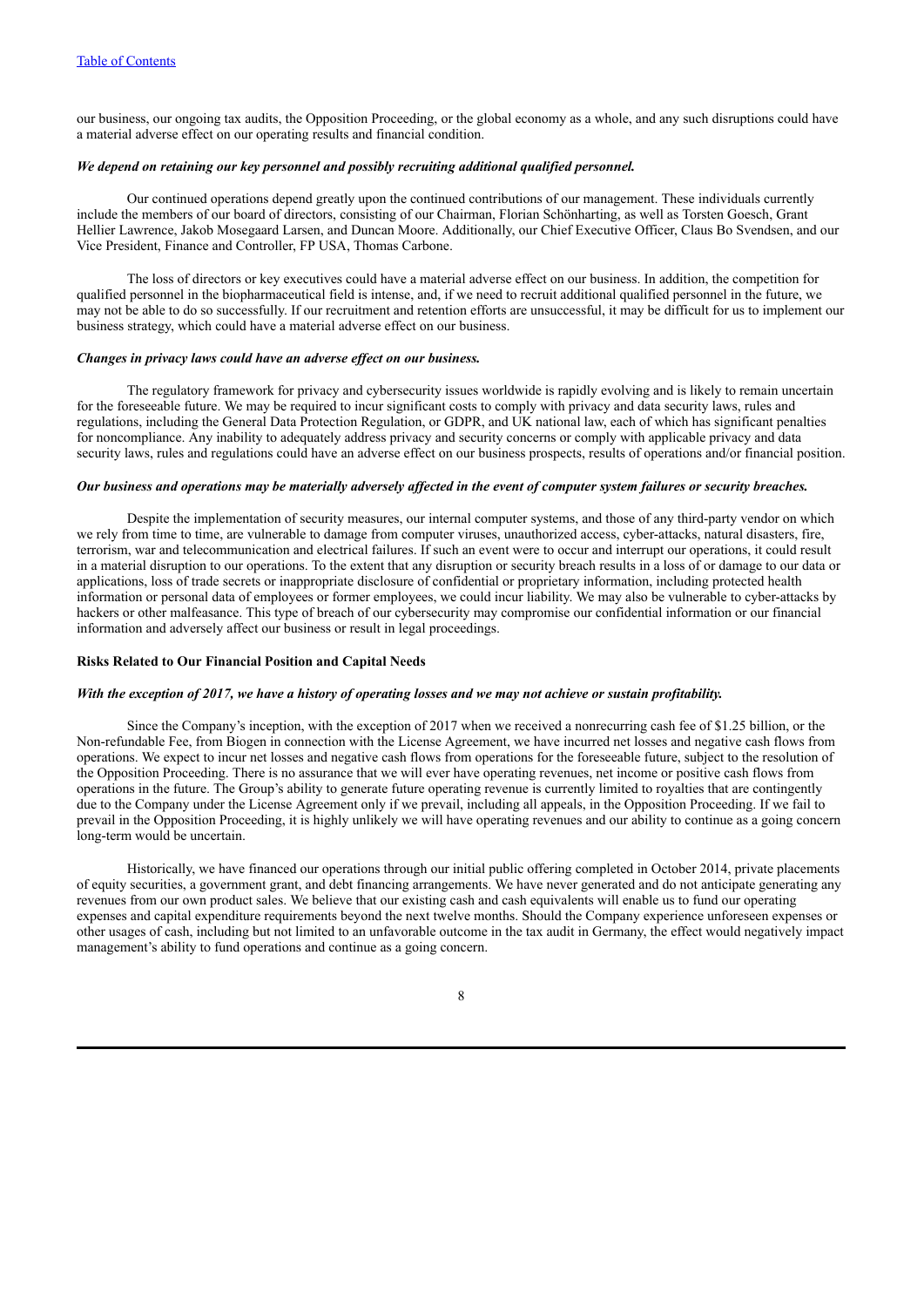our business, our ongoing tax audits, the Opposition Proceeding, or the global economy as a whole, and any such disruptions could have a material adverse effect on our operating results and financial condition.

***We depend on retaining our key personnel and possibly recruiting additional qualified personnel.***

Our continued operations depend greatly upon the continued contributions of our management. These individuals currently include the members of our board of directors, consisting of our Chairman, Florian Schönharting, as well as Torsten Goesch, Grant Hellier Lawrence, Jakob Mosegaard Larsen, and Duncan Moore. Additionally, our Chief Executive Officer, Claus Bo Svendsen, and our Vice President, Finance and Controller, FP USA, Thomas Carbone.

The loss of directors or key executives could have a material adverse effect on our business. In addition, the competition for qualified personnel in the biopharmaceutical field is intense, and, if we need to recruit additional qualified personnel in the future, we may not be able to do so successfully. If our recruitment and retention efforts are unsuccessful, it may be difficult for us to implement our business strategy, which could have a material adverse effect on our business.

***Changes in privacy laws could have an adverse effect on our business.***

The regulatory framework for privacy and cybersecurity issues worldwide is rapidly evolving and is likely to remain uncertain for the foreseeable future. We may be required to incur significant costs to comply with privacy and data security laws, rules and regulations, including the General Data Protection Regulation, or GDPR, and UK national law, each of which has significant penalties for noncompliance. Any inability to adequately address privacy and security concerns or comply with applicable privacy and data security laws, rules and regulations could have an adverse effect on our business prospects, results of operations and/or financial position.

***Our business and operations may be materially adversely affected in the event of computer system failures or security breaches.***

Despite the implementation of security measures, our internal computer systems, and those of any third-party vendor on which we rely from time to time, are vulnerable to damage from computer viruses, unauthorized access, cyber-attacks, natural disasters, fire, terrorism, war and telecommunication and electrical failures. If such an event were to occur and interrupt our operations, it could result in a material disruption to our operations. To the extent that any disruption or security breach results in a loss of or damage to our data or applications, loss of trade secrets or inappropriate disclosure of confidential or proprietary information, including protected health information or personal data of employees or former employees, we could incur liability. We may also be vulnerable to cyber-attacks by hackers or other malfeasance. This type of breach of our cybersecurity may compromise our confidential information or our financial information and adversely affect our business or result in legal proceedings.

**Risks Related to Our Financial Position and Capital Needs**

***With the exception of 2017, we have a history of operating losses and we may not achieve or sustain profitability.***

Since the Company's inception, with the exception of 2017 when we received a nonrecurring cash fee of $1.25 billion, or the Non-refundable Fee, from Biogen in connection with the License Agreement, we have incurred net losses and negative cash flows from operations. We expect to incur net losses and negative cash flows from operations for the foreseeable future, subject to the resolution of the Opposition Proceeding. There is no assurance that we will ever have operating revenues, net income or positive cash flows from operations in the future. The Group's ability to generate future operating revenue is currently limited to royalties that are contingently due to the Company under the License Agreement only if we prevail, including all appeals, in the Opposition Proceeding. If we fail to prevail in the Opposition Proceeding, it is highly unlikely we will have operating revenues and our ability to continue as a going concern long-term would be uncertain.

Historically, we have financed our operations through our initial public offering completed in October 2014, private placements of equity securities, a government grant, and debt financing arrangements. We have never generated and do not anticipate generating any revenues from our own product sales. We believe that our existing cash and cash equivalents will enable us to fund our operating expenses and capital expenditure requirements beyond the next twelve months. Should the Company experience unforeseen expenses or other usages of cash, including but not limited to an unfavorable outcome in the tax audit in Germany, the effect would negatively impact management's ability to fund operations and continue as a going concern.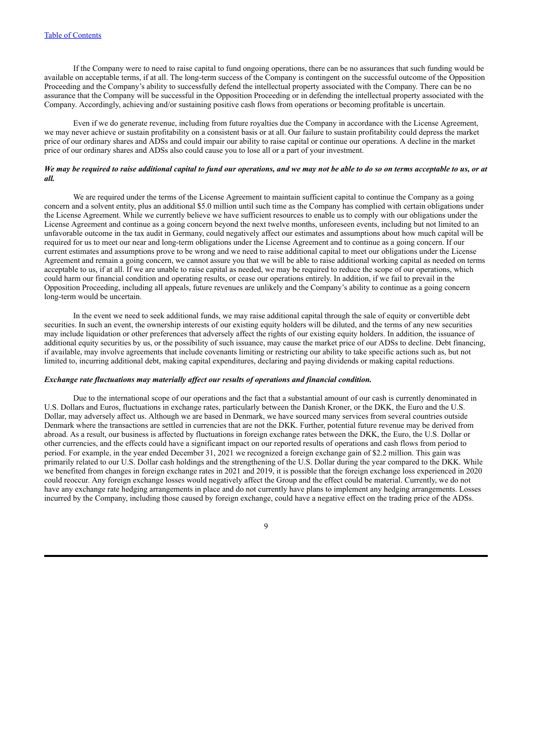If the Company were to need to raise capital to fund ongoing operations, there can be no assurances that such funding would be available on acceptable terms, if at all. The long-term success of the Company is contingent on the successful outcome of the Opposition Proceeding and the Company's ability to successfully defend the intellectual property associated with the Company. There can be no assurance that the Company will be successful in the Opposition Proceeding or in defending the intellectual property associated with the Company. Accordingly, achieving and/or sustaining positive cash flows from operations or becoming profitable is uncertain.

Even if we do generate revenue, including from future royalties due the Company in accordance with the License Agreement, we may never achieve or sustain profitability on a consistent basis or at all. Our failure to sustain profitability could depress the market price of our ordinary shares and ADSs and could impair our ability to raise capital or continue our operations. A decline in the market price of our ordinary shares and ADSs also could cause you to lose all or a part of your investment.

***We may be required to raise additional capital to fund our operations, and we may not be able to do so on terms acceptable to us, or at all.***

We are required under the terms of the License Agreement to maintain sufficient capital to continue the Company as a going concern and a solvent entity, plus an additional $5.0 million until such time as the Company has complied with certain obligations under the License Agreement. While we currently believe we have sufficient resources to enable us to comply with our obligations under the License Agreement and continue as a going concern beyond the next twelve months, unforeseen events, including but not limited to an unfavorable outcome in the tax audit in Germany, could negatively affect our estimates and assumptions about how much capital will be required for us to meet our near and long-term obligations under the License Agreement and to continue as a going concern. If our current estimates and assumptions prove to be wrong and we need to raise additional capital to meet our obligations under the License Agreement and remain a going concern, we cannot assure you that we will be able to raise additional working capital as needed on terms acceptable to us, if at all. If we are unable to raise capital as needed, we may be required to reduce the scope of our operations, which could harm our financial condition and operating results, or cease our operations entirely. In addition, if we fail to prevail in the Opposition Proceeding, including all appeals, future revenues are unlikely and the Company's ability to continue as a going concern long-term would be uncertain.

In the event we need to seek additional funds, we may raise additional capital through the sale of equity or convertible debt securities. In such an event, the ownership interests of our existing equity holders will be diluted, and the terms of any new securities may include liquidation or other preferences that adversely affect the rights of our existing equity holders. In addition, the issuance of additional equity securities by us, or the possibility of such issuance, may cause the market price of our ADSs to decline. Debt financing, if available, may involve agreements that include covenants limiting or restricting our ability to take specific actions such as, but not limited to, incurring additional debt, making capital expenditures, declaring and paying dividends or making capital reductions.

***Exchange rate fluctuations may materially affect our results of operations and financial condition.***

Due to the international scope of our operations and the fact that a substantial amount of our cash is currently denominated in U.S. Dollars and Euros, fluctuations in exchange rates, particularly between the Danish Kroner, or the DKK, the Euro and the U.S. Dollar, may adversely affect us. Although we are based in Denmark, we have sourced many services from several countries outside Denmark where the transactions are settled in currencies that are not the DKK. Further, potential future revenue may be derived from abroad. As a result, our business is affected by fluctuations in foreign exchange rates between the DKK, the Euro, the U.S. Dollar or other currencies, and the effects could have a significant impact on our reported results of operations and cash flows from period to period. For example, in the year ended December 31, 2021 we recognized a foreign exchange gain of $2.2 million. This gain was primarily related to our U.S. Dollar cash holdings and the strengthening of the U.S. Dollar during the year compared to the DKK. While we benefited from changes in foreign exchange rates in 2021 and 2019, it is possible that the foreign exchange loss experienced in 2020 could reoccur. Any foreign exchange losses would negatively affect the Group and the effect could be material. Currently, we do not have any exchange rate hedging arrangements in place and do not currently have plans to implement any hedging arrangements. Losses incurred by the Company, including those caused by foreign exchange, could have a negative effect on the trading price of the ADSs.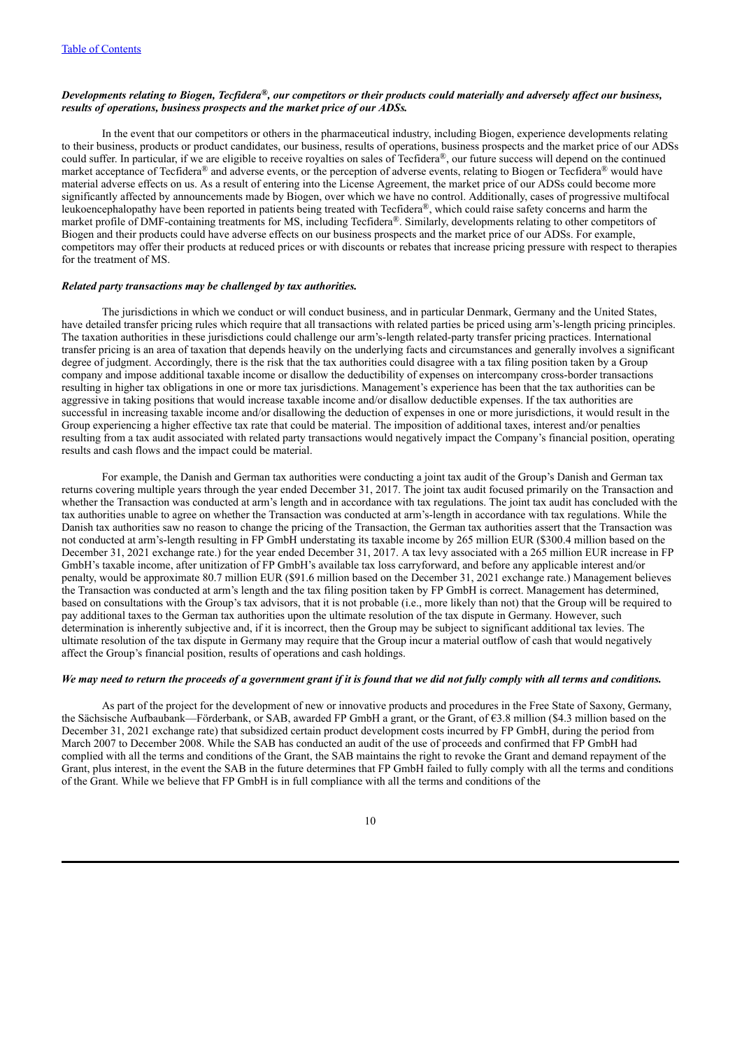***Developments relating to Biogen, Tecfidera®, our competitors or their products could materially and adversely affect our business, results of operations, business prospects and the market price of our ADSs.***

In the event that our competitors or others in the pharmaceutical industry, including Biogen, experience developments relating to their business, products or product candidates, our business, results of operations, business prospects and the market price of our ADSs could suffer. In particular, if we are eligible to receive royalties on sales of Tecfidera®, our future success will depend on the continued market acceptance of Tecfidera® and adverse events, or the perception of adverse events, relating to Biogen or Tecfidera® would have material adverse effects on us. As a result of entering into the License Agreement, the market price of our ADSs could become more significantly affected by announcements made by Biogen, over which we have no control. Additionally, cases of progressive multifocal leukoencephalopathy have been reported in patients being treated with Tecfidera®, which could raise safety concerns and harm the market profile of DMF-containing treatments for MS, including Tecfidera®. Similarly, developments relating to other competitors of Biogen and their products could have adverse effects on our business prospects and the market price of our ADSs. For example, competitors may offer their products at reduced prices or with discounts or rebates that increase pricing pressure with respect to therapies for the treatment of MS.

***Related party transactions may be challenged by tax authorities.***

The jurisdictions in which we conduct or will conduct business, and in particular Denmark, Germany and the United States, have detailed transfer pricing rules which require that all transactions with related parties be priced using arm's-length pricing principles. The taxation authorities in these jurisdictions could challenge our arm's-length related-party transfer pricing practices. International transfer pricing is an area of taxation that depends heavily on the underlying facts and circumstances and generally involves a significant degree of judgment. Accordingly, there is the risk that the tax authorities could disagree with a tax filing position taken by a Group company and impose additional taxable income or disallow the deductibility of expenses on intercompany cross-border transactions resulting in higher tax obligations in one or more tax jurisdictions. Management's experience has been that the tax authorities can be aggressive in taking positions that would increase taxable income and/or disallow deductible expenses. If the tax authorities are successful in increasing taxable income and/or disallowing the deduction of expenses in one or more jurisdictions, it would result in the Group experiencing a higher effective tax rate that could be material. The imposition of additional taxes, interest and/or penalties resulting from a tax audit associated with related party transactions would negatively impact the Company's financial position, operating results and cash flows and the impact could be material.

For example, the Danish and German tax authorities were conducting a joint tax audit of the Group's Danish and German tax returns covering multiple years through the year ended December 31, 2017. The joint tax audit focused primarily on the Transaction and whether the Transaction was conducted at arm's length and in accordance with tax regulations. The joint tax audit has concluded with the tax authorities unable to agree on whether the Transaction was conducted at arm's-length in accordance with tax regulations. While the Danish tax authorities saw no reason to change the pricing of the Transaction, the German tax authorities assert that the Transaction was not conducted at arm's-length resulting in FP GmbH understating its taxable income by 265 million EUR ($300.4 million based on the December 31, 2021 exchange rate.) for the year ended December 31, 2017. A tax levy associated with a 265 million EUR increase in FP GmbH's taxable income, after unitization of FP GmbH's available tax loss carryforward, and before any applicable interest and/or penalty, would be approximate 80.7 million EUR ($91.6 million based on the December 31, 2021 exchange rate.) Management believes the Transaction was conducted at arm's length and the tax filing position taken by FP GmbH is correct. Management has determined, based on consultations with the Group's tax advisors, that it is not probable (i.e., more likely than not) that the Group will be required to pay additional taxes to the German tax authorities upon the ultimate resolution of the tax dispute in Germany. However, such determination is inherently subjective and, if it is incorrect, then the Group may be subject to significant additional tax levies. The ultimate resolution of the tax dispute in Germany may require that the Group incur a material outflow of cash that would negatively affect the Group's financial position, results of operations and cash holdings.

***We may need to return the proceeds of a government grant if it is found that we did not fully comply with all terms and conditions.***

As part of the project for the development of new or innovative products and procedures in the Free State of Saxony, Germany, the Sächsische Aufbaubank—Förderbank, or SAB, awarded FP GmbH a grant, or the Grant, of €3.8 million ($4.3 million based on the December 31, 2021 exchange rate) that subsidized certain product development costs incurred by FP GmbH, during the period from March 2007 to December 2008. While the SAB has conducted an audit of the use of proceeds and confirmed that FP GmbH had complied with all the terms and conditions of the Grant, the SAB maintains the right to revoke the Grant and demand repayment of the Grant, plus interest, in the event the SAB in the future determines that FP GmbH failed to fully comply with all the terms and conditions of the Grant. While we believe that FP GmbH is in full compliance with all the terms and conditions of the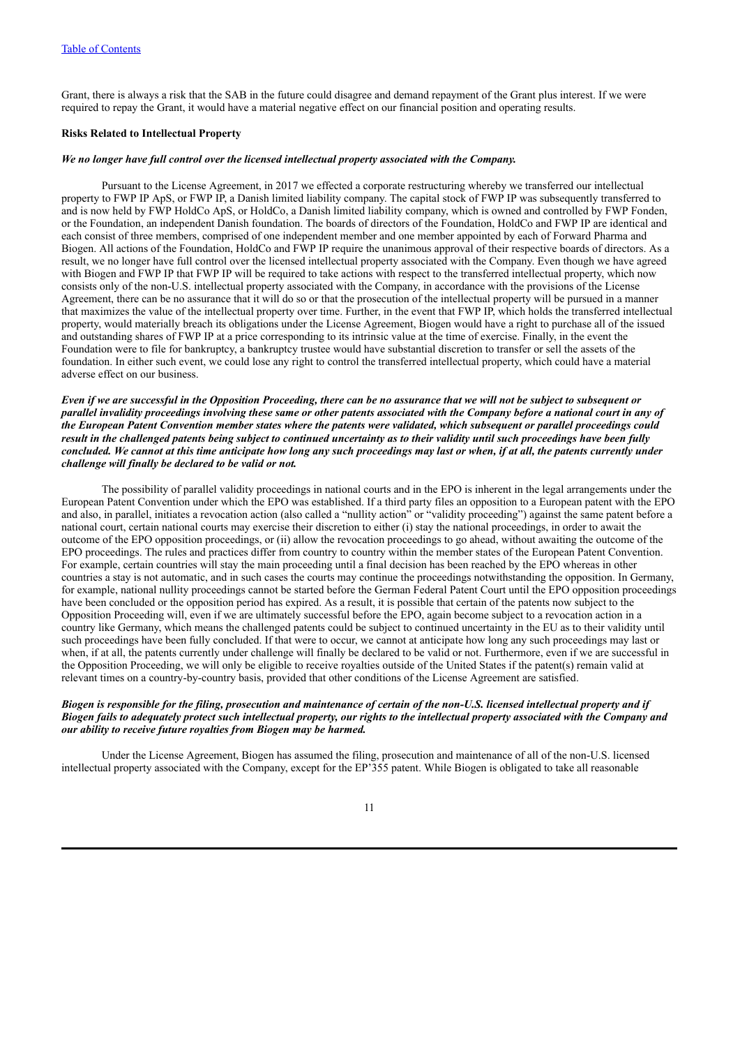Grant, there is always a risk that the SAB in the future could disagree and demand repayment of the Grant plus interest. If we were required to repay the Grant, it would have a material negative effect on our financial position and operating results.

### Risks Related to Intellectual Property

***We no longer have full control over the licensed intellectual property associated with the Company.***

Pursuant to the License Agreement, in 2017 we effected a corporate restructuring whereby we transferred our intellectual property to FWP IP ApS, or FWP IP, a Danish limited liability company. The capital stock of FWP IP was subsequently transferred to and is now held by FWP HoldCo ApS, or HoldCo, a Danish limited liability company, which is owned and controlled by FWP Fonden, or the Foundation, an independent Danish foundation. The boards of directors of the Foundation, HoldCo and FWP IP are identical and each consist of three members, comprised of one independent member and one member appointed by each of Forward Pharma and Biogen. All actions of the Foundation, HoldCo and FWP IP require the unanimous approval of their respective boards of directors. As a result, we no longer have full control over the licensed intellectual property associated with the Company. Even though we have agreed with Biogen and FWP IP that FWP IP will be required to take actions with respect to the transferred intellectual property, which now consists only of the non-U.S. intellectual property associated with the Company, in accordance with the provisions of the License Agreement, there can be no assurance that it will do so or that the prosecution of the intellectual property will be pursued in a manner that maximizes the value of the intellectual property over time. Further, in the event that FWP IP, which holds the transferred intellectual property, would materially breach its obligations under the License Agreement, Biogen would have a right to purchase all of the issued and outstanding shares of FWP IP at a price corresponding to its intrinsic value at the time of exercise. Finally, in the event the Foundation were to file for bankruptcy, a bankruptcy trustee would have substantial discretion to transfer or sell the assets of the foundation. In either such event, we could lose any right to control the transferred intellectual property, which could have a material adverse effect on our business.

***Even if we are successful in the Opposition Proceeding, there can be no assurance that we will not be subject to subsequent or parallel invalidity proceedings involving these same or other patents associated with the Company before a national court in any of the European Patent Convention member states where the patents were validated, which subsequent or parallel proceedings could result in the challenged patents being subject to continued uncertainty as to their validity until such proceedings have been fully concluded. We cannot at this time anticipate how long any such proceedings may last or when, if at all, the patents currently under challenge will finally be declared to be valid or not.***

The possibility of parallel validity proceedings in national courts and in the EPO is inherent in the legal arrangements under the European Patent Convention under which the EPO was established. If a third party files an opposition to a European patent with the EPO and also, in parallel, initiates a revocation action (also called a "nullity action" or "validity proceeding") against the same patent before a national court, certain national courts may exercise their discretion to either (i) stay the national proceedings, in order to await the outcome of the EPO opposition proceedings, or (ii) allow the revocation proceedings to go ahead, without awaiting the outcome of the EPO proceedings. The rules and practices differ from country to country within the member states of the European Patent Convention. For example, certain countries will stay the main proceeding until a final decision has been reached by the EPO whereas in other countries a stay is not automatic, and in such cases the courts may continue the proceedings notwithstanding the opposition. In Germany, for example, national nullity proceedings cannot be started before the German Federal Patent Court until the EPO opposition proceedings have been concluded or the opposition period has expired. As a result, it is possible that certain of the patents now subject to the Opposition Proceeding will, even if we are ultimately successful before the EPO, again become subject to a revocation action in a country like Germany, which means the challenged patents could be subject to continued uncertainty in the EU as to their validity until such proceedings have been fully concluded. If that were to occur, we cannot at anticipate how long any such proceedings may last or when, if at all, the patents currently under challenge will finally be declared to be valid or not. Furthermore, even if we are successful in the Opposition Proceeding, we will only be eligible to receive royalties outside of the United States if the patent(s) remain valid at relevant times on a country-by-country basis, provided that other conditions of the License Agreement are satisfied.

***Biogen is responsible for the filing, prosecution and maintenance of certain of the non-U.S. licensed intellectual property and if Biogen fails to adequately protect such intellectual property, our rights to the intellectual property associated with the Company and our ability to receive future royalties from Biogen may be harmed.***

Under the License Agreement, Biogen has assumed the filing, prosecution and maintenance of all of the non-U.S. licensed intellectual property associated with the Company, except for the EP'355 patent. While Biogen is obligated to take all reasonable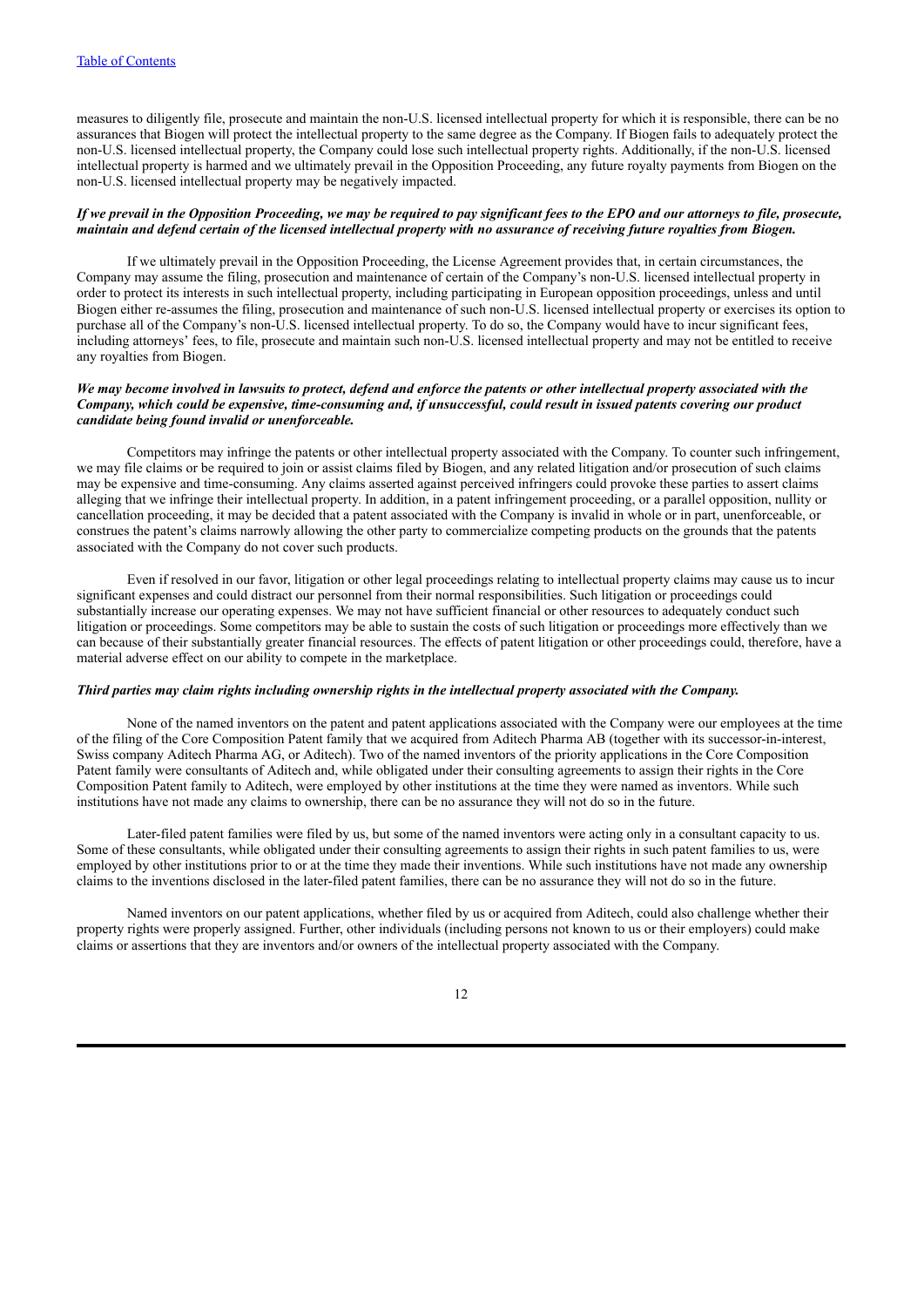measures to diligently file, prosecute and maintain the non-U.S. licensed intellectual property for which it is responsible, there can be no assurances that Biogen will protect the intellectual property to the same degree as the Company. If Biogen fails to adequately protect the non-U.S. licensed intellectual property, the Company could lose such intellectual property rights. Additionally, if the non-U.S. licensed intellectual property is harmed and we ultimately prevail in the Opposition Proceeding, any future royalty payments from Biogen on the non-U.S. licensed intellectual property may be negatively impacted.

***If we prevail in the Opposition Proceeding, we may be required to pay significant fees to the EPO and our attorneys to file, prosecute, maintain and defend certain of the licensed intellectual property with no assurance of receiving future royalties from Biogen.***

If we ultimately prevail in the Opposition Proceeding, the License Agreement provides that, in certain circumstances, the Company may assume the filing, prosecution and maintenance of certain of the Company's non-U.S. licensed intellectual property in order to protect its interests in such intellectual property, including participating in European opposition proceedings, unless and until Biogen either re-assumes the filing, prosecution and maintenance of such non-U.S. licensed intellectual property or exercises its option to purchase all of the Company's non-U.S. licensed intellectual property. To do so, the Company would have to incur significant fees, including attorneys' fees, to file, prosecute and maintain such non-U.S. licensed intellectual property and may not be entitled to receive any royalties from Biogen.

***We may become involved in lawsuits to protect, defend and enforce the patents or other intellectual property associated with the Company, which could be expensive, time-consuming and, if unsuccessful, could result in issued patents covering our product candidate being found invalid or unenforceable.***

Competitors may infringe the patents or other intellectual property associated with the Company. To counter such infringement, we may file claims or be required to join or assist claims filed by Biogen, and any related litigation and/or prosecution of such claims may be expensive and time-consuming. Any claims asserted against perceived infringers could provoke these parties to assert claims alleging that we infringe their intellectual property. In addition, in a patent infringement proceeding, or a parallel opposition, nullity or cancellation proceeding, it may be decided that a patent associated with the Company is invalid in whole or in part, unenforceable, or construes the patent's claims narrowly allowing the other party to commercialize competing products on the grounds that the patents associated with the Company do not cover such products.

Even if resolved in our favor, litigation or other legal proceedings relating to intellectual property claims may cause us to incur significant expenses and could distract our personnel from their normal responsibilities. Such litigation or proceedings could substantially increase our operating expenses. We may not have sufficient financial or other resources to adequately conduct such litigation or proceedings. Some competitors may be able to sustain the costs of such litigation or proceedings more effectively than we can because of their substantially greater financial resources. The effects of patent litigation or other proceedings could, therefore, have a material adverse effect on our ability to compete in the marketplace.

***Third parties may claim rights including ownership rights in the intellectual property associated with the Company.***

None of the named inventors on the patent and patent applications associated with the Company were our employees at the time of the filing of the Core Composition Patent family that we acquired from Aditech Pharma AB (together with its successor-in-interest, Swiss company Aditech Pharma AG, or Aditech). Two of the named inventors of the priority applications in the Core Composition Patent family were consultants of Aditech and, while obligated under their consulting agreements to assign their rights in the Core Composition Patent family to Aditech, were employed by other institutions at the time they were named as inventors. While such institutions have not made any claims to ownership, there can be no assurance they will not do so in the future.

Later-filed patent families were filed by us, but some of the named inventors were acting only in a consultant capacity to us. Some of these consultants, while obligated under their consulting agreements to assign their rights in such patent families to us, were employed by other institutions prior to or at the time they made their inventions. While such institutions have not made any ownership claims to the inventions disclosed in the later-filed patent families, there can be no assurance they will not do so in the future.

Named inventors on our patent applications, whether filed by us or acquired from Aditech, could also challenge whether their property rights were properly assigned. Further, other individuals (including persons not known to us or their employers) could make claims or assertions that they are inventors and/or owners of the intellectual property associated with the Company.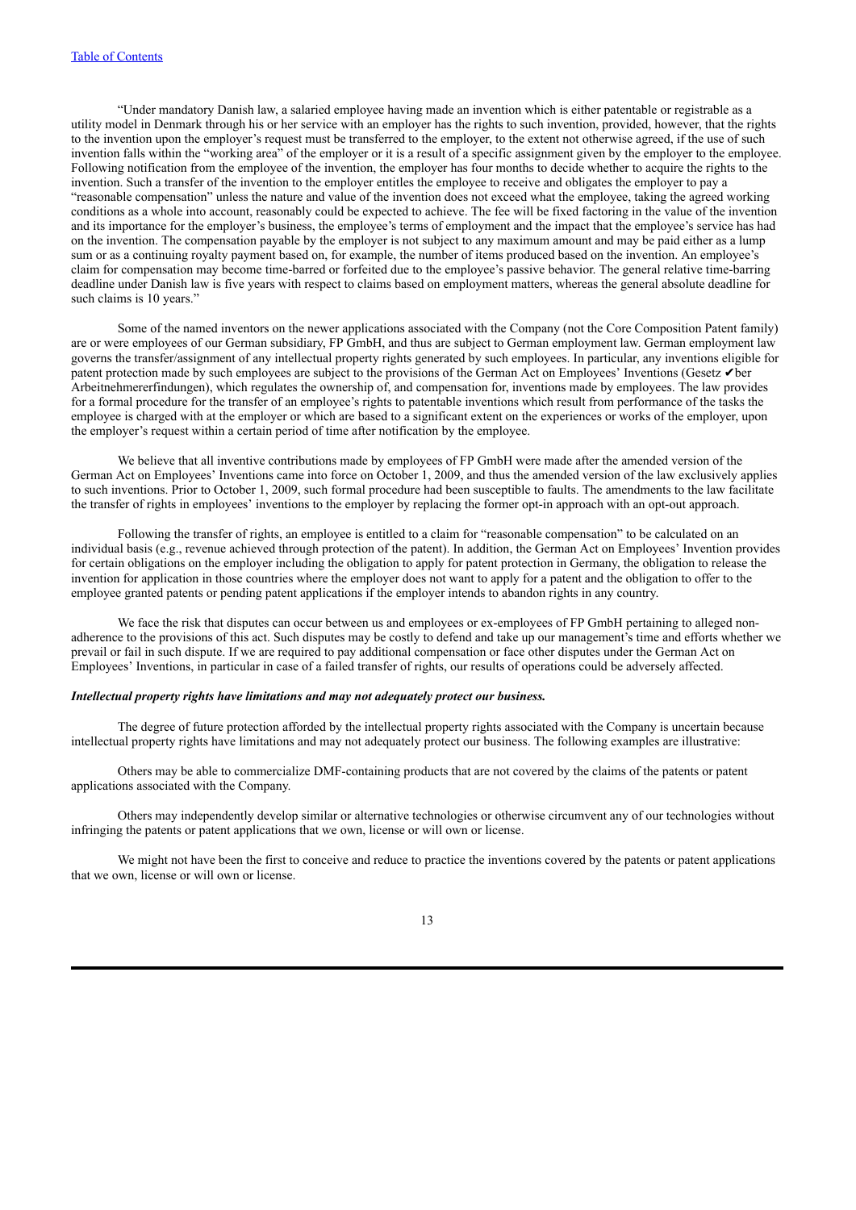"Under mandatory Danish law, a salaried employee having made an invention which is either patentable or registrable as a utility model in Denmark through his or her service with an employer has the rights to such invention, provided, however, that the rights to the invention upon the employer's request must be transferred to the employer, to the extent not otherwise agreed, if the use of such invention falls within the "working area" of the employer or it is a result of a specific assignment given by the employer to the employee. Following notification from the employee of the invention, the employer has four months to decide whether to acquire the rights to the invention. Such a transfer of the invention to the employer entitles the employee to receive and obligates the employer to pay a "reasonable compensation" unless the nature and value of the invention does not exceed what the employee, taking the agreed working conditions as a whole into account, reasonably could be expected to achieve. The fee will be fixed factoring in the value of the invention and its importance for the employer's business, the employee's terms of employment and the impact that the employee's service has had on the invention. The compensation payable by the employer is not subject to any maximum amount and may be paid either as a lump sum or as a continuing royalty payment based on, for example, the number of items produced based on the invention. An employee's claim for compensation may become time-barred or forfeited due to the employee's passive behavior. The general relative time-barring deadline under Danish law is five years with respect to claims based on employment matters, whereas the general absolute deadline for such claims is 10 years."

Some of the named inventors on the newer applications associated with the Company (not the Core Composition Patent family) are or were employees of our German subsidiary, FP GmbH, and thus are subject to German employment law. German employment law governs the transfer/assignment of any intellectual property rights generated by such employees. In particular, any inventions eligible for patent protection made by such employees are subject to the provisions of the German Act on Employees' Inventions (Gesetz ✔ber Arbeitnehmererfindungen), which regulates the ownership of, and compensation for, inventions made by employees. The law provides for a formal procedure for the transfer of an employee's rights to patentable inventions which result from performance of the tasks the employee is charged with at the employer or which are based to a significant extent on the experiences or works of the employer, upon the employer's request within a certain period of time after notification by the employee.

We believe that all inventive contributions made by employees of FP GmbH were made after the amended version of the German Act on Employees' Inventions came into force on October 1, 2009, and thus the amended version of the law exclusively applies to such inventions. Prior to October 1, 2009, such formal procedure had been susceptible to faults. The amendments to the law facilitate the transfer of rights in employees' inventions to the employer by replacing the former opt-in approach with an opt-out approach.

Following the transfer of rights, an employee is entitled to a claim for "reasonable compensation" to be calculated on an individual basis (e.g., revenue achieved through protection of the patent). In addition, the German Act on Employees' Invention provides for certain obligations on the employer including the obligation to apply for patent protection in Germany, the obligation to release the invention for application in those countries where the employer does not want to apply for a patent and the obligation to offer to the employee granted patents or pending patent applications if the employer intends to abandon rights in any country.

We face the risk that disputes can occur between us and employees or ex-employees of FP GmbH pertaining to alleged non-adherence to the provisions of this act. Such disputes may be costly to defend and take up our management's time and efforts whether we prevail or fail in such dispute. If we are required to pay additional compensation or face other disputes under the German Act on Employees' Inventions, in particular in case of a failed transfer of rights, our results of operations could be adversely affected.

***Intellectual property rights have limitations and may not adequately protect our business.***

The degree of future protection afforded by the intellectual property rights associated with the Company is uncertain because intellectual property rights have limitations and may not adequately protect our business. The following examples are illustrative:

Others may be able to commercialize DMF-containing products that are not covered by the claims of the patents or patent applications associated with the Company.

Others may independently develop similar or alternative technologies or otherwise circumvent any of our technologies without infringing the patents or patent applications that we own, license or will own or license.

We might not have been the first to conceive and reduce to practice the inventions covered by the patents or patent applications that we own, license or will own or license.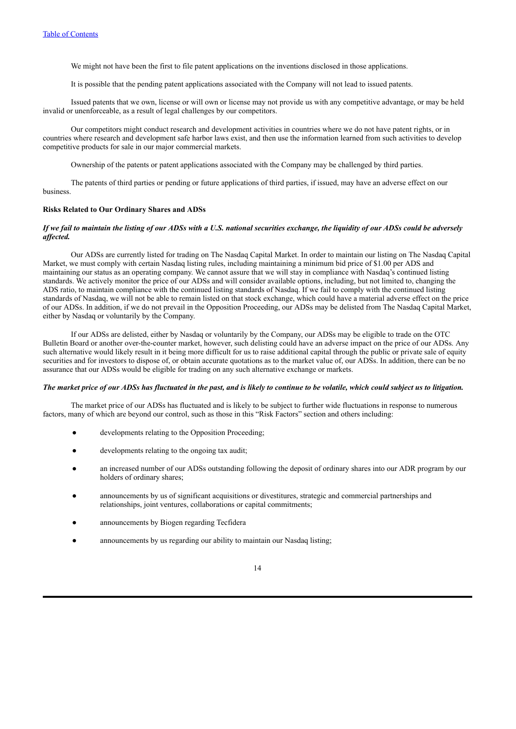We might not have been the first to file patent applications on the inventions disclosed in those applications.

It is possible that the pending patent applications associated with the Company will not lead to issued patents.

Issued patents that we own, license or will own or license may not provide us with any competitive advantage, or may be held invalid or unenforceable, as a result of legal challenges by our competitors.

Our competitors might conduct research and development activities in countries where we do not have patent rights, or in countries where research and development safe harbor laws exist, and then use the information learned from such activities to develop competitive products for sale in our major commercial markets.

Ownership of the patents or patent applications associated with the Company may be challenged by third parties.

The patents of third parties or pending or future applications of third parties, if issued, may have an adverse effect on our business.

**Risks Related to Our Ordinary Shares and ADSs**

***If we fail to maintain the listing of our ADSs with a U.S. national securities exchange, the liquidity of our ADSs could be adversely affected.***

Our ADSs are currently listed for trading on The Nasdaq Capital Market. In order to maintain our listing on The Nasdaq Capital Market, we must comply with certain Nasdaq listing rules, including maintaining a minimum bid price of $1.00 per ADS and maintaining our status as an operating company. We cannot assure that we will stay in compliance with Nasdaq's continued listing standards. We actively monitor the price of our ADSs and will consider available options, including, but not limited to, changing the ADS ratio, to maintain compliance with the continued listing standards of Nasdaq. If we fail to comply with the continued listing standards of Nasdaq, we will not be able to remain listed on that stock exchange, which could have a material adverse effect on the price of our ADSs. In addition, if we do not prevail in the Opposition Proceeding, our ADSs may be delisted from The Nasdaq Capital Market, either by Nasdaq or voluntarily by the Company.

If our ADSs are delisted, either by Nasdaq or voluntarily by the Company, our ADSs may be eligible to trade on the OTC Bulletin Board or another over-the-counter market, however, such delisting could have an adverse impact on the price of our ADSs. Any such alternative would likely result in it being more difficult for us to raise additional capital through the public or private sale of equity securities and for investors to dispose of, or obtain accurate quotations as to the market value of, our ADSs. In addition, there can be no assurance that our ADSs would be eligible for trading on any such alternative exchange or markets.

***The market price of our ADSs has fluctuated in the past, and is likely to continue to be volatile, which could subject us to litigation.***

The market price of our ADSs has fluctuated and is likely to be subject to further wide fluctuations in response to numerous factors, many of which are beyond our control, such as those in this "Risk Factors" section and others including:

- developments relating to the Opposition Proceeding;
- developments relating to the ongoing tax audit;
- an increased number of our ADSs outstanding following the deposit of ordinary shares into our ADR program by our holders of ordinary shares;
- announcements by us of significant acquisitions or divestitures, strategic and commercial partnerships and relationships, joint ventures, collaborations or capital commitments;
- announcements by Biogen regarding Tecfidera
- announcements by us regarding our ability to maintain our Nasdaq listing;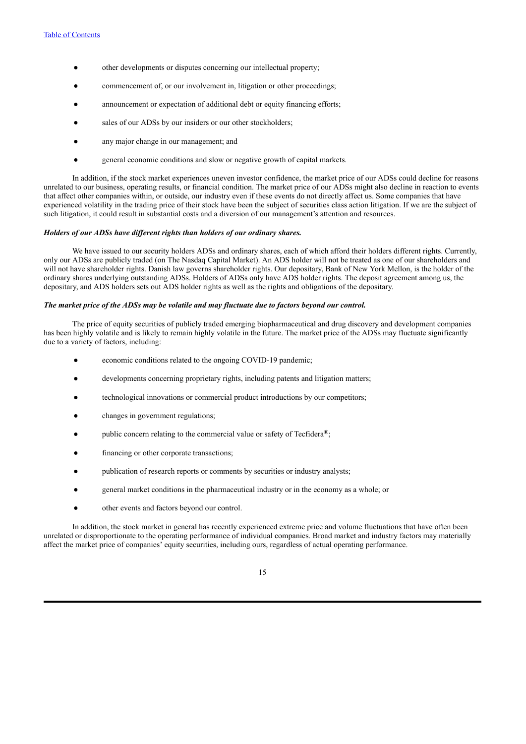- other developments or disputes concerning our intellectual property;
- commencement of, or our involvement in, litigation or other proceedings;
- announcement or expectation of additional debt or equity financing efforts;
- sales of our ADSs by our insiders or our other stockholders;
- any major change in our management; and
- general economic conditions and slow or negative growth of capital markets.

In addition, if the stock market experiences uneven investor confidence, the market price of our ADSs could decline for reasons unrelated to our business, operating results, or financial condition. The market price of our ADSs might also decline in reaction to events that affect other companies within, or outside, our industry even if these events do not directly affect us. Some companies that have experienced volatility in the trading price of their stock have been the subject of securities class action litigation. If we are the subject of such litigation, it could result in substantial costs and a diversion of our management's attention and resources.

***Holders of our ADSs have different rights than holders of our ordinary shares.***

We have issued to our security holders ADSs and ordinary shares, each of which afford their holders different rights. Currently, only our ADSs are publicly traded (on The Nasdaq Capital Market). An ADS holder will not be treated as one of our shareholders and will not have shareholder rights. Danish law governs shareholder rights. Our depositary, Bank of New York Mellon, is the holder of the ordinary shares underlying outstanding ADSs. Holders of ADSs only have ADS holder rights. The deposit agreement among us, the depositary, and ADS holders sets out ADS holder rights as well as the rights and obligations of the depositary.

***The market price of the ADSs may be volatile and may fluctuate due to factors beyond our control.***

The price of equity securities of publicly traded emerging biopharmaceutical and drug discovery and development companies has been highly volatile and is likely to remain highly volatile in the future. The market price of the ADSs may fluctuate significantly due to a variety of factors, including:

- economic conditions related to the ongoing COVID-19 pandemic;
- developments concerning proprietary rights, including patents and litigation matters;
- technological innovations or commercial product introductions by our competitors;
- changes in government regulations;
- public concern relating to the commercial value or safety of Tecfidera®;
- financing or other corporate transactions;
- publication of research reports or comments by securities or industry analysts;
- general market conditions in the pharmaceutical industry or in the economy as a whole; or
- other events and factors beyond our control.

In addition, the stock market in general has recently experienced extreme price and volume fluctuations that have often been unrelated or disproportionate to the operating performance of individual companies. Broad market and industry factors may materially affect the market price of companies' equity securities, including ours, regardless of actual operating performance.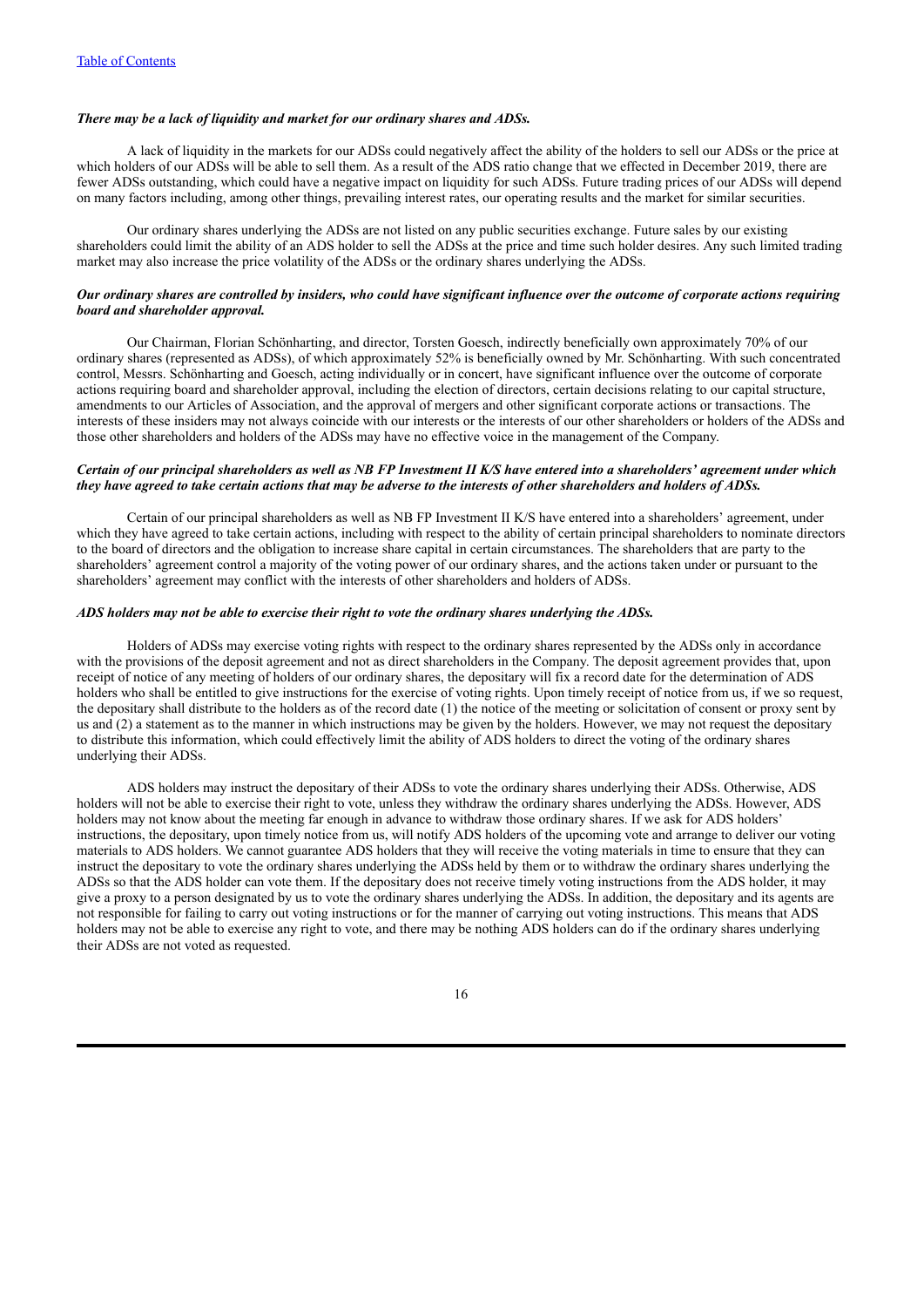*There may be a lack of liquidity and market for our ordinary shares and ADSs.*

A lack of liquidity in the markets for our ADSs could negatively affect the ability of the holders to sell our ADSs or the price at which holders of our ADSs will be able to sell them. As a result of the ADS ratio change that we effected in December 2019, there are fewer ADSs outstanding, which could have a negative impact on liquidity for such ADSs. Future trading prices of our ADSs will depend on many factors including, among other things, prevailing interest rates, our operating results and the market for similar securities.

Our ordinary shares underlying the ADSs are not listed on any public securities exchange. Future sales by our existing shareholders could limit the ability of an ADS holder to sell the ADSs at the price and time such holder desires. Any such limited trading market may also increase the price volatility of the ADSs or the ordinary shares underlying the ADSs.

***Our ordinary shares are controlled by insiders, who could have significant influence over the outcome of corporate actions requiring board and shareholder approval.***

Our Chairman, Florian Schönharting, and director, Torsten Goesch, indirectly beneficially own approximately 70% of our ordinary shares (represented as ADSs), of which approximately 52% is beneficially owned by Mr. Schönharting. With such concentrated control, Messrs. Schönharting and Goesch, acting individually or in concert, have significant influence over the outcome of corporate actions requiring board and shareholder approval, including the election of directors, certain decisions relating to our capital structure, amendments to our Articles of Association, and the approval of mergers and other significant corporate actions or transactions. The interests of these insiders may not always coincide with our interests or the interests of our other shareholders or holders of the ADSs and those other shareholders and holders of the ADSs may have no effective voice in the management of the Company.

***Certain of our principal shareholders as well as NB FP Investment II K/S have entered into a shareholders' agreement under which they have agreed to take certain actions that may be adverse to the interests of other shareholders and holders of ADSs.***

Certain of our principal shareholders as well as NB FP Investment II K/S have entered into a shareholders' agreement, under which they have agreed to take certain actions, including with respect to the ability of certain principal shareholders to nominate directors to the board of directors and the obligation to increase share capital in certain circumstances. The shareholders that are party to the shareholders' agreement control a majority of the voting power of our ordinary shares, and the actions taken under or pursuant to the shareholders' agreement may conflict with the interests of other shareholders and holders of ADSs.

***ADS holders may not be able to exercise their right to vote the ordinary shares underlying the ADSs.***

Holders of ADSs may exercise voting rights with respect to the ordinary shares represented by the ADSs only in accordance with the provisions of the deposit agreement and not as direct shareholders in the Company. The deposit agreement provides that, upon receipt of notice of any meeting of holders of our ordinary shares, the depositary will fix a record date for the determination of ADS holders who shall be entitled to give instructions for the exercise of voting rights. Upon timely receipt of notice from us, if we so request, the depositary shall distribute to the holders as of the record date (1) the notice of the meeting or solicitation of consent or proxy sent by us and (2) a statement as to the manner in which instructions may be given by the holders. However, we may not request the depositary to distribute this information, which could effectively limit the ability of ADS holders to direct the voting of the ordinary shares underlying their ADSs.

ADS holders may instruct the depositary of their ADSs to vote the ordinary shares underlying their ADSs. Otherwise, ADS holders will not be able to exercise their right to vote, unless they withdraw the ordinary shares underlying the ADSs. However, ADS holders may not know about the meeting far enough in advance to withdraw those ordinary shares. If we ask for ADS holders' instructions, the depositary, upon timely notice from us, will notify ADS holders of the upcoming vote and arrange to deliver our voting materials to ADS holders. We cannot guarantee ADS holders that they will receive the voting materials in time to ensure that they can instruct the depositary to vote the ordinary shares underlying the ADSs held by them or to withdraw the ordinary shares underlying the ADSs so that the ADS holder can vote them. If the depositary does not receive timely voting instructions from the ADS holder, it may give a proxy to a person designated by us to vote the ordinary shares underlying the ADSs. In addition, the depositary and its agents are not responsible for failing to carry out voting instructions or for the manner of carrying out voting instructions. This means that ADS holders may not be able to exercise any right to vote, and there may be nothing ADS holders can do if the ordinary shares underlying their ADSs are not voted as requested.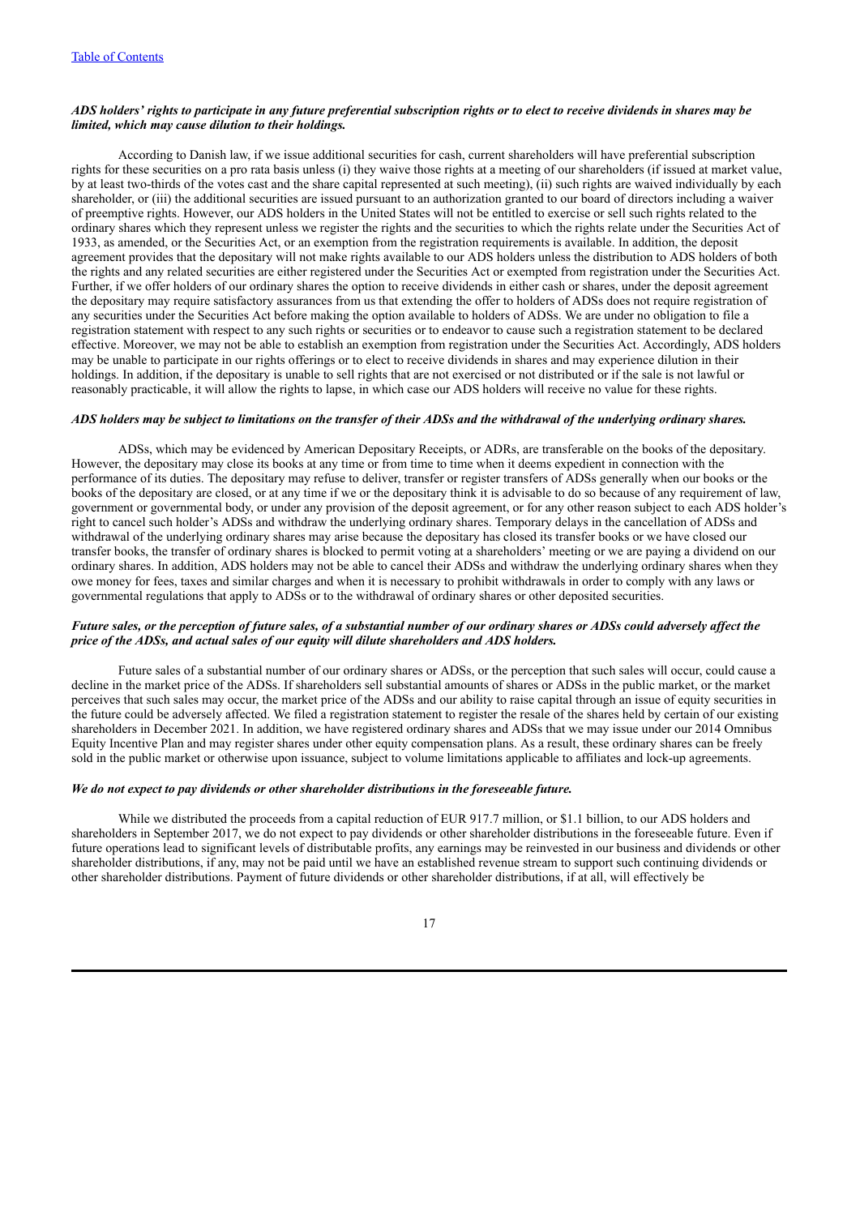***ADS holders' rights to participate in any future preferential subscription rights or to elect to receive dividends in shares may be limited, which may cause dilution to their holdings.***

According to Danish law, if we issue additional securities for cash, current shareholders will have preferential subscription rights for these securities on a pro rata basis unless (i) they waive those rights at a meeting of our shareholders (if issued at market value, by at least two-thirds of the votes cast and the share capital represented at such meeting), (ii) such rights are waived individually by each shareholder, or (iii) the additional securities are issued pursuant to an authorization granted to our board of directors including a waiver of preemptive rights. However, our ADS holders in the United States will not be entitled to exercise or sell such rights related to the ordinary shares which they represent unless we register the rights and the securities to which the rights relate under the Securities Act of 1933, as amended, or the Securities Act, or an exemption from the registration requirements is available. In addition, the deposit agreement provides that the depositary will not make rights available to our ADS holders unless the distribution to ADS holders of both the rights and any related securities are either registered under the Securities Act or exempted from registration under the Securities Act. Further, if we offer holders of our ordinary shares the option to receive dividends in either cash or shares, under the deposit agreement the depositary may require satisfactory assurances from us that extending the offer to holders of ADSs does not require registration of any securities under the Securities Act before making the option available to holders of ADSs. We are under no obligation to file a registration statement with respect to any such rights or securities or to endeavor to cause such a registration statement to be declared effective. Moreover, we may not be able to establish an exemption from registration under the Securities Act. Accordingly, ADS holders may be unable to participate in our rights offerings or to elect to receive dividends in shares and may experience dilution in their holdings. In addition, if the depositary is unable to sell rights that are not exercised or not distributed or if the sale is not lawful or reasonably practicable, it will allow the rights to lapse, in which case our ADS holders will receive no value for these rights.

***ADS holders may be subject to limitations on the transfer of their ADSs and the withdrawal of the underlying ordinary shares.***

ADSs, which may be evidenced by American Depositary Receipts, or ADRs, are transferable on the books of the depositary. However, the depositary may close its books at any time or from time to time when it deems expedient in connection with the performance of its duties. The depositary may refuse to deliver, transfer or register transfers of ADSs generally when our books or the books of the depositary are closed, or at any time if we or the depositary think it is advisable to do so because of any requirement of law, government or governmental body, or under any provision of the deposit agreement, or for any other reason subject to each ADS holder's right to cancel such holder's ADSs and withdraw the underlying ordinary shares. Temporary delays in the cancellation of ADSs and withdrawal of the underlying ordinary shares may arise because the depositary has closed its transfer books or we have closed our transfer books, the transfer of ordinary shares is blocked to permit voting at a shareholders' meeting or we are paying a dividend on our ordinary shares. In addition, ADS holders may not be able to cancel their ADSs and withdraw the underlying ordinary shares when they owe money for fees, taxes and similar charges and when it is necessary to prohibit withdrawals in order to comply with any laws or governmental regulations that apply to ADSs or to the withdrawal of ordinary shares or other deposited securities.

***Future sales, or the perception of future sales, of a substantial number of our ordinary shares or ADSs could adversely affect the price of the ADSs, and actual sales of our equity will dilute shareholders and ADS holders.***

Future sales of a substantial number of our ordinary shares or ADSs, or the perception that such sales will occur, could cause a decline in the market price of the ADSs. If shareholders sell substantial amounts of shares or ADSs in the public market, or the market perceives that such sales may occur, the market price of the ADSs and our ability to raise capital through an issue of equity securities in the future could be adversely affected. We filed a registration statement to register the resale of the shares held by certain of our existing shareholders in December 2021. In addition, we have registered ordinary shares and ADSs that we may issue under our 2014 Omnibus Equity Incentive Plan and may register shares under other equity compensation plans. As a result, these ordinary shares can be freely sold in the public market or otherwise upon issuance, subject to volume limitations applicable to affiliates and lock-up agreements.

***We do not expect to pay dividends or other shareholder distributions in the foreseeable future.***

While we distributed the proceeds from a capital reduction of EUR 917.7 million, or $1.1 billion, to our ADS holders and shareholders in September 2017, we do not expect to pay dividends or other shareholder distributions in the foreseeable future. Even if future operations lead to significant levels of distributable profits, any earnings may be reinvested in our business and dividends or other shareholder distributions, if any, may not be paid until we have an established revenue stream to support such continuing dividends or other shareholder distributions. Payment of future dividends or other shareholder distributions, if at all, will effectively be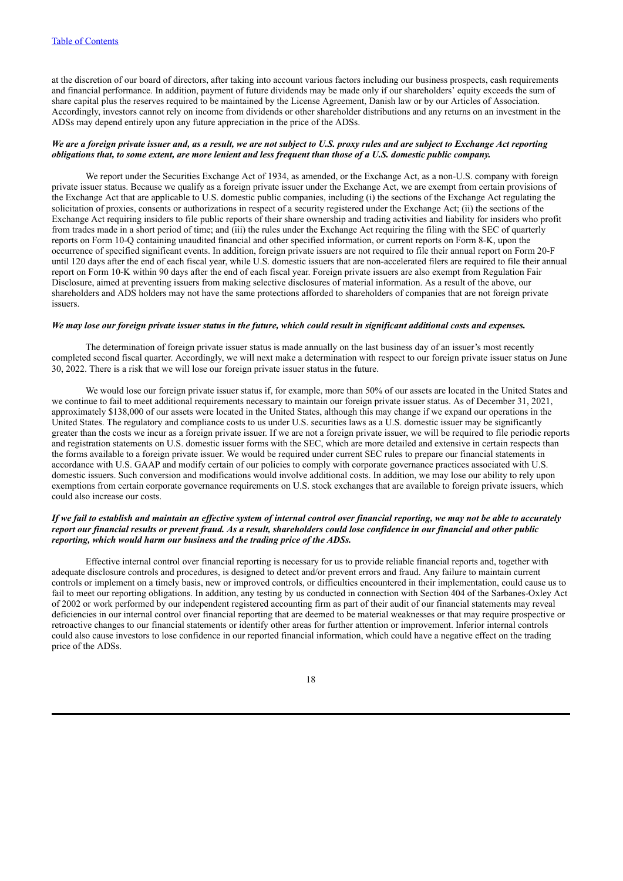at the discretion of our board of directors, after taking into account various factors including our business prospects, cash requirements and financial performance. In addition, payment of future dividends may be made only if our shareholders' equity exceeds the sum of share capital plus the reserves required to be maintained by the License Agreement, Danish law or by our Articles of Association. Accordingly, investors cannot rely on income from dividends or other shareholder distributions and any returns on an investment in the ADSs may depend entirely upon any future appreciation in the price of the ADSs.

***We are a foreign private issuer and, as a result, we are not subject to U.S. proxy rules and are subject to Exchange Act reporting obligations that, to some extent, are more lenient and less frequent than those of a U.S. domestic public company.***

We report under the Securities Exchange Act of 1934, as amended, or the Exchange Act, as a non-U.S. company with foreign private issuer status. Because we qualify as a foreign private issuer under the Exchange Act, we are exempt from certain provisions of the Exchange Act that are applicable to U.S. domestic public companies, including (i) the sections of the Exchange Act regulating the solicitation of proxies, consents or authorizations in respect of a security registered under the Exchange Act; (ii) the sections of the Exchange Act requiring insiders to file public reports of their share ownership and trading activities and liability for insiders who profit from trades made in a short period of time; and (iii) the rules under the Exchange Act requiring the filing with the SEC of quarterly reports on Form 10-Q containing unaudited financial and other specified information, or current reports on Form 8-K, upon the occurrence of specified significant events. In addition, foreign private issuers are not required to file their annual report on Form 20-F until 120 days after the end of each fiscal year, while U.S. domestic issuers that are non-accelerated filers are required to file their annual report on Form 10-K within 90 days after the end of each fiscal year. Foreign private issuers are also exempt from Regulation Fair Disclosure, aimed at preventing issuers from making selective disclosures of material information. As a result of the above, our shareholders and ADS holders may not have the same protections afforded to shareholders of companies that are not foreign private issuers.

***We may lose our foreign private issuer status in the future, which could result in significant additional costs and expenses.***

The determination of foreign private issuer status is made annually on the last business day of an issuer's most recently completed second fiscal quarter. Accordingly, we will next make a determination with respect to our foreign private issuer status on June 30, 2022. There is a risk that we will lose our foreign private issuer status in the future.

We would lose our foreign private issuer status if, for example, more than 50% of our assets are located in the United States and we continue to fail to meet additional requirements necessary to maintain our foreign private issuer status. As of December 31, 2021, approximately $138,000 of our assets were located in the United States, although this may change if we expand our operations in the United States. The regulatory and compliance costs to us under U.S. securities laws as a U.S. domestic issuer may be significantly greater than the costs we incur as a foreign private issuer. If we are not a foreign private issuer, we will be required to file periodic reports and registration statements on U.S. domestic issuer forms with the SEC, which are more detailed and extensive in certain respects than the forms available to a foreign private issuer. We would be required under current SEC rules to prepare our financial statements in accordance with U.S. GAAP and modify certain of our policies to comply with corporate governance practices associated with U.S. domestic issuers. Such conversion and modifications would involve additional costs. In addition, we may lose our ability to rely upon exemptions from certain corporate governance requirements on U.S. stock exchanges that are available to foreign private issuers, which could also increase our costs.

***If we fail to establish and maintain an effective system of internal control over financial reporting, we may not be able to accurately report our financial results or prevent fraud. As a result, shareholders could lose confidence in our financial and other public reporting, which would harm our business and the trading price of the ADSs.***

Effective internal control over financial reporting is necessary for us to provide reliable financial reports and, together with adequate disclosure controls and procedures, is designed to detect and/or prevent errors and fraud. Any failure to maintain current controls or implement on a timely basis, new or improved controls, or difficulties encountered in their implementation, could cause us to fail to meet our reporting obligations. In addition, any testing by us conducted in connection with Section 404 of the Sarbanes-Oxley Act of 2002 or work performed by our independent registered accounting firm as part of their audit of our financial statements may reveal deficiencies in our internal control over financial reporting that are deemed to be material weaknesses or that may require prospective or retroactive changes to our financial statements or identify other areas for further attention or improvement. Inferior internal controls could also cause investors to lose confidence in our reported financial information, which could have a negative effect on the trading price of the ADSs.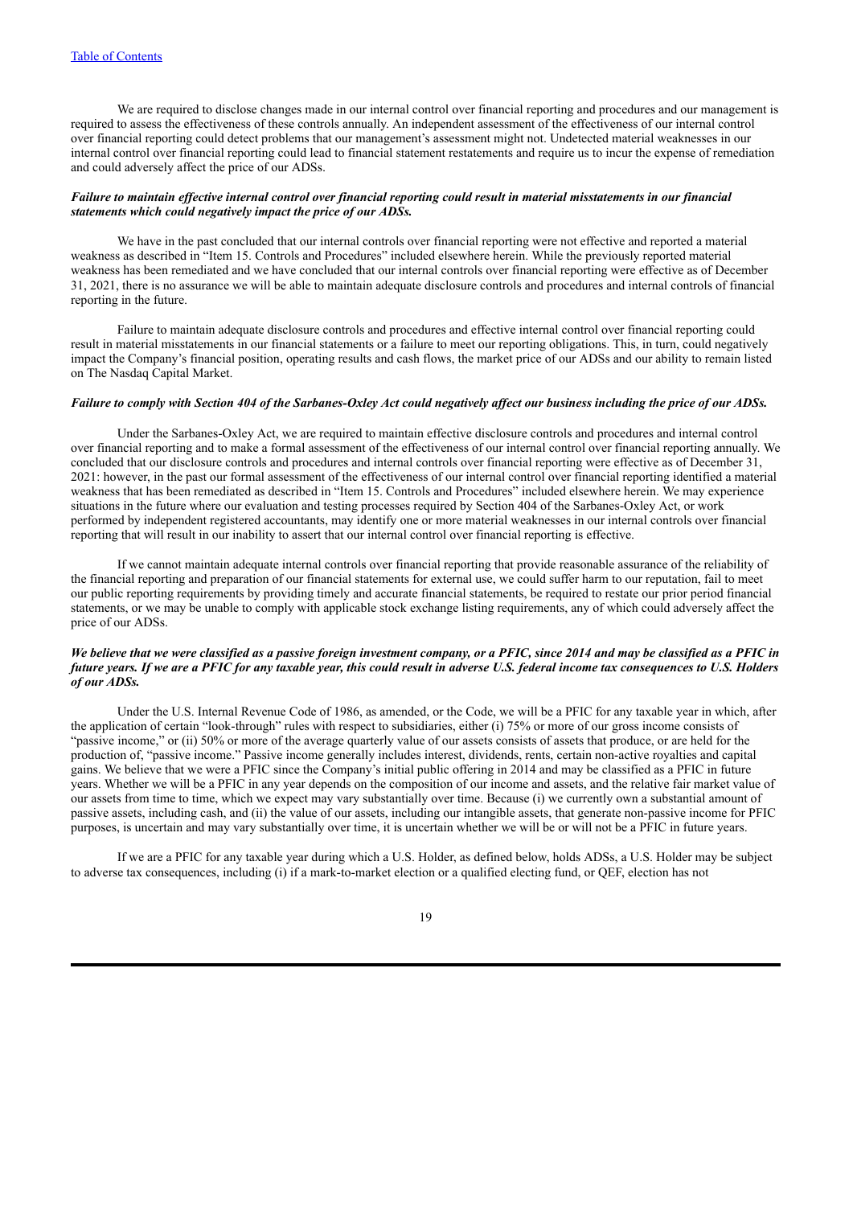We are required to disclose changes made in our internal control over financial reporting and procedures and our management is required to assess the effectiveness of these controls annually. An independent assessment of the effectiveness of our internal control over financial reporting could detect problems that our management's assessment might not. Undetected material weaknesses in our internal control over financial reporting could lead to financial statement restatements and require us to incur the expense of remediation and could adversely affect the price of our ADSs.

***Failure to maintain effective internal control over financial reporting could result in material misstatements in our financial statements which could negatively impact the price of our ADSs.***

We have in the past concluded that our internal controls over financial reporting were not effective and reported a material weakness as described in "Item 15. Controls and Procedures" included elsewhere herein. While the previously reported material weakness has been remediated and we have concluded that our internal controls over financial reporting were effective as of December 31, 2021, there is no assurance we will be able to maintain adequate disclosure controls and procedures and internal controls of financial reporting in the future.

Failure to maintain adequate disclosure controls and procedures and effective internal control over financial reporting could result in material misstatements in our financial statements or a failure to meet our reporting obligations. This, in turn, could negatively impact the Company's financial position, operating results and cash flows, the market price of our ADSs and our ability to remain listed on The Nasdaq Capital Market.

***Failure to comply with Section 404 of the Sarbanes-Oxley Act could negatively affect our business including the price of our ADSs.***

Under the Sarbanes-Oxley Act, we are required to maintain effective disclosure controls and procedures and internal control over financial reporting and to make a formal assessment of the effectiveness of our internal control over financial reporting annually. We concluded that our disclosure controls and procedures and internal controls over financial reporting were effective as of December 31, 2021: however, in the past our formal assessment of the effectiveness of our internal control over financial reporting identified a material weakness that has been remediated as described in "Item 15. Controls and Procedures" included elsewhere herein. We may experience situations in the future where our evaluation and testing processes required by Section 404 of the Sarbanes-Oxley Act, or work performed by independent registered accountants, may identify one or more material weaknesses in our internal controls over financial reporting that will result in our inability to assert that our internal control over financial reporting is effective.

If we cannot maintain adequate internal controls over financial reporting that provide reasonable assurance of the reliability of the financial reporting and preparation of our financial statements for external use, we could suffer harm to our reputation, fail to meet our public reporting requirements by providing timely and accurate financial statements, be required to restate our prior period financial statements, or we may be unable to comply with applicable stock exchange listing requirements, any of which could adversely affect the price of our ADSs.

***We believe that we were classified as a passive foreign investment company, or a PFIC, since 2014 and may be classified as a PFIC in future years. If we are a PFIC for any taxable year, this could result in adverse U.S. federal income tax consequences to U.S. Holders of our ADSs.***

Under the U.S. Internal Revenue Code of 1986, as amended, or the Code, we will be a PFIC for any taxable year in which, after the application of certain "look-through" rules with respect to subsidiaries, either (i) 75% or more of our gross income consists of "passive income," or (ii) 50% or more of the average quarterly value of our assets consists of assets that produce, or are held for the production of, "passive income." Passive income generally includes interest, dividends, rents, certain non-active royalties and capital gains. We believe that we were a PFIC since the Company's initial public offering in 2014 and may be classified as a PFIC in future years. Whether we will be a PFIC in any year depends on the composition of our income and assets, and the relative fair market value of our assets from time to time, which we expect may vary substantially over time. Because (i) we currently own a substantial amount of passive assets, including cash, and (ii) the value of our assets, including our intangible assets, that generate non-passive income for PFIC purposes, is uncertain and may vary substantially over time, it is uncertain whether we will be or will not be a PFIC in future years.

If we are a PFIC for any taxable year during which a U.S. Holder, as defined below, holds ADSs, a U.S. Holder may be subject to adverse tax consequences, including (i) if a mark-to-market election or a qualified electing fund, or QEF, election has not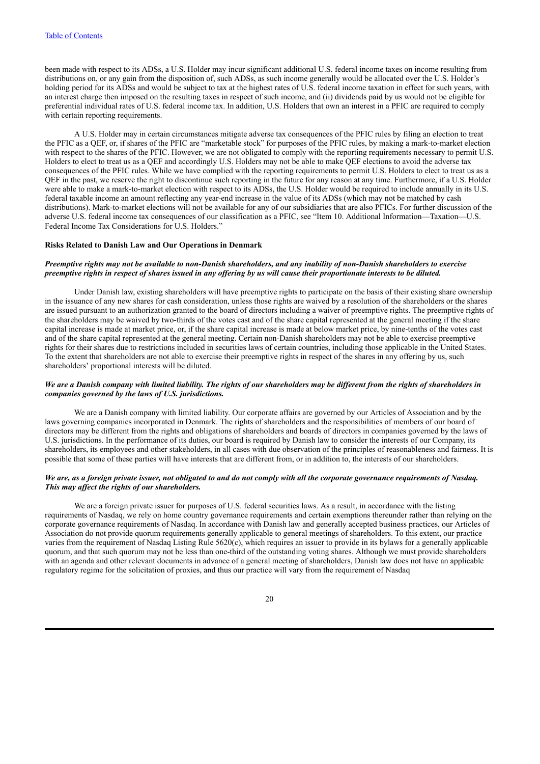been made with respect to its ADSs, a U.S. Holder may incur significant additional U.S. federal income taxes on income resulting from distributions on, or any gain from the disposition of, such ADSs, as such income generally would be allocated over the U.S. Holder's holding period for its ADSs and would be subject to tax at the highest rates of U.S. federal income taxation in effect for such years, with an interest charge then imposed on the resulting taxes in respect of such income, and (ii) dividends paid by us would not be eligible for preferential individual rates of U.S. federal income tax. In addition, U.S. Holders that own an interest in a PFIC are required to comply with certain reporting requirements.

A U.S. Holder may in certain circumstances mitigate adverse tax consequences of the PFIC rules by filing an election to treat the PFIC as a QEF, or, if shares of the PFIC are "marketable stock" for purposes of the PFIC rules, by making a mark-to-market election with respect to the shares of the PFIC. However, we are not obligated to comply with the reporting requirements necessary to permit U.S. Holders to elect to treat us as a QEF and accordingly U.S. Holders may not be able to make QEF elections to avoid the adverse tax consequences of the PFIC rules. While we have complied with the reporting requirements to permit U.S. Holders to elect to treat us as a QEF in the past, we reserve the right to discontinue such reporting in the future for any reason at any time. Furthermore, if a U.S. Holder were able to make a mark-to-market election with respect to its ADSs, the U.S. Holder would be required to include annually in its U.S. federal taxable income an amount reflecting any year-end increase in the value of its ADSs (which may not be matched by cash distributions). Mark-to-market elections will not be available for any of our subsidiaries that are also PFICs. For further discussion of the adverse U.S. federal income tax consequences of our classification as a PFIC, see "Item 10. Additional Information—Taxation—U.S. Federal Income Tax Considerations for U.S. Holders."

**Risks Related to Danish Law and Our Operations in Denmark**

***Preemptive rights may not be available to non-Danish shareholders, and any inability of non-Danish shareholders to exercise preemptive rights in respect of shares issued in any offering by us will cause their proportionate interests to be diluted.***

Under Danish law, existing shareholders will have preemptive rights to participate on the basis of their existing share ownership in the issuance of any new shares for cash consideration, unless those rights are waived by a resolution of the shareholders or the shares are issued pursuant to an authorization granted to the board of directors including a waiver of preemptive rights. The preemptive rights of the shareholders may be waived by two-thirds of the votes cast and of the share capital represented at the general meeting if the share capital increase is made at market price, or, if the share capital increase is made at below market price, by nine-tenths of the votes cast and of the share capital represented at the general meeting. Certain non-Danish shareholders may not be able to exercise preemptive rights for their shares due to restrictions included in securities laws of certain countries, including those applicable in the United States. To the extent that shareholders are not able to exercise their preemptive rights in respect of the shares in any offering by us, such shareholders' proportional interests will be diluted.

***We are a Danish company with limited liability. The rights of our shareholders may be different from the rights of shareholders in companies governed by the laws of U.S. jurisdictions.***

We are a Danish company with limited liability. Our corporate affairs are governed by our Articles of Association and by the laws governing companies incorporated in Denmark. The rights of shareholders and the responsibilities of members of our board of directors may be different from the rights and obligations of shareholders and boards of directors in companies governed by the laws of U.S. jurisdictions. In the performance of its duties, our board is required by Danish law to consider the interests of our Company, its shareholders, its employees and other stakeholders, in all cases with due observation of the principles of reasonableness and fairness. It is possible that some of these parties will have interests that are different from, or in addition to, the interests of our shareholders.

***We are, as a foreign private issuer, not obligated to and do not comply with all the corporate governance requirements of Nasdaq. This may affect the rights of our shareholders.***

We are a foreign private issuer for purposes of U.S. federal securities laws. As a result, in accordance with the listing requirements of Nasdaq, we rely on home country governance requirements and certain exemptions thereunder rather than relying on the corporate governance requirements of Nasdaq. In accordance with Danish law and generally accepted business practices, our Articles of Association do not provide quorum requirements generally applicable to general meetings of shareholders. To this extent, our practice varies from the requirement of Nasdaq Listing Rule 5620(c), which requires an issuer to provide in its bylaws for a generally applicable quorum, and that such quorum may not be less than one-third of the outstanding voting shares. Although we must provide shareholders with an agenda and other relevant documents in advance of a general meeting of shareholders, Danish law does not have an applicable regulatory regime for the solicitation of proxies, and thus our practice will vary from the requirement of Nasdaq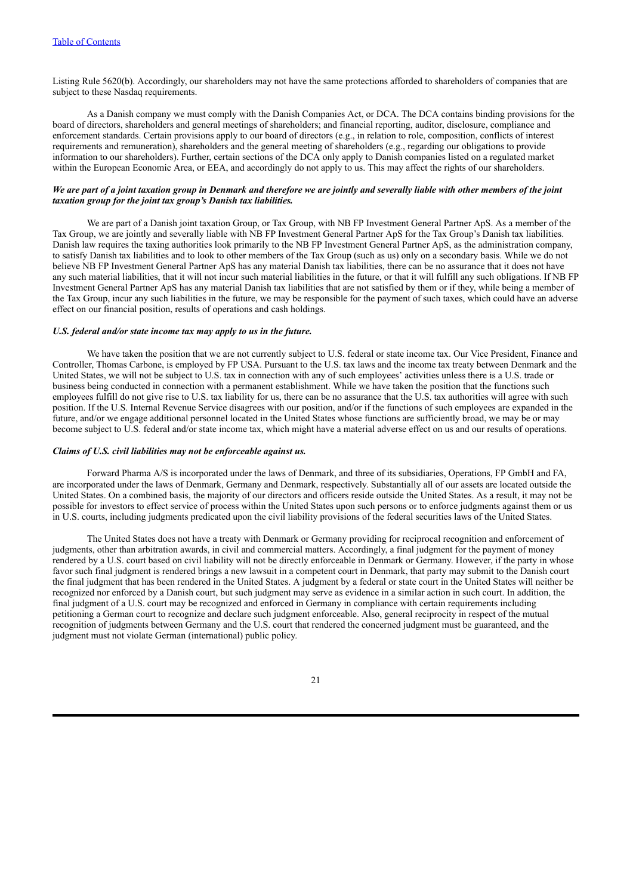Listing Rule 5620(b). Accordingly, our shareholders may not have the same protections afforded to shareholders of companies that are subject to these Nasdaq requirements.

As a Danish company we must comply with the Danish Companies Act, or DCA. The DCA contains binding provisions for the board of directors, shareholders and general meetings of shareholders; and financial reporting, auditor, disclosure, compliance and enforcement standards. Certain provisions apply to our board of directors (e.g., in relation to role, composition, conflicts of interest requirements and remuneration), shareholders and the general meeting of shareholders (e.g., regarding our obligations to provide information to our shareholders). Further, certain sections of the DCA only apply to Danish companies listed on a regulated market within the European Economic Area, or EEA, and accordingly do not apply to us. This may affect the rights of our shareholders.

***We are part of a joint taxation group in Denmark and therefore we are jointly and severally liable with other members of the joint taxation group for the joint tax group's Danish tax liabilities.***

We are part of a Danish joint taxation Group, or Tax Group, with NB FP Investment General Partner ApS. As a member of the Tax Group, we are jointly and severally liable with NB FP Investment General Partner ApS for the Tax Group's Danish tax liabilities. Danish law requires the taxing authorities look primarily to the NB FP Investment General Partner ApS, as the administration company, to satisfy Danish tax liabilities and to look to other members of the Tax Group (such as us) only on a secondary basis. While we do not believe NB FP Investment General Partner ApS has any material Danish tax liabilities, there can be no assurance that it does not have any such material liabilities, that it will not incur such material liabilities in the future, or that it will fulfill any such obligations. If NB FP Investment General Partner ApS has any material Danish tax liabilities that are not satisfied by them or if they, while being a member of the Tax Group, incur any such liabilities in the future, we may be responsible for the payment of such taxes, which could have an adverse effect on our financial position, results of operations and cash holdings.

***U.S. federal and/or state income tax may apply to us in the future.***

We have taken the position that we are not currently subject to U.S. federal or state income tax. Our Vice President, Finance and Controller, Thomas Carbone, is employed by FP USA. Pursuant to the U.S. tax laws and the income tax treaty between Denmark and the United States, we will not be subject to U.S. tax in connection with any of such employees' activities unless there is a U.S. trade or business being conducted in connection with a permanent establishment. While we have taken the position that the functions such employees fulfill do not give rise to U.S. tax liability for us, there can be no assurance that the U.S. tax authorities will agree with such position. If the U.S. Internal Revenue Service disagrees with our position, and/or if the functions of such employees are expanded in the future, and/or we engage additional personnel located in the United States whose functions are sufficiently broad, we may be or may become subject to U.S. federal and/or state income tax, which might have a material adverse effect on us and our results of operations.

***Claims of U.S. civil liabilities may not be enforceable against us.***

Forward Pharma A/S is incorporated under the laws of Denmark, and three of its subsidiaries, Operations, FP GmbH and FA, are incorporated under the laws of Denmark, Germany and Denmark, respectively. Substantially all of our assets are located outside the United States. On a combined basis, the majority of our directors and officers reside outside the United States. As a result, it may not be possible for investors to effect service of process within the United States upon such persons or to enforce judgments against them or us in U.S. courts, including judgments predicated upon the civil liability provisions of the federal securities laws of the United States.

The United States does not have a treaty with Denmark or Germany providing for reciprocal recognition and enforcement of judgments, other than arbitration awards, in civil and commercial matters. Accordingly, a final judgment for the payment of money rendered by a U.S. court based on civil liability will not be directly enforceable in Denmark or Germany. However, if the party in whose favor such final judgment is rendered brings a new lawsuit in a competent court in Denmark, that party may submit to the Danish court the final judgment that has been rendered in the United States. A judgment by a federal or state court in the United States will neither be recognized nor enforced by a Danish court, but such judgment may serve as evidence in a similar action in such court. In addition, the final judgment of a U.S. court may be recognized and enforced in Germany in compliance with certain requirements including petitioning a German court to recognize and declare such judgment enforceable. Also, general reciprocity in respect of the mutual recognition of judgments between Germany and the U.S. court that rendered the concerned judgment must be guaranteed, and the judgment must not violate German (international) public policy.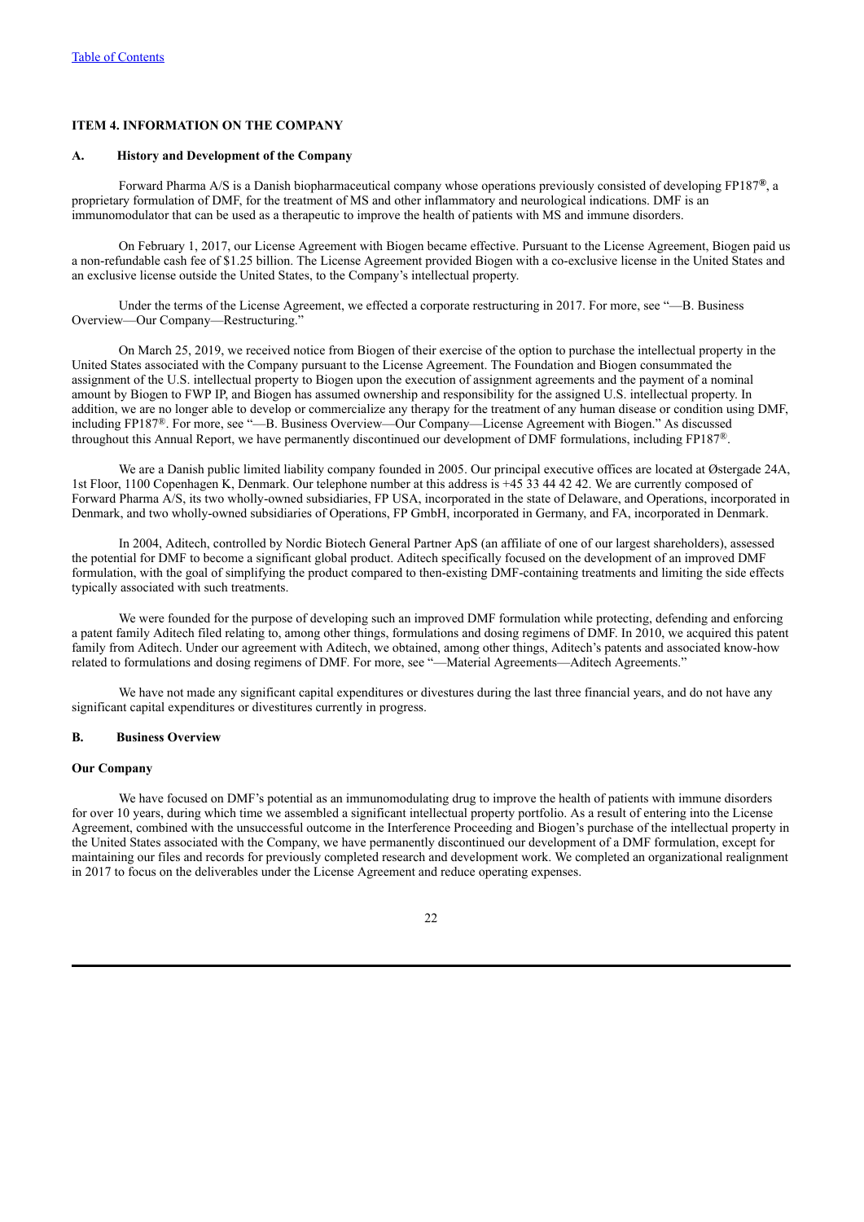## ITEM 4. INFORMATION ON THE COMPANY

### A. History and Development of the Company

Forward Pharma A/S is a Danish biopharmaceutical company whose operations previously consisted of developing FP187®, a proprietary formulation of DMF, for the treatment of MS and other inflammatory and neurological indications. DMF is an immunomodulator that can be used as a therapeutic to improve the health of patients with MS and immune disorders.

On February 1, 2017, our License Agreement with Biogen became effective. Pursuant to the License Agreement, Biogen paid us a non-refundable cash fee of $1.25 billion. The License Agreement provided Biogen with a co-exclusive license in the United States and an exclusive license outside the United States, to the Company's intellectual property.

Under the terms of the License Agreement, we effected a corporate restructuring in 2017. For more, see "—B. Business Overview—Our Company—Restructuring."

On March 25, 2019, we received notice from Biogen of their exercise of the option to purchase the intellectual property in the United States associated with the Company pursuant to the License Agreement. The Foundation and Biogen consummated the assignment of the U.S. intellectual property to Biogen upon the execution of assignment agreements and the payment of a nominal amount by Biogen to FWP IP, and Biogen has assumed ownership and responsibility for the assigned U.S. intellectual property. In addition, we are no longer able to develop or commercialize any therapy for the treatment of any human disease or condition using DMF, including FP187®. For more, see "—B. Business Overview—Our Company—License Agreement with Biogen." As discussed throughout this Annual Report, we have permanently discontinued our development of DMF formulations, including FP187®.

We are a Danish public limited liability company founded in 2005. Our principal executive offices are located at Østergade 24A, 1st Floor, 1100 Copenhagen K, Denmark. Our telephone number at this address is +45 33 44 42 42. We are currently composed of Forward Pharma A/S, its two wholly-owned subsidiaries, FP USA, incorporated in the state of Delaware, and Operations, incorporated in Denmark, and two wholly-owned subsidiaries of Operations, FP GmbH, incorporated in Germany, and FA, incorporated in Denmark.

In 2004, Aditech, controlled by Nordic Biotech General Partner ApS (an affiliate of one of our largest shareholders), assessed the potential for DMF to become a significant global product. Aditech specifically focused on the development of an improved DMF formulation, with the goal of simplifying the product compared to then-existing DMF-containing treatments and limiting the side effects typically associated with such treatments.

We were founded for the purpose of developing such an improved DMF formulation while protecting, defending and enforcing a patent family Aditech filed relating to, among other things, formulations and dosing regimens of DMF. In 2010, we acquired this patent family from Aditech. Under our agreement with Aditech, we obtained, among other things, Aditech's patents and associated know-how related to formulations and dosing regimens of DMF. For more, see "—Material Agreements—Aditech Agreements."

We have not made any significant capital expenditures or divestures during the last three financial years, and do not have any significant capital expenditures or divestitures currently in progress.

### B. Business Overview

#### Our Company

We have focused on DMF's potential as an immunomodulating drug to improve the health of patients with immune disorders for over 10 years, during which time we assembled a significant intellectual property portfolio. As a result of entering into the License Agreement, combined with the unsuccessful outcome in the Interference Proceeding and Biogen's purchase of the intellectual property in the United States associated with the Company, we have permanently discontinued our development of a DMF formulation, except for maintaining our files and records for previously completed research and development work. We completed an organizational realignment in 2017 to focus on the deliverables under the License Agreement and reduce operating expenses.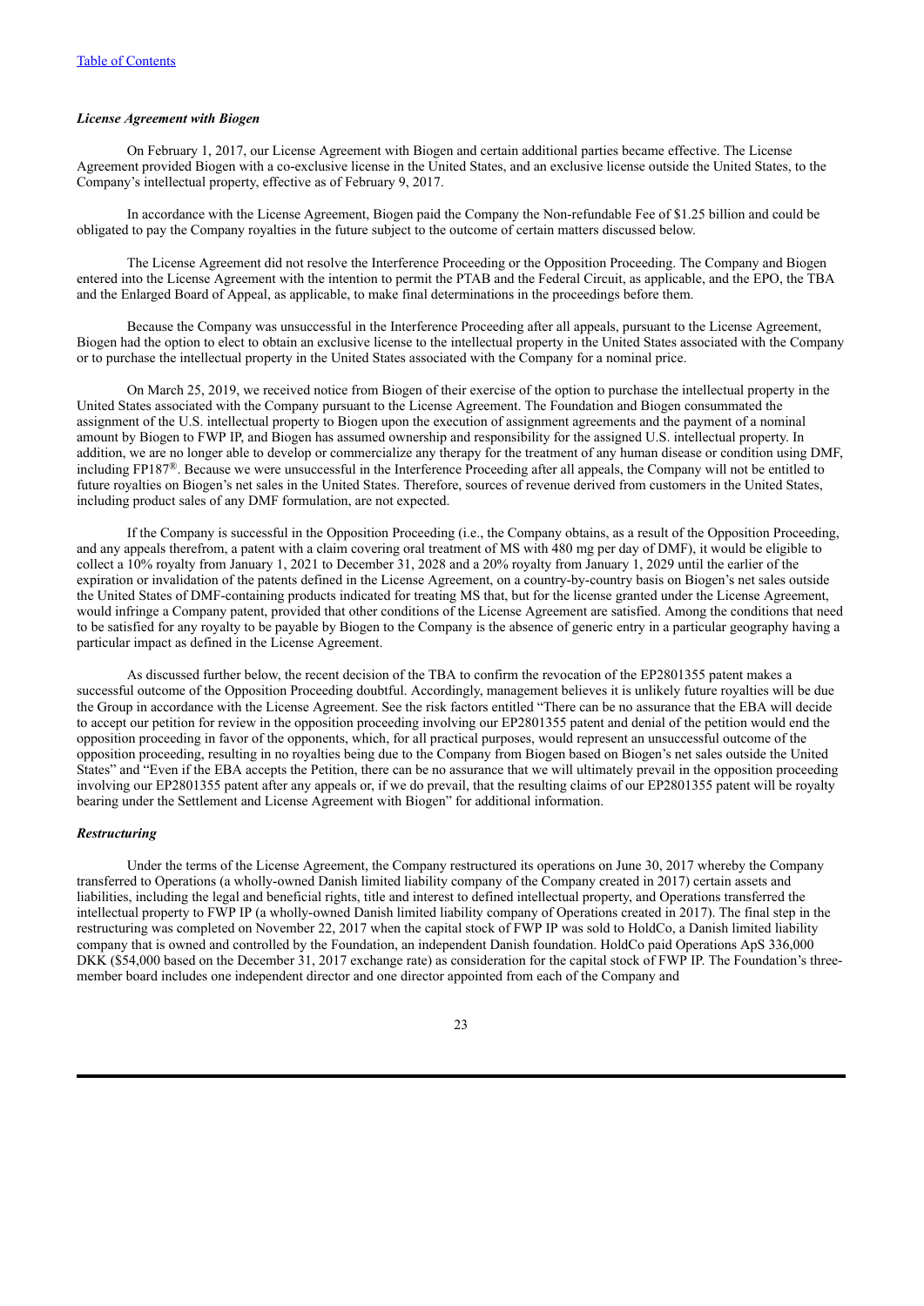[Table of Contents](#)

### *License Agreement with Biogen*

On February 1, 2017, our License Agreement with Biogen and certain additional parties became effective. The License Agreement provided Biogen with a co-exclusive license in the United States, and an exclusive license outside the United States, to the Company's intellectual property, effective as of February 9, 2017.

In accordance with the License Agreement, Biogen paid the Company the Non-refundable Fee of $1.25 billion and could be obligated to pay the Company royalties in the future subject to the outcome of certain matters discussed below.

The License Agreement did not resolve the Interference Proceeding or the Opposition Proceeding. The Company and Biogen entered into the License Agreement with the intention to permit the PTAB and the Federal Circuit, as applicable, and the EPO, the TBA and the Enlarged Board of Appeal, as applicable, to make final determinations in the proceedings before them.

Because the Company was unsuccessful in the Interference Proceeding after all appeals, pursuant to the License Agreement, Biogen had the option to elect to obtain an exclusive license to the intellectual property in the United States associated with the Company or to purchase the intellectual property in the United States associated with the Company for a nominal price.

On March 25, 2019, we received notice from Biogen of their exercise of the option to purchase the intellectual property in the United States associated with the Company pursuant to the License Agreement. The Foundation and Biogen consummated the assignment of the U.S. intellectual property to Biogen upon the execution of assignment agreements and the payment of a nominal amount by Biogen to FWP IP, and Biogen has assumed ownership and responsibility for the assigned U.S. intellectual property. In addition, we are no longer able to develop or commercialize any therapy for the treatment of any human disease or condition using DMF, including FP187®. Because we were unsuccessful in the Interference Proceeding after all appeals, the Company will not be entitled to future royalties on Biogen's net sales in the United States. Therefore, sources of revenue derived from customers in the United States, including product sales of any DMF formulation, are not expected.

If the Company is successful in the Opposition Proceeding (i.e., the Company obtains, as a result of the Opposition Proceeding, and any appeals therefrom, a patent with a claim covering oral treatment of MS with 480 mg per day of DMF), it would be eligible to collect a 10% royalty from January 1, 2021 to December 31, 2028 and a 20% royalty from January 1, 2029 until the earlier of the expiration or invalidation of the patents defined in the License Agreement, on a country-by-country basis on Biogen's net sales outside the United States of DMF-containing products indicated for treating MS that, but for the license granted under the License Agreement, would infringe a Company patent, provided that other conditions of the License Agreement are satisfied. Among the conditions that need to be satisfied for any royalty to be payable by Biogen to the Company is the absence of generic entry in a particular geography having a particular impact as defined in the License Agreement.

As discussed further below, the recent decision of the TBA to confirm the revocation of the EP2801355 patent makes a successful outcome of the Opposition Proceeding doubtful. Accordingly, management believes it is unlikely future royalties will be due the Group in accordance with the License Agreement. See the risk factors entitled "There can be no assurance that the EBA will decide to accept our petition for review in the opposition proceeding involving our EP2801355 patent and denial of the petition would end the opposition proceeding in favor of the opponents, which, for all practical purposes, would represent an unsuccessful outcome of the opposition proceeding, resulting in no royalties being due to the Company from Biogen based on Biogen's net sales outside the United States" and "Even if the EBA accepts the Petition, there can be no assurance that we will ultimately prevail in the opposition proceeding involving our EP2801355 patent after any appeals or, if we do prevail, that the resulting claims of our EP2801355 patent will be royalty bearing under the Settlement and License Agreement with Biogen" for additional information.

### *Restructuring*

Under the terms of the License Agreement, the Company restructured its operations on June 30, 2017 whereby the Company transferred to Operations (a wholly-owned Danish limited liability company of the Company created in 2017) certain assets and liabilities, including the legal and beneficial rights, title and interest to defined intellectual property, and Operations transferred the intellectual property to FWP IP (a wholly-owned Danish limited liability company of Operations created in 2017). The final step in the restructuring was completed on November 22, 2017 when the capital stock of FWP IP was sold to HoldCo, a Danish limited liability company that is owned and controlled by the Foundation, an independent Danish foundation. HoldCo paid Operations ApS 336,000 DKK ($54,000 based on the December 31, 2017 exchange rate) as consideration for the capital stock of FWP IP. The Foundation's three-member board includes one independent director and one director appointed from each of the Company and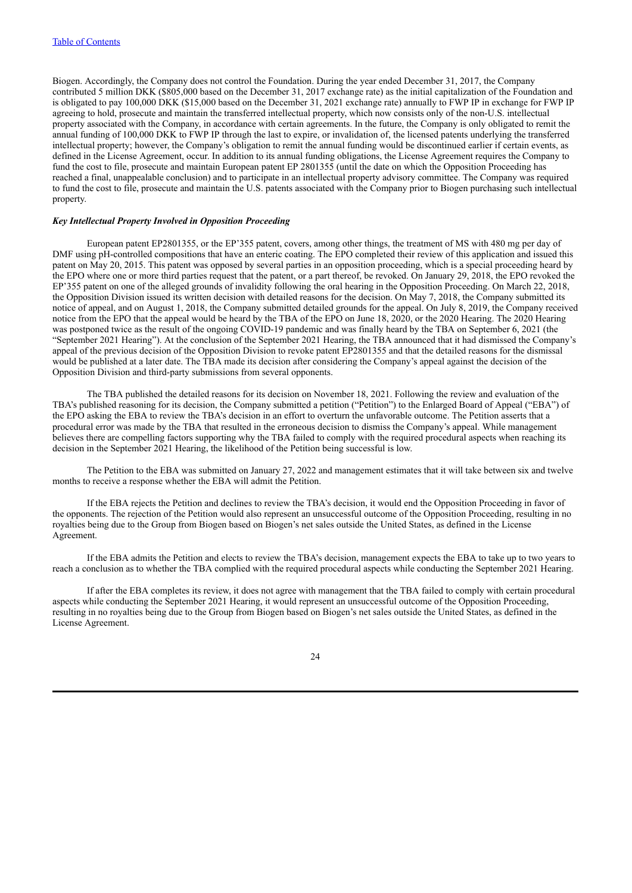Biogen. Accordingly, the Company does not control the Foundation. During the year ended December 31, 2017, the Company contributed 5 million DKK ($805,000 based on the December 31, 2017 exchange rate) as the initial capitalization of the Foundation and is obligated to pay 100,000 DKK ($15,000 based on the December 31, 2021 exchange rate) annually to FWP IP in exchange for FWP IP agreeing to hold, prosecute and maintain the transferred intellectual property, which now consists only of the non-U.S. intellectual property associated with the Company, in accordance with certain agreements. In the future, the Company is only obligated to remit the annual funding of 100,000 DKK to FWP IP through the last to expire, or invalidation of, the licensed patents underlying the transferred intellectual property; however, the Company's obligation to remit the annual funding would be discontinued earlier if certain events, as defined in the License Agreement, occur. In addition to its annual funding obligations, the License Agreement requires the Company to fund the cost to file, prosecute and maintain European patent EP 2801355 (until the date on which the Opposition Proceeding has reached a final, unappealable conclusion) and to participate in an intellectual property advisory committee. The Company was required to fund the cost to file, prosecute and maintain the U.S. patents associated with the Company prior to Biogen purchasing such intellectual property.

***Key Intellectual Property Involved in Opposition Proceeding***

European patent EP2801355, or the EP'355 patent, covers, among other things, the treatment of MS with 480 mg per day of DMF using pH-controlled compositions that have an enteric coating. The EPO completed their review of this application and issued this patent on May 20, 2015. This patent was opposed by several parties in an opposition proceeding, which is a special proceeding heard by the EPO where one or more third parties request that the patent, or a part thereof, be revoked. On January 29, 2018, the EPO revoked the EP'355 patent on one of the alleged grounds of invalidity following the oral hearing in the Opposition Proceeding. On March 22, 2018, the Opposition Division issued its written decision with detailed reasons for the decision. On May 7, 2018, the Company submitted its notice of appeal, and on August 1, 2018, the Company submitted detailed grounds for the appeal. On July 8, 2019, the Company received notice from the EPO that the appeal would be heard by the TBA of the EPO on June 18, 2020, or the 2020 Hearing. The 2020 Hearing was postponed twice as the result of the ongoing COVID-19 pandemic and was finally heard by the TBA on September 6, 2021 (the "September 2021 Hearing"). At the conclusion of the September 2021 Hearing, the TBA announced that it had dismissed the Company's appeal of the previous decision of the Opposition Division to revoke patent EP2801355 and that the detailed reasons for the dismissal would be published at a later date. The TBA made its decision after considering the Company's appeal against the decision of the Opposition Division and third-party submissions from several opponents.

The TBA published the detailed reasons for its decision on November 18, 2021. Following the review and evaluation of the TBA's published reasoning for its decision, the Company submitted a petition ("Petition") to the Enlarged Board of Appeal ("EBA") of the EPO asking the EBA to review the TBA's decision in an effort to overturn the unfavorable outcome. The Petition asserts that a procedural error was made by the TBA that resulted in the erroneous decision to dismiss the Company's appeal. While management believes there are compelling factors supporting why the TBA failed to comply with the required procedural aspects when reaching its decision in the September 2021 Hearing, the likelihood of the Petition being successful is low.

The Petition to the EBA was submitted on January 27, 2022 and management estimates that it will take between six and twelve months to receive a response whether the EBA will admit the Petition.

If the EBA rejects the Petition and declines to review the TBA's decision, it would end the Opposition Proceeding in favor of the opponents. The rejection of the Petition would also represent an unsuccessful outcome of the Opposition Proceeding, resulting in no royalties being due to the Group from Biogen based on Biogen's net sales outside the United States, as defined in the License Agreement.

If the EBA admits the Petition and elects to review the TBA's decision, management expects the EBA to take up to two years to reach a conclusion as to whether the TBA complied with the required procedural aspects while conducting the September 2021 Hearing.

If after the EBA completes its review, it does not agree with management that the TBA failed to comply with certain procedural aspects while conducting the September 2021 Hearing, it would represent an unsuccessful outcome of the Opposition Proceeding, resulting in no royalties being due to the Group from Biogen based on Biogen's net sales outside the United States, as defined in the License Agreement.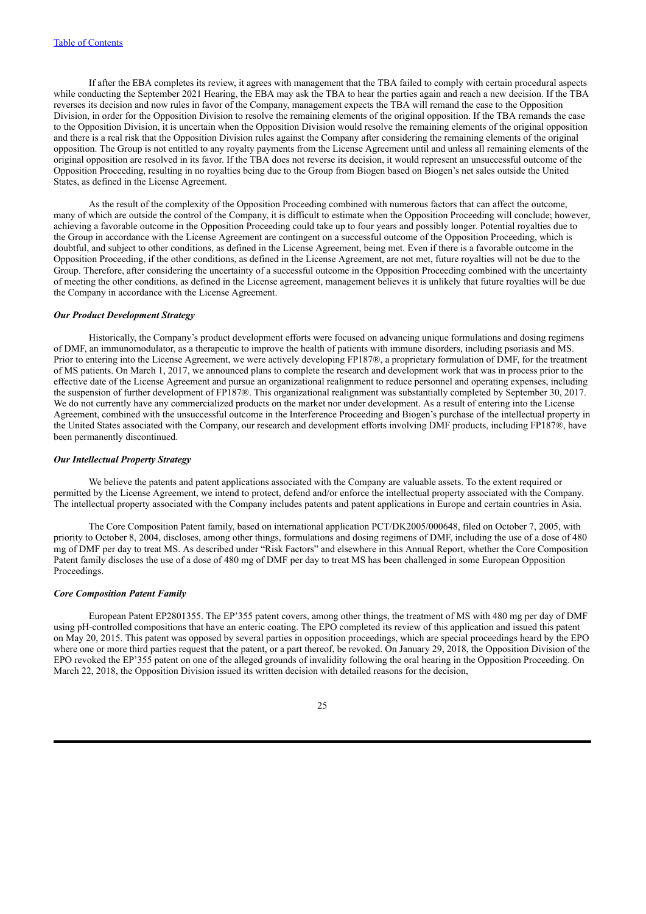If after the EBA completes its review, it agrees with management that the TBA failed to comply with certain procedural aspects while conducting the September 2021 Hearing, the EBA may ask the TBA to hear the parties again and reach a new decision. If the TBA reverses its decision and now rules in favor of the Company, management expects the TBA will remand the case to the Opposition Division, in order for the Opposition Division to resolve the remaining elements of the original opposition. If the TBA remands the case to the Opposition Division, it is uncertain when the Opposition Division would resolve the remaining elements of the original opposition and there is a real risk that the Opposition Division rules against the Company after considering the remaining elements of the original opposition. The Group is not entitled to any royalty payments from the License Agreement until and unless all remaining elements of the original opposition are resolved in its favor. If the TBA does not reverse its decision, it would represent an unsuccessful outcome of the Opposition Proceeding, resulting in no royalties being due to the Group from Biogen based on Biogen's net sales outside the United States, as defined in the License Agreement.

As the result of the complexity of the Opposition Proceeding combined with numerous factors that can affect the outcome, many of which are outside the control of the Company, it is difficult to estimate when the Opposition Proceeding will conclude; however, achieving a favorable outcome in the Opposition Proceeding could take up to four years and possibly longer. Potential royalties due to the Group in accordance with the License Agreement are contingent on a successful outcome of the Opposition Proceeding, which is doubtful, and subject to other conditions, as defined in the License Agreement, being met. Even if there is a favorable outcome in the Opposition Proceeding, if the other conditions, as defined in the License Agreement, are not met, future royalties will not be due to the Group. Therefore, after considering the uncertainty of a successful outcome in the Opposition Proceeding combined with the uncertainty of meeting the other conditions, as defined in the License agreement, management believes it is unlikely that future royalties will be due the Company in accordance with the License Agreement.

***Our Product Development Strategy***

Historically, the Company's product development efforts were focused on advancing unique formulations and dosing regimens of DMF, an immunomodulator, as a therapeutic to improve the health of patients with immune disorders, including psoriasis and MS. Prior to entering into the License Agreement, we were actively developing FP187®, a proprietary formulation of DMF, for the treatment of MS patients. On March 1, 2017, we announced plans to complete the research and development work that was in process prior to the effective date of the License Agreement and pursue an organizational realignment to reduce personnel and operating expenses, including the suspension of further development of FP187®. This organizational realignment was substantially completed by September 30, 2017. We do not currently have any commercialized products on the market nor under development. As a result of entering into the License Agreement, combined with the unsuccessful outcome in the Interference Proceeding and Biogen's purchase of the intellectual property in the United States associated with the Company, our research and development efforts involving DMF products, including FP187®, have been permanently discontinued.

***Our Intellectual Property Strategy***

We believe the patents and patent applications associated with the Company are valuable assets. To the extent required or permitted by the License Agreement, we intend to protect, defend and/or enforce the intellectual property associated with the Company. The intellectual property associated with the Company includes patents and patent applications in Europe and certain countries in Asia.

The Core Composition Patent family, based on international application PCT/DK2005/000648, filed on October 7, 2005, with priority to October 8, 2004, discloses, among other things, formulations and dosing regimens of DMF, including the use of a dose of 480 mg of DMF per day to treat MS. As described under "Risk Factors" and elsewhere in this Annual Report, whether the Core Composition Patent family discloses the use of a dose of 480 mg of DMF per day to treat MS has been challenged in some European Opposition Proceedings.

***Core Composition Patent Family***

European Patent EP2801355. The EP'355 patent covers, among other things, the treatment of MS with 480 mg per day of DMF using pH-controlled compositions that have an enteric coating. The EPO completed its review of this application and issued this patent on May 20, 2015. This patent was opposed by several parties in opposition proceedings, which are special proceedings heard by the EPO where one or more third parties request that the patent, or a part thereof, be revoked. On January 29, 2018, the Opposition Division of the EPO revoked the EP'355 patent on one of the alleged grounds of invalidity following the oral hearing in the Opposition Proceeding. On March 22, 2018, the Opposition Division issued its written decision with detailed reasons for the decision,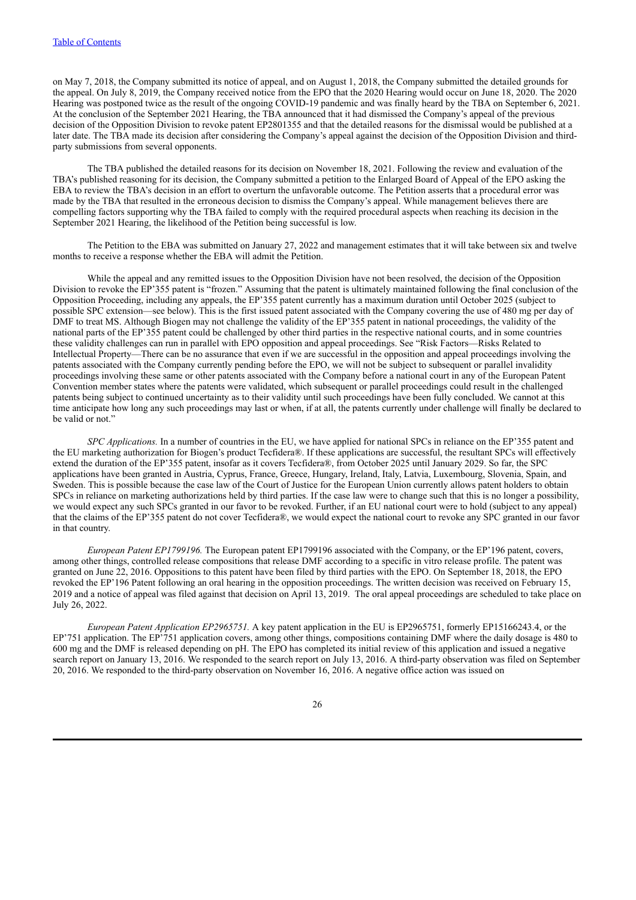on May 7, 2018, the Company submitted its notice of appeal, and on August 1, 2018, the Company submitted the detailed grounds for the appeal. On July 8, 2019, the Company received notice from the EPO that the 2020 Hearing would occur on June 18, 2020. The 2020 Hearing was postponed twice as the result of the ongoing COVID-19 pandemic and was finally heard by the TBA on September 6, 2021. At the conclusion of the September 2021 Hearing, the TBA announced that it had dismissed the Company's appeal of the previous decision of the Opposition Division to revoke patent EP2801355 and that the detailed reasons for the dismissal would be published at a later date. The TBA made its decision after considering the Company's appeal against the decision of the Opposition Division and third-party submissions from several opponents.

The TBA published the detailed reasons for its decision on November 18, 2021. Following the review and evaluation of the TBA's published reasoning for its decision, the Company submitted a petition to the Enlarged Board of Appeal of the EPO asking the EBA to review the TBA's decision in an effort to overturn the unfavorable outcome. The Petition asserts that a procedural error was made by the TBA that resulted in the erroneous decision to dismiss the Company's appeal. While management believes there are compelling factors supporting why the TBA failed to comply with the required procedural aspects when reaching its decision in the September 2021 Hearing, the likelihood of the Petition being successful is low.

The Petition to the EBA was submitted on January 27, 2022 and management estimates that it will take between six and twelve months to receive a response whether the EBA will admit the Petition.

While the appeal and any remitted issues to the Opposition Division have not been resolved, the decision of the Opposition Division to revoke the EP'355 patent is "frozen." Assuming that the patent is ultimately maintained following the final conclusion of the Opposition Proceeding, including any appeals, the EP'355 patent currently has a maximum duration until October 2025 (subject to possible SPC extension—see below). This is the first issued patent associated with the Company covering the use of 480 mg per day of DMF to treat MS. Although Biogen may not challenge the validity of the EP'355 patent in national proceedings, the validity of the national parts of the EP'355 patent could be challenged by other third parties in the respective national courts, and in some countries these validity challenges can run in parallel with EPO opposition and appeal proceedings. See "Risk Factors—Risks Related to Intellectual Property—There can be no assurance that even if we are successful in the opposition and appeal proceedings involving the patents associated with the Company currently pending before the EPO, we will not be subject to subsequent or parallel invalidity proceedings involving these same or other patents associated with the Company before a national court in any of the European Patent Convention member states where the patents were validated, which subsequent or parallel proceedings could result in the challenged patents being subject to continued uncertainty as to their validity until such proceedings have been fully concluded. We cannot at this time anticipate how long any such proceedings may last or when, if at all, the patents currently under challenge will finally be declared to be valid or not."

*SPC Applications.* In a number of countries in the EU, we have applied for national SPCs in reliance on the EP'355 patent and the EU marketing authorization for Biogen's product Tecfidera®. If these applications are successful, the resultant SPCs will effectively extend the duration of the EP'355 patent, insofar as it covers Tecfidera®, from October 2025 until January 2029. So far, the SPC applications have been granted in Austria, Cyprus, France, Greece, Hungary, Ireland, Italy, Latvia, Luxembourg, Slovenia, Spain, and Sweden. This is possible because the case law of the Court of Justice for the European Union currently allows patent holders to obtain SPCs in reliance on marketing authorizations held by third parties. If the case law were to change such that this is no longer a possibility, we would expect any such SPCs granted in our favor to be revoked. Further, if an EU national court were to hold (subject to any appeal) that the claims of the EP'355 patent do not cover Tecfidera®, we would expect the national court to revoke any SPC granted in our favor in that country.

*European Patent EP1799196.* The European patent EP1799196 associated with the Company, or the EP'196 patent, covers, among other things, controlled release compositions that release DMF according to a specific in vitro release profile. The patent was granted on June 22, 2016. Oppositions to this patent have been filed by third parties with the EPO. On September 18, 2018, the EPO revoked the EP'196 Patent following an oral hearing in the opposition proceedings. The written decision was received on February 15, 2019 and a notice of appeal was filed against that decision on April 13, 2019. The oral appeal proceedings are scheduled to take place on July 26, 2022.

*European Patent Application EP2965751.* A key patent application in the EU is EP2965751, formerly EP15166243.4, or the EP'751 application. The EP'751 application covers, among other things, compositions containing DMF where the daily dosage is 480 to 600 mg and the DMF is released depending on pH. The EPO has completed its initial review of this application and issued a negative search report on January 13, 2016. We responded to the search report on July 13, 2016. A third-party observation was filed on September 20, 2016. We responded to the third-party observation on November 16, 2016. A negative office action was issued on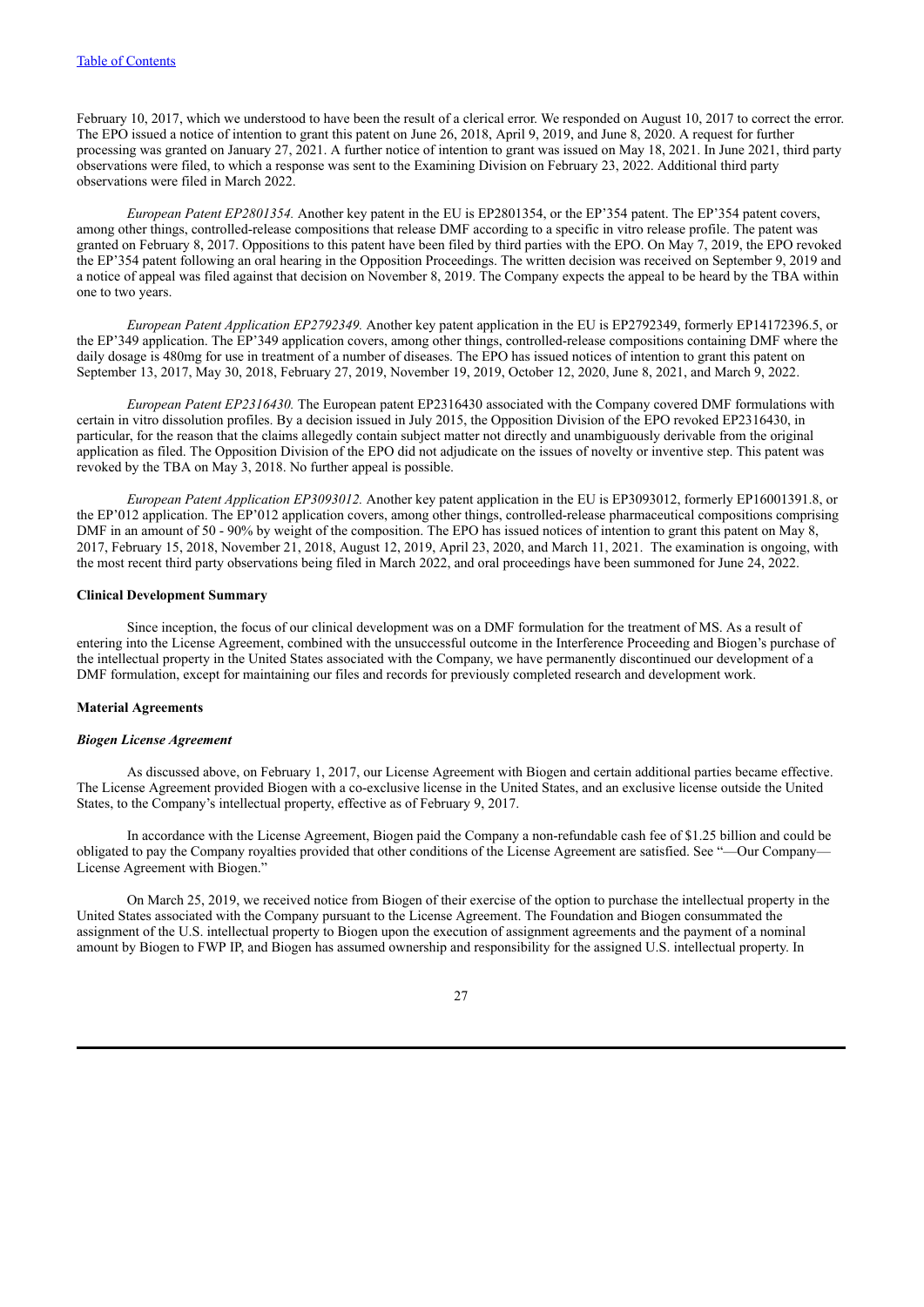February 10, 2017, which we understood to have been the result of a clerical error. We responded on August 10, 2017 to correct the error. The EPO issued a notice of intention to grant this patent on June 26, 2018, April 9, 2019, and June 8, 2020. A request for further processing was granted on January 27, 2021. A further notice of intention to grant was issued on May 18, 2021. In June 2021, third party observations were filed, to which a response was sent to the Examining Division on February 23, 2022. Additional third party observations were filed in March 2022.

*European Patent EP2801354.* Another key patent in the EU is EP2801354, or the EP'354 patent. The EP'354 patent covers, among other things, controlled-release compositions that release DMF according to a specific in vitro release profile. The patent was granted on February 8, 2017. Oppositions to this patent have been filed by third parties with the EPO. On May 7, 2019, the EPO revoked the EP'354 patent following an oral hearing in the Opposition Proceedings. The written decision was received on September 9, 2019 and a notice of appeal was filed against that decision on November 8, 2019. The Company expects the appeal to be heard by the TBA within one to two years.

*European Patent Application EP2792349.* Another key patent application in the EU is EP2792349, formerly EP14172396.5, or the EP'349 application. The EP'349 application covers, among other things, controlled-release compositions containing DMF where the daily dosage is 480mg for use in treatment of a number of diseases. The EPO has issued notices of intention to grant this patent on September 13, 2017, May 30, 2018, February 27, 2019, November 19, 2019, October 12, 2020, June 8, 2021, and March 9, 2022.

*European Patent EP2316430.* The European patent EP2316430 associated with the Company covered DMF formulations with certain in vitro dissolution profiles. By a decision issued in July 2015, the Opposition Division of the EPO revoked EP2316430, in particular, for the reason that the claims allegedly contain subject matter not directly and unambiguously derivable from the original application as filed. The Opposition Division of the EPO did not adjudicate on the issues of novelty or inventive step. This patent was revoked by the TBA on May 3, 2018. No further appeal is possible.

*European Patent Application EP3093012.* Another key patent application in the EU is EP3093012, formerly EP16001391.8, or the EP'012 application. The EP'012 application covers, among other things, controlled-release pharmaceutical compositions comprising DMF in an amount of 50 - 90% by weight of the composition. The EPO has issued notices of intention to grant this patent on May 8, 2017, February 15, 2018, November 21, 2018, August 12, 2019, April 23, 2020, and March 11, 2021. The examination is ongoing, with the most recent third party observations being filed in March 2022, and oral proceedings have been summoned for June 24, 2022.

**Clinical Development Summary**

Since inception, the focus of our clinical development was on a DMF formulation for the treatment of MS. As a result of entering into the License Agreement, combined with the unsuccessful outcome in the Interference Proceeding and Biogen's purchase of the intellectual property in the United States associated with the Company, we have permanently discontinued our development of a DMF formulation, except for maintaining our files and records for previously completed research and development work.

**Material Agreements**

***Biogen License Agreement***

As discussed above, on February 1, 2017, our License Agreement with Biogen and certain additional parties became effective. The License Agreement provided Biogen with a co-exclusive license in the United States, and an exclusive license outside the United States, to the Company's intellectual property, effective as of February 9, 2017.

In accordance with the License Agreement, Biogen paid the Company a non-refundable cash fee of $1.25 billion and could be obligated to pay the Company royalties provided that other conditions of the License Agreement are satisfied. See "—Our Company—License Agreement with Biogen."

On March 25, 2019, we received notice from Biogen of their exercise of the option to purchase the intellectual property in the United States associated with the Company pursuant to the License Agreement. The Foundation and Biogen consummated the assignment of the U.S. intellectual property to Biogen upon the execution of assignment agreements and the payment of a nominal amount by Biogen to FWP IP, and Biogen has assumed ownership and responsibility for the assigned U.S. intellectual property. In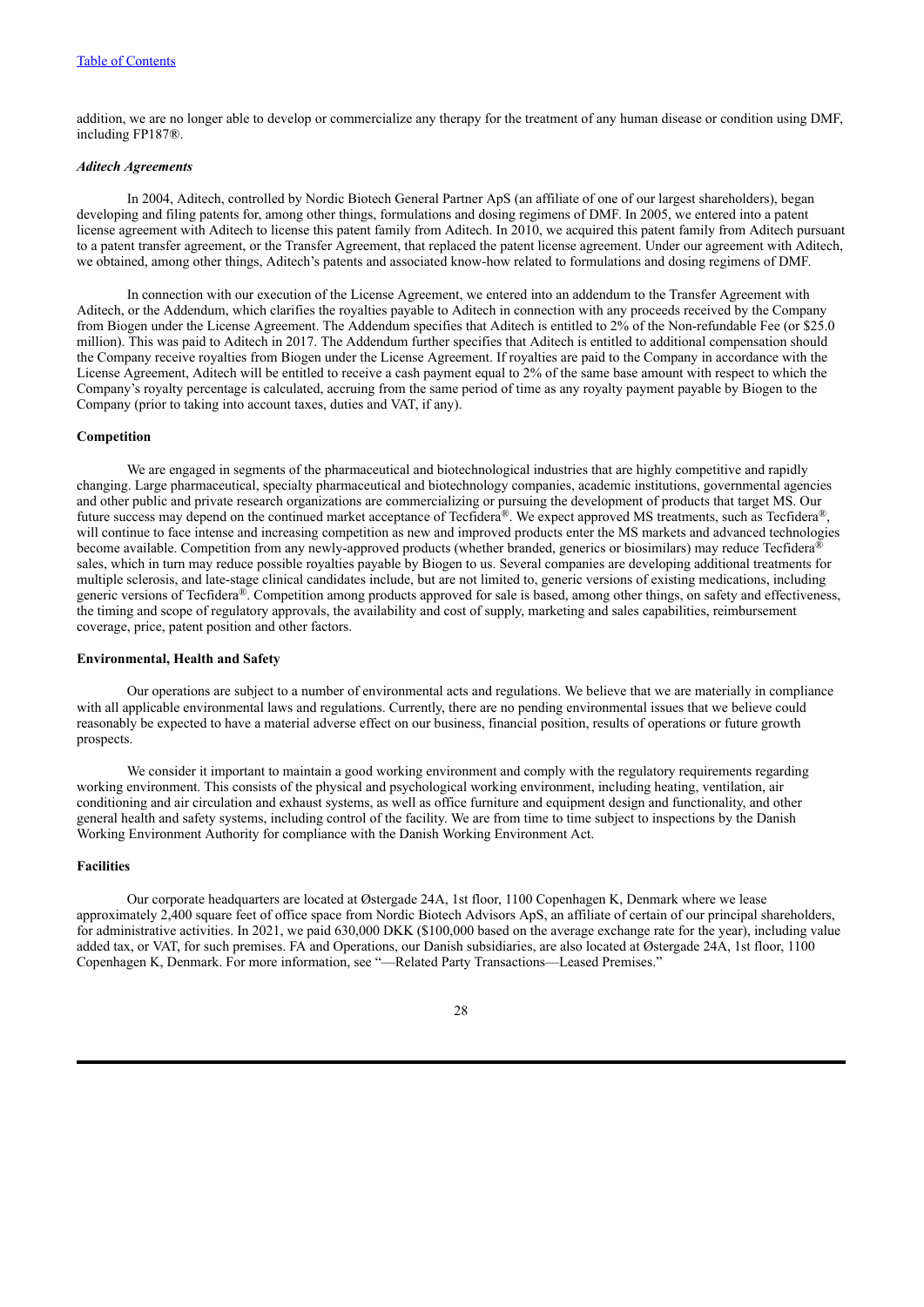addition, we are no longer able to develop or commercialize any therapy for the treatment of any human disease or condition using DMF, including FP187®.

### *Aditech Agreements*

In 2004, Aditech, controlled by Nordic Biotech General Partner ApS (an affiliate of one of our largest shareholders), began developing and filing patents for, among other things, formulations and dosing regimens of DMF. In 2005, we entered into a patent license agreement with Aditech to license this patent family from Aditech. In 2010, we acquired this patent family from Aditech pursuant to a patent transfer agreement, or the Transfer Agreement, that replaced the patent license agreement. Under our agreement with Aditech, we obtained, among other things, Aditech's patents and associated know-how related to formulations and dosing regimens of DMF.

In connection with our execution of the License Agreement, we entered into an addendum to the Transfer Agreement with Aditech, or the Addendum, which clarifies the royalties payable to Aditech in connection with any proceeds received by the Company from Biogen under the License Agreement. The Addendum specifies that Aditech is entitled to 2% of the Non-refundable Fee (or $25.0 million). This was paid to Aditech in 2017. The Addendum further specifies that Aditech is entitled to additional compensation should the Company receive royalties from Biogen under the License Agreement. If royalties are paid to the Company in accordance with the License Agreement, Aditech will be entitled to receive a cash payment equal to 2% of the same base amount with respect to which the Company's royalty percentage is calculated, accruing from the same period of time as any royalty payment payable by Biogen to the Company (prior to taking into account taxes, duties and VAT, if any).

### Competition

We are engaged in segments of the pharmaceutical and biotechnological industries that are highly competitive and rapidly changing. Large pharmaceutical, specialty pharmaceutical and biotechnology companies, academic institutions, governmental agencies and other public and private research organizations are commercializing or pursuing the development of products that target MS. Our future success may depend on the continued market acceptance of Tecfidera®. We expect approved MS treatments, such as Tecfidera®, will continue to face intense and increasing competition as new and improved products enter the MS markets and advanced technologies become available. Competition from any newly-approved products (whether branded, generics or biosimilars) may reduce Tecfidera® sales, which in turn may reduce possible royalties payable by Biogen to us. Several companies are developing additional treatments for multiple sclerosis, and late-stage clinical candidates include, but are not limited to, generic versions of existing medications, including generic versions of Tecfidera®. Competition among products approved for sale is based, among other things, on safety and effectiveness, the timing and scope of regulatory approvals, the availability and cost of supply, marketing and sales capabilities, reimbursement coverage, price, patent position and other factors.

### Environmental, Health and Safety

Our operations are subject to a number of environmental acts and regulations. We believe that we are materially in compliance with all applicable environmental laws and regulations. Currently, there are no pending environmental issues that we believe could reasonably be expected to have a material adverse effect on our business, financial position, results of operations or future growth prospects.

We consider it important to maintain a good working environment and comply with the regulatory requirements regarding working environment. This consists of the physical and psychological working environment, including heating, ventilation, air conditioning and air circulation and exhaust systems, as well as office furniture and equipment design and functionality, and other general health and safety systems, including control of the facility. We are from time to time subject to inspections by the Danish Working Environment Authority for compliance with the Danish Working Environment Act.

### Facilities

Our corporate headquarters are located at Østergade 24A, 1st floor, 1100 Copenhagen K, Denmark where we lease approximately 2,400 square feet of office space from Nordic Biotech Advisors ApS, an affiliate of certain of our principal shareholders, for administrative activities. In 2021, we paid 630,000 DKK ($100,000 based on the average exchange rate for the year), including value added tax, or VAT, for such premises. FA and Operations, our Danish subsidiaries, are also located at Østergade 24A, 1st floor, 1100 Copenhagen K, Denmark. For more information, see "—Related Party Transactions—Leased Premises."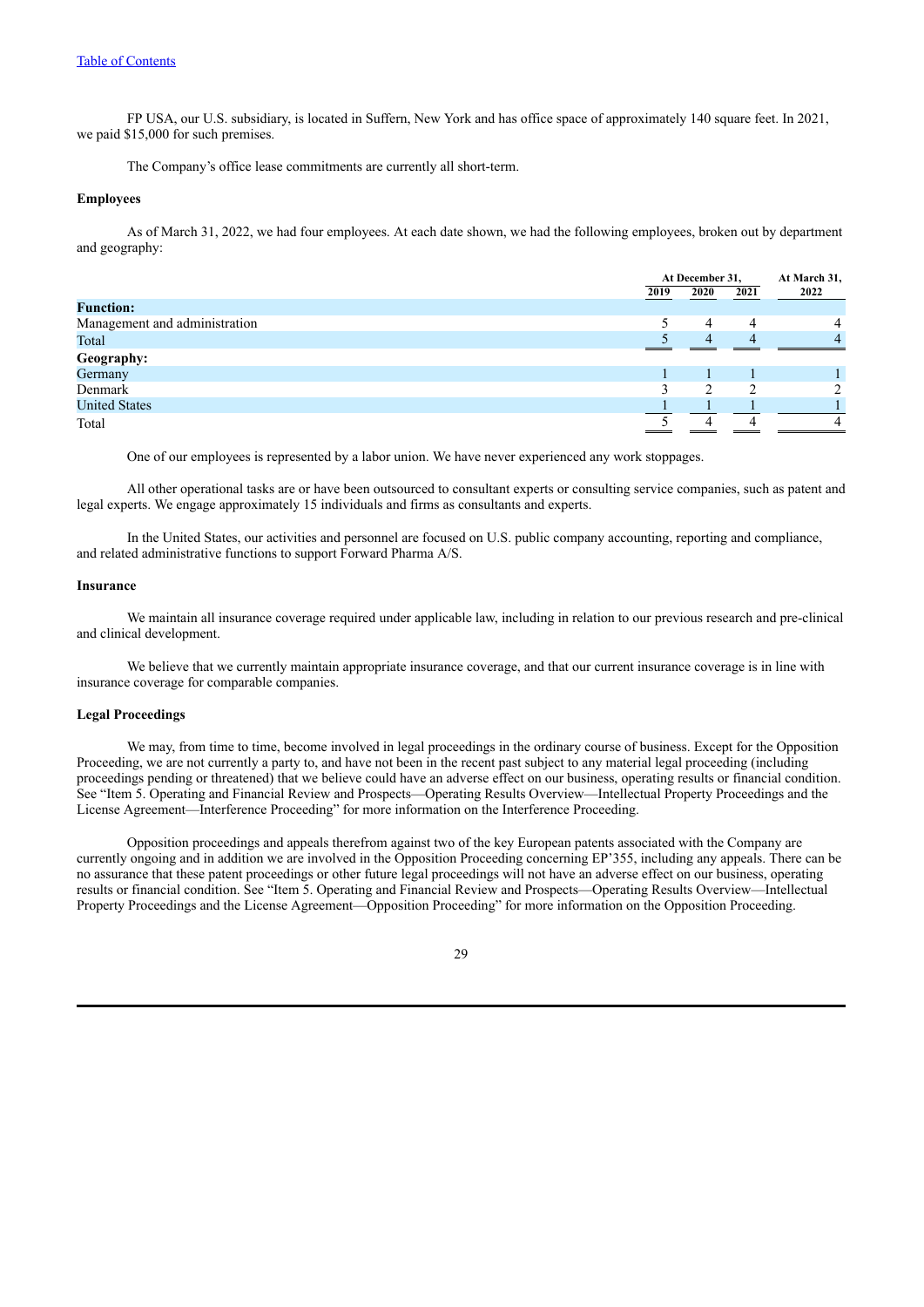FP USA, our U.S. subsidiary, is located in Suffern, New York and has office space of approximately 140 square feet. In 2021, we paid $15,000 for such premises.

The Company's office lease commitments are currently all short-term.

**Employees**

As of March 31, 2022, we had four employees. At each date shown, we had the following employees, broken out by department and geography:

| | At December 31, | | | At March 31, |
|---|---|---|---|---|
| | 2019 | 2020 | 2021 | 2022 |
| **Function:** | | | | |
| Management and administration | 5 | 4 | 4 | 4 |
| Total | 5 | 4 | 4 | 4 |
| **Geography:** | | | | |
| Germany | 1 | 1 | 1 | 1 |
| Denmark | 3 | 2 | 2 | 2 |
| United States | 1 | 1 | 1 | 1 |
| Total | 5 | 4 | 4 | 4 |

One of our employees is represented by a labor union. We have never experienced any work stoppages.

All other operational tasks are or have been outsourced to consultant experts or consulting service companies, such as patent and legal experts. We engage approximately 15 individuals and firms as consultants and experts.

In the United States, our activities and personnel are focused on U.S. public company accounting, reporting and compliance, and related administrative functions to support Forward Pharma A/S.

**Insurance**

We maintain all insurance coverage required under applicable law, including in relation to our previous research and pre-clinical and clinical development.

We believe that we currently maintain appropriate insurance coverage, and that our current insurance coverage is in line with insurance coverage for comparable companies.

**Legal Proceedings**

We may, from time to time, become involved in legal proceedings in the ordinary course of business. Except for the Opposition Proceeding, we are not currently a party to, and have not been in the recent past subject to any material legal proceeding (including proceedings pending or threatened) that we believe could have an adverse effect on our business, operating results or financial condition. See "Item 5. Operating and Financial Review and Prospects—Operating Results Overview—Intellectual Property Proceedings and the License Agreement—Interference Proceeding" for more information on the Interference Proceeding.

Opposition proceedings and appeals therefrom against two of the key European patents associated with the Company are currently ongoing and in addition we are involved in the Opposition Proceeding concerning EP'355, including any appeals. There can be no assurance that these patent proceedings or other future legal proceedings will not have an adverse effect on our business, operating results or financial condition. See "Item 5. Operating and Financial Review and Prospects—Operating Results Overview—Intellectual Property Proceedings and the License Agreement—Opposition Proceeding" for more information on the Opposition Proceeding.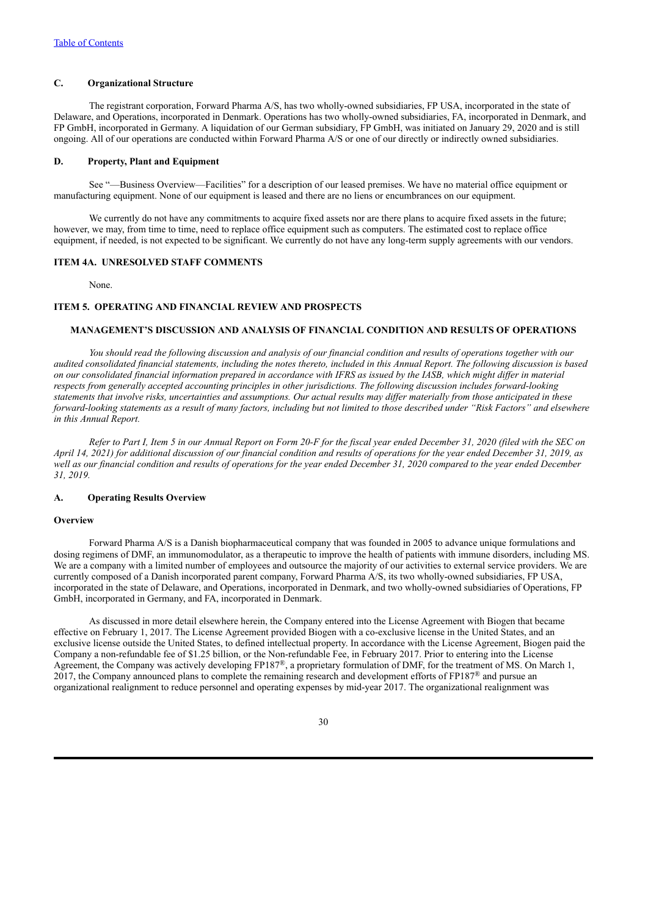### C. Organizational Structure

The registrant corporation, Forward Pharma A/S, has two wholly-owned subsidiaries, FP USA, incorporated in the state of Delaware, and Operations, incorporated in Denmark. Operations has two wholly-owned subsidiaries, FA, incorporated in Denmark, and FP GmbH, incorporated in Germany. A liquidation of our German subsidiary, FP GmbH, was initiated on January 29, 2020 and is still ongoing. All of our operations are conducted within Forward Pharma A/S or one of our directly or indirectly owned subsidiaries.

### D. Property, Plant and Equipment

See "—Business Overview—Facilities" for a description of our leased premises. We have no material office equipment or manufacturing equipment. None of our equipment is leased and there are no liens or encumbrances on our equipment.

We currently do not have any commitments to acquire fixed assets nor are there plans to acquire fixed assets in the future; however, we may, from time to time, need to replace office equipment such as computers. The estimated cost to replace office equipment, if needed, is not expected to be significant. We currently do not have any long-term supply agreements with our vendors.

## ITEM 4A. UNRESOLVED STAFF COMMENTS

None.

## ITEM 5. OPERATING AND FINANCIAL REVIEW AND PROSPECTS

### MANAGEMENT'S DISCUSSION AND ANALYSIS OF FINANCIAL CONDITION AND RESULTS OF OPERATIONS

*You should read the following discussion and analysis of our financial condition and results of operations together with our audited consolidated financial statements, including the notes thereto, included in this Annual Report. The following discussion is based on our consolidated financial information prepared in accordance with IFRS as issued by the IASB, which might differ in material respects from generally accepted accounting principles in other jurisdictions. The following discussion includes forward-looking statements that involve risks, uncertainties and assumptions. Our actual results may differ materially from those anticipated in these forward-looking statements as a result of many factors, including but not limited to those described under "Risk Factors" and elsewhere in this Annual Report.*

*Refer to Part I, Item 5 in our Annual Report on Form 20-F for the fiscal year ended December 31, 2020 (filed with the SEC on April 14, 2021) for additional discussion of our financial condition and results of operations for the year ended December 31, 2019, as well as our financial condition and results of operations for the year ended December 31, 2020 compared to the year ended December 31, 2019.*

### A. Operating Results Overview

#### Overview

Forward Pharma A/S is a Danish biopharmaceutical company that was founded in 2005 to advance unique formulations and dosing regimens of DMF, an immunomodulator, as a therapeutic to improve the health of patients with immune disorders, including MS. We are a company with a limited number of employees and outsource the majority of our activities to external service providers. We are currently composed of a Danish incorporated parent company, Forward Pharma A/S, its two wholly-owned subsidiaries, FP USA, incorporated in the state of Delaware, and Operations, incorporated in Denmark, and two wholly-owned subsidiaries of Operations, FP GmbH, incorporated in Germany, and FA, incorporated in Denmark.

As discussed in more detail elsewhere herein, the Company entered into the License Agreement with Biogen that became effective on February 1, 2017. The License Agreement provided Biogen with a co-exclusive license in the United States, and an exclusive license outside the United States, to defined intellectual property. In accordance with the License Agreement, Biogen paid the Company a non-refundable fee of $1.25 billion, or the Non-refundable Fee, in February 2017. Prior to entering into the License Agreement, the Company was actively developing FP187®, a proprietary formulation of DMF, for the treatment of MS. On March 1, 2017, the Company announced plans to complete the remaining research and development efforts of FP187® and pursue an organizational realignment to reduce personnel and operating expenses by mid-year 2017. The organizational realignment was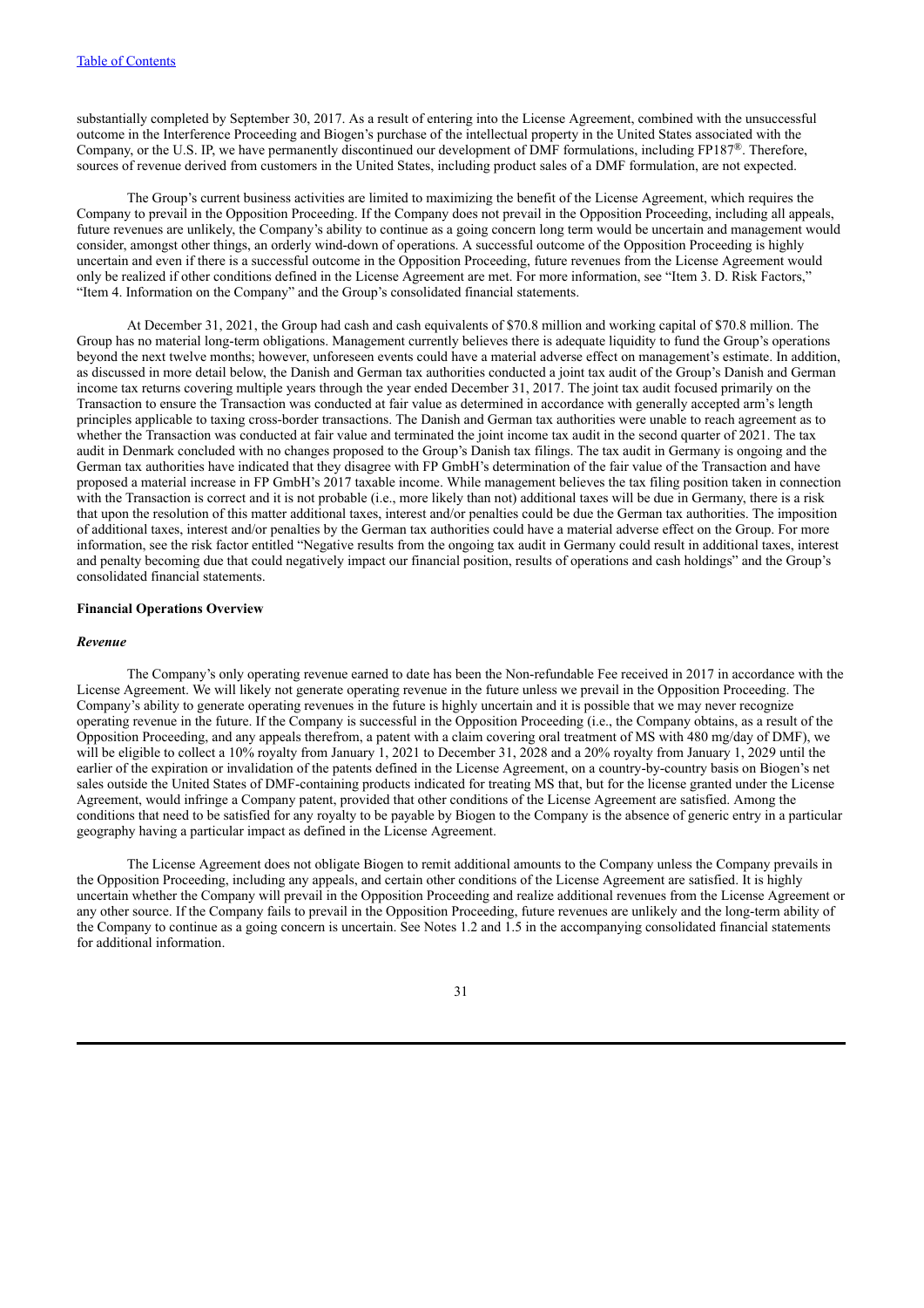substantially completed by September 30, 2017. As a result of entering into the License Agreement, combined with the unsuccessful outcome in the Interference Proceeding and Biogen's purchase of the intellectual property in the United States associated with the Company, or the U.S. IP, we have permanently discontinued our development of DMF formulations, including FP187®. Therefore, sources of revenue derived from customers in the United States, including product sales of a DMF formulation, are not expected.

The Group's current business activities are limited to maximizing the benefit of the License Agreement, which requires the Company to prevail in the Opposition Proceeding. If the Company does not prevail in the Opposition Proceeding, including all appeals, future revenues are unlikely, the Company's ability to continue as a going concern long term would be uncertain and management would consider, amongst other things, an orderly wind-down of operations. A successful outcome of the Opposition Proceeding is highly uncertain and even if there is a successful outcome in the Opposition Proceeding, future revenues from the License Agreement would only be realized if other conditions defined in the License Agreement are met. For more information, see "Item 3. D. Risk Factors," "Item 4. Information on the Company" and the Group's consolidated financial statements.

At December 31, 2021, the Group had cash and cash equivalents of $70.8 million and working capital of $70.8 million. The Group has no material long-term obligations. Management currently believes there is adequate liquidity to fund the Group's operations beyond the next twelve months; however, unforeseen events could have a material adverse effect on management's estimate. In addition, as discussed in more detail below, the Danish and German tax authorities conducted a joint tax audit of the Group's Danish and German income tax returns covering multiple years through the year ended December 31, 2017. The joint tax audit focused primarily on the Transaction to ensure the Transaction was conducted at fair value as determined in accordance with generally accepted arm's length principles applicable to taxing cross-border transactions. The Danish and German tax authorities were unable to reach agreement as to whether the Transaction was conducted at fair value and terminated the joint income tax audit in the second quarter of 2021. The tax audit in Denmark concluded with no changes proposed to the Group's Danish tax filings. The tax audit in Germany is ongoing and the German tax authorities have indicated that they disagree with FP GmbH's determination of the fair value of the Transaction and have proposed a material increase in FP GmbH's 2017 taxable income. While management believes the tax filing position taken in connection with the Transaction is correct and it is not probable (i.e., more likely than not) additional taxes will be due in Germany, there is a risk that upon the resolution of this matter additional taxes, interest and/or penalties could be due the German tax authorities. The imposition of additional taxes, interest and/or penalties by the German tax authorities could have a material adverse effect on the Group. For more information, see the risk factor entitled "Negative results from the ongoing tax audit in Germany could result in additional taxes, interest and penalty becoming due that could negatively impact our financial position, results of operations and cash holdings" and the Group's consolidated financial statements.

**Financial Operations Overview**

***Revenue***

The Company's only operating revenue earned to date has been the Non-refundable Fee received in 2017 in accordance with the License Agreement. We will likely not generate operating revenue in the future unless we prevail in the Opposition Proceeding. The Company's ability to generate operating revenues in the future is highly uncertain and it is possible that we may never recognize operating revenue in the future. If the Company is successful in the Opposition Proceeding (i.e., the Company obtains, as a result of the Opposition Proceeding, and any appeals therefrom, a patent with a claim covering oral treatment of MS with 480 mg/day of DMF), we will be eligible to collect a 10% royalty from January 1, 2021 to December 31, 2028 and a 20% royalty from January 1, 2029 until the earlier of the expiration or invalidation of the patents defined in the License Agreement, on a country-by-country basis on Biogen's net sales outside the United States of DMF-containing products indicated for treating MS that, but for the license granted under the License Agreement, would infringe a Company patent, provided that other conditions of the License Agreement are satisfied. Among the conditions that need to be satisfied for any royalty to be payable by Biogen to the Company is the absence of generic entry in a particular geography having a particular impact as defined in the License Agreement.

The License Agreement does not obligate Biogen to remit additional amounts to the Company unless the Company prevails in the Opposition Proceeding, including any appeals, and certain other conditions of the License Agreement are satisfied. It is highly uncertain whether the Company will prevail in the Opposition Proceeding and realize additional revenues from the License Agreement or any other source. If the Company fails to prevail in the Opposition Proceeding, future revenues are unlikely and the long-term ability of the Company to continue as a going concern is uncertain. See Notes 1.2 and 1.5 in the accompanying consolidated financial statements for additional information.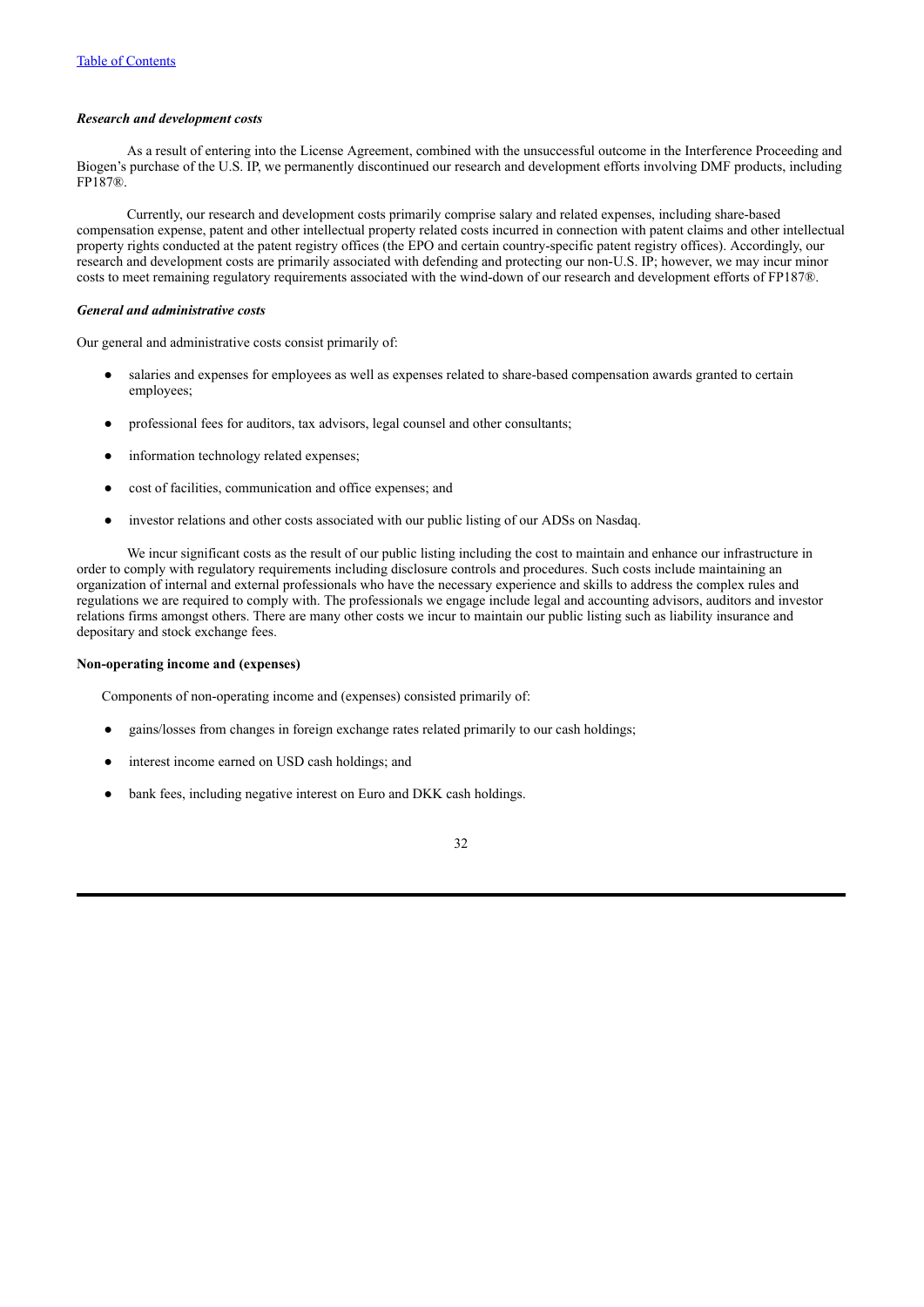### *Research and development costs*

As a result of entering into the License Agreement, combined with the unsuccessful outcome in the Interference Proceeding and Biogen's purchase of the U.S. IP, we permanently discontinued our research and development efforts involving DMF products, including FP187®.

Currently, our research and development costs primarily comprise salary and related expenses, including share-based compensation expense, patent and other intellectual property related costs incurred in connection with patent claims and other intellectual property rights conducted at the patent registry offices (the EPO and certain country-specific patent registry offices). Accordingly, our research and development costs are primarily associated with defending and protecting our non-U.S. IP; however, we may incur minor costs to meet remaining regulatory requirements associated with the wind-down of our research and development efforts of FP187®.

### *General and administrative costs*

Our general and administrative costs consist primarily of:

- salaries and expenses for employees as well as expenses related to share-based compensation awards granted to certain employees;
- professional fees for auditors, tax advisors, legal counsel and other consultants;
- information technology related expenses;
- cost of facilities, communication and office expenses; and
- investor relations and other costs associated with our public listing of our ADSs on Nasdaq.

We incur significant costs as the result of our public listing including the cost to maintain and enhance our infrastructure in order to comply with regulatory requirements including disclosure controls and procedures. Such costs include maintaining an organization of internal and external professionals who have the necessary experience and skills to address the complex rules and regulations we are required to comply with. The professionals we engage include legal and accounting advisors, auditors and investor relations firms amongst others. There are many other costs we incur to maintain our public listing such as liability insurance and depositary and stock exchange fees.

### **Non-operating income and (expenses)**

Components of non-operating income and (expenses) consisted primarily of:

- gains/losses from changes in foreign exchange rates related primarily to our cash holdings;
- interest income earned on USD cash holdings; and
- bank fees, including negative interest on Euro and DKK cash holdings.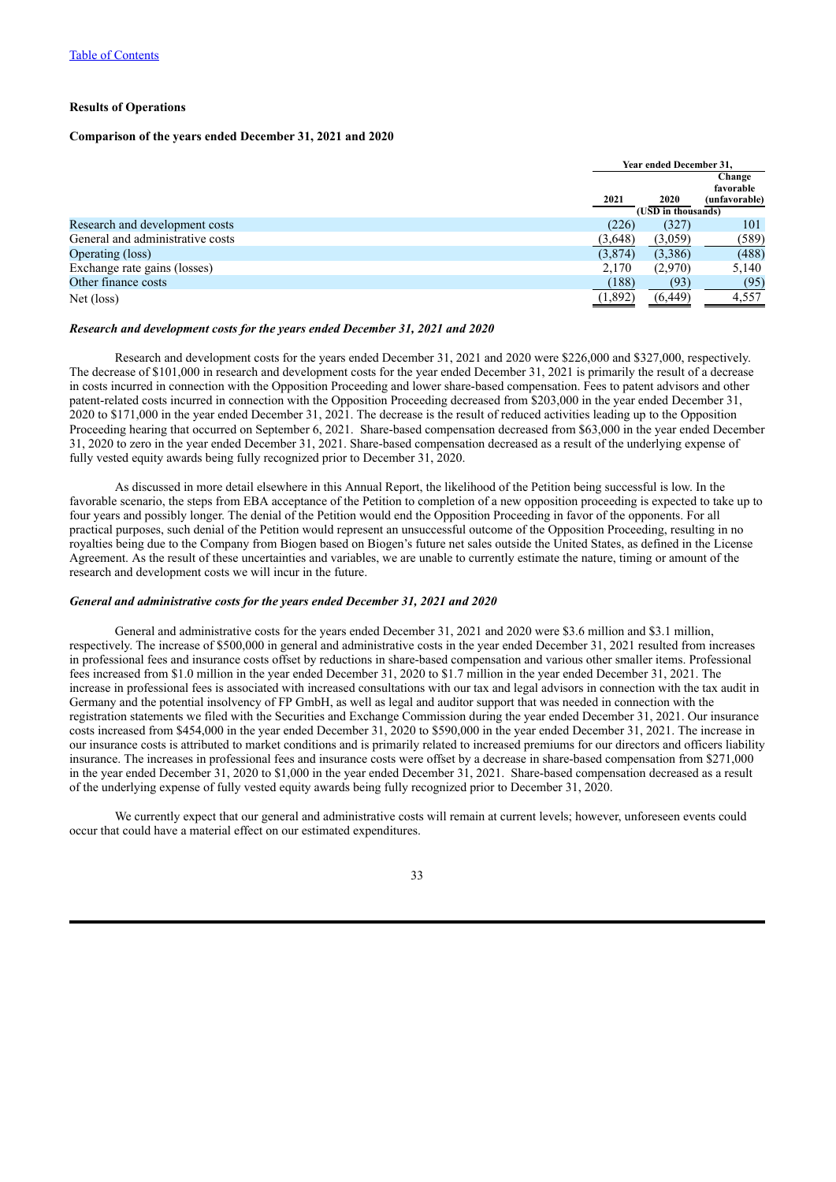## Results of Operations

### Comparison of the years ended December 31, 2021 and 2020

| | Year ended December 31, | | |
|---|---|---|---|
| | 2021 | 2020 | Change favorable (unfavorable) |
| | (USD in thousands) | | |
| Research and development costs | (226) | (327) | 101 |
| General and administrative costs | (3,648) | (3,059) | (589) |
| Operating (loss) | (3,874) | (3,386) | (488) |
| Exchange rate gains (losses) | 2,170 | (2,970) | 5,140 |
| Other finance costs | (188) | (93) | (95) |
| Net (loss) | (1,892) | (6,449) | 4,557 |

***Research and development costs for the years ended December 31, 2021 and 2020***

Research and development costs for the years ended December 31, 2021 and 2020 were $226,000 and $327,000, respectively. The decrease of $101,000 in research and development costs for the year ended December 31, 2021 is primarily the result of a decrease in costs incurred in connection with the Opposition Proceeding and lower share-based compensation. Fees to patent advisors and other patent-related costs incurred in connection with the Opposition Proceeding decreased from $203,000 in the year ended December 31, 2020 to $171,000 in the year ended December 31, 2021. The decrease is the result of reduced activities leading up to the Opposition Proceeding hearing that occurred on September 6, 2021. Share-based compensation decreased from $63,000 in the year ended December 31, 2020 to zero in the year ended December 31, 2021. Share-based compensation decreased as a result of the underlying expense of fully vested equity awards being fully recognized prior to December 31, 2020.

As discussed in more detail elsewhere in this Annual Report, the likelihood of the Petition being successful is low. In the favorable scenario, the steps from EBA acceptance of the Petition to completion of a new opposition proceeding is expected to take up to four years and possibly longer. The denial of the Petition would end the Opposition Proceeding in favor of the opponents. For all practical purposes, such denial of the Petition would represent an unsuccessful outcome of the Opposition Proceeding, resulting in no royalties being due to the Company from Biogen based on Biogen's future net sales outside the United States, as defined in the License Agreement. As the result of these uncertainties and variables, we are unable to currently estimate the nature, timing or amount of the research and development costs we will incur in the future.

***General and administrative costs for the years ended December 31, 2021 and 2020***

General and administrative costs for the years ended December 31, 2021 and 2020 were $3.6 million and $3.1 million, respectively. The increase of $500,000 in general and administrative costs in the year ended December 31, 2021 resulted from increases in professional fees and insurance costs offset by reductions in share-based compensation and various other smaller items. Professional fees increased from $1.0 million in the year ended December 31, 2020 to $1.7 million in the year ended December 31, 2021. The increase in professional fees is associated with increased consultations with our tax and legal advisors in connection with the tax audit in Germany and the potential insolvency of FP GmbH, as well as legal and auditor support that was needed in connection with the registration statements we filed with the Securities and Exchange Commission during the year ended December 31, 2021. Our insurance costs increased from $454,000 in the year ended December 31, 2020 to $590,000 in the year ended December 31, 2021. The increase in our insurance costs is attributed to market conditions and is primarily related to increased premiums for our directors and officers liability insurance. The increases in professional fees and insurance costs were offset by a decrease in share-based compensation from $271,000 in the year ended December 31, 2020 to $1,000 in the year ended December 31, 2021. Share-based compensation decreased as a result of the underlying expense of fully vested equity awards being fully recognized prior to December 31, 2020.

We currently expect that our general and administrative costs will remain at current levels; however, unforeseen events could occur that could have a material effect on our estimated expenditures.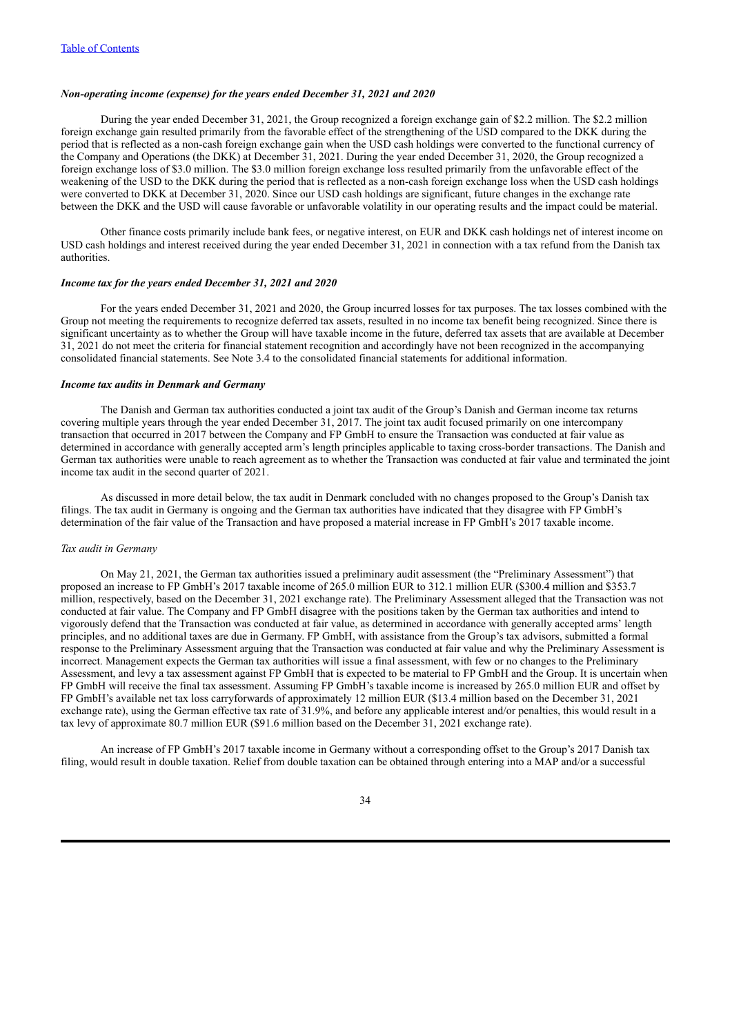*Non-operating income (expense) for the years ended December 31, 2021 and 2020*

During the year ended December 31, 2021, the Group recognized a foreign exchange gain of $2.2 million. The $2.2 million foreign exchange gain resulted primarily from the favorable effect of the strengthening of the USD compared to the DKK during the period that is reflected as a non-cash foreign exchange gain when the USD cash holdings were converted to the functional currency of the Company and Operations (the DKK) at December 31, 2021. During the year ended December 31, 2020, the Group recognized a foreign exchange loss of $3.0 million. The $3.0 million foreign exchange loss resulted primarily from the unfavorable effect of the weakening of the USD to the DKK during the period that is reflected as a non-cash foreign exchange loss when the USD cash holdings were converted to DKK at December 31, 2020. Since our USD cash holdings are significant, future changes in the exchange rate between the DKK and the USD will cause favorable or unfavorable volatility in our operating results and the impact could be material.

Other finance costs primarily include bank fees, or negative interest, on EUR and DKK cash holdings net of interest income on USD cash holdings and interest received during the year ended December 31, 2021 in connection with a tax refund from the Danish tax authorities.

*Income tax for the years ended December 31, 2021 and 2020*

For the years ended December 31, 2021 and 2020, the Group incurred losses for tax purposes. The tax losses combined with the Group not meeting the requirements to recognize deferred tax assets, resulted in no income tax benefit being recognized. Since there is significant uncertainty as to whether the Group will have taxable income in the future, deferred tax assets that are available at December 31, 2021 do not meet the criteria for financial statement recognition and accordingly have not been recognized in the accompanying consolidated financial statements. See Note 3.4 to the consolidated financial statements for additional information.

*Income tax audits in Denmark and Germany*

The Danish and German tax authorities conducted a joint tax audit of the Group's Danish and German income tax returns covering multiple years through the year ended December 31, 2017. The joint tax audit focused primarily on one intercompany transaction that occurred in 2017 between the Company and FP GmbH to ensure the Transaction was conducted at fair value as determined in accordance with generally accepted arm's length principles applicable to taxing cross-border transactions. The Danish and German tax authorities were unable to reach agreement as to whether the Transaction was conducted at fair value and terminated the joint income tax audit in the second quarter of 2021.

As discussed in more detail below, the tax audit in Denmark concluded with no changes proposed to the Group's Danish tax filings. The tax audit in Germany is ongoing and the German tax authorities have indicated that they disagree with FP GmbH's determination of the fair value of the Transaction and have proposed a material increase in FP GmbH's 2017 taxable income.

*Tax audit in Germany*

On May 21, 2021, the German tax authorities issued a preliminary audit assessment (the "Preliminary Assessment") that proposed an increase to FP GmbH's 2017 taxable income of 265.0 million EUR to 312.1 million EUR ($300.4 million and $353.7 million, respectively, based on the December 31, 2021 exchange rate). The Preliminary Assessment alleged that the Transaction was not conducted at fair value. The Company and FP GmbH disagree with the positions taken by the German tax authorities and intend to vigorously defend that the Transaction was conducted at fair value, as determined in accordance with generally accepted arms' length principles, and no additional taxes are due in Germany. FP GmbH, with assistance from the Group's tax advisors, submitted a formal response to the Preliminary Assessment arguing that the Transaction was conducted at fair value and why the Preliminary Assessment is incorrect. Management expects the German tax authorities will issue a final assessment, with few or no changes to the Preliminary Assessment, and levy a tax assessment against FP GmbH that is expected to be material to FP GmbH and the Group. It is uncertain when FP GmbH will receive the final tax assessment. Assuming FP GmbH's taxable income is increased by 265.0 million EUR and offset by FP GmbH's available net tax loss carryforwards of approximately 12 million EUR ($13.4 million based on the December 31, 2021 exchange rate), using the German effective tax rate of 31.9%, and before any applicable interest and/or penalties, this would result in a tax levy of approximate 80.7 million EUR ($91.6 million based on the December 31, 2021 exchange rate).

An increase of FP GmbH's 2017 taxable income in Germany without a corresponding offset to the Group's 2017 Danish tax filing, would result in double taxation. Relief from double taxation can be obtained through entering into a MAP and/or a successful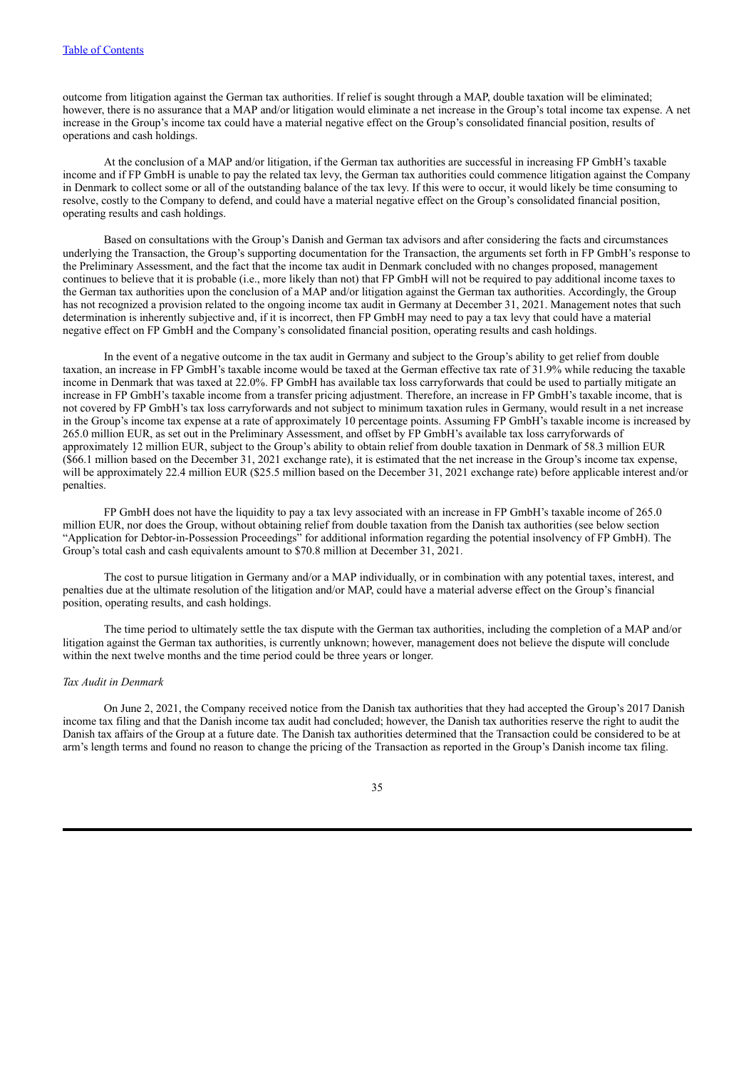outcome from litigation against the German tax authorities. If relief is sought through a MAP, double taxation will be eliminated; however, there is no assurance that a MAP and/or litigation would eliminate a net increase in the Group's total income tax expense. A net increase in the Group's income tax could have a material negative effect on the Group's consolidated financial position, results of operations and cash holdings.

At the conclusion of a MAP and/or litigation, if the German tax authorities are successful in increasing FP GmbH's taxable income and if FP GmbH is unable to pay the related tax levy, the German tax authorities could commence litigation against the Company in Denmark to collect some or all of the outstanding balance of the tax levy. If this were to occur, it would likely be time consuming to resolve, costly to the Company to defend, and could have a material negative effect on the Group's consolidated financial position, operating results and cash holdings.

Based on consultations with the Group's Danish and German tax advisors and after considering the facts and circumstances underlying the Transaction, the Group's supporting documentation for the Transaction, the arguments set forth in FP GmbH's response to the Preliminary Assessment, and the fact that the income tax audit in Denmark concluded with no changes proposed, management continues to believe that it is probable (i.e., more likely than not) that FP GmbH will not be required to pay additional income taxes to the German tax authorities upon the conclusion of a MAP and/or litigation against the German tax authorities. Accordingly, the Group has not recognized a provision related to the ongoing income tax audit in Germany at December 31, 2021. Management notes that such determination is inherently subjective and, if it is incorrect, then FP GmbH may need to pay a tax levy that could have a material negative effect on FP GmbH and the Company's consolidated financial position, operating results and cash holdings.

In the event of a negative outcome in the tax audit in Germany and subject to the Group's ability to get relief from double taxation, an increase in FP GmbH's taxable income would be taxed at the German effective tax rate of 31.9% while reducing the taxable income in Denmark that was taxed at 22.0%. FP GmbH has available tax loss carryforwards that could be used to partially mitigate an increase in FP GmbH's taxable income from a transfer pricing adjustment. Therefore, an increase in FP GmbH's taxable income, that is not covered by FP GmbH's tax loss carryforwards and not subject to minimum taxation rules in Germany, would result in a net increase in the Group's income tax expense at a rate of approximately 10 percentage points. Assuming FP GmbH's taxable income is increased by 265.0 million EUR, as set out in the Preliminary Assessment, and offset by FP GmbH's available tax loss carryforwards of approximately 12 million EUR, subject to the Group's ability to obtain relief from double taxation in Denmark of 58.3 million EUR ($66.1 million based on the December 31, 2021 exchange rate), it is estimated that the net increase in the Group's income tax expense, will be approximately 22.4 million EUR ($25.5 million based on the December 31, 2021 exchange rate) before applicable interest and/or penalties.

FP GmbH does not have the liquidity to pay a tax levy associated with an increase in FP GmbH's taxable income of 265.0 million EUR, nor does the Group, without obtaining relief from double taxation from the Danish tax authorities (see below section "Application for Debtor-in-Possession Proceedings" for additional information regarding the potential insolvency of FP GmbH). The Group's total cash and cash equivalents amount to $70.8 million at December 31, 2021.

The cost to pursue litigation in Germany and/or a MAP individually, or in combination with any potential taxes, interest, and penalties due at the ultimate resolution of the litigation and/or MAP, could have a material adverse effect on the Group's financial position, operating results, and cash holdings.

The time period to ultimately settle the tax dispute with the German tax authorities, including the completion of a MAP and/or litigation against the German tax authorities, is currently unknown; however, management does not believe the dispute will conclude within the next twelve months and the time period could be three years or longer.

*Tax Audit in Denmark*

On June 2, 2021, the Company received notice from the Danish tax authorities that they had accepted the Group's 2017 Danish income tax filing and that the Danish income tax audit had concluded; however, the Danish tax authorities reserve the right to audit the Danish tax affairs of the Group at a future date. The Danish tax authorities determined that the Transaction could be considered to be at arm's length terms and found no reason to change the pricing of the Transaction as reported in the Group's Danish income tax filing.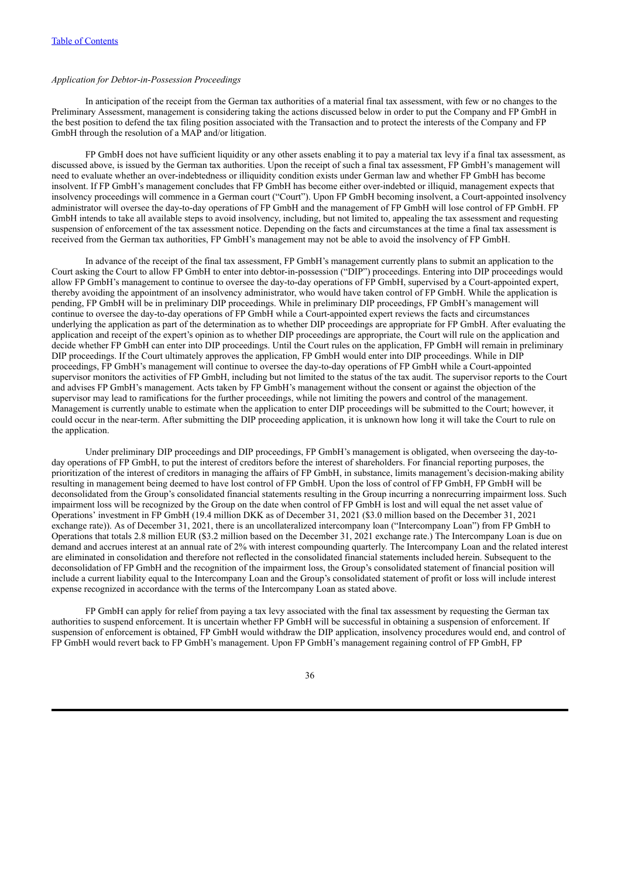*Application for Debtor-in-Possession Proceedings*

In anticipation of the receipt from the German tax authorities of a material final tax assessment, with few or no changes to the Preliminary Assessment, management is considering taking the actions discussed below in order to put the Company and FP GmbH in the best position to defend the tax filing position associated with the Transaction and to protect the interests of the Company and FP GmbH through the resolution of a MAP and/or litigation.

FP GmbH does not have sufficient liquidity or any other assets enabling it to pay a material tax levy if a final tax assessment, as discussed above, is issued by the German tax authorities. Upon the receipt of such a final tax assessment, FP GmbH's management will need to evaluate whether an over-indebtedness or illiquidity condition exists under German law and whether FP GmbH has become insolvent. If FP GmbH's management concludes that FP GmbH has become either over-indebted or illiquid, management expects that insolvency proceedings will commence in a German court ("Court"). Upon FP GmbH becoming insolvent, a Court-appointed insolvency administrator will oversee the day-to-day operations of FP GmbH and the management of FP GmbH will lose control of FP GmbH. FP GmbH intends to take all available steps to avoid insolvency, including, but not limited to, appealing the tax assessment and requesting suspension of enforcement of the tax assessment notice. Depending on the facts and circumstances at the time a final tax assessment is received from the German tax authorities, FP GmbH's management may not be able to avoid the insolvency of FP GmbH.

In advance of the receipt of the final tax assessment, FP GmbH's management currently plans to submit an application to the Court asking the Court to allow FP GmbH to enter into debtor-in-possession ("DIP") proceedings. Entering into DIP proceedings would allow FP GmbH's management to continue to oversee the day-to-day operations of FP GmbH, supervised by a Court-appointed expert, thereby avoiding the appointment of an insolvency administrator, who would have taken control of FP GmbH. While the application is pending, FP GmbH will be in preliminary DIP proceedings. While in preliminary DIP proceedings, FP GmbH's management will continue to oversee the day-to-day operations of FP GmbH while a Court-appointed expert reviews the facts and circumstances underlying the application as part of the determination as to whether DIP proceedings are appropriate for FP GmbH. After evaluating the application and receipt of the expert's opinion as to whether DIP proceedings are appropriate, the Court will rule on the application and decide whether FP GmbH can enter into DIP proceedings. Until the Court rules on the application, FP GmbH will remain in preliminary DIP proceedings. If the Court ultimately approves the application, FP GmbH would enter into DIP proceedings. While in DIP proceedings, FP GmbH's management will continue to oversee the day-to-day operations of FP GmbH while a Court-appointed supervisor monitors the activities of FP GmbH, including but not limited to the status of the tax audit. The supervisor reports to the Court and advises FP GmbH's management. Acts taken by FP GmbH's management without the consent or against the objection of the supervisor may lead to ramifications for the further proceedings, while not limiting the powers and control of the management. Management is currently unable to estimate when the application to enter DIP proceedings will be submitted to the Court; however, it could occur in the near-term. After submitting the DIP proceeding application, it is unknown how long it will take the Court to rule on the application.

Under preliminary DIP proceedings and DIP proceedings, FP GmbH's management is obligated, when overseeing the day-to-day operations of FP GmbH, to put the interest of creditors before the interest of shareholders. For financial reporting purposes, the prioritization of the interest of creditors in managing the affairs of FP GmbH, in substance, limits management's decision-making ability resulting in management being deemed to have lost control of FP GmbH. Upon the loss of control of FP GmbH, FP GmbH will be deconsolidated from the Group's consolidated financial statements resulting in the Group incurring a nonrecurring impairment loss. Such impairment loss will be recognized by the Group on the date when control of FP GmbH is lost and will equal the net asset value of Operations' investment in FP GmbH (19.4 million DKK as of December 31, 2021 ($3.0 million based on the December 31, 2021 exchange rate)). As of December 31, 2021, there is an uncollateralized intercompany loan ("Intercompany Loan") from FP GmbH to Operations that totals 2.8 million EUR ($3.2 million based on the December 31, 2021 exchange rate.) The Intercompany Loan is due on demand and accrues interest at an annual rate of 2% with interest compounding quarterly. The Intercompany Loan and the related interest are eliminated in consolidation and therefore not reflected in the consolidated financial statements included herein. Subsequent to the deconsolidation of FP GmbH and the recognition of the impairment loss, the Group's consolidated statement of financial position will include a current liability equal to the Intercompany Loan and the Group's consolidated statement of profit or loss will include interest expense recognized in accordance with the terms of the Intercompany Loan as stated above.

FP GmbH can apply for relief from paying a tax levy associated with the final tax assessment by requesting the German tax authorities to suspend enforcement. It is uncertain whether FP GmbH will be successful in obtaining a suspension of enforcement. If suspension of enforcement is obtained, FP GmbH would withdraw the DIP application, insolvency procedures would end, and control of FP GmbH would revert back to FP GmbH's management. Upon FP GmbH's management regaining control of FP GmbH, FP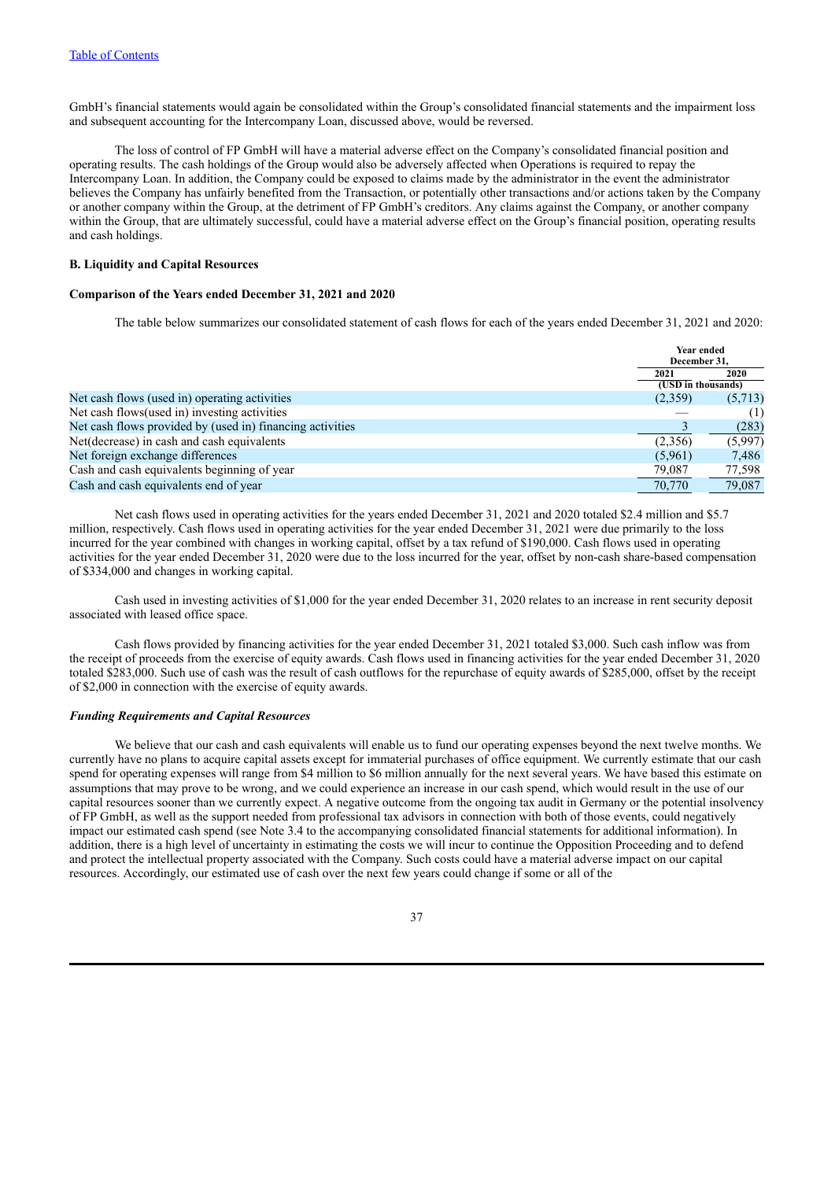GmbH's financial statements would again be consolidated within the Group's consolidated financial statements and the impairment loss and subsequent accounting for the Intercompany Loan, discussed above, would be reversed.

The loss of control of FP GmbH will have a material adverse effect on the Company's consolidated financial position and operating results. The cash holdings of the Group would also be adversely affected when Operations is required to repay the Intercompany Loan. In addition, the Company could be exposed to claims made by the administrator in the event the administrator believes the Company has unfairly benefited from the Transaction, or potentially other transactions and/or actions taken by the Company or another company within the Group, at the detriment of FP GmbH's creditors. Any claims against the Company, or another company within the Group, that are ultimately successful, could have a material adverse effect on the Group's financial position, operating results and cash holdings.

### B. Liquidity and Capital Resources

#### Comparison of the Years ended December 31, 2021 and 2020

The table below summarizes our consolidated statement of cash flows for each of the years ended December 31, 2021 and 2020:

| | Year ended December 31, | |
|---|---|---|
| | 2021 | 2020 |
| | (USD in thousands) | |
| Net cash flows (used in) operating activities | (2,359) | (5,713) |
| Net cash flows(used in) investing activities | — | (1) |
| Net cash flows provided by (used in) financing activities | 3 | (283) |
| Net(decrease) in cash and cash equivalents | (2,356) | (5,997) |
| Net foreign exchange differences | (5,961) | 7,486 |
| Cash and cash equivalents beginning of year | 79,087 | 77,598 |
| Cash and cash equivalents end of year | 70,770 | 79,087 |

Net cash flows used in operating activities for the years ended December 31, 2021 and 2020 totaled $2.4 million and $5.7 million, respectively. Cash flows used in operating activities for the year ended December 31, 2021 were due primarily to the loss incurred for the year combined with changes in working capital, offset by a tax refund of $190,000. Cash flows used in operating activities for the year ended December 31, 2020 were due to the loss incurred for the year, offset by non-cash share-based compensation of $334,000 and changes in working capital.

Cash used in investing activities of $1,000 for the year ended December 31, 2020 relates to an increase in rent security deposit associated with leased office space.

Cash flows provided by financing activities for the year ended December 31, 2021 totaled $3,000. Such cash inflow was from the receipt of proceeds from the exercise of equity awards. Cash flows used in financing activities for the year ended December 31, 2020 totaled $283,000. Such use of cash was the result of cash outflows for the repurchase of equity awards of $285,000, offset by the receipt of $2,000 in connection with the exercise of equity awards.

#### *Funding Requirements and Capital Resources*

We believe that our cash and cash equivalents will enable us to fund our operating expenses beyond the next twelve months. We currently have no plans to acquire capital assets except for immaterial purchases of office equipment. We currently estimate that our cash spend for operating expenses will range from $4 million to $6 million annually for the next several years. We have based this estimate on assumptions that may prove to be wrong, and we could experience an increase in our cash spend, which would result in the use of our capital resources sooner than we currently expect. A negative outcome from the ongoing tax audit in Germany or the potential insolvency of FP GmbH, as well as the support needed from professional tax advisors in connection with both of those events, could negatively impact our estimated cash spend (see Note 3.4 to the accompanying consolidated financial statements for additional information). In addition, there is a high level of uncertainty in estimating the costs we will incur to continue the Opposition Proceeding and to defend and protect the intellectual property associated with the Company. Such costs could have a material adverse impact on our capital resources. Accordingly, our estimated use of cash over the next few years could change if some or all of the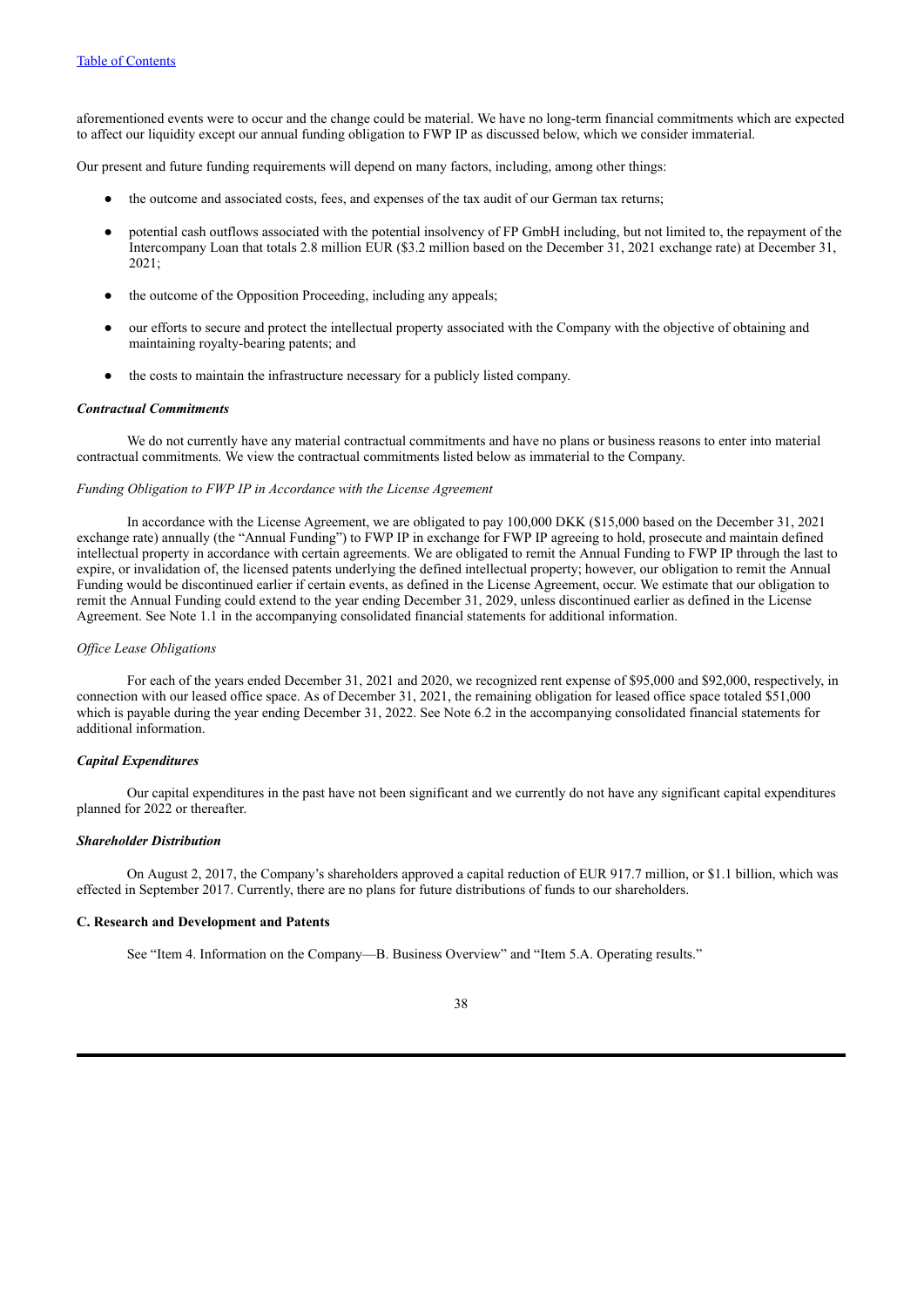aforementioned events were to occur and the change could be material. We have no long-term financial commitments which are expected to affect our liquidity except our annual funding obligation to FWP IP as discussed below, which we consider immaterial.

Our present and future funding requirements will depend on many factors, including, among other things:

- the outcome and associated costs, fees, and expenses of the tax audit of our German tax returns;
- potential cash outflows associated with the potential insolvency of FP GmbH including, but not limited to, the repayment of the Intercompany Loan that totals 2.8 million EUR ($3.2 million based on the December 31, 2021 exchange rate) at December 31, 2021;
- the outcome of the Opposition Proceeding, including any appeals;
- our efforts to secure and protect the intellectual property associated with the Company with the objective of obtaining and maintaining royalty-bearing patents; and
- the costs to maintain the infrastructure necessary for a publicly listed company.

***Contractual Commitments***

We do not currently have any material contractual commitments and have no plans or business reasons to enter into material contractual commitments. We view the contractual commitments listed below as immaterial to the Company.

*Funding Obligation to FWP IP in Accordance with the License Agreement*

In accordance with the License Agreement, we are obligated to pay 100,000 DKK ($15,000 based on the December 31, 2021 exchange rate) annually (the "Annual Funding") to FWP IP in exchange for FWP IP agreeing to hold, prosecute and maintain defined intellectual property in accordance with certain agreements. We are obligated to remit the Annual Funding to FWP IP through the last to expire, or invalidation of, the licensed patents underlying the defined intellectual property; however, our obligation to remit the Annual Funding would be discontinued earlier if certain events, as defined in the License Agreement, occur. We estimate that our obligation to remit the Annual Funding could extend to the year ending December 31, 2029, unless discontinued earlier as defined in the License Agreement. See Note 1.1 in the accompanying consolidated financial statements for additional information.

*Office Lease Obligations*

For each of the years ended December 31, 2021 and 2020, we recognized rent expense of $95,000 and $92,000, respectively, in connection with our leased office space. As of December 31, 2021, the remaining obligation for leased office space totaled $51,000 which is payable during the year ending December 31, 2022. See Note 6.2 in the accompanying consolidated financial statements for additional information.

***Capital Expenditures***

Our capital expenditures in the past have not been significant and we currently do not have any significant capital expenditures planned for 2022 or thereafter.

***Shareholder Distribution***

On August 2, 2017, the Company's shareholders approved a capital reduction of EUR 917.7 million, or $1.1 billion, which was effected in September 2017. Currently, there are no plans for future distributions of funds to our shareholders.

### C. Research and Development and Patents

See "Item 4. Information on the Company—B. Business Overview" and "Item 5.A. Operating results."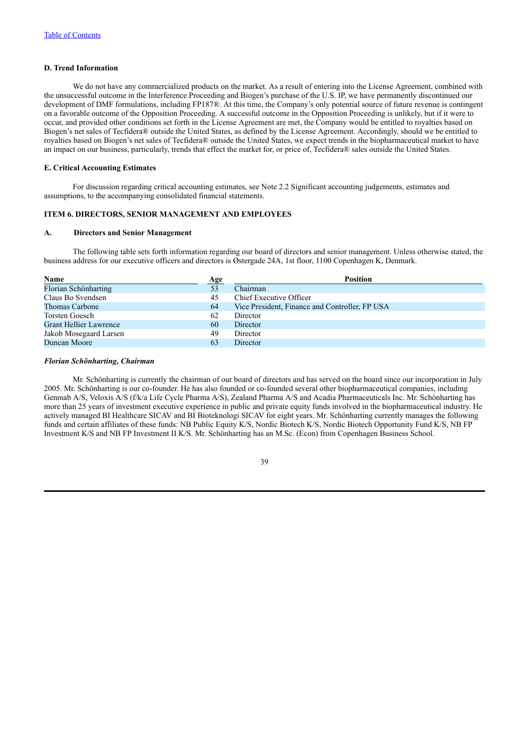[Table of Contents](#)

### D. Trend Information

We do not have any commercialized products on the market. As a result of entering into the License Agreement, combined with the unsuccessful outcome in the Interference Proceeding and Biogen's purchase of the U.S. IP, we have permanently discontinued our development of DMF formulations, including FP187®. At this time, the Company's only potential source of future revenue is contingent on a favorable outcome of the Opposition Proceeding. A successful outcome in the Opposition Proceeding is unlikely, but if it were to occur, and provided other conditions set forth in the License Agreement are met, the Company would be entitled to royalties based on Biogen's net sales of Tecfidera® outside the United States, as defined by the License Agreement. Accordingly, should we be entitled to royalties based on Biogen's net sales of Tecfidera® outside the United States, we expect trends in the biopharmaceutical market to have an impact on our business, particularly, trends that effect the market for, or price of, Tecfidera® sales outside the United States.

### E. Critical Accounting Estimates

For discussion regarding critical accounting estimates, see Note 2.2 Significant accounting judgements, estimates and assumptions, to the accompanying consolidated financial statements.

## ITEM 6. DIRECTORS, SENIOR MANAGEMENT AND EMPLOYEES

### A. Directors and Senior Management

The following table sets forth information regarding our board of directors and senior management. Unless otherwise stated, the business address for our executive officers and directors is Østergade 24A, 1st floor, 1100 Copenhagen K, Denmark.

| Name | Age | Position |
|---|---|---|
| Florian Schönharting | 53 | Chairman |
| Claus Bo Svendsen | 45 | Chief Executive Officer |
| Thomas Carbone | 64 | Vice President, Finance and Controller, FP USA |
| Torsten Goesch | 62 | Director |
| Grant Hellier Lawrence | 60 | Director |
| Jakob Mosegaard Larsen | 49 | Director |
| Duncan Moore | 63 | Director |

***Florian Schönharting, Chairman***

Mr. Schönharting is currently the chairman of our board of directors and has served on the board since our incorporation in July 2005. Mr. Schönharting is our co-founder. He has also founded or co-founded several other biopharmaceutical companies, including Genmab A/S, Veloxis A/S (f/k/a Life Cycle Pharma A/S), Zealand Pharma A/S and Acadia Pharmaceuticals Inc. Mr. Schönharting has more than 25 years of investment executive experience in public and private equity funds involved in the biopharmaceutical industry. He actively managed BI Healthcare SICAV and BI Bioteknologi SICAV for eight years. Mr. Schönharting currently manages the following funds and certain affiliates of these funds: NB Public Equity K/S, Nordic Biotech K/S, Nordic Biotech Opportunity Fund K/S, NB FP Investment K/S and NB FP Investment II K/S. Mr. Schönharting has an M.Sc. (Econ) from Copenhagen Business School.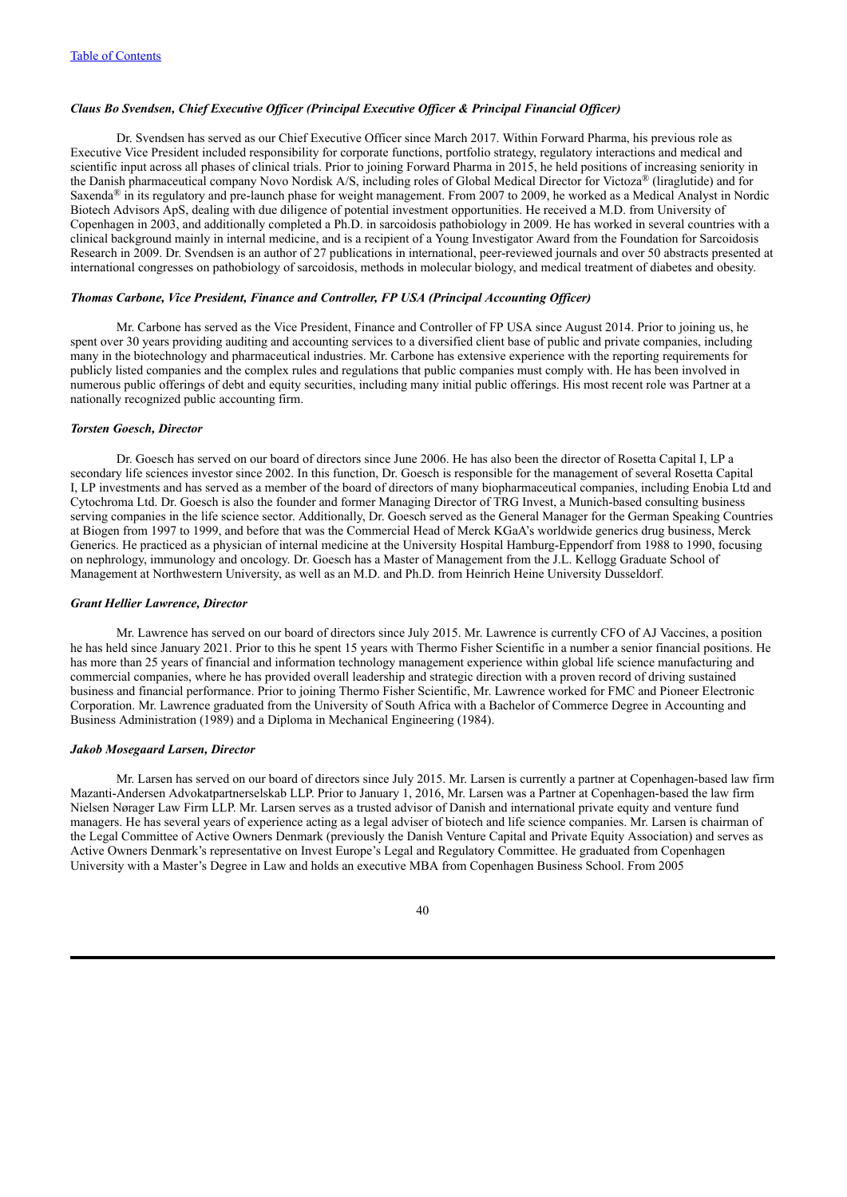[Table of Contents](#)

***Claus Bo Svendsen, Chief Executive Officer (Principal Executive Officer & Principal Financial Officer)***

Dr. Svendsen has served as our Chief Executive Officer since March 2017. Within Forward Pharma, his previous role as Executive Vice President included responsibility for corporate functions, portfolio strategy, regulatory interactions and medical and scientific input across all phases of clinical trials. Prior to joining Forward Pharma in 2015, he held positions of increasing seniority in the Danish pharmaceutical company Novo Nordisk A/S, including roles of Global Medical Director for Victoza® (liraglutide) and for Saxenda® in its regulatory and pre-launch phase for weight management. From 2007 to 2009, he worked as a Medical Analyst in Nordic Biotech Advisors ApS, dealing with due diligence of potential investment opportunities. He received a M.D. from University of Copenhagen in 2003, and additionally completed a Ph.D. in sarcoidosis pathobiology in 2009. He has worked in several countries with a clinical background mainly in internal medicine, and is a recipient of a Young Investigator Award from the Foundation for Sarcoidosis Research in 2009. Dr. Svendsen is an author of 27 publications in international, peer-reviewed journals and over 50 abstracts presented at international congresses on pathobiology of sarcoidosis, methods in molecular biology, and medical treatment of diabetes and obesity.

***Thomas Carbone, Vice President, Finance and Controller, FP USA (Principal Accounting Officer)***

Mr. Carbone has served as the Vice President, Finance and Controller of FP USA since August 2014. Prior to joining us, he spent over 30 years providing auditing and accounting services to a diversified client base of public and private companies, including many in the biotechnology and pharmaceutical industries. Mr. Carbone has extensive experience with the reporting requirements for publicly listed companies and the complex rules and regulations that public companies must comply with. He has been involved in numerous public offerings of debt and equity securities, including many initial public offerings. His most recent role was Partner at a nationally recognized public accounting firm.

***Torsten Goesch, Director***

Dr. Goesch has served on our board of directors since June 2006. He has also been the director of Rosetta Capital I, LP a secondary life sciences investor since 2002. In this function, Dr. Goesch is responsible for the management of several Rosetta Capital I, LP investments and has served as a member of the board of directors of many biopharmaceutical companies, including Enobia Ltd and Cytochroma Ltd. Dr. Goesch is also the founder and former Managing Director of TRG Invest, a Munich-based consulting business serving companies in the life science sector. Additionally, Dr. Goesch served as the General Manager for the German Speaking Countries at Biogen from 1997 to 1999, and before that was the Commercial Head of Merck KGaA's worldwide generics drug business, Merck Generics. He practiced as a physician of internal medicine at the University Hospital Hamburg-Eppendorf from 1988 to 1990, focusing on nephrology, immunology and oncology. Dr. Goesch has a Master of Management from the J.L. Kellogg Graduate School of Management at Northwestern University, as well as an M.D. and Ph.D. from Heinrich Heine University Dusseldorf.

***Grant Hellier Lawrence, Director***

Mr. Lawrence has served on our board of directors since July 2015. Mr. Lawrence is currently CFO of AJ Vaccines, a position he has held since January 2021. Prior to this he spent 15 years with Thermo Fisher Scientific in a number a senior financial positions. He has more than 25 years of financial and information technology management experience within global life science manufacturing and commercial companies, where he has provided overall leadership and strategic direction with a proven record of driving sustained business and financial performance. Prior to joining Thermo Fisher Scientific, Mr. Lawrence worked for FMC and Pioneer Electronic Corporation. Mr. Lawrence graduated from the University of South Africa with a Bachelor of Commerce Degree in Accounting and Business Administration (1989) and a Diploma in Mechanical Engineering (1984).

***Jakob Mosegaard Larsen, Director***

Mr. Larsen has served on our board of directors since July 2015. Mr. Larsen is currently a partner at Copenhagen-based law firm Mazanti-Andersen Advokatpartnerselskab LLP. Prior to January 1, 2016, Mr. Larsen was a Partner at Copenhagen-based the law firm Nielsen Nørager Law Firm LLP. Mr. Larsen serves as a trusted advisor of Danish and international private equity and venture fund managers. He has several years of experience acting as a legal adviser of biotech and life science companies. Mr. Larsen is chairman of the Legal Committee of Active Owners Denmark (previously the Danish Venture Capital and Private Equity Association) and serves as Active Owners Denmark's representative on Invest Europe's Legal and Regulatory Committee. He graduated from Copenhagen University with a Master's Degree in Law and holds an executive MBA from Copenhagen Business School. From 2005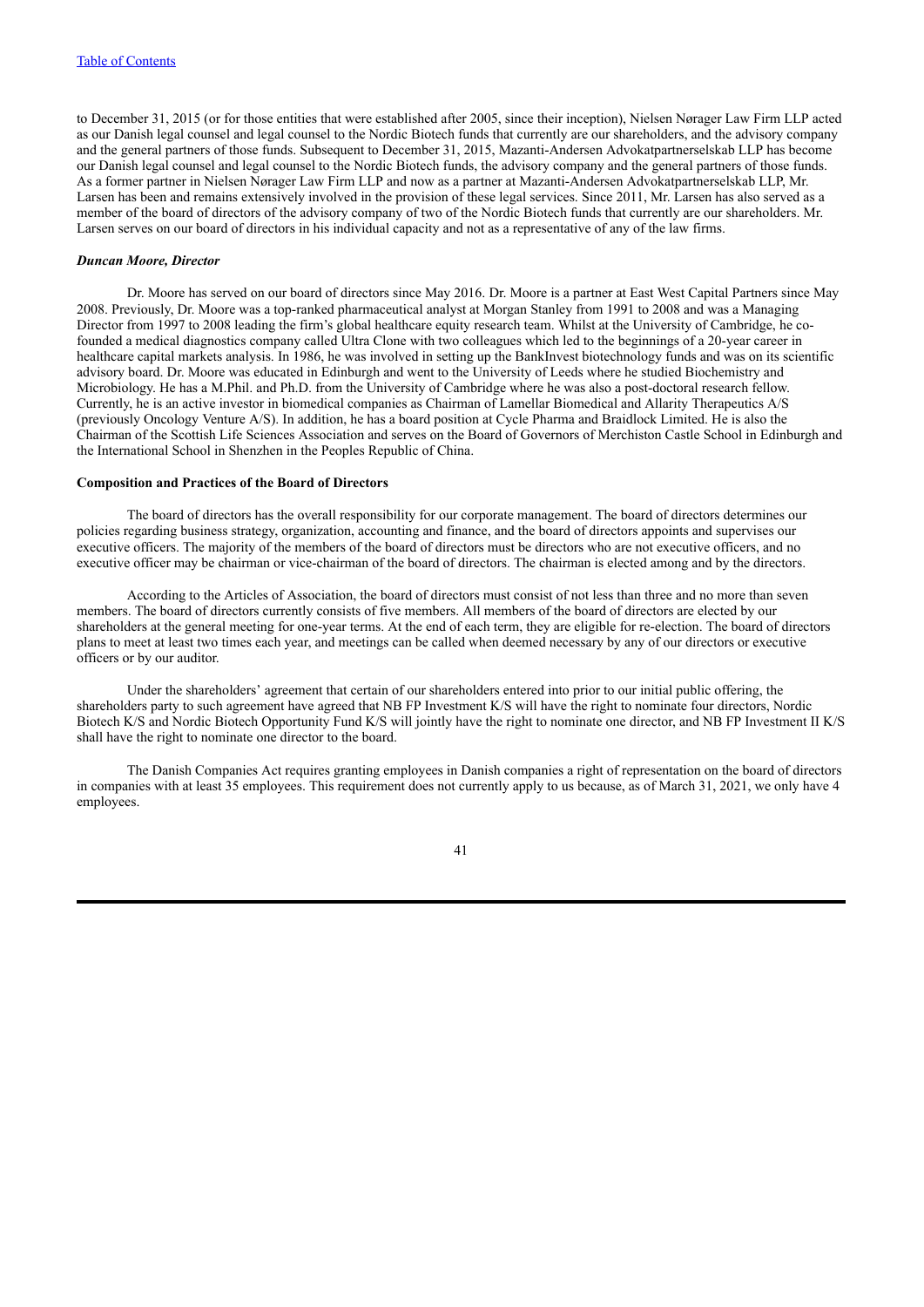to December 31, 2015 (or for those entities that were established after 2005, since their inception), Nielsen Nørager Law Firm LLP acted as our Danish legal counsel and legal counsel to the Nordic Biotech funds that currently are our shareholders, and the advisory company and the general partners of those funds. Subsequent to December 31, 2015, Mazanti-Andersen Advokatpartnerselskab LLP has become our Danish legal counsel and legal counsel to the Nordic Biotech funds, the advisory company and the general partners of those funds. As a former partner in Nielsen Nørager Law Firm LLP and now as a partner at Mazanti-Andersen Advokatpartnerselskab LLP, Mr. Larsen has been and remains extensively involved in the provision of these legal services. Since 2011, Mr. Larsen has also served as a member of the board of directors of the advisory company of two of the Nordic Biotech funds that currently are our shareholders. Mr. Larsen serves on our board of directors in his individual capacity and not as a representative of any of the law firms.

***Duncan Moore, Director***

Dr. Moore has served on our board of directors since May 2016. Dr. Moore is a partner at East West Capital Partners since May 2008. Previously, Dr. Moore was a top-ranked pharmaceutical analyst at Morgan Stanley from 1991 to 2008 and was a Managing Director from 1997 to 2008 leading the firm's global healthcare equity research team. Whilst at the University of Cambridge, he co-founded a medical diagnostics company called Ultra Clone with two colleagues which led to the beginnings of a 20-year career in healthcare capital markets analysis. In 1986, he was involved in setting up the BankInvest biotechnology funds and was on its scientific advisory board. Dr. Moore was educated in Edinburgh and went to the University of Leeds where he studied Biochemistry and Microbiology. He has a M.Phil. and Ph.D. from the University of Cambridge where he was also a post-doctoral research fellow. Currently, he is an active investor in biomedical companies as Chairman of Lamellar Biomedical and Allarity Therapeutics A/S (previously Oncology Venture A/S). In addition, he has a board position at Cycle Pharma and Braidlock Limited. He is also the Chairman of the Scottish Life Sciences Association and serves on the Board of Governors of Merchiston Castle School in Edinburgh and the International School in Shenzhen in the Peoples Republic of China.

**Composition and Practices of the Board of Directors**

The board of directors has the overall responsibility for our corporate management. The board of directors determines our policies regarding business strategy, organization, accounting and finance, and the board of directors appoints and supervises our executive officers. The majority of the members of the board of directors must be directors who are not executive officers, and no executive officer may be chairman or vice-chairman of the board of directors. The chairman is elected among and by the directors.

According to the Articles of Association, the board of directors must consist of not less than three and no more than seven members. The board of directors currently consists of five members. All members of the board of directors are elected by our shareholders at the general meeting for one-year terms. At the end of each term, they are eligible for re-election. The board of directors plans to meet at least two times each year, and meetings can be called when deemed necessary by any of our directors or executive officers or by our auditor.

Under the shareholders' agreement that certain of our shareholders entered into prior to our initial public offering, the shareholders party to such agreement have agreed that NB FP Investment K/S will have the right to nominate four directors, Nordic Biotech K/S and Nordic Biotech Opportunity Fund K/S will jointly have the right to nominate one director, and NB FP Investment II K/S shall have the right to nominate one director to the board.

The Danish Companies Act requires granting employees in Danish companies a right of representation on the board of directors in companies with at least 35 employees. This requirement does not currently apply to us because, as of March 31, 2021, we only have 4 employees.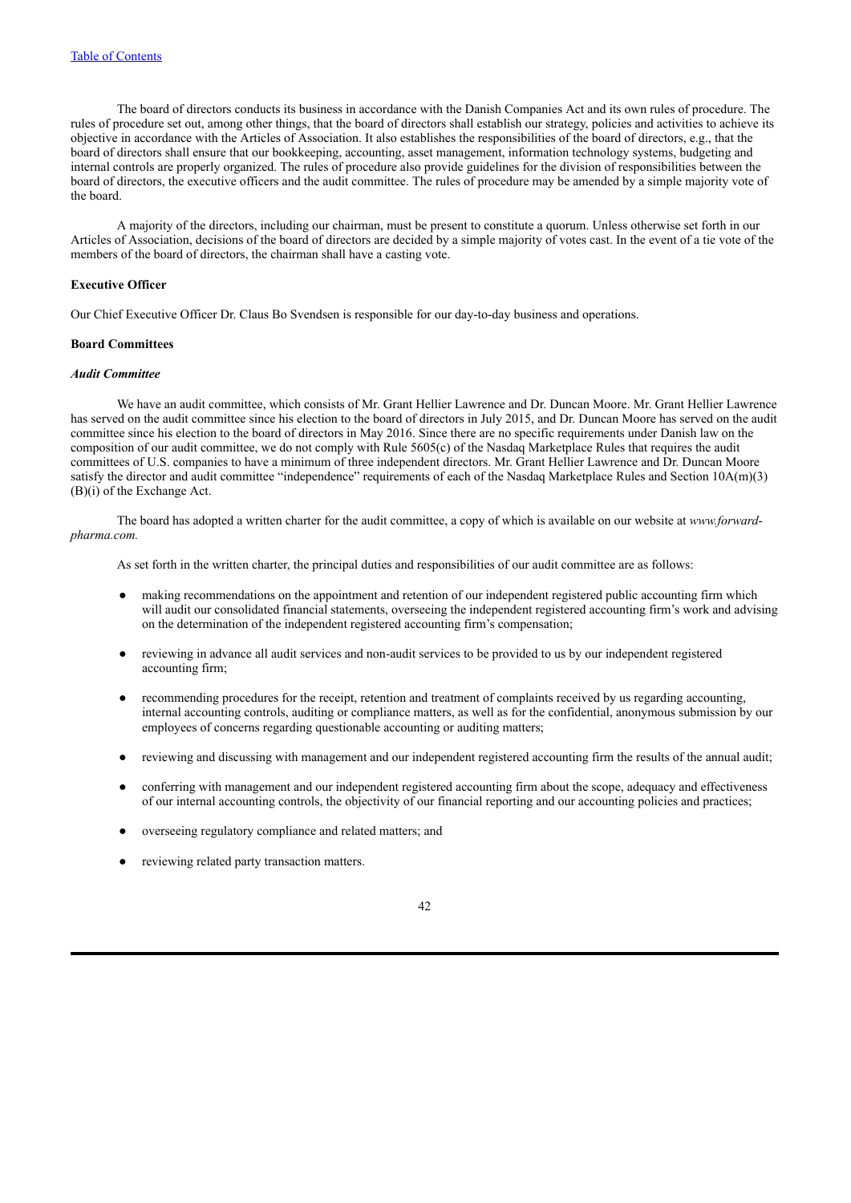The board of directors conducts its business in accordance with the Danish Companies Act and its own rules of procedure. The rules of procedure set out, among other things, that the board of directors shall establish our strategy, policies and activities to achieve its objective in accordance with the Articles of Association. It also establishes the responsibilities of the board of directors, e.g., that the board of directors shall ensure that our bookkeeping, accounting, asset management, information technology systems, budgeting and internal controls are properly organized. The rules of procedure also provide guidelines for the division of responsibilities between the board of directors, the executive officers and the audit committee. The rules of procedure may be amended by a simple majority vote of the board.

A majority of the directors, including our chairman, must be present to constitute a quorum. Unless otherwise set forth in our Articles of Association, decisions of the board of directors are decided by a simple majority of votes cast. In the event of a tie vote of the members of the board of directors, the chairman shall have a casting vote.

**Executive Officer**

Our Chief Executive Officer Dr. Claus Bo Svendsen is responsible for our day-to-day business and operations.

**Board Committees**

***Audit Committee***

We have an audit committee, which consists of Mr. Grant Hellier Lawrence and Dr. Duncan Moore. Mr. Grant Hellier Lawrence has served on the audit committee since his election to the board of directors in July 2015, and Dr. Duncan Moore has served on the audit committee since his election to the board of directors in May 2016. Since there are no specific requirements under Danish law on the composition of our audit committee, we do not comply with Rule 5605(c) of the Nasdaq Marketplace Rules that requires the audit committees of U.S. companies to have a minimum of three independent directors. Mr. Grant Hellier Lawrence and Dr. Duncan Moore satisfy the director and audit committee "independence" requirements of each of the Nasdaq Marketplace Rules and Section 10A(m)(3)(B)(i) of the Exchange Act.

The board has adopted a written charter for the audit committee, a copy of which is available on our website at *www.forward-pharma.com.*

As set forth in the written charter, the principal duties and responsibilities of our audit committee are as follows:

- making recommendations on the appointment and retention of our independent registered public accounting firm which will audit our consolidated financial statements, overseeing the independent registered accounting firm's work and advising on the determination of the independent registered accounting firm's compensation;
- reviewing in advance all audit services and non-audit services to be provided to us by our independent registered accounting firm;
- recommending procedures for the receipt, retention and treatment of complaints received by us regarding accounting, internal accounting controls, auditing or compliance matters, as well as for the confidential, anonymous submission by our employees of concerns regarding questionable accounting or auditing matters;
- reviewing and discussing with management and our independent registered accounting firm the results of the annual audit;
- conferring with management and our independent registered accounting firm about the scope, adequacy and effectiveness of our internal accounting controls, the objectivity of our financial reporting and our accounting policies and practices;
- overseeing regulatory compliance and related matters; and
- reviewing related party transaction matters.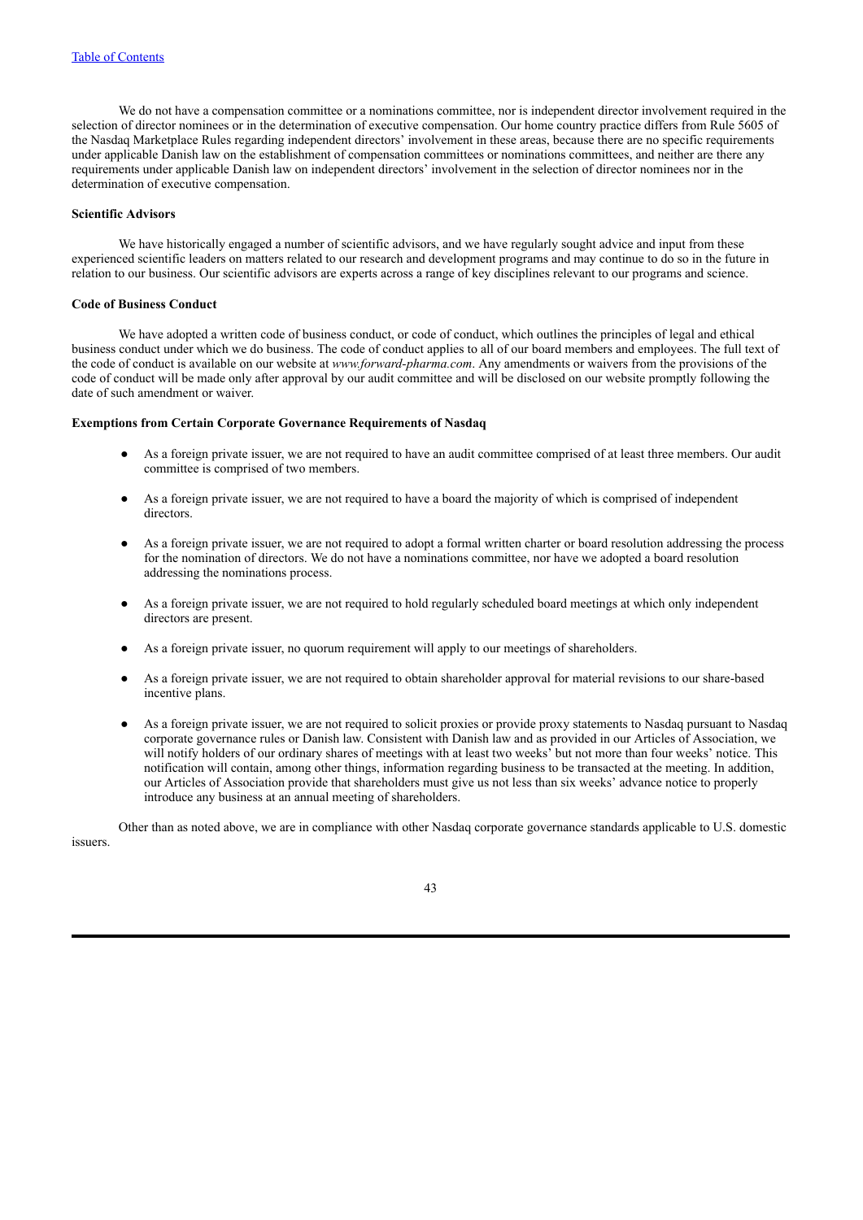We do not have a compensation committee or a nominations committee, nor is independent director involvement required in the selection of director nominees or in the determination of executive compensation. Our home country practice differs from Rule 5605 of the Nasdaq Marketplace Rules regarding independent directors' involvement in these areas, because there are no specific requirements under applicable Danish law on the establishment of compensation committees or nominations committees, and neither are there any requirements under applicable Danish law on independent directors' involvement in the selection of director nominees nor in the determination of executive compensation.

**Scientific Advisors**

We have historically engaged a number of scientific advisors, and we have regularly sought advice and input from these experienced scientific leaders on matters related to our research and development programs and may continue to do so in the future in relation to our business. Our scientific advisors are experts across a range of key disciplines relevant to our programs and science.

**Code of Business Conduct**

We have adopted a written code of business conduct, or code of conduct, which outlines the principles of legal and ethical business conduct under which we do business. The code of conduct applies to all of our board members and employees. The full text of the code of conduct is available on our website at *www.forward-pharma.com*. Any amendments or waivers from the provisions of the code of conduct will be made only after approval by our audit committee and will be disclosed on our website promptly following the date of such amendment or waiver.

**Exemptions from Certain Corporate Governance Requirements of Nasdaq**

- As a foreign private issuer, we are not required to have an audit committee comprised of at least three members. Our audit committee is comprised of two members.
- As a foreign private issuer, we are not required to have a board the majority of which is comprised of independent directors.
- As a foreign private issuer, we are not required to adopt a formal written charter or board resolution addressing the process for the nomination of directors. We do not have a nominations committee, nor have we adopted a board resolution addressing the nominations process.
- As a foreign private issuer, we are not required to hold regularly scheduled board meetings at which only independent directors are present.
- As a foreign private issuer, no quorum requirement will apply to our meetings of shareholders.
- As a foreign private issuer, we are not required to obtain shareholder approval for material revisions to our share-based incentive plans.
- As a foreign private issuer, we are not required to solicit proxies or provide proxy statements to Nasdaq pursuant to Nasdaq corporate governance rules or Danish law. Consistent with Danish law and as provided in our Articles of Association, we will notify holders of our ordinary shares of meetings with at least two weeks' but not more than four weeks' notice. This notification will contain, among other things, information regarding business to be transacted at the meeting. In addition, our Articles of Association provide that shareholders must give us not less than six weeks' advance notice to properly introduce any business at an annual meeting of shareholders.

Other than as noted above, we are in compliance with other Nasdaq corporate governance standards applicable to U.S. domestic issuers.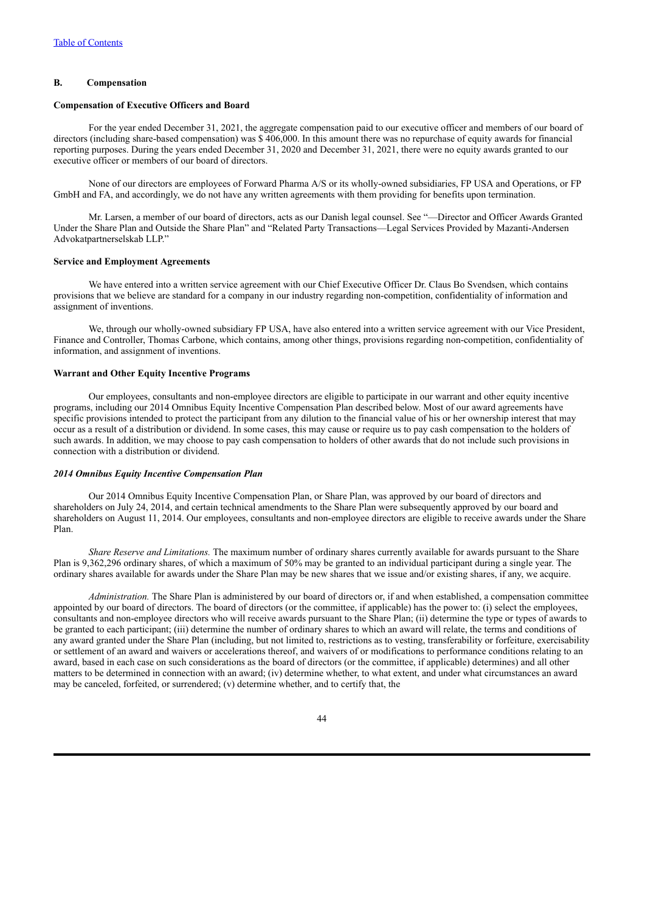### B. Compensation

**Compensation of Executive Officers and Board**

For the year ended December 31, 2021, the aggregate compensation paid to our executive officer and members of our board of directors (including share-based compensation) was $ 406,000. In this amount there was no repurchase of equity awards for financial reporting purposes. During the years ended December 31, 2020 and December 31, 2021, there were no equity awards granted to our executive officer or members of our board of directors.

None of our directors are employees of Forward Pharma A/S or its wholly-owned subsidiaries, FP USA and Operations, or FP GmbH and FA, and accordingly, we do not have any written agreements with them providing for benefits upon termination.

Mr. Larsen, a member of our board of directors, acts as our Danish legal counsel. See "—Director and Officer Awards Granted Under the Share Plan and Outside the Share Plan" and "Related Party Transactions—Legal Services Provided by Mazanti-Andersen Advokatpartnerselskab LLP."

**Service and Employment Agreements**

We have entered into a written service agreement with our Chief Executive Officer Dr. Claus Bo Svendsen, which contains provisions that we believe are standard for a company in our industry regarding non-competition, confidentiality of information and assignment of inventions.

We, through our wholly-owned subsidiary FP USA, have also entered into a written service agreement with our Vice President, Finance and Controller, Thomas Carbone, which contains, among other things, provisions regarding non-competition, confidentiality of information, and assignment of inventions.

**Warrant and Other Equity Incentive Programs**

Our employees, consultants and non-employee directors are eligible to participate in our warrant and other equity incentive programs, including our 2014 Omnibus Equity Incentive Compensation Plan described below. Most of our award agreements have specific provisions intended to protect the participant from any dilution to the financial value of his or her ownership interest that may occur as a result of a distribution or dividend. In some cases, this may cause or require us to pay cash compensation to the holders of such awards. In addition, we may choose to pay cash compensation to holders of other awards that do not include such provisions in connection with a distribution or dividend.

***2014 Omnibus Equity Incentive Compensation Plan***

Our 2014 Omnibus Equity Incentive Compensation Plan, or Share Plan, was approved by our board of directors and shareholders on July 24, 2014, and certain technical amendments to the Share Plan were subsequently approved by our board and shareholders on August 11, 2014. Our employees, consultants and non-employee directors are eligible to receive awards under the Share Plan.

*Share Reserve and Limitations.* The maximum number of ordinary shares currently available for awards pursuant to the Share Plan is 9,362,296 ordinary shares, of which a maximum of 50% may be granted to an individual participant during a single year. The ordinary shares available for awards under the Share Plan may be new shares that we issue and/or existing shares, if any, we acquire.

*Administration.* The Share Plan is administered by our board of directors or, if and when established, a compensation committee appointed by our board of directors. The board of directors (or the committee, if applicable) has the power to: (i) select the employees, consultants and non-employee directors who will receive awards pursuant to the Share Plan; (ii) determine the type or types of awards to be granted to each participant; (iii) determine the number of ordinary shares to which an award will relate, the terms and conditions of any award granted under the Share Plan (including, but not limited to, restrictions as to vesting, transferability or forfeiture, exercisability or settlement of an award and waivers or accelerations thereof, and waivers of or modifications to performance conditions relating to an award, based in each case on such considerations as the board of directors (or the committee, if applicable) determines) and all other matters to be determined in connection with an award; (iv) determine whether, to what extent, and under what circumstances an award may be canceled, forfeited, or surrendered; (v) determine whether, and to certify that, the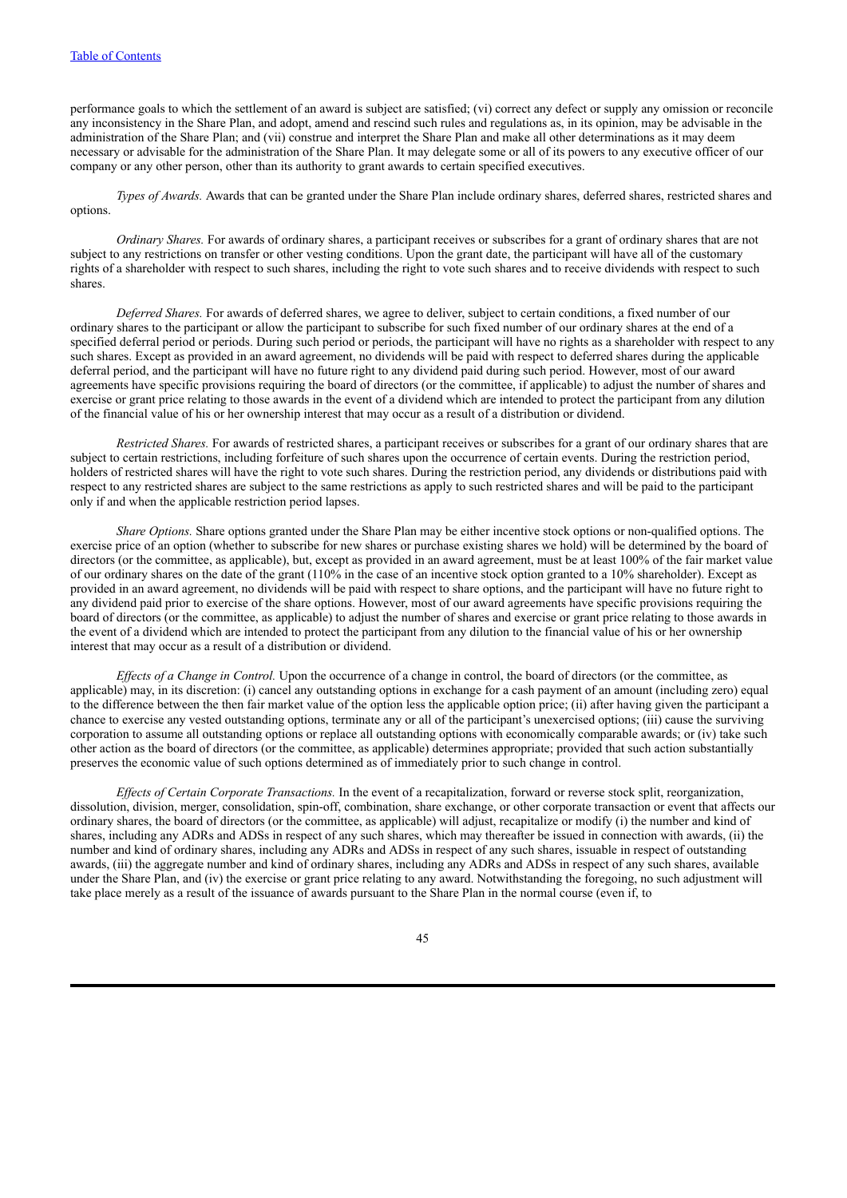performance goals to which the settlement of an award is subject are satisfied; (vi) correct any defect or supply any omission or reconcile any inconsistency in the Share Plan, and adopt, amend and rescind such rules and regulations as, in its opinion, may be advisable in the administration of the Share Plan; and (vii) construe and interpret the Share Plan and make all other determinations as it may deem necessary or advisable for the administration of the Share Plan. It may delegate some or all of its powers to any executive officer of our company or any other person, other than its authority to grant awards to certain specified executives.

*Types of Awards.* Awards that can be granted under the Share Plan include ordinary shares, deferred shares, restricted shares and options.

*Ordinary Shares.* For awards of ordinary shares, a participant receives or subscribes for a grant of ordinary shares that are not subject to any restrictions on transfer or other vesting conditions. Upon the grant date, the participant will have all of the customary rights of a shareholder with respect to such shares, including the right to vote such shares and to receive dividends with respect to such shares.

*Deferred Shares.* For awards of deferred shares, we agree to deliver, subject to certain conditions, a fixed number of our ordinary shares to the participant or allow the participant to subscribe for such fixed number of our ordinary shares at the end of a specified deferral period or periods. During such period or periods, the participant will have no rights as a shareholder with respect to any such shares. Except as provided in an award agreement, no dividends will be paid with respect to deferred shares during the applicable deferral period, and the participant will have no future right to any dividend paid during such period. However, most of our award agreements have specific provisions requiring the board of directors (or the committee, if applicable) to adjust the number of shares and exercise or grant price relating to those awards in the event of a dividend which are intended to protect the participant from any dilution of the financial value of his or her ownership interest that may occur as a result of a distribution or dividend.

*Restricted Shares.* For awards of restricted shares, a participant receives or subscribes for a grant of our ordinary shares that are subject to certain restrictions, including forfeiture of such shares upon the occurrence of certain events. During the restriction period, holders of restricted shares will have the right to vote such shares. During the restriction period, any dividends or distributions paid with respect to any restricted shares are subject to the same restrictions as apply to such restricted shares and will be paid to the participant only if and when the applicable restriction period lapses.

*Share Options.* Share options granted under the Share Plan may be either incentive stock options or non-qualified options. The exercise price of an option (whether to subscribe for new shares or purchase existing shares we hold) will be determined by the board of directors (or the committee, as applicable), but, except as provided in an award agreement, must be at least 100% of the fair market value of our ordinary shares on the date of the grant (110% in the case of an incentive stock option granted to a 10% shareholder). Except as provided in an award agreement, no dividends will be paid with respect to share options, and the participant will have no future right to any dividend paid prior to exercise of the share options. However, most of our award agreements have specific provisions requiring the board of directors (or the committee, as applicable) to adjust the number of shares and exercise or grant price relating to those awards in the event of a dividend which are intended to protect the participant from any dilution to the financial value of his or her ownership interest that may occur as a result of a distribution or dividend.

*Effects of a Change in Control.* Upon the occurrence of a change in control, the board of directors (or the committee, as applicable) may, in its discretion: (i) cancel any outstanding options in exchange for a cash payment of an amount (including zero) equal to the difference between the then fair market value of the option less the applicable option price; (ii) after having given the participant a chance to exercise any vested outstanding options, terminate any or all of the participant's unexercised options; (iii) cause the surviving corporation to assume all outstanding options or replace all outstanding options with economically comparable awards; or (iv) take such other action as the board of directors (or the committee, as applicable) determines appropriate; provided that such action substantially preserves the economic value of such options determined as of immediately prior to such change in control.

*Effects of Certain Corporate Transactions.* In the event of a recapitalization, forward or reverse stock split, reorganization, dissolution, division, merger, consolidation, spin-off, combination, share exchange, or other corporate transaction or event that affects our ordinary shares, the board of directors (or the committee, as applicable) will adjust, recapitalize or modify (i) the number and kind of shares, including any ADRs and ADSs in respect of any such shares, which may thereafter be issued in connection with awards, (ii) the number and kind of ordinary shares, including any ADRs and ADSs in respect of any such shares, issuable in respect of outstanding awards, (iii) the aggregate number and kind of ordinary shares, including any ADRs and ADSs in respect of any such shares, available under the Share Plan, and (iv) the exercise or grant price relating to any award. Notwithstanding the foregoing, no such adjustment will take place merely as a result of the issuance of awards pursuant to the Share Plan in the normal course (even if, to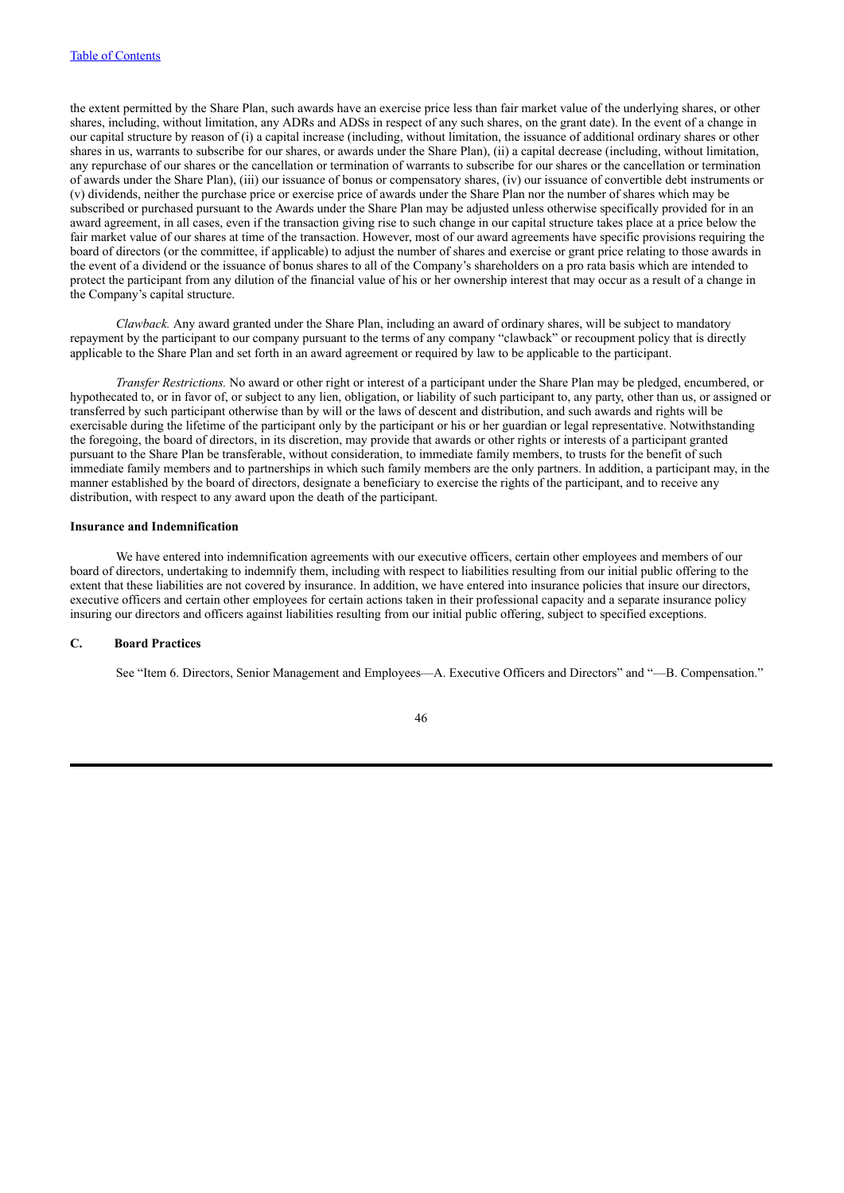the extent permitted by the Share Plan, such awards have an exercise price less than fair market value of the underlying shares, or other shares, including, without limitation, any ADRs and ADSs in respect of any such shares, on the grant date). In the event of a change in our capital structure by reason of (i) a capital increase (including, without limitation, the issuance of additional ordinary shares or other shares in us, warrants to subscribe for our shares, or awards under the Share Plan), (ii) a capital decrease (including, without limitation, any repurchase of our shares or the cancellation or termination of warrants to subscribe for our shares or the cancellation or termination of awards under the Share Plan), (iii) our issuance of bonus or compensatory shares, (iv) our issuance of convertible debt instruments or (v) dividends, neither the purchase price or exercise price of awards under the Share Plan nor the number of shares which may be subscribed or purchased pursuant to the Awards under the Share Plan may be adjusted unless otherwise specifically provided for in an award agreement, in all cases, even if the transaction giving rise to such change in our capital structure takes place at a price below the fair market value of our shares at time of the transaction. However, most of our award agreements have specific provisions requiring the board of directors (or the committee, if applicable) to adjust the number of shares and exercise or grant price relating to those awards in the event of a dividend or the issuance of bonus shares to all of the Company's shareholders on a pro rata basis which are intended to protect the participant from any dilution of the financial value of his or her ownership interest that may occur as a result of a change in the Company's capital structure.

*Clawback.* Any award granted under the Share Plan, including an award of ordinary shares, will be subject to mandatory repayment by the participant to our company pursuant to the terms of any company "clawback" or recoupment policy that is directly applicable to the Share Plan and set forth in an award agreement or required by law to be applicable to the participant.

*Transfer Restrictions.* No award or other right or interest of a participant under the Share Plan may be pledged, encumbered, or hypothecated to, or in favor of, or subject to any lien, obligation, or liability of such participant to, any party, other than us, or assigned or transferred by such participant otherwise than by will or the laws of descent and distribution, and such awards and rights will be exercisable during the lifetime of the participant only by the participant or his or her guardian or legal representative. Notwithstanding the foregoing, the board of directors, in its discretion, may provide that awards or other rights or interests of a participant granted pursuant to the Share Plan be transferable, without consideration, to immediate family members, to trusts for the benefit of such immediate family members and to partnerships in which such family members are the only partners. In addition, a participant may, in the manner established by the board of directors, designate a beneficiary to exercise the rights of the participant, and to receive any distribution, with respect to any award upon the death of the participant.

**Insurance and Indemnification**

We have entered into indemnification agreements with our executive officers, certain other employees and members of our board of directors, undertaking to indemnify them, including with respect to liabilities resulting from our initial public offering to the extent that these liabilities are not covered by insurance. In addition, we have entered into insurance policies that insure our directors, executive officers and certain other employees for certain actions taken in their professional capacity and a separate insurance policy insuring our directors and officers against liabilities resulting from our initial public offering, subject to specified exceptions.

## C. Board Practices

See "Item 6. Directors, Senior Management and Employees—A. Executive Officers and Directors" and "—B. Compensation."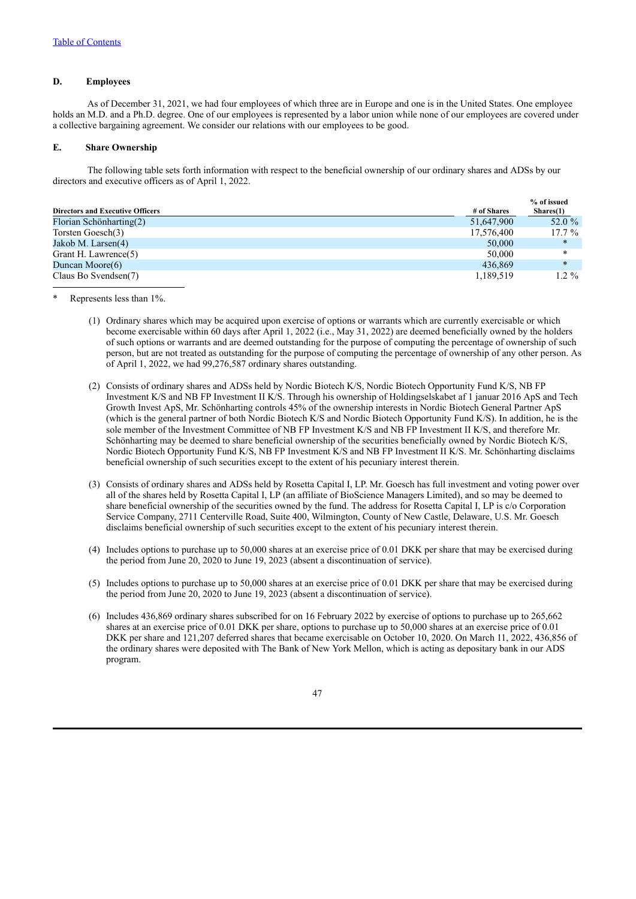[Table of Contents](#)

### D. Employees

As of December 31, 2021, we had four employees of which three are in Europe and one is in the United States. One employee holds an M.D. and a Ph.D. degree. One of our employees is represented by a labor union while none of our employees are covered under a collective bargaining agreement. We consider our relations with our employees to be good.

### E. Share Ownership

The following table sets forth information with respect to the beneficial ownership of our ordinary shares and ADSs by our directors and executive officers as of April 1, 2022.

| Directors and Executive Officers | # of Shares | % of issued Shares(1) |
|---|---|---|
| Florian Schönharting(2) | 51,647,900 | 52.0 % |
| Torsten Goesch(3) | 17,576,400 | 17.7 % |
| Jakob M. Larsen(4) | 50,000 | * |
| Grant H. Lawrence(5) | 50,000 | * |
| Duncan Moore(6) | 436,869 | * |
| Claus Bo Svendsen(7) | 1,189,519 | 1.2 % |

\* Represents less than 1%.

(1) Ordinary shares which may be acquired upon exercise of options or warrants which are currently exercisable or which become exercisable within 60 days after April 1, 2022 (i.e., May 31, 2022) are deemed beneficially owned by the holders of such options or warrants and are deemed outstanding for the purpose of computing the percentage of ownership of such person, but are not treated as outstanding for the purpose of computing the percentage of ownership of any other person. As of April 1, 2022, we had 99,276,587 ordinary shares outstanding.

(2) Consists of ordinary shares and ADSs held by Nordic Biotech K/S, Nordic Biotech Opportunity Fund K/S, NB FP Investment K/S and NB FP Investment II K/S. Through his ownership of Holdingselskabet af 1 januar 2016 ApS and Tech Growth Invest ApS, Mr. Schönharting controls 45% of the ownership interests in Nordic Biotech General Partner ApS (which is the general partner of both Nordic Biotech K/S and Nordic Biotech Opportunity Fund K/S). In addition, he is the sole member of the Investment Committee of NB FP Investment K/S and NB FP Investment II K/S, and therefore Mr. Schönharting may be deemed to share beneficial ownership of the securities beneficially owned by Nordic Biotech K/S, Nordic Biotech Opportunity Fund K/S, NB FP Investment K/S and NB FP Investment II K/S. Mr. Schönharting disclaims beneficial ownership of such securities except to the extent of his pecuniary interest therein.

(3) Consists of ordinary shares and ADSs held by Rosetta Capital I, LP. Mr. Goesch has full investment and voting power over all of the shares held by Rosetta Capital I, LP (an affiliate of BioScience Managers Limited), and so may be deemed to share beneficial ownership of the securities owned by the fund. The address for Rosetta Capital I, LP is c/o Corporation Service Company, 2711 Centerville Road, Suite 400, Wilmington, County of New Castle, Delaware, U.S. Mr. Goesch disclaims beneficial ownership of such securities except to the extent of his pecuniary interest therein.

(4) Includes options to purchase up to 50,000 shares at an exercise price of 0.01 DKK per share that may be exercised during the period from June 20, 2020 to June 19, 2023 (absent a discontinuation of service).

(5) Includes options to purchase up to 50,000 shares at an exercise price of 0.01 DKK per share that may be exercised during the period from June 20, 2020 to June 19, 2023 (absent a discontinuation of service).

(6) Includes 436,869 ordinary shares subscribed for on 16 February 2022 by exercise of options to purchase up to 265,662 shares at an exercise price of 0.01 DKK per share, options to purchase up to 50,000 shares at an exercise price of 0.01 DKK per share and 121,207 deferred shares that became exercisable on October 10, 2020. On March 11, 2022, 436,856 of the ordinary shares were deposited with The Bank of New York Mellon, which is acting as depositary bank in our ADS program.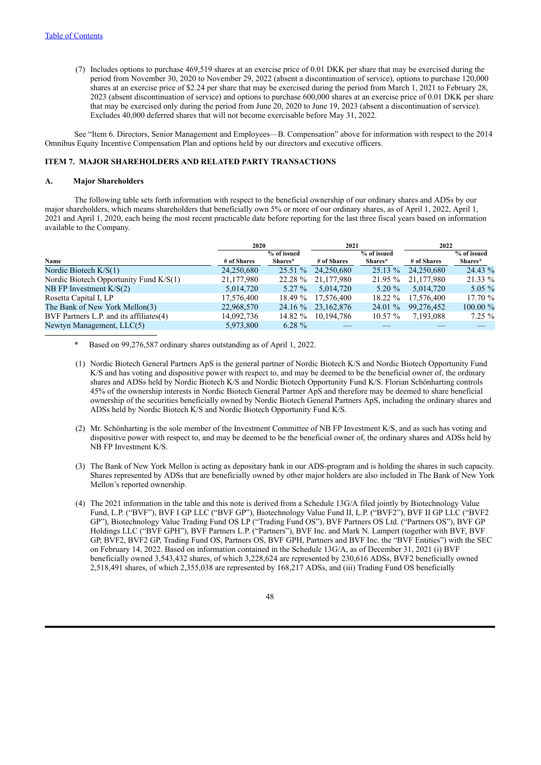[Table of Contents](#)

(7) Includes options to purchase 469,519 shares at an exercise price of 0.01 DKK per share that may be exercised during the period from November 30, 2020 to November 29, 2022 (absent a discontinuation of service), options to purchase 120,000 shares at an exercise price of $2.24 per share that may be exercised during the period from March 1, 2021 to February 28, 2023 (absent discontinuation of service) and options to purchase 600,000 shares at an exercise price of 0.01 DKK per share that may be exercised only during the period from June 20, 2020 to June 19, 2023 (absent a discontinuation of service). Excludes 40,000 deferred shares that will not become exercisable before May 31, 2022.

See "Item 6. Directors, Senior Management and Employees—B. Compensation" above for information with respect to the 2014 Omnibus Equity Incentive Compensation Plan and options held by our directors and executive officers.

## ITEM 7. MAJOR SHAREHOLDERS AND RELATED PARTY TRANSACTIONS

### A. Major Shareholders

The following table sets forth information with respect to the beneficial ownership of our ordinary shares and ADSs by our major shareholders, which means shareholders that beneficially own 5% or more of our ordinary shares, as of April 1, 2022, April 1, 2021 and April 1, 2020, each being the most recent practicable date before reporting for the last three fiscal years based on information available to the Company.

| | 2020 | | 2021 | | 2022 | |
|---|---|---|---|---|---|---|
| Name | # of Shares | % of issued Shares* | # of Shares | % of issued Shares* | # of Shares | % of issued Shares* |
| Nordic Biotech K/S(1) | 24,250,680 | 25.51 % | 24,250,680 | 25.13 % | 24,250,680 | 24.43 % |
| Nordic Biotech Opportunity Fund K/S(1) | 21,177,980 | 22.28 % | 21,177,980 | 21.95 % | 21,177,980 | 21.33 % |
| NB FP Investment K/S(2) | 5,014,720 | 5.27 % | 5,014,720 | 5.20 % | 5,014,720 | 5.05 % |
| Rosetta Capital I, LP | 17,576,400 | 18.49 % | 17,576,400 | 18.22 % | 17,576,400 | 17.70 % |
| The Bank of New York Mellon(3) | 22,968,570 | 24.16 % | 23,162,876 | 24.01 % | 99,276,452 | 100.00 % |
| BVF Partners L.P. and its affiliates(4) | 14,092,736 | 14.82 % | 10,194,786 | 10.57 % | 7,193,088 | 7.25 % |
| Newtyn Management, LLC(5) | 5,973,800 | 6.28 % | — | — | — | — |

\* Based on 99,276,587 ordinary shares outstanding as of April 1, 2022.

(1) Nordic Biotech General Partners ApS is the general partner of Nordic Biotech K/S and Nordic Biotech Opportunity Fund K/S and has voting and dispositive power with respect to, and may be deemed to be the beneficial owner of, the ordinary shares and ADSs held by Nordic Biotech K/S and Nordic Biotech Opportunity Fund K/S. Florian Schönharting controls 45% of the ownership interests in Nordic Biotech General Partner ApS and therefore may be deemed to share beneficial ownership of the securities beneficially owned by Nordic Biotech General Partners ApS, including the ordinary shares and ADSs held by Nordic Biotech K/S and Nordic Biotech Opportunity Fund K/S.

(2) Mr. Schönharting is the sole member of the Investment Committee of NB FP Investment K/S, and as such has voting and dispositive power with respect to, and may be deemed to be the beneficial owner of, the ordinary shares and ADSs held by NB FP Investment K/S.

(3) The Bank of New York Mellon is acting as depositary bank in our ADS-program and is holding the shares in such capacity. Shares represented by ADSs that are beneficially owned by other major holders are also included in The Bank of New York Mellon's reported ownership.

(4) The 2021 information in the table and this note is derived from a Schedule 13G/A filed jointly by Biotechnology Value Fund, L.P. ("BVF"), BVF I GP LLC ("BVF GP"), Biotechnology Value Fund II, L.P. ("BVF2"), BVF II GP LLC ("BVF2 GP"), Biotechnology Value Trading Fund OS LP ("Trading Fund OS"), BVF Partners OS Ltd. ("Partners OS"), BVF GP Holdings LLC ("BVF GPH"), BVF Partners L.P. ("Partners"), BVF Inc. and Mark N. Lampert (together with BVF, BVF GP, BVF2, BVF2 GP, Trading Fund OS, Partners OS, BVF GPH, Partners and BVF Inc. the "BVF Entities") with the SEC on February 14, 2022. Based on information contained in the Schedule 13G/A, as of December 31, 2021 (i) BVF beneficially owned 3,543,432 shares, of which 3,228,624 are represented by 230,616 ADSs, BVF2 beneficially owned 2,518,491 shares, of which 2,355,038 are represented by 168,217 ADSs, and (iii) Trading Fund OS beneficially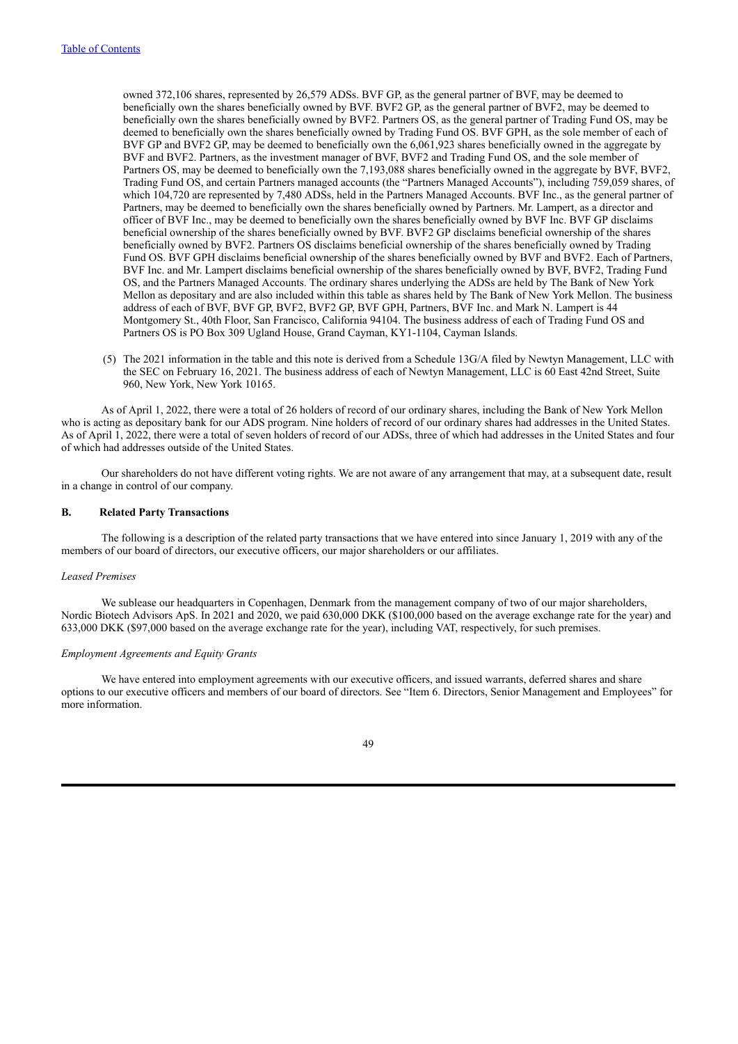owned 372,106 shares, represented by 26,579 ADSs. BVF GP, as the general partner of BVF, may be deemed to beneficially own the shares beneficially owned by BVF. BVF2 GP, as the general partner of BVF2, may be deemed to beneficially own the shares beneficially owned by BVF2. Partners OS, as the general partner of Trading Fund OS, may be deemed to beneficially own the shares beneficially owned by Trading Fund OS. BVF GPH, as the sole member of each of BVF GP and BVF2 GP, may be deemed to beneficially own the 6,061,923 shares beneficially owned in the aggregate by BVF and BVF2. Partners, as the investment manager of BVF, BVF2 and Trading Fund OS, and the sole member of Partners OS, may be deemed to beneficially own the 7,193,088 shares beneficially owned in the aggregate by BVF, BVF2, Trading Fund OS, and certain Partners managed accounts (the "Partners Managed Accounts"), including 759,059 shares, of which 104,720 are represented by 7,480 ADSs, held in the Partners Managed Accounts. BVF Inc., as the general partner of Partners, may be deemed to beneficially own the shares beneficially owned by Partners. Mr. Lampert, as a director and officer of BVF Inc., may be deemed to beneficially own the shares beneficially owned by BVF Inc. BVF GP disclaims beneficial ownership of the shares beneficially owned by BVF. BVF2 GP disclaims beneficial ownership of the shares beneficially owned by BVF2. Partners OS disclaims beneficial ownership of the shares beneficially owned by Trading Fund OS. BVF GPH disclaims beneficial ownership of the shares beneficially owned by BVF and BVF2. Each of Partners, BVF Inc. and Mr. Lampert disclaims beneficial ownership of the shares beneficially owned by BVF, BVF2, Trading Fund OS, and the Partners Managed Accounts. The ordinary shares underlying the ADSs are held by The Bank of New York Mellon as depositary and are also included within this table as shares held by The Bank of New York Mellon. The business address of each of BVF, BVF GP, BVF2, BVF2 GP, BVF GPH, Partners, BVF Inc. and Mark N. Lampert is 44 Montgomery St., 40th Floor, San Francisco, California 94104. The business address of each of Trading Fund OS and Partners OS is PO Box 309 Ugland House, Grand Cayman, KY1-1104, Cayman Islands.

(5) The 2021 information in the table and this note is derived from a Schedule 13G/A filed by Newtyn Management, LLC with the SEC on February 16, 2021. The business address of each of Newtyn Management, LLC is 60 East 42nd Street, Suite 960, New York, New York 10165.

As of April 1, 2022, there were a total of 26 holders of record of our ordinary shares, including the Bank of New York Mellon who is acting as depositary bank for our ADS program. Nine holders of record of our ordinary shares had addresses in the United States. As of April 1, 2022, there were a total of seven holders of record of our ADSs, three of which had addresses in the United States and four of which had addresses outside of the United States.

Our shareholders do not have different voting rights. We are not aware of any arrangement that may, at a subsequent date, result in a change in control of our company.

## B. Related Party Transactions

The following is a description of the related party transactions that we have entered into since January 1, 2019 with any of the members of our board of directors, our executive officers, our major shareholders or our affiliates.

*Leased Premises*

We sublease our headquarters in Copenhagen, Denmark from the management company of two of our major shareholders, Nordic Biotech Advisors ApS. In 2021 and 2020, we paid 630,000 DKK ($100,000 based on the average exchange rate for the year) and 633,000 DKK ($97,000 based on the average exchange rate for the year), including VAT, respectively, for such premises.

*Employment Agreements and Equity Grants*

We have entered into employment agreements with our executive officers, and issued warrants, deferred shares and share options to our executive officers and members of our board of directors. See "Item 6. Directors, Senior Management and Employees" for more information.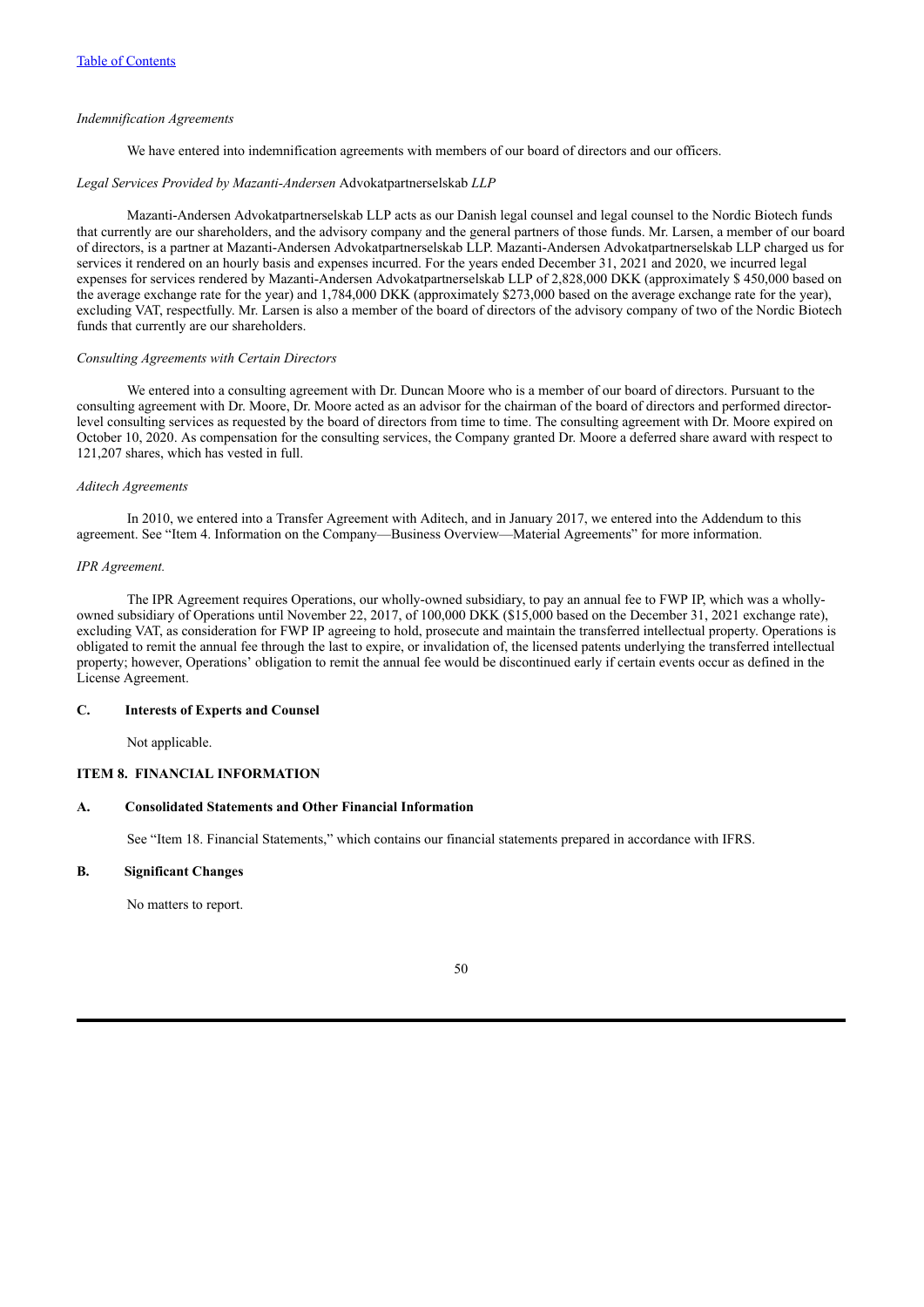*Indemnification Agreements*

We have entered into indemnification agreements with members of our board of directors and our officers.

*Legal Services Provided by Mazanti-Andersen* Advokatpartnerselskab *LLP*

Mazanti-Andersen Advokatpartnerselskab LLP acts as our Danish legal counsel and legal counsel to the Nordic Biotech funds that currently are our shareholders, and the advisory company and the general partners of those funds. Mr. Larsen, a member of our board of directors, is a partner at Mazanti-Andersen Advokatpartnerselskab LLP. Mazanti-Andersen Advokatpartnerselskab LLP charged us for services it rendered on an hourly basis and expenses incurred. For the years ended December 31, 2021 and 2020, we incurred legal expenses for services rendered by Mazanti-Andersen Advokatpartnerselskab LLP of 2,828,000 DKK (approximately $ 450,000 based on the average exchange rate for the year) and 1,784,000 DKK (approximately $273,000 based on the average exchange rate for the year), excluding VAT, respectfully. Mr. Larsen is also a member of the board of directors of the advisory company of two of the Nordic Biotech funds that currently are our shareholders.

*Consulting Agreements with Certain Directors*

We entered into a consulting agreement with Dr. Duncan Moore who is a member of our board of directors. Pursuant to the consulting agreement with Dr. Moore, Dr. Moore acted as an advisor for the chairman of the board of directors and performed director-level consulting services as requested by the board of directors from time to time. The consulting agreement with Dr. Moore expired on October 10, 2020. As compensation for the consulting services, the Company granted Dr. Moore a deferred share award with respect to 121,207 shares, which has vested in full.

*Aditech Agreements*

In 2010, we entered into a Transfer Agreement with Aditech, and in January 2017, we entered into the Addendum to this agreement. See "Item 4. Information on the Company—Business Overview—Material Agreements" for more information.

*IPR Agreement.*

The IPR Agreement requires Operations, our wholly-owned subsidiary, to pay an annual fee to FWP IP, which was a wholly-owned subsidiary of Operations until November 22, 2017, of 100,000 DKK ($15,000 based on the December 31, 2021 exchange rate), excluding VAT, as consideration for FWP IP agreeing to hold, prosecute and maintain the transferred intellectual property. Operations is obligated to remit the annual fee through the last to expire, or invalidation of, the licensed patents underlying the transferred intellectual property; however, Operations' obligation to remit the annual fee would be discontinued early if certain events occur as defined in the License Agreement.

### C. Interests of Experts and Counsel

Not applicable.

## ITEM 8. FINANCIAL INFORMATION

### A. Consolidated Statements and Other Financial Information

See "Item 18. Financial Statements," which contains our financial statements prepared in accordance with IFRS.

### B. Significant Changes

No matters to report.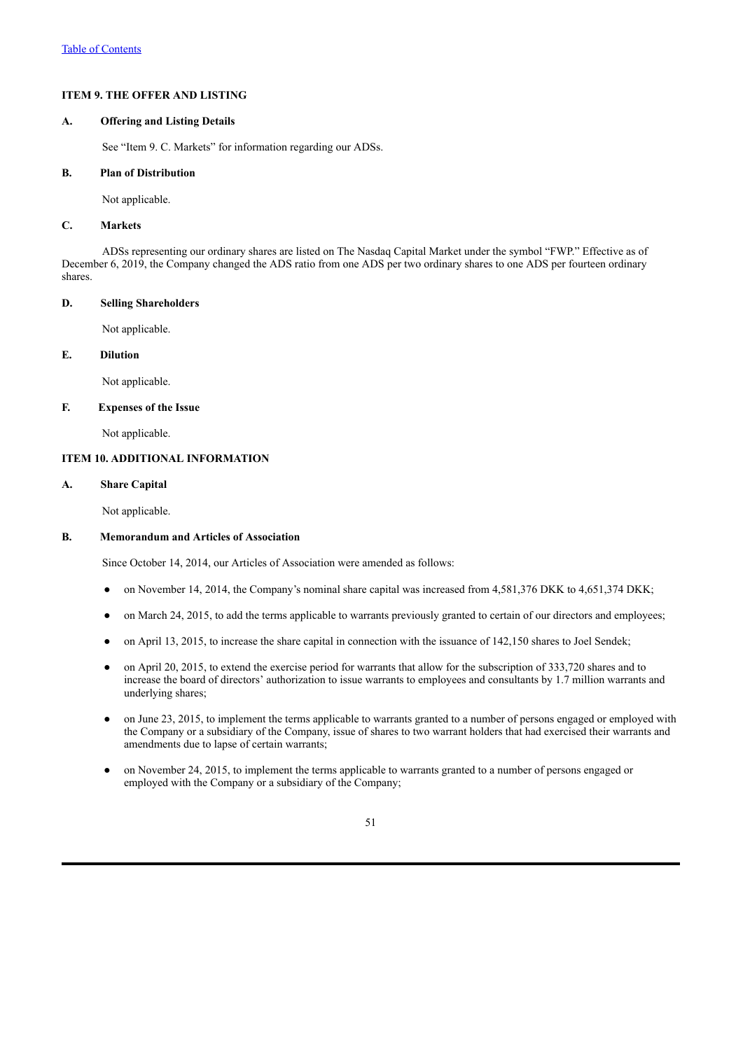## ITEM 9. THE OFFER AND LISTING

### A. Offering and Listing Details

See "Item 9. C. Markets" for information regarding our ADSs.

### B. Plan of Distribution

Not applicable.

### C. Markets

ADSs representing our ordinary shares are listed on The Nasdaq Capital Market under the symbol "FWP." Effective as of December 6, 2019, the Company changed the ADS ratio from one ADS per two ordinary shares to one ADS per fourteen ordinary shares.

### D. Selling Shareholders

Not applicable.

### E. Dilution

Not applicable.

### F. Expenses of the Issue

Not applicable.

## ITEM 10. ADDITIONAL INFORMATION

### A. Share Capital

Not applicable.

### B. Memorandum and Articles of Association

Since October 14, 2014, our Articles of Association were amended as follows:

- on November 14, 2014, the Company's nominal share capital was increased from 4,581,376 DKK to 4,651,374 DKK;
- on March 24, 2015, to add the terms applicable to warrants previously granted to certain of our directors and employees;
- on April 13, 2015, to increase the share capital in connection with the issuance of 142,150 shares to Joel Sendek;
- on April 20, 2015, to extend the exercise period for warrants that allow for the subscription of 333,720 shares and to increase the board of directors' authorization to issue warrants to employees and consultants by 1.7 million warrants and underlying shares;
- on June 23, 2015, to implement the terms applicable to warrants granted to a number of persons engaged or employed with the Company or a subsidiary of the Company, issue of shares to two warrant holders that had exercised their warrants and amendments due to lapse of certain warrants;
- on November 24, 2015, to implement the terms applicable to warrants granted to a number of persons engaged or employed with the Company or a subsidiary of the Company;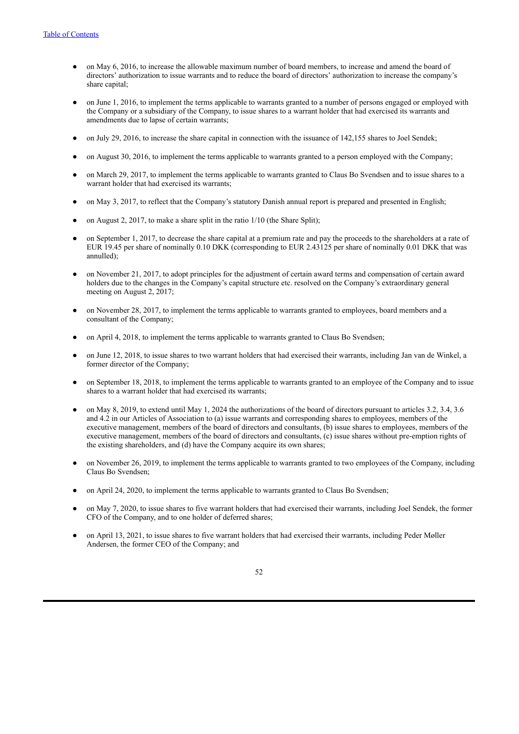- on May 6, 2016, to increase the allowable maximum number of board members, to increase and amend the board of directors' authorization to issue warrants and to reduce the board of directors' authorization to increase the company's share capital;

- on June 1, 2016, to implement the terms applicable to warrants granted to a number of persons engaged or employed with the Company or a subsidiary of the Company, to issue shares to a warrant holder that had exercised its warrants and amendments due to lapse of certain warrants;

- on July 29, 2016, to increase the share capital in connection with the issuance of 142,155 shares to Joel Sendek;

- on August 30, 2016, to implement the terms applicable to warrants granted to a person employed with the Company;

- on March 29, 2017, to implement the terms applicable to warrants granted to Claus Bo Svendsen and to issue shares to a warrant holder that had exercised its warrants;

- on May 3, 2017, to reflect that the Company's statutory Danish annual report is prepared and presented in English;

- on August 2, 2017, to make a share split in the ratio 1/10 (the Share Split);

- on September 1, 2017, to decrease the share capital at a premium rate and pay the proceeds to the shareholders at a rate of EUR 19.45 per share of nominally 0.10 DKK (corresponding to EUR 2.43125 per share of nominally 0.01 DKK that was annulled);

- on November 21, 2017, to adopt principles for the adjustment of certain award terms and compensation of certain award holders due to the changes in the Company's capital structure etc. resolved on the Company's extraordinary general meeting on August 2, 2017;

- on November 28, 2017, to implement the terms applicable to warrants granted to employees, board members and a consultant of the Company;

- on April 4, 2018, to implement the terms applicable to warrants granted to Claus Bo Svendsen;

- on June 12, 2018, to issue shares to two warrant holders that had exercised their warrants, including Jan van de Winkel, a former director of the Company;

- on September 18, 2018, to implement the terms applicable to warrants granted to an employee of the Company and to issue shares to a warrant holder that had exercised its warrants;

- on May 8, 2019, to extend until May 1, 2024 the authorizations of the board of directors pursuant to articles 3.2, 3.4, 3.6 and 4.2 in our Articles of Association to (a) issue warrants and corresponding shares to employees, members of the executive management, members of the board of directors and consultants, (b) issue shares to employees, members of the executive management, members of the board of directors and consultants, (c) issue shares without pre-emption rights of the existing shareholders, and (d) have the Company acquire its own shares;

- on November 26, 2019, to implement the terms applicable to warrants granted to two employees of the Company, including Claus Bo Svendsen;

- on April 24, 2020, to implement the terms applicable to warrants granted to Claus Bo Svendsen;

- on May 7, 2020, to issue shares to five warrant holders that had exercised their warrants, including Joel Sendek, the former CFO of the Company, and to one holder of deferred shares;

- on April 13, 2021, to issue shares to five warrant holders that had exercised their warrants, including Peder Møller Andersen, the former CEO of the Company; and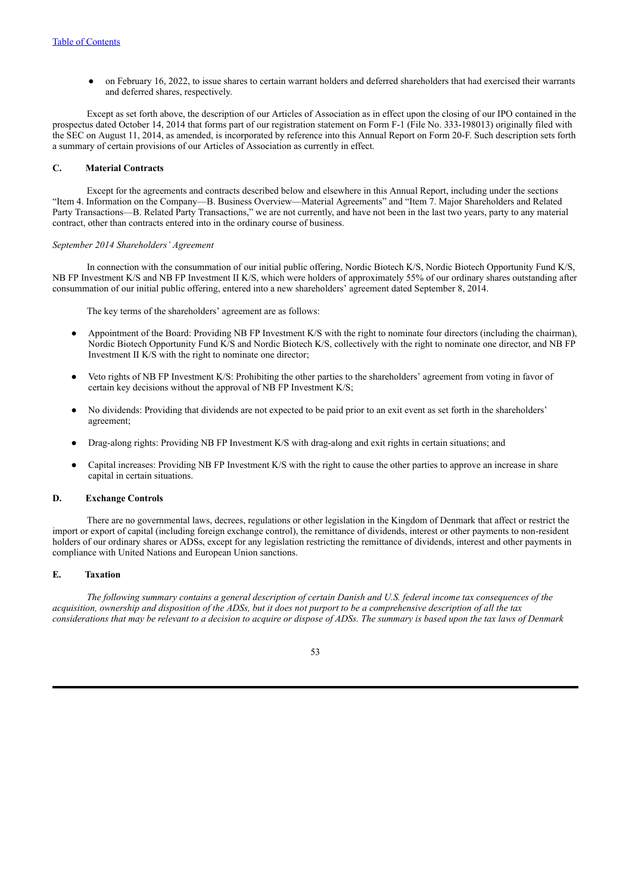- on February 16, 2022, to issue shares to certain warrant holders and deferred shareholders that had exercised their warrants and deferred shares, respectively.

Except as set forth above, the description of our Articles of Association as in effect upon the closing of our IPO contained in the prospectus dated October 14, 2014 that forms part of our registration statement on Form F-1 (File No. 333-198013) originally filed with the SEC on August 11, 2014, as amended, is incorporated by reference into this Annual Report on Form 20-F. Such description sets forth a summary of certain provisions of our Articles of Association as currently in effect.

## C. Material Contracts

Except for the agreements and contracts described below and elsewhere in this Annual Report, including under the sections "Item 4. Information on the Company—B. Business Overview—Material Agreements" and "Item 7. Major Shareholders and Related Party Transactions—B. Related Party Transactions," we are not currently, and have not been in the last two years, party to any material contract, other than contracts entered into in the ordinary course of business.

*September 2014 Shareholders' Agreement*

In connection with the consummation of our initial public offering, Nordic Biotech K/S, Nordic Biotech Opportunity Fund K/S, NB FP Investment K/S and NB FP Investment II K/S, which were holders of approximately 55% of our ordinary shares outstanding after consummation of our initial public offering, entered into a new shareholders' agreement dated September 8, 2014.

The key terms of the shareholders' agreement are as follows:

- Appointment of the Board: Providing NB FP Investment K/S with the right to nominate four directors (including the chairman), Nordic Biotech Opportunity Fund K/S and Nordic Biotech K/S, collectively with the right to nominate one director, and NB FP Investment II K/S with the right to nominate one director;
- Veto rights of NB FP Investment K/S: Prohibiting the other parties to the shareholders' agreement from voting in favor of certain key decisions without the approval of NB FP Investment K/S;
- No dividends: Providing that dividends are not expected to be paid prior to an exit event as set forth in the shareholders' agreement;
- Drag-along rights: Providing NB FP Investment K/S with drag-along and exit rights in certain situations; and
- Capital increases: Providing NB FP Investment K/S with the right to cause the other parties to approve an increase in share capital in certain situations.

## D. Exchange Controls

There are no governmental laws, decrees, regulations or other legislation in the Kingdom of Denmark that affect or restrict the import or export of capital (including foreign exchange control), the remittance of dividends, interest or other payments to non-resident holders of our ordinary shares or ADSs, except for any legislation restricting the remittance of dividends, interest and other payments in compliance with United Nations and European Union sanctions.

## E. Taxation

*The following summary contains a general description of certain Danish and U.S. federal income tax consequences of the acquisition, ownership and disposition of the ADSs, but it does not purport to be a comprehensive description of all the tax considerations that may be relevant to a decision to acquire or dispose of ADSs. The summary is based upon the tax laws of Denmark*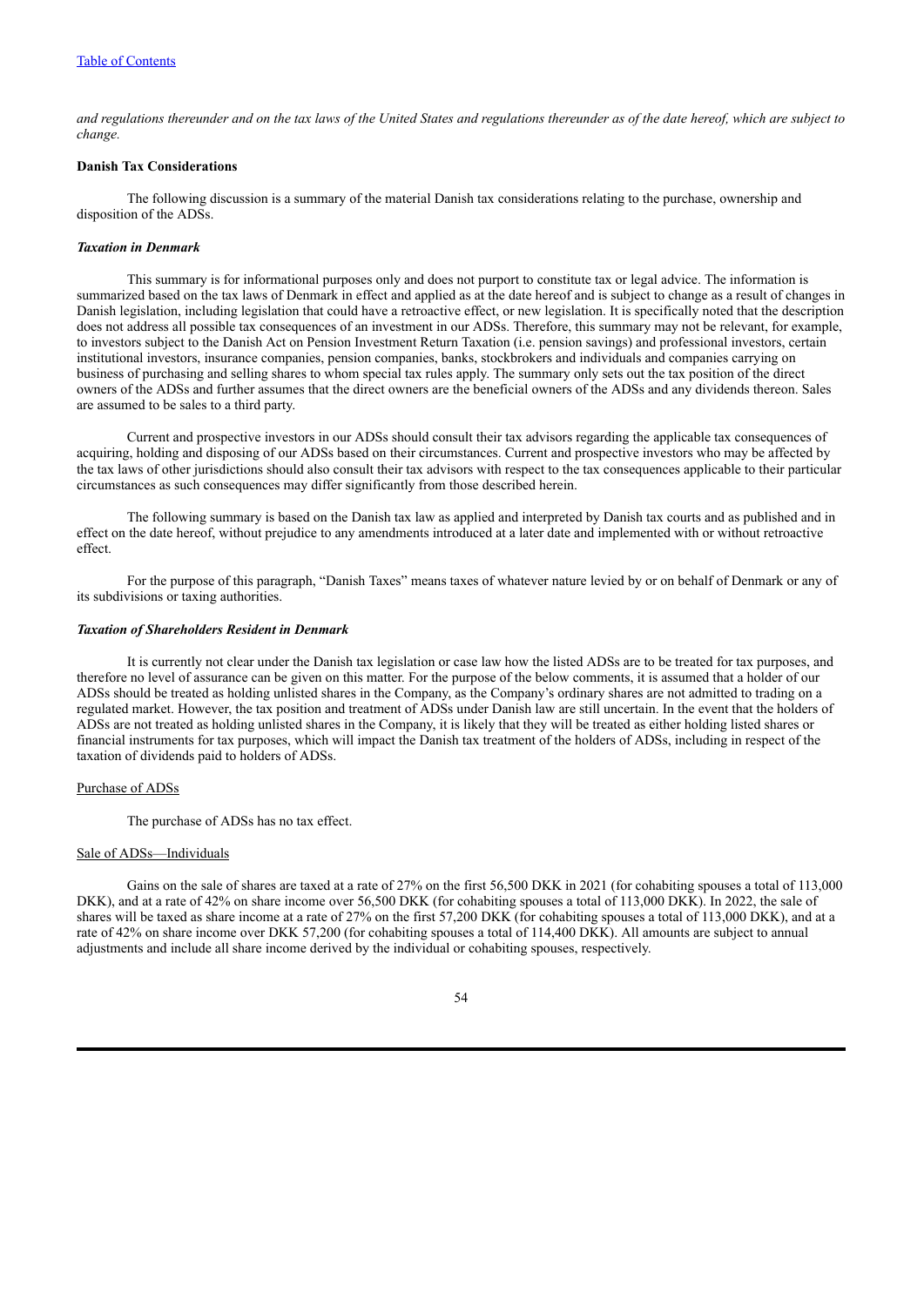*and regulations thereunder and on the tax laws of the United States and regulations thereunder as of the date hereof, which are subject to change.*

**Danish Tax Considerations**

The following discussion is a summary of the material Danish tax considerations relating to the purchase, ownership and disposition of the ADSs.

***Taxation in Denmark***

This summary is for informational purposes only and does not purport to constitute tax or legal advice. The information is summarized based on the tax laws of Denmark in effect and applied as at the date hereof and is subject to change as a result of changes in Danish legislation, including legislation that could have a retroactive effect, or new legislation. It is specifically noted that the description does not address all possible tax consequences of an investment in our ADSs. Therefore, this summary may not be relevant, for example, to investors subject to the Danish Act on Pension Investment Return Taxation (i.e. pension savings) and professional investors, certain institutional investors, insurance companies, pension companies, banks, stockbrokers and individuals and companies carrying on business of purchasing and selling shares to whom special tax rules apply. The summary only sets out the tax position of the direct owners of the ADSs and further assumes that the direct owners are the beneficial owners of the ADSs and any dividends thereon. Sales are assumed to be sales to a third party.

Current and prospective investors in our ADSs should consult their tax advisors regarding the applicable tax consequences of acquiring, holding and disposing of our ADSs based on their circumstances. Current and prospective investors who may be affected by the tax laws of other jurisdictions should also consult their tax advisors with respect to the tax consequences applicable to their particular circumstances as such consequences may differ significantly from those described herein.

The following summary is based on the Danish tax law as applied and interpreted by Danish tax courts and as published and in effect on the date hereof, without prejudice to any amendments introduced at a later date and implemented with or without retroactive effect.

For the purpose of this paragraph, "Danish Taxes" means taxes of whatever nature levied by or on behalf of Denmark or any of its subdivisions or taxing authorities.

***Taxation of Shareholders Resident in Denmark***

It is currently not clear under the Danish tax legislation or case law how the listed ADSs are to be treated for tax purposes, and therefore no level of assurance can be given on this matter. For the purpose of the below comments, it is assumed that a holder of our ADSs should be treated as holding unlisted shares in the Company, as the Company's ordinary shares are not admitted to trading on a regulated market. However, the tax position and treatment of ADSs under Danish law are still uncertain. In the event that the holders of ADSs are not treated as holding unlisted shares in the Company, it is likely that they will be treated as either holding listed shares or financial instruments for tax purposes, which will impact the Danish tax treatment of the holders of ADSs, including in respect of the taxation of dividends paid to holders of ADSs.

Purchase of ADSs

The purchase of ADSs has no tax effect.

Sale of ADSs—Individuals

Gains on the sale of shares are taxed at a rate of 27% on the first 56,500 DKK in 2021 (for cohabiting spouses a total of 113,000 DKK), and at a rate of 42% on share income over 56,500 DKK (for cohabiting spouses a total of 113,000 DKK). In 2022, the sale of shares will be taxed as share income at a rate of 27% on the first 57,200 DKK (for cohabiting spouses a total of 113,000 DKK), and at a rate of 42% on share income over DKK 57,200 (for cohabiting spouses a total of 114,400 DKK). All amounts are subject to annual adjustments and include all share income derived by the individual or cohabiting spouses, respectively.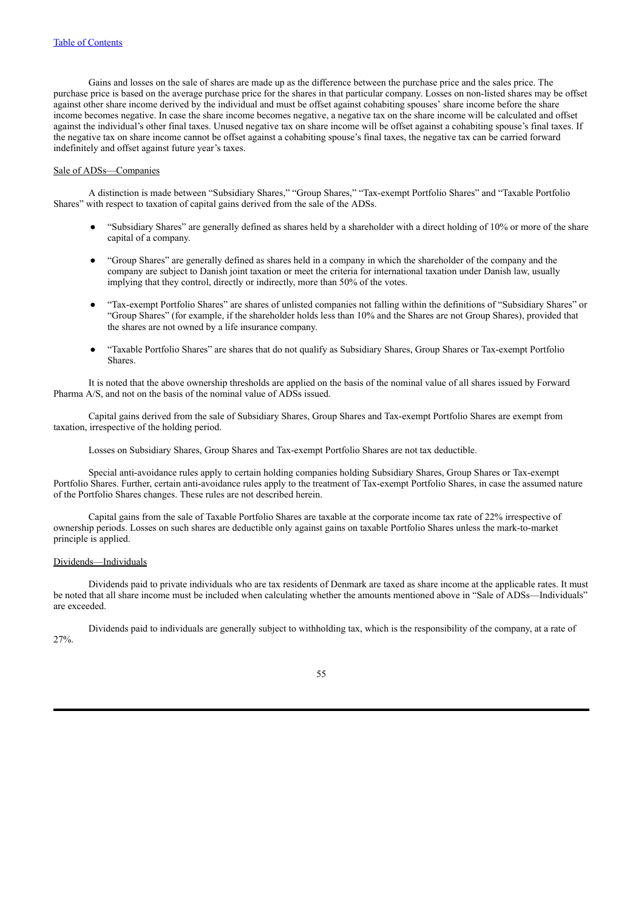Gains and losses on the sale of shares are made up as the difference between the purchase price and the sales price. The purchase price is based on the average purchase price for the shares in that particular company. Losses on non-listed shares may be offset against other share income derived by the individual and must be offset against cohabiting spouses' share income before the share income becomes negative. In case the share income becomes negative, a negative tax on the share income will be calculated and offset against the individual's other final taxes. Unused negative tax on share income will be offset against a cohabiting spouse's final taxes. If the negative tax on share income cannot be offset against a cohabiting spouse's final taxes, the negative tax can be carried forward indefinitely and offset against future year's taxes.

Sale of ADSs—Companies

A distinction is made between "Subsidiary Shares," "Group Shares," "Tax-exempt Portfolio Shares" and "Taxable Portfolio Shares" with respect to taxation of capital gains derived from the sale of the ADSs.

- "Subsidiary Shares" are generally defined as shares held by a shareholder with a direct holding of 10% or more of the share capital of a company.
- "Group Shares" are generally defined as shares held in a company in which the shareholder of the company and the company are subject to Danish joint taxation or meet the criteria for international taxation under Danish law, usually implying that they control, directly or indirectly, more than 50% of the votes.
- "Tax-exempt Portfolio Shares" are shares of unlisted companies not falling within the definitions of "Subsidiary Shares" or "Group Shares" (for example, if the shareholder holds less than 10% and the Shares are not Group Shares), provided that the shares are not owned by a life insurance company.
- "Taxable Portfolio Shares" are shares that do not qualify as Subsidiary Shares, Group Shares or Tax-exempt Portfolio Shares.

It is noted that the above ownership thresholds are applied on the basis of the nominal value of all shares issued by Forward Pharma A/S, and not on the basis of the nominal value of ADSs issued.

Capital gains derived from the sale of Subsidiary Shares, Group Shares and Tax-exempt Portfolio Shares are exempt from taxation, irrespective of the holding period.

Losses on Subsidiary Shares, Group Shares and Tax-exempt Portfolio Shares are not tax deductible.

Special anti-avoidance rules apply to certain holding companies holding Subsidiary Shares, Group Shares or Tax-exempt Portfolio Shares. Further, certain anti-avoidance rules apply to the treatment of Tax-exempt Portfolio Shares, in case the assumed nature of the Portfolio Shares changes. These rules are not described herein.

Capital gains from the sale of Taxable Portfolio Shares are taxable at the corporate income tax rate of 22% irrespective of ownership periods. Losses on such shares are deductible only against gains on taxable Portfolio Shares unless the mark-to-market principle is applied.

Dividends—Individuals

Dividends paid to private individuals who are tax residents of Denmark are taxed as share income at the applicable rates. It must be noted that all share income must be included when calculating whether the amounts mentioned above in "Sale of ADSs—Individuals" are exceeded.

Dividends paid to individuals are generally subject to withholding tax, which is the responsibility of the company, at a rate of 27%.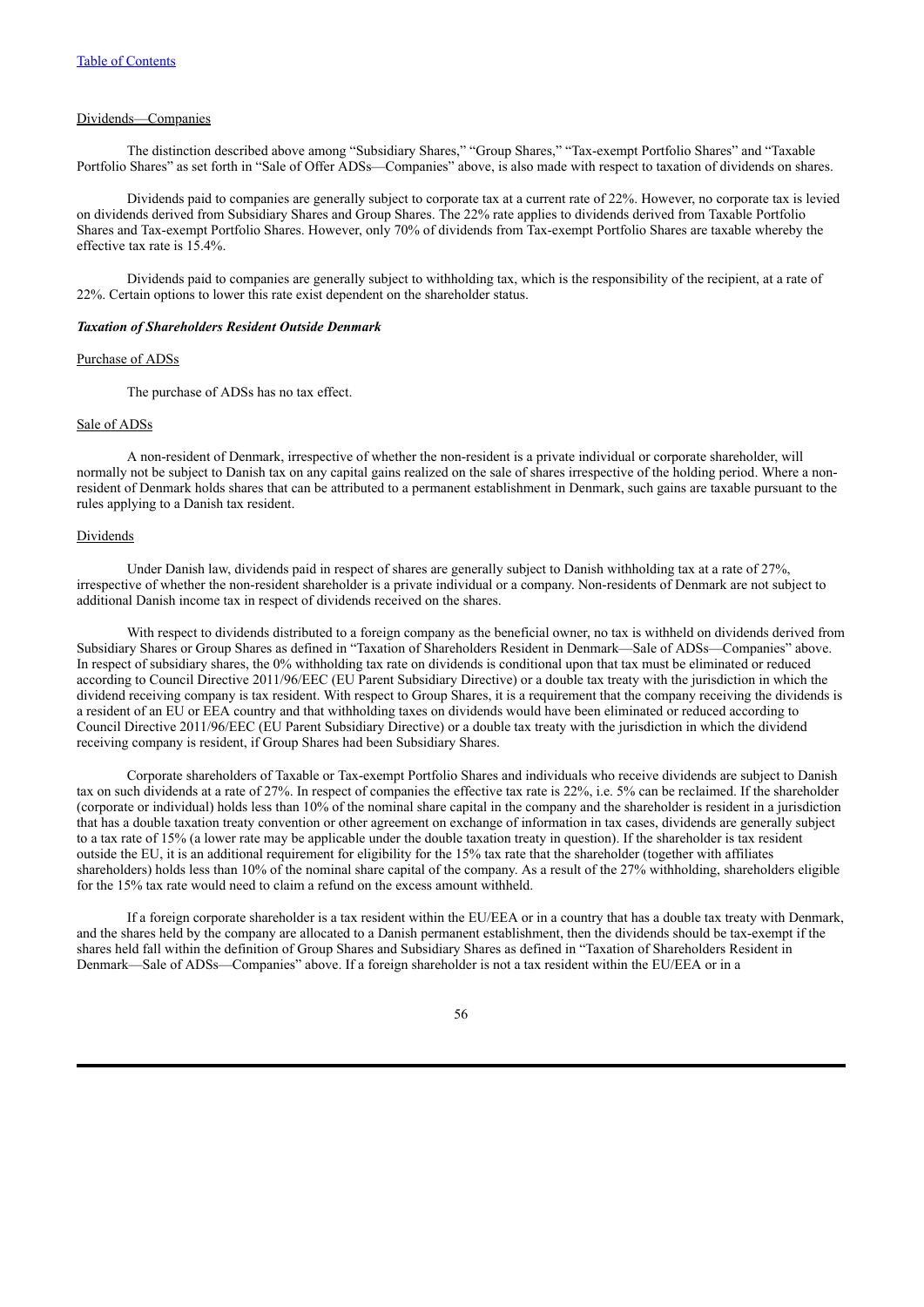Dividends—Companies

The distinction described above among "Subsidiary Shares," "Group Shares," "Tax-exempt Portfolio Shares" and "Taxable Portfolio Shares" as set forth in "Sale of Offer ADSs—Companies" above, is also made with respect to taxation of dividends on shares.

Dividends paid to companies are generally subject to corporate tax at a current rate of 22%. However, no corporate tax is levied on dividends derived from Subsidiary Shares and Group Shares. The 22% rate applies to dividends derived from Taxable Portfolio Shares and Tax-exempt Portfolio Shares. However, only 70% of dividends from Tax-exempt Portfolio Shares are taxable whereby the effective tax rate is 15.4%.

Dividends paid to companies are generally subject to withholding tax, which is the responsibility of the recipient, at a rate of 22%. Certain options to lower this rate exist dependent on the shareholder status.

***Taxation of Shareholders Resident Outside Denmark***

Purchase of ADSs

The purchase of ADSs has no tax effect.

Sale of ADSs

A non-resident of Denmark, irrespective of whether the non-resident is a private individual or corporate shareholder, will normally not be subject to Danish tax on any capital gains realized on the sale of shares irrespective of the holding period. Where a non-resident of Denmark holds shares that can be attributed to a permanent establishment in Denmark, such gains are taxable pursuant to the rules applying to a Danish tax resident.

Dividends

Under Danish law, dividends paid in respect of shares are generally subject to Danish withholding tax at a rate of 27%, irrespective of whether the non-resident shareholder is a private individual or a company. Non-residents of Denmark are not subject to additional Danish income tax in respect of dividends received on the shares.

With respect to dividends distributed to a foreign company as the beneficial owner, no tax is withheld on dividends derived from Subsidiary Shares or Group Shares as defined in "Taxation of Shareholders Resident in Denmark—Sale of ADSs—Companies" above. In respect of subsidiary shares, the 0% withholding tax rate on dividends is conditional upon that tax must be eliminated or reduced according to Council Directive 2011/96/EEC (EU Parent Subsidiary Directive) or a double tax treaty with the jurisdiction in which the dividend receiving company is tax resident. With respect to Group Shares, it is a requirement that the company receiving the dividends is a resident of an EU or EEA country and that withholding taxes on dividends would have been eliminated or reduced according to Council Directive 2011/96/EEC (EU Parent Subsidiary Directive) or a double tax treaty with the jurisdiction in which the dividend receiving company is resident, if Group Shares had been Subsidiary Shares.

Corporate shareholders of Taxable or Tax-exempt Portfolio Shares and individuals who receive dividends are subject to Danish tax on such dividends at a rate of 27%. In respect of companies the effective tax rate is 22%, i.e. 5% can be reclaimed. If the shareholder (corporate or individual) holds less than 10% of the nominal share capital in the company and the shareholder is resident in a jurisdiction that has a double taxation treaty convention or other agreement on exchange of information in tax cases, dividends are generally subject to a tax rate of 15% (a lower rate may be applicable under the double taxation treaty in question). If the shareholder is tax resident outside the EU, it is an additional requirement for eligibility for the 15% tax rate that the shareholder (together with affiliates shareholders) holds less than 10% of the nominal share capital of the company. As a result of the 27% withholding, shareholders eligible for the 15% tax rate would need to claim a refund on the excess amount withheld.

If a foreign corporate shareholder is a tax resident within the EU/EEA or in a country that has a double tax treaty with Denmark, and the shares held by the company are allocated to a Danish permanent establishment, then the dividends should be tax-exempt if the shares held fall within the definition of Group Shares and Subsidiary Shares as defined in "Taxation of Shareholders Resident in Denmark—Sale of ADSs—Companies" above. If a foreign shareholder is not a tax resident within the EU/EEA or in a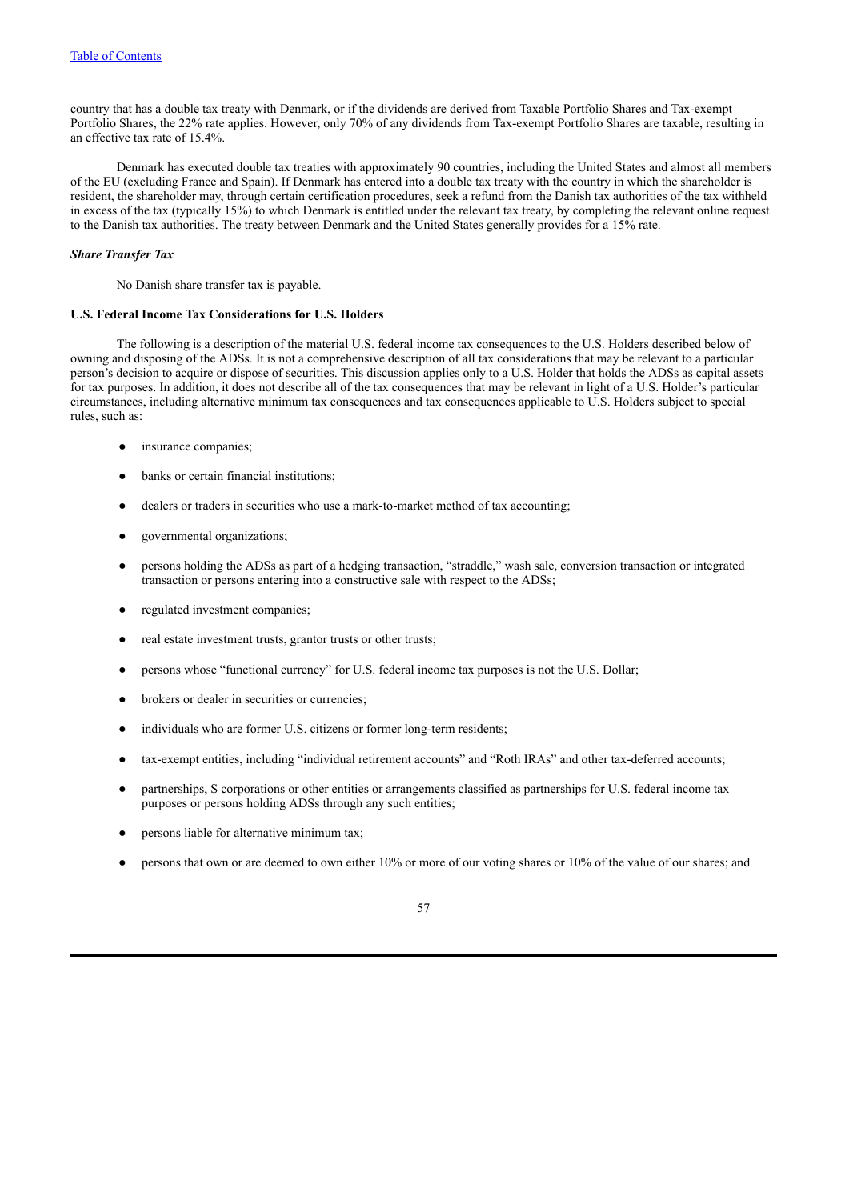country that has a double tax treaty with Denmark, or if the dividends are derived from Taxable Portfolio Shares and Tax-exempt Portfolio Shares, the 22% rate applies. However, only 70% of any dividends from Tax-exempt Portfolio Shares are taxable, resulting in an effective tax rate of 15.4%.

Denmark has executed double tax treaties with approximately 90 countries, including the United States and almost all members of the EU (excluding France and Spain). If Denmark has entered into a double tax treaty with the country in which the shareholder is resident, the shareholder may, through certain certification procedures, seek a refund from the Danish tax authorities of the tax withheld in excess of the tax (typically 15%) to which Denmark is entitled under the relevant tax treaty, by completing the relevant online request to the Danish tax authorities. The treaty between Denmark and the United States generally provides for a 15% rate.

***Share Transfer Tax***

No Danish share transfer tax is payable.

**U.S. Federal Income Tax Considerations for U.S. Holders**

The following is a description of the material U.S. federal income tax consequences to the U.S. Holders described below of owning and disposing of the ADSs. It is not a comprehensive description of all tax considerations that may be relevant to a particular person's decision to acquire or dispose of securities. This discussion applies only to a U.S. Holder that holds the ADSs as capital assets for tax purposes. In addition, it does not describe all of the tax consequences that may be relevant in light of a U.S. Holder's particular circumstances, including alternative minimum tax consequences and tax consequences applicable to U.S. Holders subject to special rules, such as:

- insurance companies;
- banks or certain financial institutions;
- dealers or traders in securities who use a mark-to-market method of tax accounting;
- governmental organizations;
- persons holding the ADSs as part of a hedging transaction, "straddle," wash sale, conversion transaction or integrated transaction or persons entering into a constructive sale with respect to the ADSs;
- regulated investment companies;
- real estate investment trusts, grantor trusts or other trusts;
- persons whose "functional currency" for U.S. federal income tax purposes is not the U.S. Dollar;
- brokers or dealer in securities or currencies;
- individuals who are former U.S. citizens or former long-term residents;
- tax-exempt entities, including "individual retirement accounts" and "Roth IRAs" and other tax-deferred accounts;
- partnerships, S corporations or other entities or arrangements classified as partnerships for U.S. federal income tax purposes or persons holding ADSs through any such entities;
- persons liable for alternative minimum tax;
- persons that own or are deemed to own either 10% or more of our voting shares or 10% of the value of our shares; and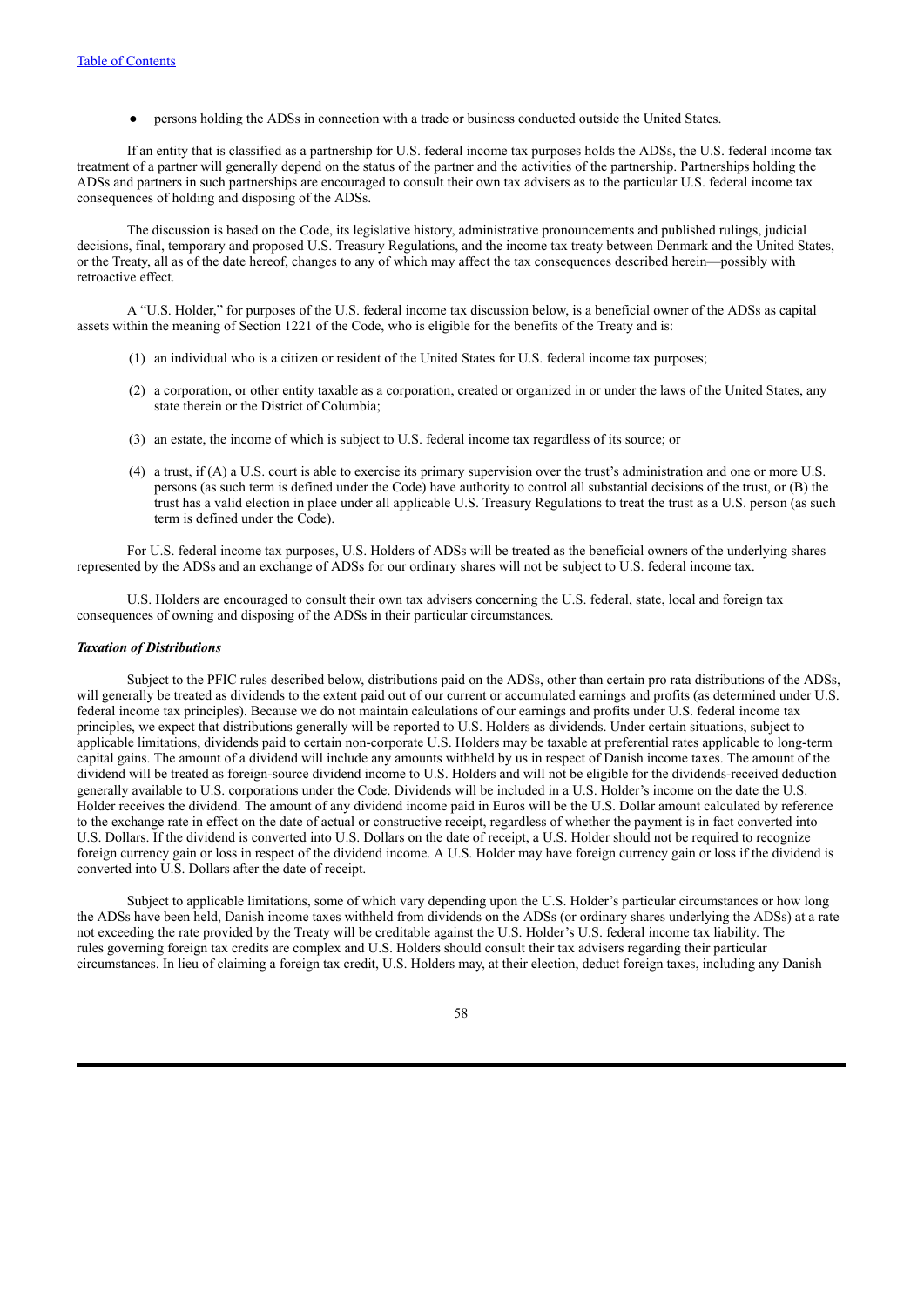- persons holding the ADSs in connection with a trade or business conducted outside the United States.

If an entity that is classified as a partnership for U.S. federal income tax purposes holds the ADSs, the U.S. federal income tax treatment of a partner will generally depend on the status of the partner and the activities of the partnership. Partnerships holding the ADSs and partners in such partnerships are encouraged to consult their own tax advisers as to the particular U.S. federal income tax consequences of holding and disposing of the ADSs.

The discussion is based on the Code, its legislative history, administrative pronouncements and published rulings, judicial decisions, final, temporary and proposed U.S. Treasury Regulations, and the income tax treaty between Denmark and the United States, or the Treaty, all as of the date hereof, changes to any of which may affect the tax consequences described herein—possibly with retroactive effect.

A "U.S. Holder," for purposes of the U.S. federal income tax discussion below, is a beneficial owner of the ADSs as capital assets within the meaning of Section 1221 of the Code, who is eligible for the benefits of the Treaty and is:

(1) an individual who is a citizen or resident of the United States for U.S. federal income tax purposes;

(2) a corporation, or other entity taxable as a corporation, created or organized in or under the laws of the United States, any state therein or the District of Columbia;

(3) an estate, the income of which is subject to U.S. federal income tax regardless of its source; or

(4) a trust, if (A) a U.S. court is able to exercise its primary supervision over the trust's administration and one or more U.S. persons (as such term is defined under the Code) have authority to control all substantial decisions of the trust, or (B) the trust has a valid election in place under all applicable U.S. Treasury Regulations to treat the trust as a U.S. person (as such term is defined under the Code).

For U.S. federal income tax purposes, U.S. Holders of ADSs will be treated as the beneficial owners of the underlying shares represented by the ADSs and an exchange of ADSs for our ordinary shares will not be subject to U.S. federal income tax.

U.S. Holders are encouraged to consult their own tax advisers concerning the U.S. federal, state, local and foreign tax consequences of owning and disposing of the ADSs in their particular circumstances.

***Taxation of Distributions***

Subject to the PFIC rules described below, distributions paid on the ADSs, other than certain pro rata distributions of the ADSs, will generally be treated as dividends to the extent paid out of our current or accumulated earnings and profits (as determined under U.S. federal income tax principles). Because we do not maintain calculations of our earnings and profits under U.S. federal income tax principles, we expect that distributions generally will be reported to U.S. Holders as dividends. Under certain situations, subject to applicable limitations, dividends paid to certain non-corporate U.S. Holders may be taxable at preferential rates applicable to long-term capital gains. The amount of a dividend will include any amounts withheld by us in respect of Danish income taxes. The amount of the dividend will be treated as foreign-source dividend income to U.S. Holders and will not be eligible for the dividends-received deduction generally available to U.S. corporations under the Code. Dividends will be included in a U.S. Holder's income on the date the U.S. Holder receives the dividend. The amount of any dividend income paid in Euros will be the U.S. Dollar amount calculated by reference to the exchange rate in effect on the date of actual or constructive receipt, regardless of whether the payment is in fact converted into U.S. Dollars. If the dividend is converted into U.S. Dollars on the date of receipt, a U.S. Holder should not be required to recognize foreign currency gain or loss in respect of the dividend income. A U.S. Holder may have foreign currency gain or loss if the dividend is converted into U.S. Dollars after the date of receipt.

Subject to applicable limitations, some of which vary depending upon the U.S. Holder's particular circumstances or how long the ADSs have been held, Danish income taxes withheld from dividends on the ADSs (or ordinary shares underlying the ADSs) at a rate not exceeding the rate provided by the Treaty will be creditable against the U.S. Holder's U.S. federal income tax liability. The rules governing foreign tax credits are complex and U.S. Holders should consult their tax advisers regarding their particular circumstances. In lieu of claiming a foreign tax credit, U.S. Holders may, at their election, deduct foreign taxes, including any Danish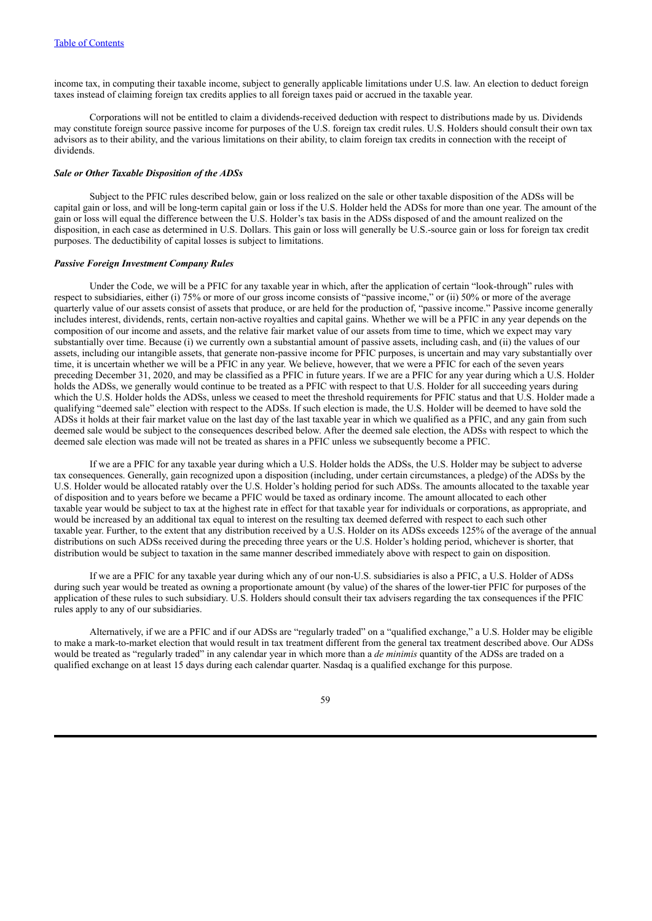income tax, in computing their taxable income, subject to generally applicable limitations under U.S. law. An election to deduct foreign taxes instead of claiming foreign tax credits applies to all foreign taxes paid or accrued in the taxable year.

Corporations will not be entitled to claim a dividends-received deduction with respect to distributions made by us. Dividends may constitute foreign source passive income for purposes of the U.S. foreign tax credit rules. U.S. Holders should consult their own tax advisors as to their ability, and the various limitations on their ability, to claim foreign tax credits in connection with the receipt of dividends.

***Sale or Other Taxable Disposition of the ADSs***

Subject to the PFIC rules described below, gain or loss realized on the sale or other taxable disposition of the ADSs will be capital gain or loss, and will be long-term capital gain or loss if the U.S. Holder held the ADSs for more than one year. The amount of the gain or loss will equal the difference between the U.S. Holder's tax basis in the ADSs disposed of and the amount realized on the disposition, in each case as determined in U.S. Dollars. This gain or loss will generally be U.S.-source gain or loss for foreign tax credit purposes. The deductibility of capital losses is subject to limitations.

***Passive Foreign Investment Company Rules***

Under the Code, we will be a PFIC for any taxable year in which, after the application of certain "look-through" rules with respect to subsidiaries, either (i) 75% or more of our gross income consists of "passive income," or (ii) 50% or more of the average quarterly value of our assets consist of assets that produce, or are held for the production of, "passive income." Passive income generally includes interest, dividends, rents, certain non-active royalties and capital gains. Whether we will be a PFIC in any year depends on the composition of our income and assets, and the relative fair market value of our assets from time to time, which we expect may vary substantially over time. Because (i) we currently own a substantial amount of passive assets, including cash, and (ii) the values of our assets, including our intangible assets, that generate non-passive income for PFIC purposes, is uncertain and may vary substantially over time, it is uncertain whether we will be a PFIC in any year. We believe, however, that we were a PFIC for each of the seven years preceding December 31, 2020, and may be classified as a PFIC in future years. If we are a PFIC for any year during which a U.S. Holder holds the ADSs, we generally would continue to be treated as a PFIC with respect to that U.S. Holder for all succeeding years during which the U.S. Holder holds the ADSs, unless we ceased to meet the threshold requirements for PFIC status and that U.S. Holder made a qualifying "deemed sale" election with respect to the ADSs. If such election is made, the U.S. Holder will be deemed to have sold the ADSs it holds at their fair market value on the last day of the last taxable year in which we qualified as a PFIC, and any gain from such deemed sale would be subject to the consequences described below. After the deemed sale election, the ADSs with respect to which the deemed sale election was made will not be treated as shares in a PFIC unless we subsequently become a PFIC.

If we are a PFIC for any taxable year during which a U.S. Holder holds the ADSs, the U.S. Holder may be subject to adverse tax consequences. Generally, gain recognized upon a disposition (including, under certain circumstances, a pledge) of the ADSs by the U.S. Holder would be allocated ratably over the U.S. Holder's holding period for such ADSs. The amounts allocated to the taxable year of disposition and to years before we became a PFIC would be taxed as ordinary income. The amount allocated to each other taxable year would be subject to tax at the highest rate in effect for that taxable year for individuals or corporations, as appropriate, and would be increased by an additional tax equal to interest on the resulting tax deemed deferred with respect to each such other taxable year. Further, to the extent that any distribution received by a U.S. Holder on its ADSs exceeds 125% of the average of the annual distributions on such ADSs received during the preceding three years or the U.S. Holder's holding period, whichever is shorter, that distribution would be subject to taxation in the same manner described immediately above with respect to gain on disposition.

If we are a PFIC for any taxable year during which any of our non-U.S. subsidiaries is also a PFIC, a U.S. Holder of ADSs during such year would be treated as owning a proportionate amount (by value) of the shares of the lower-tier PFIC for purposes of the application of these rules to such subsidiary. U.S. Holders should consult their tax advisers regarding the tax consequences if the PFIC rules apply to any of our subsidiaries.

Alternatively, if we are a PFIC and if our ADSs are "regularly traded" on a "qualified exchange," a U.S. Holder may be eligible to make a mark-to-market election that would result in tax treatment different from the general tax treatment described above. Our ADSs would be treated as "regularly traded" in any calendar year in which more than a *de minimis* quantity of the ADSs are traded on a qualified exchange on at least 15 days during each calendar quarter. Nasdaq is a qualified exchange for this purpose.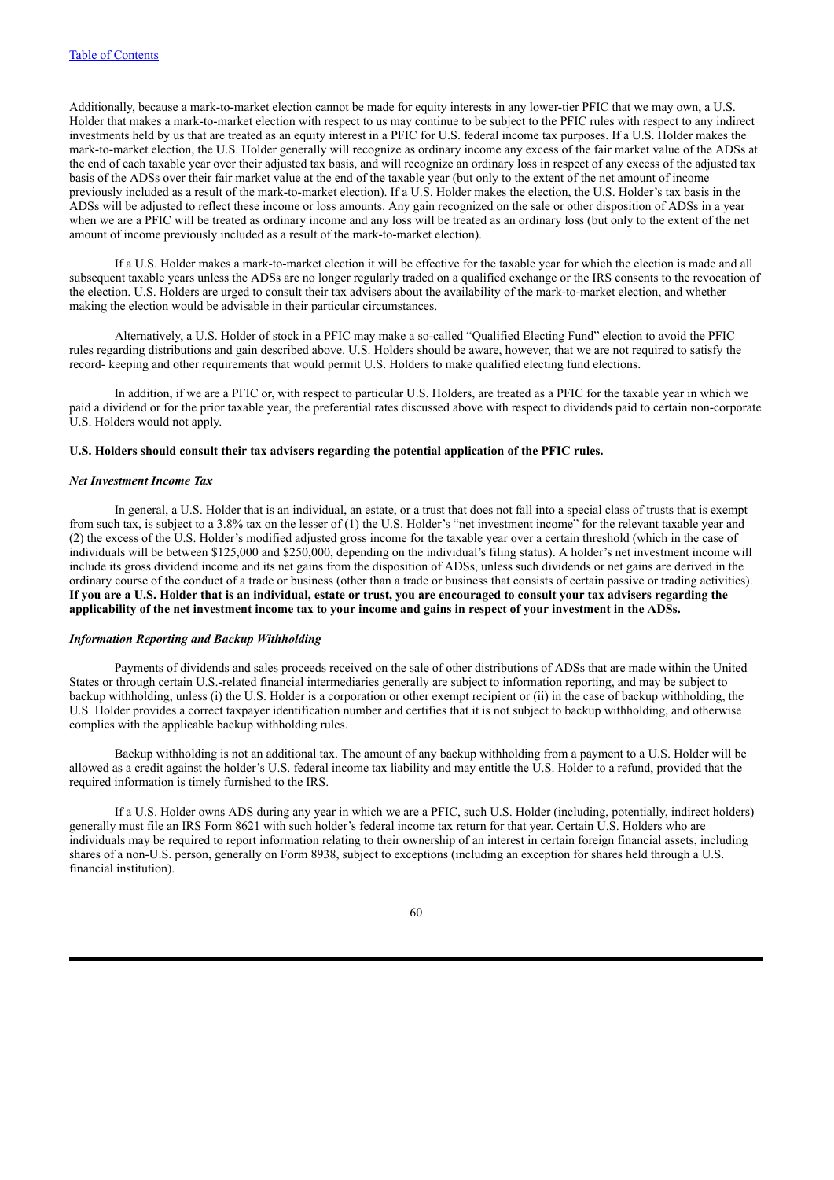Additionally, because a mark-to-market election cannot be made for equity interests in any lower-tier PFIC that we may own, a U.S. Holder that makes a mark-to-market election with respect to us may continue to be subject to the PFIC rules with respect to any indirect investments held by us that are treated as an equity interest in a PFIC for U.S. federal income tax purposes. If a U.S. Holder makes the mark-to-market election, the U.S. Holder generally will recognize as ordinary income any excess of the fair market value of the ADSs at the end of each taxable year over their adjusted tax basis, and will recognize an ordinary loss in respect of any excess of the adjusted tax basis of the ADSs over their fair market value at the end of the taxable year (but only to the extent of the net amount of income previously included as a result of the mark-to-market election). If a U.S. Holder makes the election, the U.S. Holder's tax basis in the ADSs will be adjusted to reflect these income or loss amounts. Any gain recognized on the sale or other disposition of ADSs in a year when we are a PFIC will be treated as ordinary income and any loss will be treated as an ordinary loss (but only to the extent of the net amount of income previously included as a result of the mark-to-market election).

If a U.S. Holder makes a mark-to-market election it will be effective for the taxable year for which the election is made and all subsequent taxable years unless the ADSs are no longer regularly traded on a qualified exchange or the IRS consents to the revocation of the election. U.S. Holders are urged to consult their tax advisers about the availability of the mark-to-market election, and whether making the election would be advisable in their particular circumstances.

Alternatively, a U.S. Holder of stock in a PFIC may make a so-called "Qualified Electing Fund" election to avoid the PFIC rules regarding distributions and gain described above. U.S. Holders should be aware, however, that we are not required to satisfy the record- keeping and other requirements that would permit U.S. Holders to make qualified electing fund elections.

In addition, if we are a PFIC or, with respect to particular U.S. Holders, are treated as a PFIC for the taxable year in which we paid a dividend or for the prior taxable year, the preferential rates discussed above with respect to dividends paid to certain non-corporate U.S. Holders would not apply.

**U.S. Holders should consult their tax advisers regarding the potential application of the PFIC rules.**

***Net Investment Income Tax***

In general, a U.S. Holder that is an individual, an estate, or a trust that does not fall into a special class of trusts that is exempt from such tax, is subject to a 3.8% tax on the lesser of (1) the U.S. Holder's "net investment income" for the relevant taxable year and (2) the excess of the U.S. Holder's modified adjusted gross income for the taxable year over a certain threshold (which in the case of individuals will be between $125,000 and $250,000, depending on the individual's filing status). A holder's net investment income will include its gross dividend income and its net gains from the disposition of ADSs, unless such dividends or net gains are derived in the ordinary course of the conduct of a trade or business (other than a trade or business that consists of certain passive or trading activities). **If you are a U.S. Holder that is an individual, estate or trust, you are encouraged to consult your tax advisers regarding the applicability of the net investment income tax to your income and gains in respect of your investment in the ADSs.**

***Information Reporting and Backup Withholding***

Payments of dividends and sales proceeds received on the sale of other distributions of ADSs that are made within the United States or through certain U.S.-related financial intermediaries generally are subject to information reporting, and may be subject to backup withholding, unless (i) the U.S. Holder is a corporation or other exempt recipient or (ii) in the case of backup withholding, the U.S. Holder provides a correct taxpayer identification number and certifies that it is not subject to backup withholding, and otherwise complies with the applicable backup withholding rules.

Backup withholding is not an additional tax. The amount of any backup withholding from a payment to a U.S. Holder will be allowed as a credit against the holder's U.S. federal income tax liability and may entitle the U.S. Holder to a refund, provided that the required information is timely furnished to the IRS.

If a U.S. Holder owns ADS during any year in which we are a PFIC, such U.S. Holder (including, potentially, indirect holders) generally must file an IRS Form 8621 with such holder's federal income tax return for that year. Certain U.S. Holders who are individuals may be required to report information relating to their ownership of an interest in certain foreign financial assets, including shares of a non-U.S. person, generally on Form 8938, subject to exceptions (including an exception for shares held through a U.S. financial institution).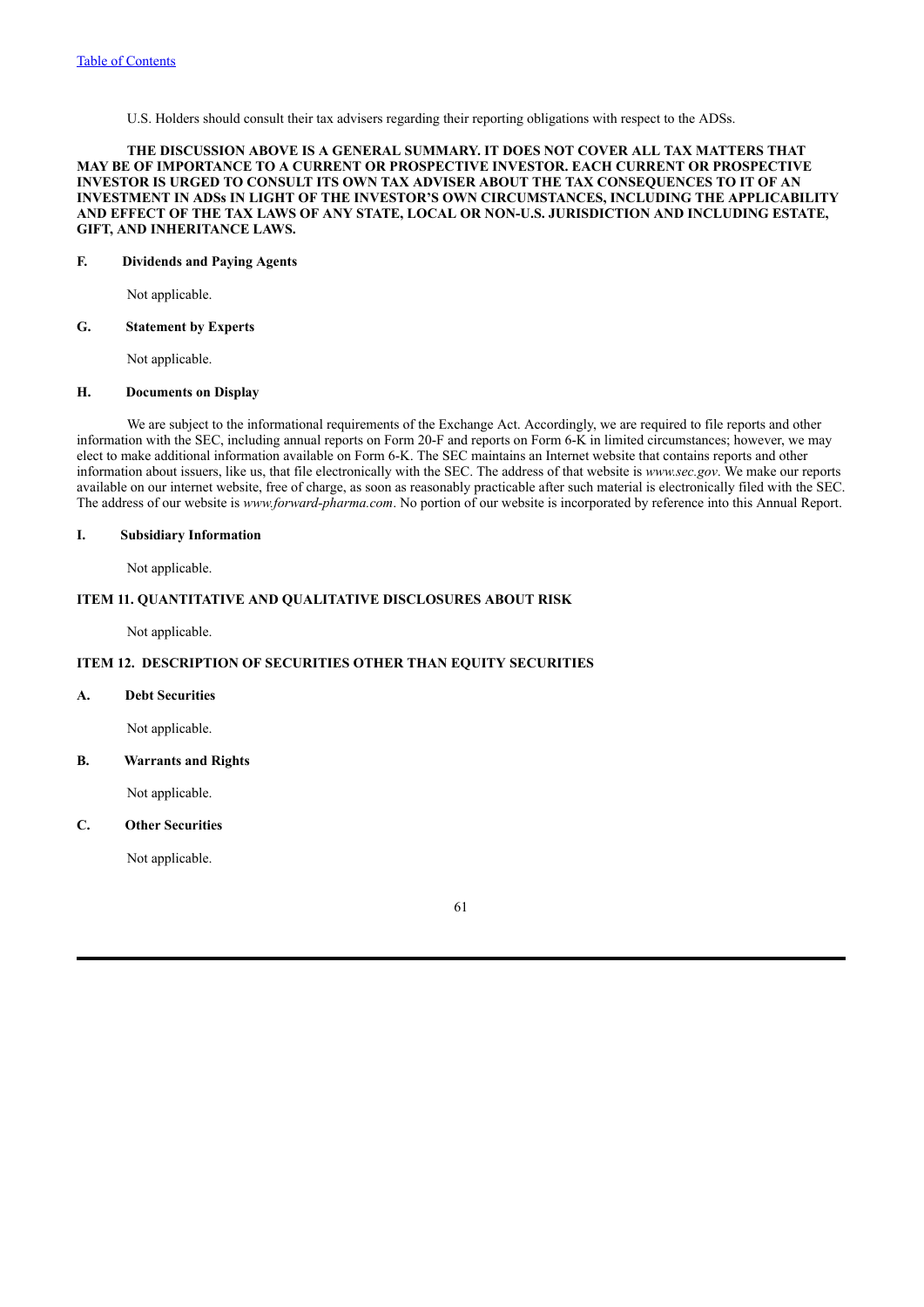U.S. Holders should consult their tax advisers regarding their reporting obligations with respect to the ADSs.

**THE DISCUSSION ABOVE IS A GENERAL SUMMARY. IT DOES NOT COVER ALL TAX MATTERS THAT MAY BE OF IMPORTANCE TO A CURRENT OR PROSPECTIVE INVESTOR. EACH CURRENT OR PROSPECTIVE INVESTOR IS URGED TO CONSULT ITS OWN TAX ADVISER ABOUT THE TAX CONSEQUENCES TO IT OF AN INVESTMENT IN ADSs IN LIGHT OF THE INVESTOR'S OWN CIRCUMSTANCES, INCLUDING THE APPLICABILITY AND EFFECT OF THE TAX LAWS OF ANY STATE, LOCAL OR NON-U.S. JURISDICTION AND INCLUDING ESTATE, GIFT, AND INHERITANCE LAWS.**

### F. Dividends and Paying Agents

Not applicable.

### G. Statement by Experts

Not applicable.

### H. Documents on Display

We are subject to the informational requirements of the Exchange Act. Accordingly, we are required to file reports and other information with the SEC, including annual reports on Form 20-F and reports on Form 6-K in limited circumstances; however, we may elect to make additional information available on Form 6-K. The SEC maintains an Internet website that contains reports and other information about issuers, like us, that file electronically with the SEC. The address of that website is *www.sec.gov*. We make our reports available on our internet website, free of charge, as soon as reasonably practicable after such material is electronically filed with the SEC. The address of our website is *www.forward-pharma.com*. No portion of our website is incorporated by reference into this Annual Report.

### I. Subsidiary Information

Not applicable.

## ITEM 11. QUANTITATIVE AND QUALITATIVE DISCLOSURES ABOUT RISK

Not applicable.

## ITEM 12. DESCRIPTION OF SECURITIES OTHER THAN EQUITY SECURITIES

### A. Debt Securities

Not applicable.

### B. Warrants and Rights

Not applicable.

### C. Other Securities

Not applicable.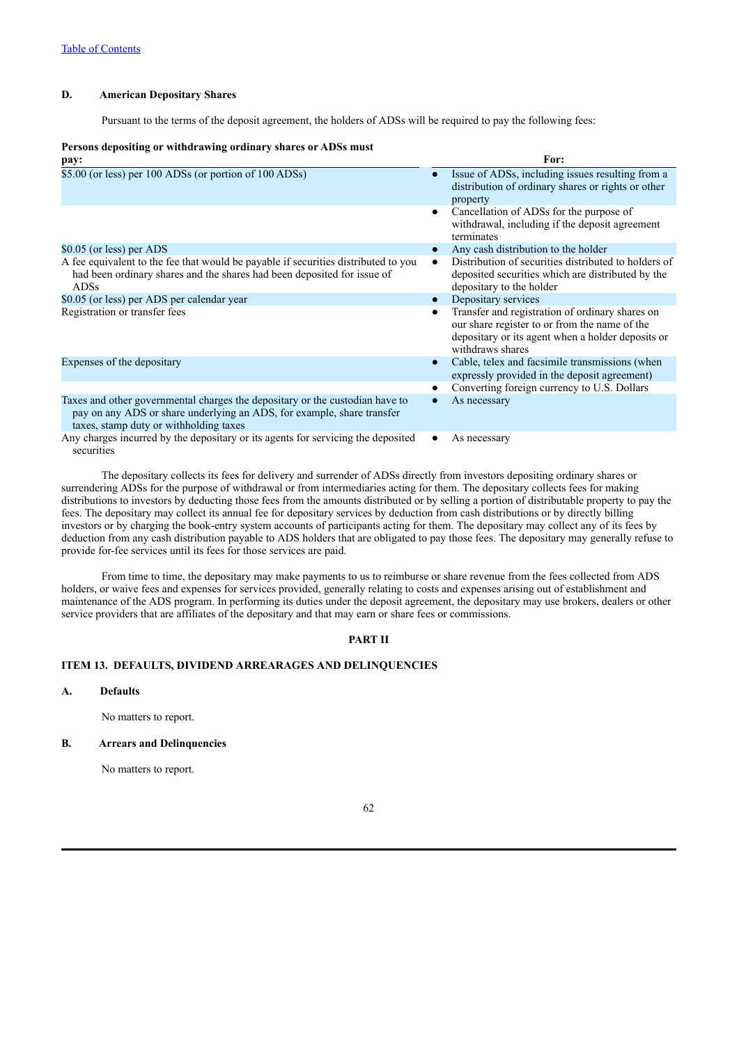[Table of Contents](#)

**D. American Depositary Shares**

Pursuant to the terms of the deposit agreement, the holders of ADSs will be required to pay the following fees:

| Persons depositing or withdrawing ordinary shares or ADSs must pay: | For: |
|---|---|
| $5.00 (or less) per 100 ADSs (or portion of 100 ADSs) | • Issue of ADSs, including issues resulting from a distribution of ordinary shares or rights or other property |
| | • Cancellation of ADSs for the purpose of withdrawal, including if the deposit agreement terminates |
| $0.05 (or less) per ADS | • Any cash distribution to the holder |
| A fee equivalent to the fee that would be payable if securities distributed to you had been ordinary shares and the shares had been deposited for issue of ADSs | • Distribution of securities distributed to holders of deposited securities which are distributed by the depositary to the holder |
| $0.05 (or less) per ADS per calendar year | • Depositary services |
| Registration or transfer fees | • Transfer and registration of ordinary shares on our share register to or from the name of the depositary or its agent when a holder deposits or withdraws shares |
| Expenses of the depositary | • Cable, telex and facsimile transmissions (when expressly provided in the deposit agreement) |
| | • Converting foreign currency to U.S. Dollars |
| Taxes and other governmental charges the depositary or the custodian have to pay on any ADS or share underlying an ADS, for example, share transfer taxes, stamp duty or withholding taxes | • As necessary |
| Any charges incurred by the depositary or its agents for servicing the deposited securities | • As necessary |

The depositary collects its fees for delivery and surrender of ADSs directly from investors depositing ordinary shares or surrendering ADSs for the purpose of withdrawal or from intermediaries acting for them. The depositary collects fees for making distributions to investors by deducting those fees from the amounts distributed or by selling a portion of distributable property to pay the fees. The depositary may collect its annual fee for depositary services by deduction from cash distributions or by directly billing investors or by charging the book-entry system accounts of participants acting for them. The depositary may collect any of its fees by deduction from any cash distribution payable to ADS holders that are obligated to pay those fees. The depositary may generally refuse to provide for-fee services until its fees for those services are paid.

From time to time, the depositary may make payments to us to reimburse or share revenue from the fees collected from ADS holders, or waive fees and expenses for services provided, generally relating to costs and expenses arising out of establishment and maintenance of the ADS program. In performing its duties under the deposit agreement, the depositary may use brokers, dealers or other service providers that are affiliates of the depositary and that may earn or share fees or commissions.

# PART II

## ITEM 13. DEFAULTS, DIVIDEND ARREARAGES AND DELINQUENCIES

**A. Defaults**

No matters to report.

**B. Arrears and Delinquencies**

No matters to report.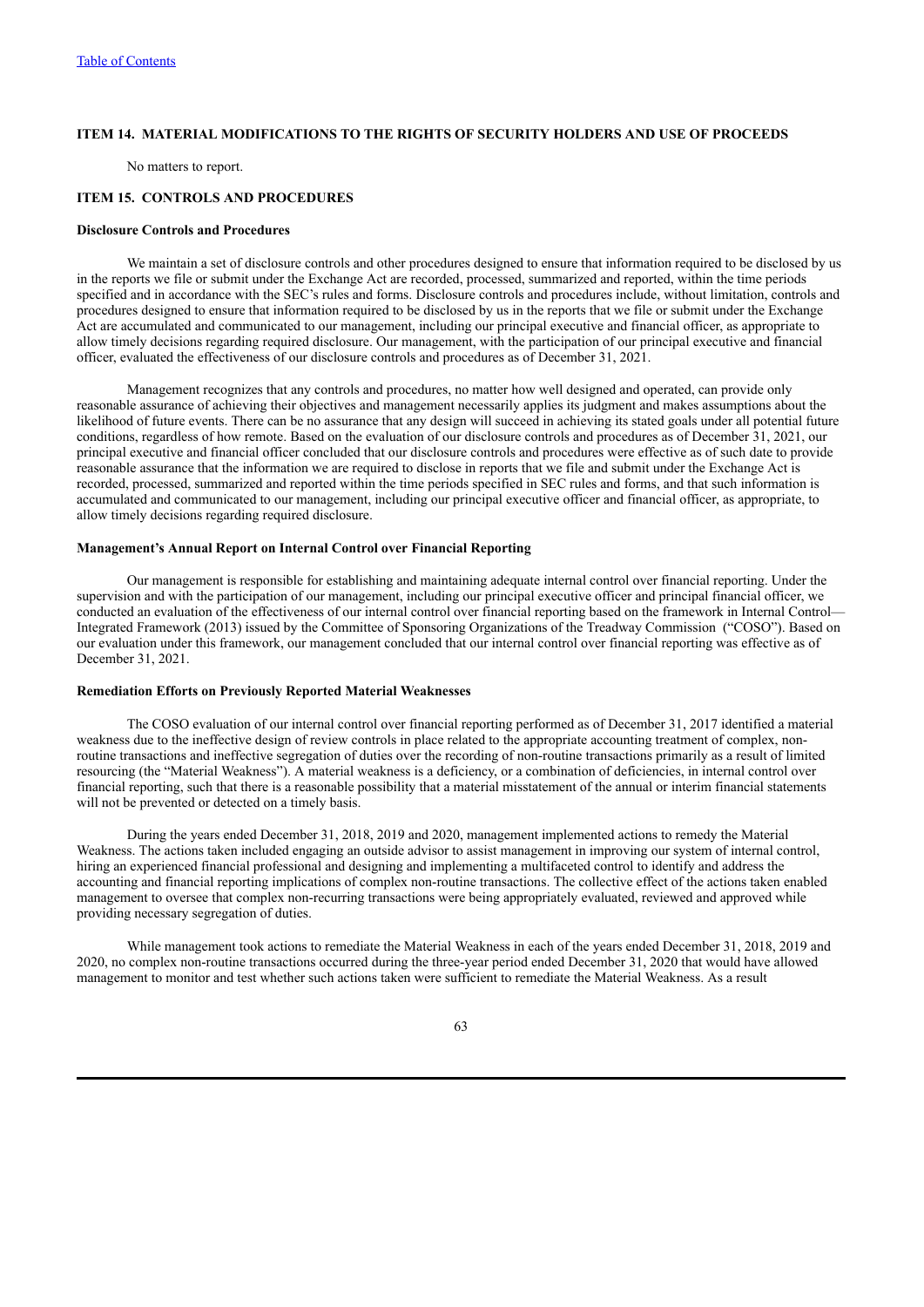## ITEM 14. MATERIAL MODIFICATIONS TO THE RIGHTS OF SECURITY HOLDERS AND USE OF PROCEEDS

No matters to report.

## ITEM 15. CONTROLS AND PROCEDURES

### Disclosure Controls and Procedures

We maintain a set of disclosure controls and other procedures designed to ensure that information required to be disclosed by us in the reports we file or submit under the Exchange Act are recorded, processed, summarized and reported, within the time periods specified and in accordance with the SEC's rules and forms. Disclosure controls and procedures include, without limitation, controls and procedures designed to ensure that information required to be disclosed by us in the reports that we file or submit under the Exchange Act are accumulated and communicated to our management, including our principal executive and financial officer, as appropriate to allow timely decisions regarding required disclosure. Our management, with the participation of our principal executive and financial officer, evaluated the effectiveness of our disclosure controls and procedures as of December 31, 2021.

Management recognizes that any controls and procedures, no matter how well designed and operated, can provide only reasonable assurance of achieving their objectives and management necessarily applies its judgment and makes assumptions about the likelihood of future events. There can be no assurance that any design will succeed in achieving its stated goals under all potential future conditions, regardless of how remote. Based on the evaluation of our disclosure controls and procedures as of December 31, 2021, our principal executive and financial officer concluded that our disclosure controls and procedures were effective as of such date to provide reasonable assurance that the information we are required to disclose in reports that we file and submit under the Exchange Act is recorded, processed, summarized and reported within the time periods specified in SEC rules and forms, and that such information is accumulated and communicated to our management, including our principal executive officer and financial officer, as appropriate, to allow timely decisions regarding required disclosure.

### Management's Annual Report on Internal Control over Financial Reporting

Our management is responsible for establishing and maintaining adequate internal control over financial reporting. Under the supervision and with the participation of our management, including our principal executive officer and principal financial officer, we conducted an evaluation of the effectiveness of our internal control over financial reporting based on the framework in Internal Control—Integrated Framework (2013) issued by the Committee of Sponsoring Organizations of the Treadway Commission ("COSO"). Based on our evaluation under this framework, our management concluded that our internal control over financial reporting was effective as of December 31, 2021.

### Remediation Efforts on Previously Reported Material Weaknesses

The COSO evaluation of our internal control over financial reporting performed as of December 31, 2017 identified a material weakness due to the ineffective design of review controls in place related to the appropriate accounting treatment of complex, non-routine transactions and ineffective segregation of duties over the recording of non-routine transactions primarily as a result of limited resourcing (the "Material Weakness"). A material weakness is a deficiency, or a combination of deficiencies, in internal control over financial reporting, such that there is a reasonable possibility that a material misstatement of the annual or interim financial statements will not be prevented or detected on a timely basis.

During the years ended December 31, 2018, 2019 and 2020, management implemented actions to remedy the Material Weakness. The actions taken included engaging an outside advisor to assist management in improving our system of internal control, hiring an experienced financial professional and designing and implementing a multifaceted control to identify and address the accounting and financial reporting implications of complex non-routine transactions. The collective effect of the actions taken enabled management to oversee that complex non-recurring transactions were being appropriately evaluated, reviewed and approved while providing necessary segregation of duties.

While management took actions to remediate the Material Weakness in each of the years ended December 31, 2018, 2019 and 2020, no complex non-routine transactions occurred during the three-year period ended December 31, 2020 that would have allowed management to monitor and test whether such actions taken were sufficient to remediate the Material Weakness. As a result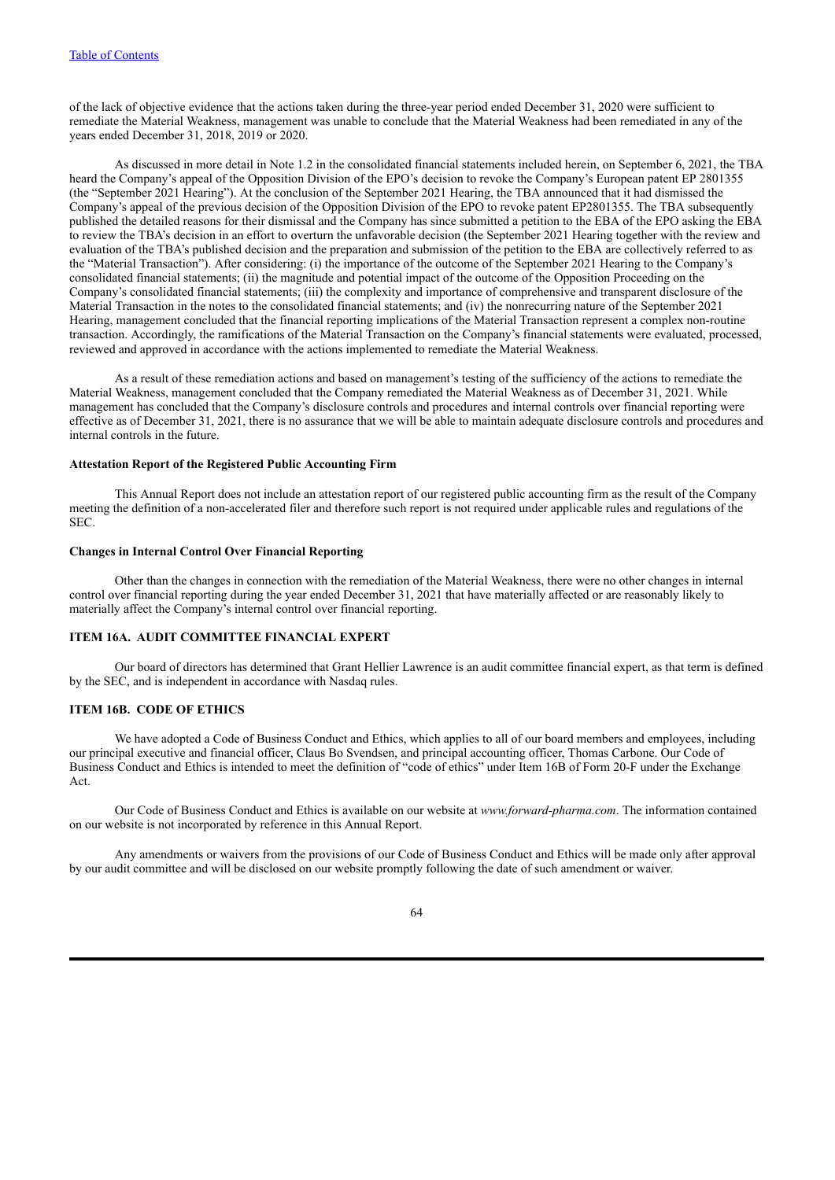of the lack of objective evidence that the actions taken during the three-year period ended December 31, 2020 were sufficient to remediate the Material Weakness, management was unable to conclude that the Material Weakness had been remediated in any of the years ended December 31, 2018, 2019 or 2020.

As discussed in more detail in Note 1.2 in the consolidated financial statements included herein, on September 6, 2021, the TBA heard the Company's appeal of the Opposition Division of the EPO's decision to revoke the Company's European patent EP 2801355 (the "September 2021 Hearing"). At the conclusion of the September 2021 Hearing, the TBA announced that it had dismissed the Company's appeal of the previous decision of the Opposition Division of the EPO to revoke patent EP2801355. The TBA subsequently published the detailed reasons for their dismissal and the Company has since submitted a petition to the EBA of the EPO asking the EBA to review the TBA's decision in an effort to overturn the unfavorable decision (the September 2021 Hearing together with the review and evaluation of the TBA's published decision and the preparation and submission of the petition to the EBA are collectively referred to as the "Material Transaction"). After considering: (i) the importance of the outcome of the September 2021 Hearing to the Company's consolidated financial statements; (ii) the magnitude and potential impact of the outcome of the Opposition Proceeding on the Company's consolidated financial statements; (iii) the complexity and importance of comprehensive and transparent disclosure of the Material Transaction in the notes to the consolidated financial statements; and (iv) the nonrecurring nature of the September 2021 Hearing, management concluded that the financial reporting implications of the Material Transaction represent a complex non-routine transaction. Accordingly, the ramifications of the Material Transaction on the Company's financial statements were evaluated, processed, reviewed and approved in accordance with the actions implemented to remediate the Material Weakness.

As a result of these remediation actions and based on management's testing of the sufficiency of the actions to remediate the Material Weakness, management concluded that the Company remediated the Material Weakness as of December 31, 2021. While management has concluded that the Company's disclosure controls and procedures and internal controls over financial reporting were effective as of December 31, 2021, there is no assurance that we will be able to maintain adequate disclosure controls and procedures and internal controls in the future.

**Attestation Report of the Registered Public Accounting Firm**

This Annual Report does not include an attestation report of our registered public accounting firm as the result of the Company meeting the definition of a non-accelerated filer and therefore such report is not required under applicable rules and regulations of the SEC.

**Changes in Internal Control Over Financial Reporting**

Other than the changes in connection with the remediation of the Material Weakness, there were no other changes in internal control over financial reporting during the year ended December 31, 2021 that have materially affected or are reasonably likely to materially affect the Company's internal control over financial reporting.

## ITEM 16A. AUDIT COMMITTEE FINANCIAL EXPERT

Our board of directors has determined that Grant Hellier Lawrence is an audit committee financial expert, as that term is defined by the SEC, and is independent in accordance with Nasdaq rules.

## ITEM 16B. CODE OF ETHICS

We have adopted a Code of Business Conduct and Ethics, which applies to all of our board members and employees, including our principal executive and financial officer, Claus Bo Svendsen, and principal accounting officer, Thomas Carbone. Our Code of Business Conduct and Ethics is intended to meet the definition of "code of ethics" under Item 16B of Form 20-F under the Exchange Act.

Our Code of Business Conduct and Ethics is available on our website at *www.forward-pharma.com*. The information contained on our website is not incorporated by reference in this Annual Report.

Any amendments or waivers from the provisions of our Code of Business Conduct and Ethics will be made only after approval by our audit committee and will be disclosed on our website promptly following the date of such amendment or waiver.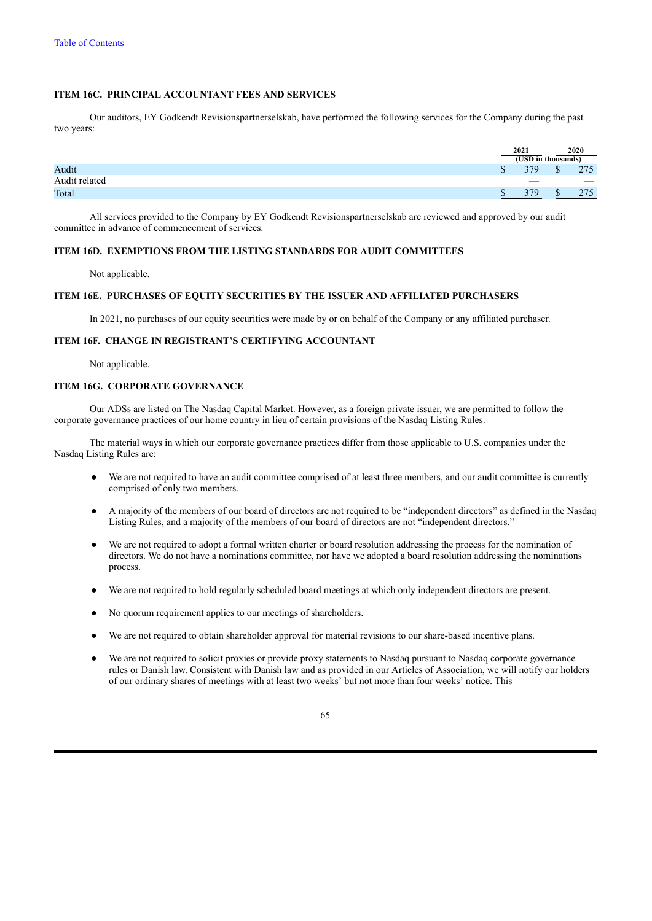## ITEM 16C. PRINCIPAL ACCOUNTANT FEES AND SERVICES

Our auditors, EY Godkendt Revisionspartnerselskab, have performed the following services for the Company during the past two years:

| | 2021 | 2020 |
|---|---|---|
| | (USD in thousands) | |
| Audit | $ 379 | $ 275 |
| Audit related | — | — |
| Total | $ 379 | $ 275 |

All services provided to the Company by EY Godkendt Revisionspartnerselskab are reviewed and approved by our audit committee in advance of commencement of services.

## ITEM 16D. EXEMPTIONS FROM THE LISTING STANDARDS FOR AUDIT COMMITTEES

Not applicable.

## ITEM 16E. PURCHASES OF EQUITY SECURITIES BY THE ISSUER AND AFFILIATED PURCHASERS

In 2021, no purchases of our equity securities were made by or on behalf of the Company or any affiliated purchaser.

## ITEM 16F. CHANGE IN REGISTRANT'S CERTIFYING ACCOUNTANT

Not applicable.

## ITEM 16G. CORPORATE GOVERNANCE

Our ADSs are listed on The Nasdaq Capital Market. However, as a foreign private issuer, we are permitted to follow the corporate governance practices of our home country in lieu of certain provisions of the Nasdaq Listing Rules.

The material ways in which our corporate governance practices differ from those applicable to U.S. companies under the Nasdaq Listing Rules are:

- We are not required to have an audit committee comprised of at least three members, and our audit committee is currently comprised of only two members.
- A majority of the members of our board of directors are not required to be "independent directors" as defined in the Nasdaq Listing Rules, and a majority of the members of our board of directors are not "independent directors."
- We are not required to adopt a formal written charter or board resolution addressing the process for the nomination of directors. We do not have a nominations committee, nor have we adopted a board resolution addressing the nominations process.
- We are not required to hold regularly scheduled board meetings at which only independent directors are present.
- No quorum requirement applies to our meetings of shareholders.
- We are not required to obtain shareholder approval for material revisions to our share-based incentive plans.
- We are not required to solicit proxies or provide proxy statements to Nasdaq pursuant to Nasdaq corporate governance rules or Danish law. Consistent with Danish law and as provided in our Articles of Association, we will notify our holders of our ordinary shares of meetings with at least two weeks' but not more than four weeks' notice. This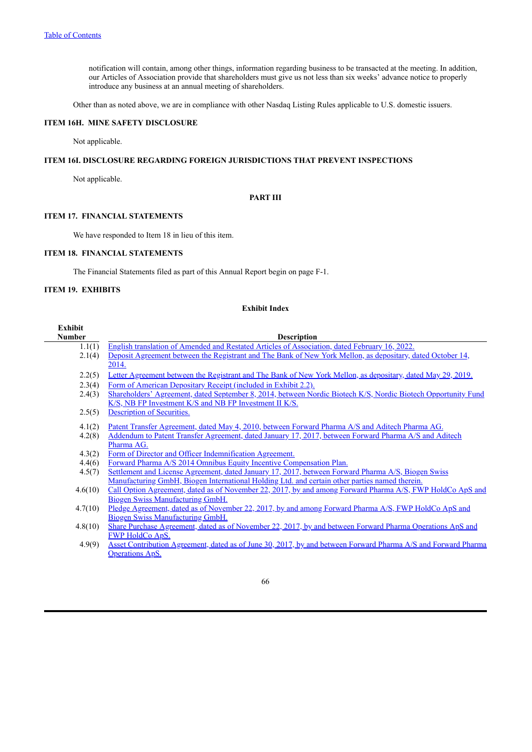notification will contain, among other things, information regarding business to be transacted at the meeting. In addition, our Articles of Association provide that shareholders must give us not less than six weeks' advance notice to properly introduce any business at an annual meeting of shareholders.

Other than as noted above, we are in compliance with other Nasdaq Listing Rules applicable to U.S. domestic issuers.

### ITEM 16H. MINE SAFETY DISCLOSURE

Not applicable.

### ITEM 16I. DISCLOSURE REGARDING FOREIGN JURISDICTIONS THAT PREVENT INSPECTIONS

Not applicable.

## PART III

### ITEM 17. FINANCIAL STATEMENTS

We have responded to Item 18 in lieu of this item.

### ITEM 18. FINANCIAL STATEMENTS

The Financial Statements filed as part of this Annual Report begin on page F-1.

### ITEM 19. EXHIBITS

**Exhibit Index**

| Exhibit Number | Description |
|---|---|
| 1.1(1) | English translation of Amended and Restated Articles of Association, dated February 16, 2022. |
| 2.1(4) | Deposit Agreement between the Registrant and The Bank of New York Mellon, as depositary, dated October 14, 2014. |
| 2.2(5) | Letter Agreement between the Registrant and The Bank of New York Mellon, as depositary, dated May 29, 2019. |
| 2.3(4) | Form of American Depositary Receipt (included in Exhibit 2.2). |
| 2.4(3) | Shareholders' Agreement, dated September 8, 2014, between Nordic Biotech K/S, Nordic Biotech Opportunity Fund K/S, NB FP Investment K/S and NB FP Investment II K/S. |
| 2.5(5) | Description of Securities. |
| 4.1(2) | Patent Transfer Agreement, dated May 4, 2010, between Forward Pharma A/S and Aditech Pharma AG. |
| 4.2(8) | Addendum to Patent Transfer Agreement, dated January 17, 2017, between Forward Pharma A/S and Aditech Pharma AG. |
| 4.3(2) | Form of Director and Officer Indemnification Agreement. |
| 4.4(6) | Forward Pharma A/S 2014 Omnibus Equity Incentive Compensation Plan. |
| 4.5(7) | Settlement and License Agreement, dated January 17, 2017, between Forward Pharma A/S, Biogen Swiss Manufacturing GmbH, Biogen International Holding Ltd. and certain other parties named therein. |
| 4.6(10) | Call Option Agreement, dated as of November 22, 2017, by and among Forward Pharma A/S, FWP HoldCo ApS and Biogen Swiss Manufacturing GmbH. |
| 4.7(10) | Pledge Agreement, dated as of November 22, 2017, by and among Forward Pharma A/S, FWP HoldCo ApS and Biogen Swiss Manufacturing GmbH. |
| 4.8(10) | Share Purchase Agreement, dated as of November 22, 2017, by and between Forward Pharma Operations ApS and FWP HoldCo ApS. |
| 4.9(9) | Asset Contribution Agreement, dated as of June 30, 2017, by and between Forward Pharma A/S and Forward Pharma Operations ApS. |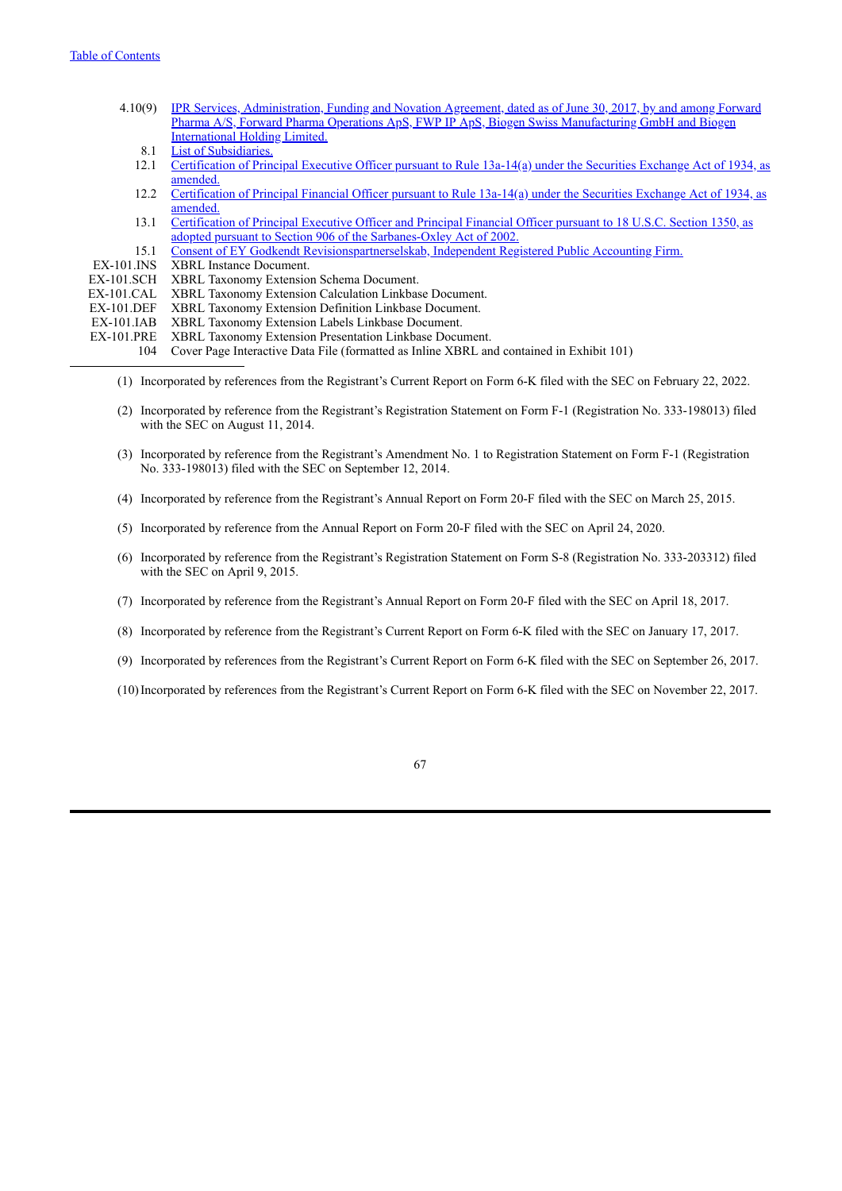| | |
|---|---|
| 4.10(9) | IPR Services, Administration, Funding and Novation Agreement, dated as of June 30, 2017, by and among Forward Pharma A/S, Forward Pharma Operations ApS, FWP IP ApS, Biogen Swiss Manufacturing GmbH and Biogen International Holding Limited. |
| 8.1 | List of Subsidiaries. |
| 12.1 | Certification of Principal Executive Officer pursuant to Rule 13a-14(a) under the Securities Exchange Act of 1934, as amended. |
| 12.2 | Certification of Principal Financial Officer pursuant to Rule 13a-14(a) under the Securities Exchange Act of 1934, as amended. |
| 13.1 | Certification of Principal Executive Officer and Principal Financial Officer pursuant to 18 U.S.C. Section 1350, as adopted pursuant to Section 906 of the Sarbanes-Oxley Act of 2002. |
| 15.1 | Consent of EY Godkendt Revisionspartnerselskab, Independent Registered Public Accounting Firm. |
| EX-101.INS | XBRL Instance Document. |
| EX-101.SCH | XBRL Taxonomy Extension Schema Document. |
| EX-101.CAL | XBRL Taxonomy Extension Calculation Linkbase Document. |
| EX-101.DEF | XBRL Taxonomy Extension Definition Linkbase Document. |
| EX-101.IAB | XBRL Taxonomy Extension Labels Linkbase Document. |
| EX-101.PRE | XBRL Taxonomy Extension Presentation Linkbase Document. |
| 104 | Cover Page Interactive Data File (formatted as Inline XBRL and contained in Exhibit 101) |

---

(1) Incorporated by references from the Registrant's Current Report on Form 6-K filed with the SEC on February 22, 2022.

(2) Incorporated by reference from the Registrant's Registration Statement on Form F-1 (Registration No. 333-198013) filed with the SEC on August 11, 2014.

(3) Incorporated by reference from the Registrant's Amendment No. 1 to Registration Statement on Form F-1 (Registration No. 333-198013) filed with the SEC on September 12, 2014.

(4) Incorporated by reference from the Registrant's Annual Report on Form 20-F filed with the SEC on March 25, 2015.

(5) Incorporated by reference from the Annual Report on Form 20-F filed with the SEC on April 24, 2020.

(6) Incorporated by reference from the Registrant's Registration Statement on Form S-8 (Registration No. 333-203312) filed with the SEC on April 9, 2015.

(7) Incorporated by reference from the Registrant's Annual Report on Form 20-F filed with the SEC on April 18, 2017.

(8) Incorporated by reference from the Registrant's Current Report on Form 6-K filed with the SEC on January 17, 2017.

(9) Incorporated by references from the Registrant's Current Report on Form 6-K filed with the SEC on September 26, 2017.

(10) Incorporated by references from the Registrant's Current Report on Form 6-K filed with the SEC on November 22, 2017.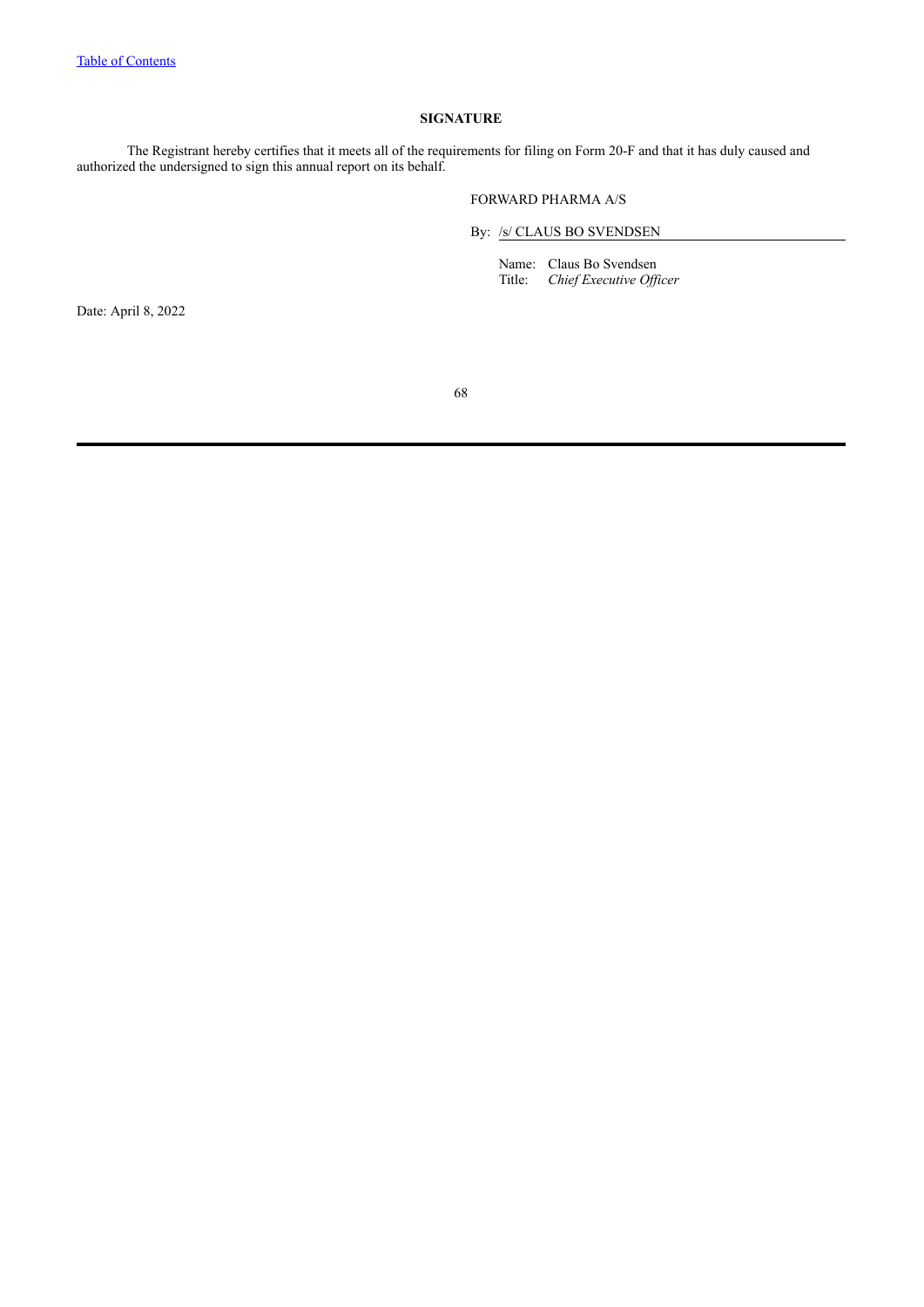**SIGNATURE**

The Registrant hereby certifies that it meets all of the requirements for filing on Form 20-F and that it has duly caused and authorized the undersigned to sign this annual report on its behalf.

FORWARD PHARMA A/S

By: /s/ CLAUS BO SVENDSEN

Name: Claus Bo Svendsen
Title: *Chief Executive Officer*

Date: April 8, 2022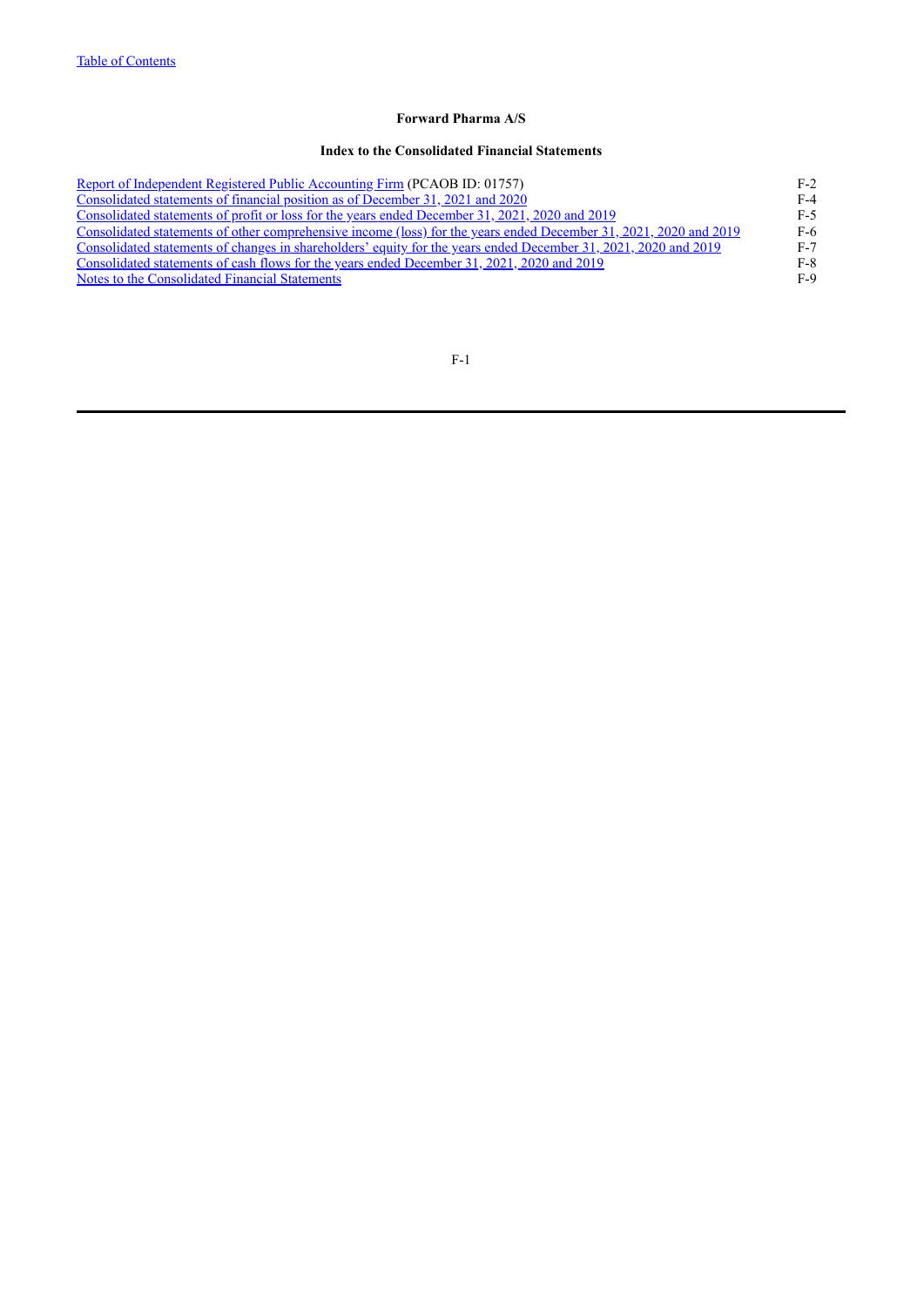Table of Contents

**Forward Pharma A/S**

**Index to the Consolidated Financial Statements**

| | |
|---|---|
| Report of Independent Registered Public Accounting Firm (PCAOB ID: 01757) | F-2 |
| Consolidated statements of financial position as of December 31, 2021 and 2020 | F-4 |
| Consolidated statements of profit or loss for the years ended December 31, 2021, 2020 and 2019 | F-5 |
| Consolidated statements of other comprehensive income (loss) for the years ended December 31, 2021, 2020 and 2019 | F-6 |
| Consolidated statements of changes in shareholders' equity for the years ended December 31, 2021, 2020 and 2019 | F-7 |
| Consolidated statements of cash flows for the years ended December 31, 2021, 2020 and 2019 | F-8 |
| Notes to the Consolidated Financial Statements | F-9 |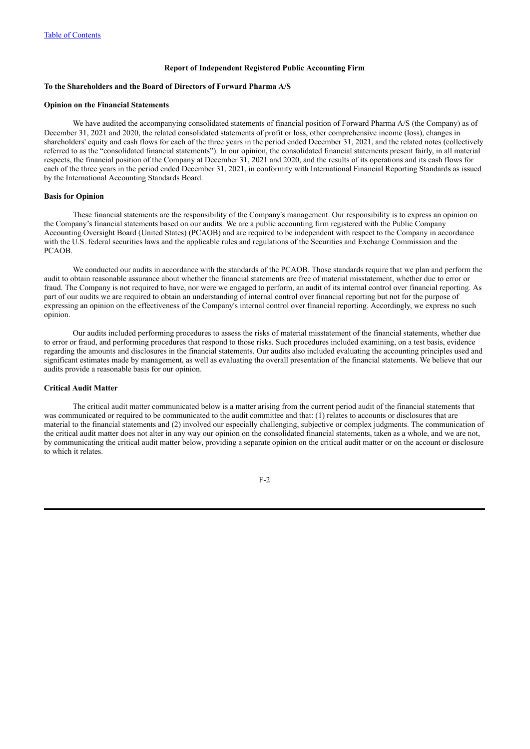**Report of Independent Registered Public Accounting Firm**

**To the Shareholders and the Board of Directors of Forward Pharma A/S**

**Opinion on the Financial Statements**

We have audited the accompanying consolidated statements of financial position of Forward Pharma A/S (the Company) as of December 31, 2021 and 2020, the related consolidated statements of profit or loss, other comprehensive income (loss), changes in shareholders' equity and cash flows for each of the three years in the period ended December 31, 2021, and the related notes (collectively referred to as the "consolidated financial statements"). In our opinion, the consolidated financial statements present fairly, in all material respects, the financial position of the Company at December 31, 2021 and 2020, and the results of its operations and its cash flows for each of the three years in the period ended December 31, 2021, in conformity with International Financial Reporting Standards as issued by the International Accounting Standards Board.

**Basis for Opinion**

These financial statements are the responsibility of the Company's management. Our responsibility is to express an opinion on the Company's financial statements based on our audits. We are a public accounting firm registered with the Public Company Accounting Oversight Board (United States) (PCAOB) and are required to be independent with respect to the Company in accordance with the U.S. federal securities laws and the applicable rules and regulations of the Securities and Exchange Commission and the PCAOB.

We conducted our audits in accordance with the standards of the PCAOB. Those standards require that we plan and perform the audit to obtain reasonable assurance about whether the financial statements are free of material misstatement, whether due to error or fraud. The Company is not required to have, nor were we engaged to perform, an audit of its internal control over financial reporting. As part of our audits we are required to obtain an understanding of internal control over financial reporting but not for the purpose of expressing an opinion on the effectiveness of the Company's internal control over financial reporting. Accordingly, we express no such opinion.

Our audits included performing procedures to assess the risks of material misstatement of the financial statements, whether due to error or fraud, and performing procedures that respond to those risks. Such procedures included examining, on a test basis, evidence regarding the amounts and disclosures in the financial statements. Our audits also included evaluating the accounting principles used and significant estimates made by management, as well as evaluating the overall presentation of the financial statements. We believe that our audits provide a reasonable basis for our opinion.

**Critical Audit Matter**

The critical audit matter communicated below is a matter arising from the current period audit of the financial statements that was communicated or required to be communicated to the audit committee and that: (1) relates to accounts or disclosures that are material to the financial statements and (2) involved our especially challenging, subjective or complex judgments. The communication of the critical audit matter does not alter in any way our opinion on the consolidated financial statements, taken as a whole, and we are not, by communicating the critical audit matter below, providing a separate opinion on the critical audit matter or on the account or disclosure to which it relates.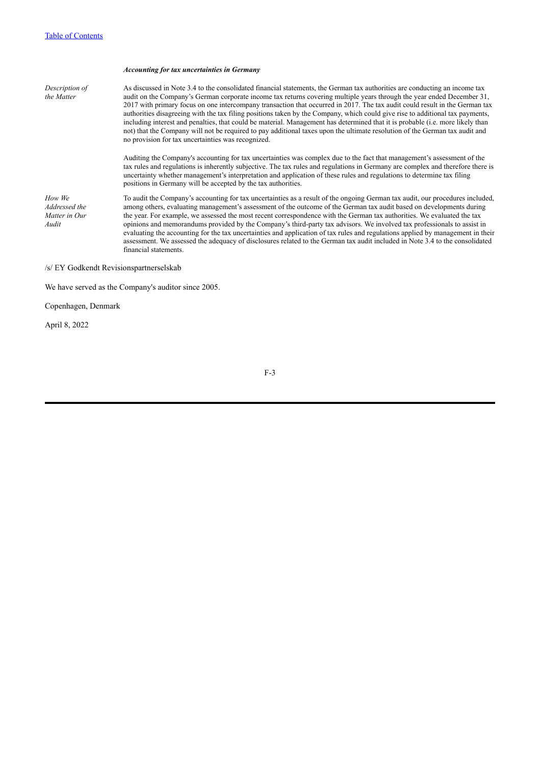***Accounting for tax uncertainties in Germany***

| | |
|---|---|
| *Description of the Matter* | As discussed in Note 3.4 to the consolidated financial statements, the German tax authorities are conducting an income tax audit on the Company's German corporate income tax returns covering multiple years through the year ended December 31, 2017 with primary focus on one intercompany transaction that occurred in 2017. The tax audit could result in the German tax authorities disagreeing with the tax filing positions taken by the Company, which could give rise to additional tax payments, including interest and penalties, that could be material. Management has determined that it is probable (i.e. more likely than not) that the Company will not be required to pay additional taxes upon the ultimate resolution of the German tax audit and no provision for tax uncertainties was recognized.<br><br>Auditing the Company's accounting for tax uncertainties was complex due to the fact that management's assessment of the tax rules and regulations is inherently subjective. The tax rules and regulations in Germany are complex and therefore there is uncertainty whether management's interpretation and application of these rules and regulations to determine tax filing positions in Germany will be accepted by the tax authorities. |
| *How We Addressed the Matter in Our Audit* | To audit the Company's accounting for tax uncertainties as a result of the ongoing German tax audit, our procedures included, among others, evaluating management's assessment of the outcome of the German tax audit based on developments during the year. For example, we assessed the most recent correspondence with the German tax authorities. We evaluated the tax opinions and memorandums provided by the Company's third-party tax advisors. We involved tax professionals to assist in evaluating the accounting for the tax uncertainties and application of tax rules and regulations applied by management in their assessment. We assessed the adequacy of disclosures related to the German tax audit included in Note 3.4 to the consolidated financial statements. |

/s/ EY Godkendt Revisionspartnerselskab

We have served as the Company's auditor since 2005.

Copenhagen, Denmark

April 8, 2022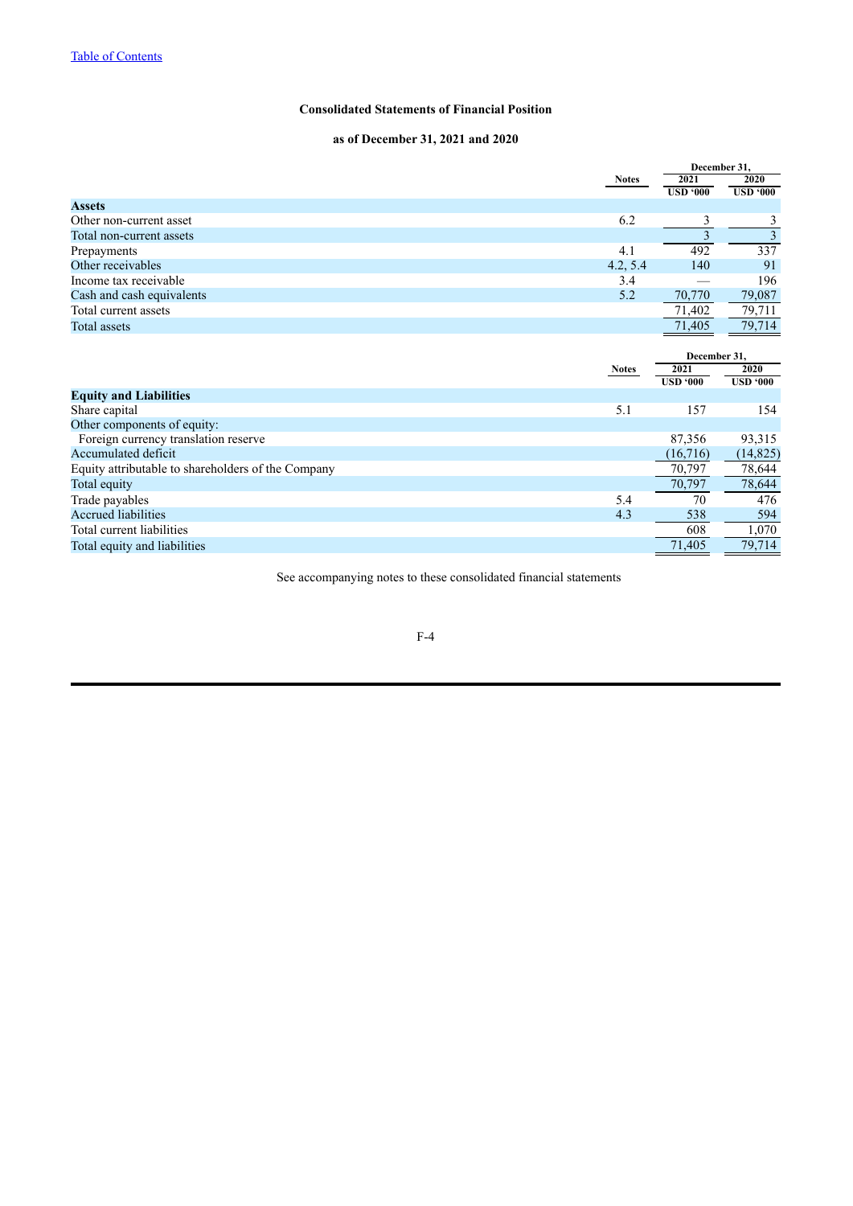[Table of Contents](#)

**Consolidated Statements of Financial Position**

**as of December 31, 2021 and 2020**

| | Notes | December 31, 2021 | December 31, 2020 |
|---|---|---|---|
| | | USD '000 | USD '000 |
| **Assets** | | | |
| Other non-current asset | 6.2 | 3 | 3 |
| Total non-current assets | | 3 | 3 |
| Prepayments | 4.1 | 492 | 337 |
| Other receivables | 4.2, 5.4 | 140 | 91 |
| Income tax receivable | 3.4 | — | 196 |
| Cash and cash equivalents | 5.2 | 70,770 | 79,087 |
| Total current assets | | 71,402 | 79,711 |
| Total assets | | 71,405 | 79,714 |

| | Notes | December 31, 2021 | December 31, 2020 |
|---|---|---|---|
| | | USD '000 | USD '000 |
| **Equity and Liabilities** | | | |
| Share capital | 5.1 | 157 | 154 |
| Other components of equity: | | | |
| Foreign currency translation reserve | | 87,356 | 93,315 |
| Accumulated deficit | | (16,716) | (14,825) |
| Equity attributable to shareholders of the Company | | 70,797 | 78,644 |
| Total equity | | 70,797 | 78,644 |
| Trade payables | 5.4 | 70 | 476 |
| Accrued liabilities | 4.3 | 538 | 594 |
| Total current liabilities | | 608 | 1,070 |
| Total equity and liabilities | | 71,405 | 79,714 |

See accompanying notes to these consolidated financial statements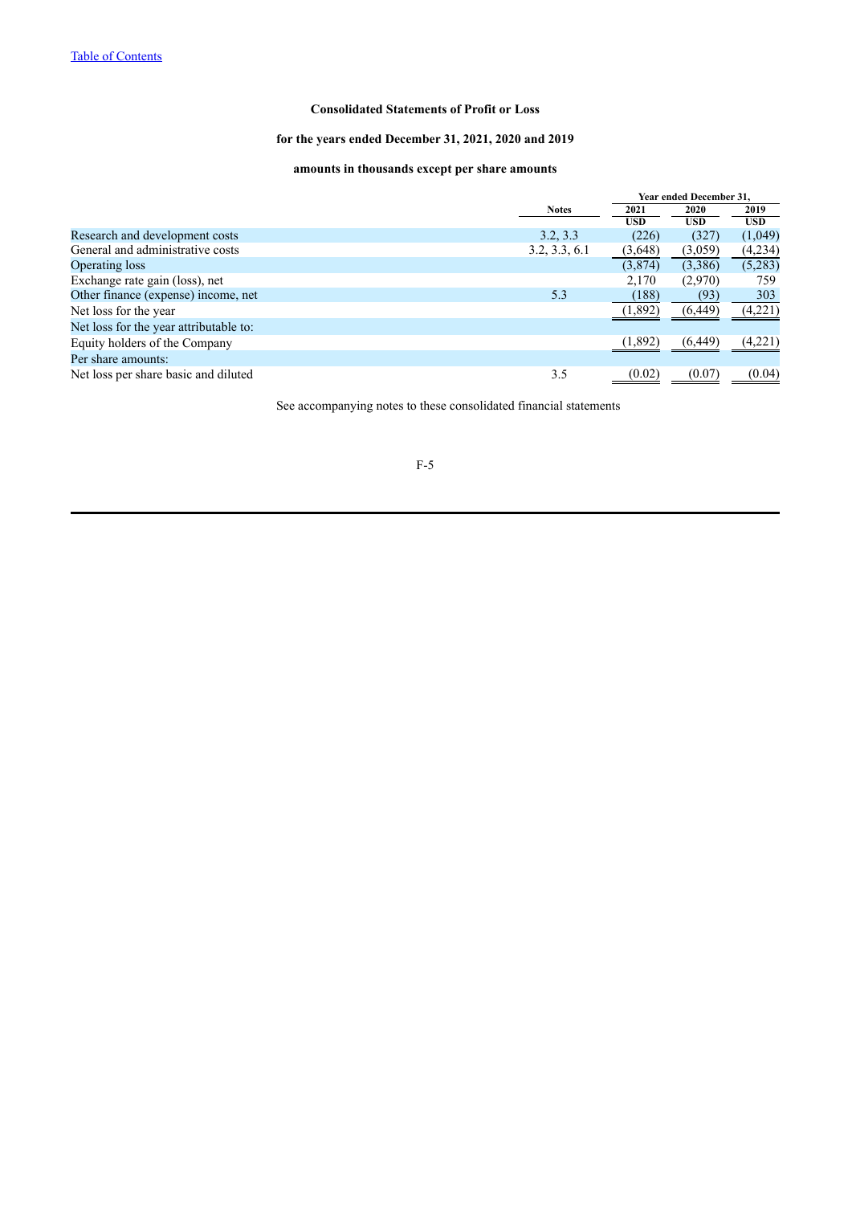[Table of Contents](#)

### Consolidated Statements of Profit or Loss

### for the years ended December 31, 2021, 2020 and 2019

### amounts in thousands except per share amounts

| | Notes | Year ended December 31, | | |
|---|---|---|---|---|
| | | 2021 | 2020 | 2019 |
| | | USD | USD | USD |
| Research and development costs | 3.2, 3.3 | (226) | (327) | (1,049) |
| General and administrative costs | 3.2, 3.3, 6.1 | (3,648) | (3,059) | (4,234) |
| Operating loss | | (3,874) | (3,386) | (5,283) |
| Exchange rate gain (loss), net | | 2,170 | (2,970) | 759 |
| Other finance (expense) income, net | 5.3 | (188) | (93) | 303 |
| Net loss for the year | | (1,892) | (6,449) | (4,221) |
| Net loss for the year attributable to: | | | | |
| Equity holders of the Company | | (1,892) | (6,449) | (4,221) |
| Per share amounts: | | | | |
| Net loss per share basic and diluted | 3.5 | (0.02) | (0.07) | (0.04) |

See accompanying notes to these consolidated financial statements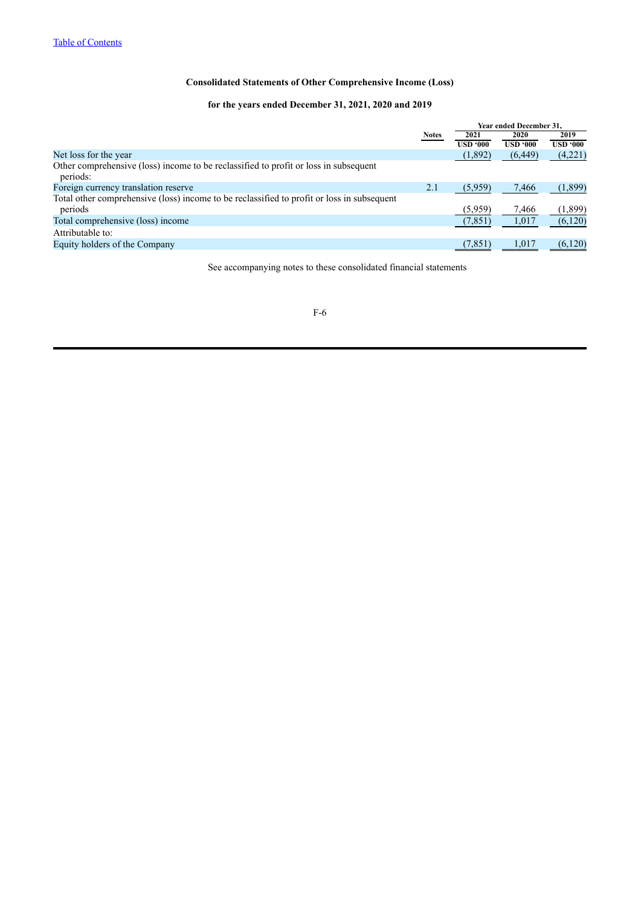[Table of Contents](#)

**Consolidated Statements of Other Comprehensive Income (Loss)**

**for the years ended December 31, 2021, 2020 and 2019**

| | Notes | Year ended December 31, | | |
|---|---|---|---|---|
| | | 2021 | 2020 | 2019 |
| | | USD ‘000 | USD ‘000 | USD ‘000 |
| Net loss for the year | | (1,892) | (6,449) | (4,221) |
| Other comprehensive (loss) income to be reclassified to profit or loss in subsequent periods: | | | | |
| Foreign currency translation reserve | 2.1 | (5,959) | 7,466 | (1,899) |
| Total other comprehensive (loss) income to be reclassified to profit or loss in subsequent periods | | (5,959) | 7,466 | (1,899) |
| Total comprehensive (loss) income | | (7,851) | 1,017 | (6,120) |
| Attributable to: | | | | |
| Equity holders of the Company | | (7,851) | 1,017 | (6,120) |

See accompanying notes to these consolidated financial statements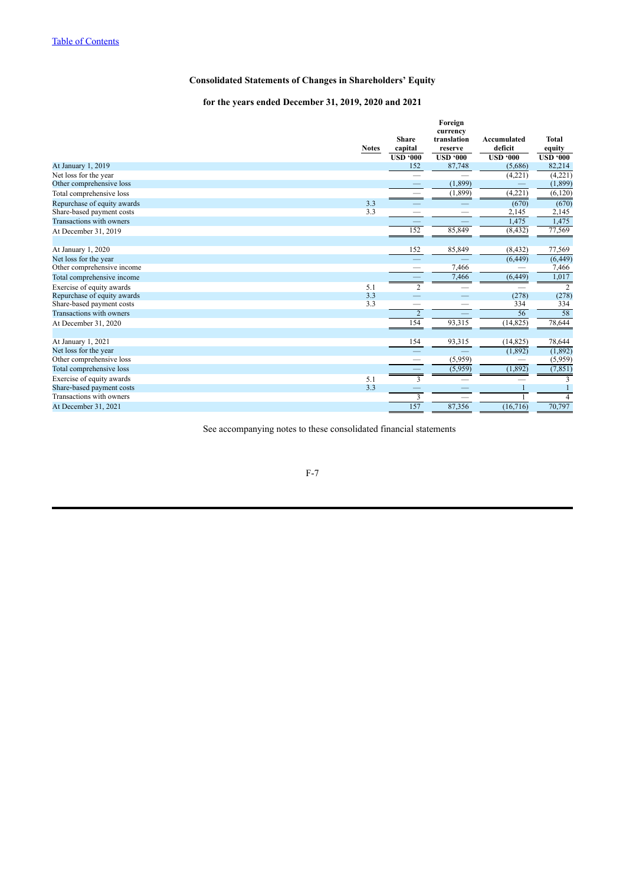[Table of Contents](#)

## Consolidated Statements of Changes in Shareholders' Equity

### for the years ended December 31, 2019, 2020 and 2021

| | Notes | Share capital | Foreign currency translation reserve | Accumulated deficit | Total equity |
|---|---|---|---|---|---|
| | | USD '000 | USD '000 | USD '000 | USD '000 |
| At January 1, 2019 | | 152 | 87,748 | (5,686) | 82,214 |
| Net loss for the year | | — | — | (4,221) | (4,221) |
| Other comprehensive loss | | — | (1,899) | — | (1,899) |
| Total comprehensive loss | | — | (1,899) | (4,221) | (6,120) |
| Repurchase of equity awards | 3.3 | — | — | (670) | (670) |
| Share-based payment costs | 3.3 | — | — | 2,145 | 2,145 |
| Transactions with owners | | — | — | 1,475 | 1,475 |
| At December 31, 2019 | | 152 | 85,849 | (8,432) | 77,569 |
| | | | | | |
| At January 1, 2020 | | 152 | 85,849 | (8,432) | 77,569 |
| Net loss for the year | | — | — | (6,449) | (6,449) |
| Other comprehensive income | | — | 7,466 | — | 7,466 |
| Total comprehensive income | | — | 7,466 | (6,449) | 1,017 |
| Exercise of equity awards | 5.1 | 2 | — | — | 2 |
| Repurchase of equity awards | 3.3 | — | — | (278) | (278) |
| Share-based payment costs | 3.3 | — | — | 334 | 334 |
| Transactions with owners | | 2 | — | 56 | 58 |
| At December 31, 2020 | | 154 | 93,315 | (14,825) | 78,644 |
| | | | | | |
| At January 1, 2021 | | 154 | 93,315 | (14,825) | 78,644 |
| Net loss for the year | | — | — | (1,892) | (1,892) |
| Other comprehensive loss | | — | (5,959) | — | (5,959) |
| Total comprehensive loss | | — | (5,959) | (1,892) | (7,851) |
| Exercise of equity awards | 5.1 | 3 | — | — | 3 |
| Share-based payment costs | 3.3 | — | — | 1 | 1 |
| Transactions with owners | | 3 | — | 1 | 4 |
| At December 31, 2021 | | 157 | 87,356 | (16,716) | 70,797 |

See accompanying notes to these consolidated financial statements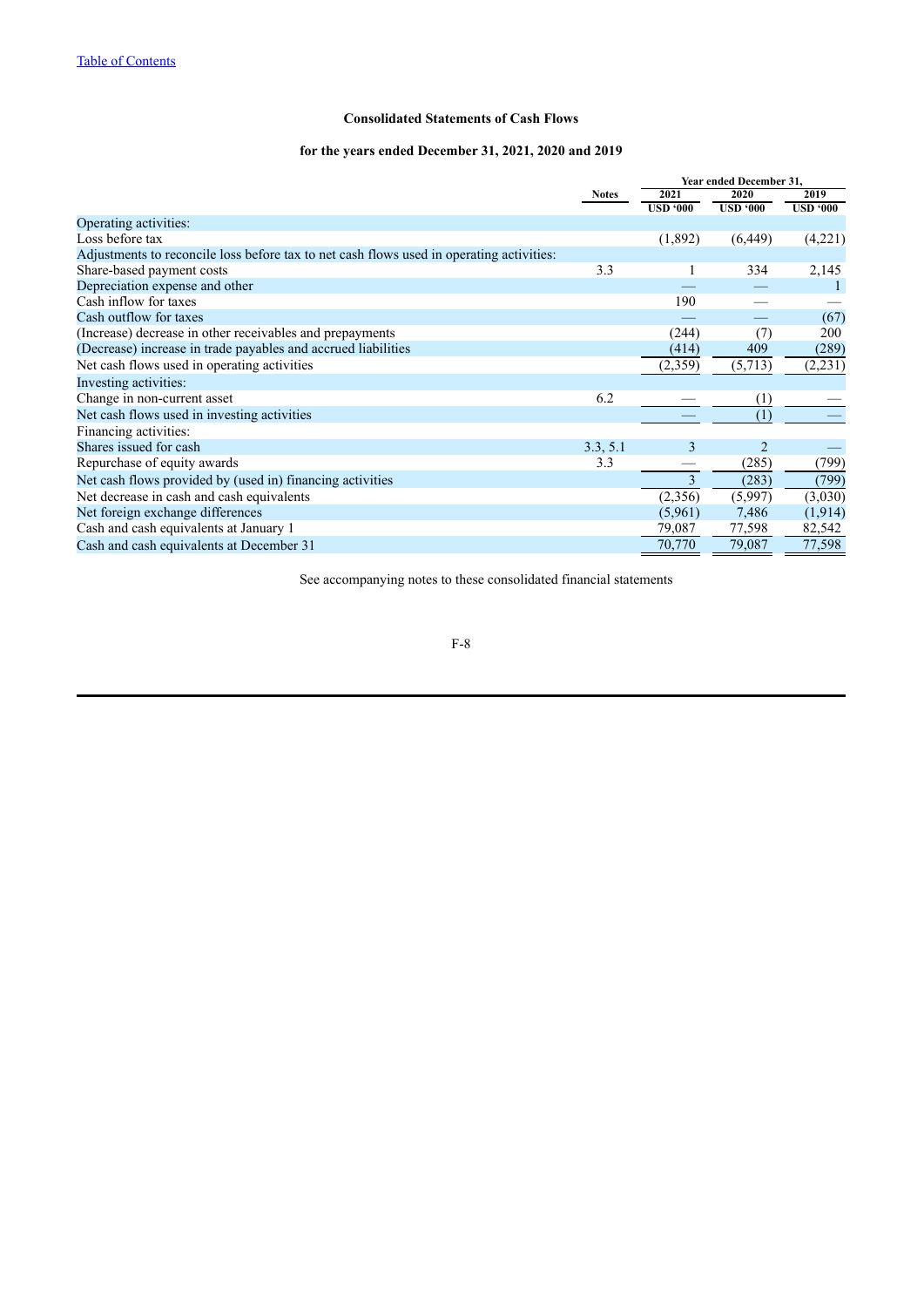[Table of Contents](#)

**Consolidated Statements of Cash Flows**

**for the years ended December 31, 2021, 2020 and 2019**

| | Notes | Year ended December 31, 2021 | 2020 | 2019 |
|---|---|---|---|---|
| | | USD '000 | USD '000 | USD '000 |
| Operating activities: | | | | |
| Loss before tax | | (1,892) | (6,449) | (4,221) |
| Adjustments to reconcile loss before tax to net cash flows used in operating activities: | | | | |
| Share-based payment costs | 3.3 | 1 | 334 | 2,145 |
| Depreciation expense and other | | — | — | 1 |
| Cash inflow for taxes | | 190 | — | — |
| Cash outflow for taxes | | — | — | (67) |
| (Increase) decrease in other receivables and prepayments | | (244) | (7) | 200 |
| (Decrease) increase in trade payables and accrued liabilities | | (414) | 409 | (289) |
| Net cash flows used in operating activities | | (2,359) | (5,713) | (2,231) |
| Investing activities: | | | | |
| Change in non-current asset | 6.2 | — | (1) | — |
| Net cash flows used in investing activities | | — | (1) | — |
| Financing activities: | | | | |
| Shares issued for cash | 3.3, 5.1 | 3 | 2 | — |
| Repurchase of equity awards | 3.3 | — | (285) | (799) |
| Net cash flows provided by (used in) financing activities | | 3 | (283) | (799) |
| Net decrease in cash and cash equivalents | | (2,356) | (5,997) | (3,030) |
| Net foreign exchange differences | | (5,961) | 7,486 | (1,914) |
| Cash and cash equivalents at January 1 | | 79,087 | 77,598 | 82,542 |
| Cash and cash equivalents at December 31 | | 70,770 | 79,087 | 77,598 |

See accompanying notes to these consolidated financial statements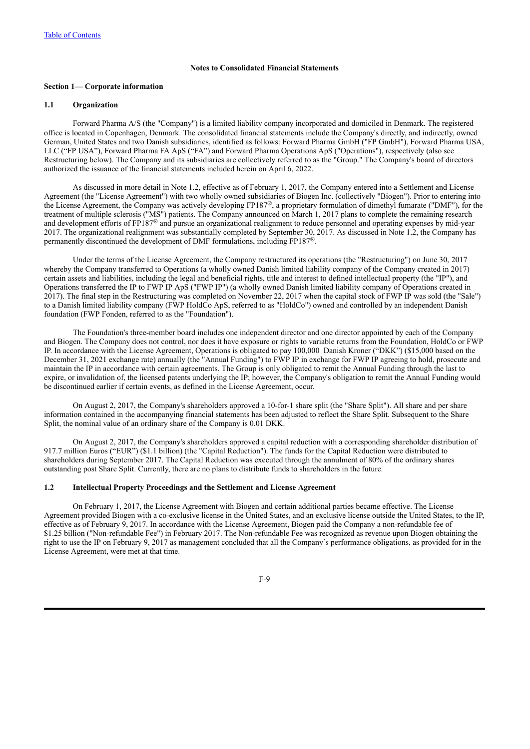# Notes to Consolidated Financial Statements

## Section 1— Corporate information

### 1.1 Organization

Forward Pharma A/S (the "Company") is a limited liability company incorporated and domiciled in Denmark. The registered office is located in Copenhagen, Denmark. The consolidated financial statements include the Company's directly, and indirectly, owned German, United States and two Danish subsidiaries, identified as follows: Forward Pharma GmbH ("FP GmbH"), Forward Pharma USA, LLC ("FP USA"), Forward Pharma FA ApS ("FA") and Forward Pharma Operations ApS ("Operations"), respectively (also see Restructuring below). The Company and its subsidiaries are collectively referred to as the "Group." The Company's board of directors authorized the issuance of the financial statements included herein on April 6, 2022.

As discussed in more detail in Note 1.2, effective as of February 1, 2017, the Company entered into a Settlement and License Agreement (the "License Agreement") with two wholly owned subsidiaries of Biogen Inc. (collectively "Biogen"). Prior to entering into the License Agreement, the Company was actively developing FP187®, a proprietary formulation of dimethyl fumarate ("DMF"), for the treatment of multiple sclerosis ("MS") patients. The Company announced on March 1, 2017 plans to complete the remaining research and development efforts of FP187® and pursue an organizational realignment to reduce personnel and operating expenses by mid-year 2017. The organizational realignment was substantially completed by September 30, 2017. As discussed in Note 1.2, the Company has permanently discontinued the development of DMF formulations, including FP187®.

Under the terms of the License Agreement, the Company restructured its operations (the "Restructuring") on June 30, 2017 whereby the Company transferred to Operations (a wholly owned Danish limited liability company of the Company created in 2017) certain assets and liabilities, including the legal and beneficial rights, title and interest to defined intellectual property (the "IP"), and Operations transferred the IP to FWP IP ApS ("FWP IP") (a wholly owned Danish limited liability company of Operations created in 2017). The final step in the Restructuring was completed on November 22, 2017 when the capital stock of FWP IP was sold (the "Sale") to a Danish limited liability company (FWP HoldCo ApS, referred to as "HoldCo") owned and controlled by an independent Danish foundation (FWP Fonden, referred to as the "Foundation").

The Foundation's three-member board includes one independent director and one director appointed by each of the Company and Biogen. The Company does not control, nor does it have exposure or rights to variable returns from the Foundation, HoldCo or FWP IP. In accordance with the License Agreement, Operations is obligated to pay 100,000 Danish Kroner ("DKK") ($15,000 based on the December 31, 2021 exchange rate) annually (the "Annual Funding") to FWP IP in exchange for FWP IP agreeing to hold, prosecute and maintain the IP in accordance with certain agreements. The Group is only obligated to remit the Annual Funding through the last to expire, or invalidation of, the licensed patents underlying the IP; however, the Company's obligation to remit the Annual Funding would be discontinued earlier if certain events, as defined in the License Agreement, occur.

On August 2, 2017, the Company's shareholders approved a 10-for-1 share split (the "Share Split"). All share and per share information contained in the accompanying financial statements has been adjusted to reflect the Share Split. Subsequent to the Share Split, the nominal value of an ordinary share of the Company is 0.01 DKK.

On August 2, 2017, the Company's shareholders approved a capital reduction with a corresponding shareholder distribution of 917.7 million Euros ("EUR") ($1.1 billion) (the "Capital Reduction"). The funds for the Capital Reduction were distributed to shareholders during September 2017. The Capital Reduction was executed through the annulment of 80% of the ordinary shares outstanding post Share Split. Currently, there are no plans to distribute funds to shareholders in the future.

### 1.2 Intellectual Property Proceedings and the Settlement and License Agreement

On February 1, 2017, the License Agreement with Biogen and certain additional parties became effective. The License Agreement provided Biogen with a co-exclusive license in the United States, and an exclusive license outside the United States, to the IP, effective as of February 9, 2017. In accordance with the License Agreement, Biogen paid the Company a non-refundable fee of $1.25 billion ("Non-refundable Fee") in February 2017. The Non-refundable Fee was recognized as revenue upon Biogen obtaining the right to use the IP on February 9, 2017 as management concluded that all the Company's performance obligations, as provided for in the License Agreement, were met at that time.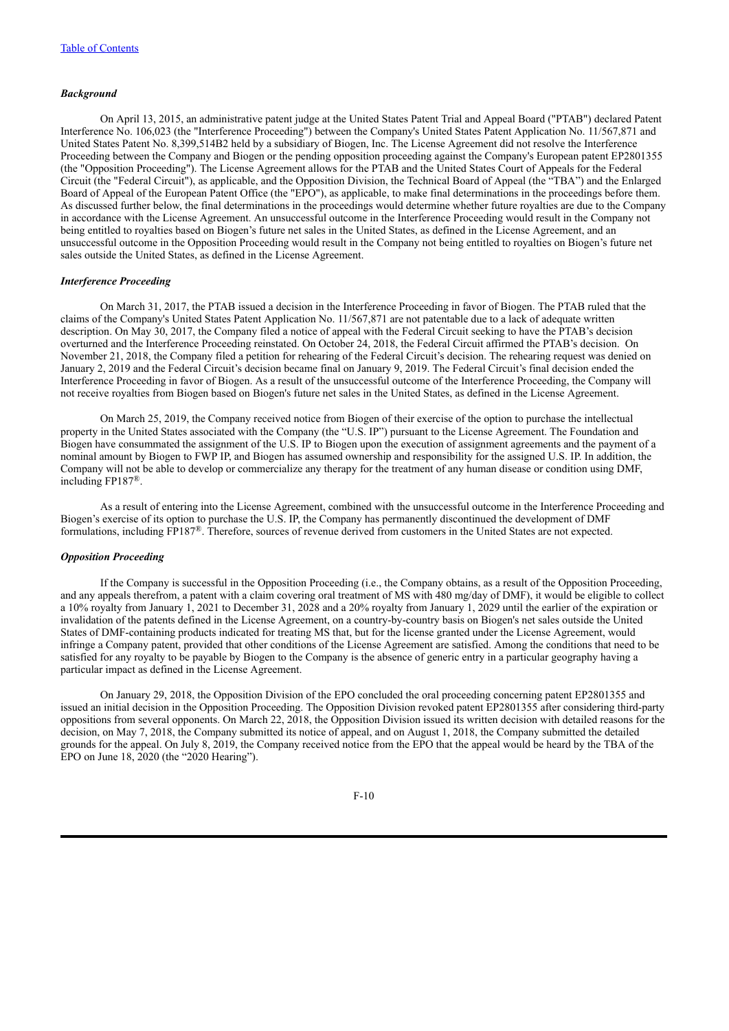### *Background*

On April 13, 2015, an administrative patent judge at the United States Patent Trial and Appeal Board ("PTAB") declared Patent Interference No. 106,023 (the "Interference Proceeding") between the Company's United States Patent Application No. 11/567,871 and United States Patent No. 8,399,514B2 held by a subsidiary of Biogen, Inc. The License Agreement did not resolve the Interference Proceeding between the Company and Biogen or the pending opposition proceeding against the Company's European patent EP2801355 (the "Opposition Proceeding"). The License Agreement allows for the PTAB and the United States Court of Appeals for the Federal Circuit (the "Federal Circuit"), as applicable, and the Opposition Division, the Technical Board of Appeal (the "TBA") and the Enlarged Board of Appeal of the European Patent Office (the "EPO"), as applicable, to make final determinations in the proceedings before them. As discussed further below, the final determinations in the proceedings would determine whether future royalties are due to the Company in accordance with the License Agreement. An unsuccessful outcome in the Interference Proceeding would result in the Company not being entitled to royalties based on Biogen's future net sales in the United States, as defined in the License Agreement, and an unsuccessful outcome in the Opposition Proceeding would result in the Company not being entitled to royalties on Biogen's future net sales outside the United States, as defined in the License Agreement.

### *Interference Proceeding*

On March 31, 2017, the PTAB issued a decision in the Interference Proceeding in favor of Biogen. The PTAB ruled that the claims of the Company's United States Patent Application No. 11/567,871 are not patentable due to a lack of adequate written description. On May 30, 2017, the Company filed a notice of appeal with the Federal Circuit seeking to have the PTAB's decision overturned and the Interference Proceeding reinstated. On October 24, 2018, the Federal Circuit affirmed the PTAB's decision. On November 21, 2018, the Company filed a petition for rehearing of the Federal Circuit's decision. The rehearing request was denied on January 2, 2019 and the Federal Circuit's decision became final on January 9, 2019. The Federal Circuit's final decision ended the Interference Proceeding in favor of Biogen. As a result of the unsuccessful outcome of the Interference Proceeding, the Company will not receive royalties from Biogen based on Biogen's future net sales in the United States, as defined in the License Agreement.

On March 25, 2019, the Company received notice from Biogen of their exercise of the option to purchase the intellectual property in the United States associated with the Company (the "U.S. IP") pursuant to the License Agreement. The Foundation and Biogen have consummated the assignment of the U.S. IP to Biogen upon the execution of assignment agreements and the payment of a nominal amount by Biogen to FWP IP, and Biogen has assumed ownership and responsibility for the assigned U.S. IP. In addition, the Company will not be able to develop or commercialize any therapy for the treatment of any human disease or condition using DMF, including FP187®.

As a result of entering into the License Agreement, combined with the unsuccessful outcome in the Interference Proceeding and Biogen's exercise of its option to purchase the U.S. IP, the Company has permanently discontinued the development of DMF formulations, including FP187®. Therefore, sources of revenue derived from customers in the United States are not expected.

### *Opposition Proceeding*

If the Company is successful in the Opposition Proceeding (i.e., the Company obtains, as a result of the Opposition Proceeding, and any appeals therefrom, a patent with a claim covering oral treatment of MS with 480 mg/day of DMF), it would be eligible to collect a 10% royalty from January 1, 2021 to December 31, 2028 and a 20% royalty from January 1, 2029 until the earlier of the expiration or invalidation of the patents defined in the License Agreement, on a country-by-country basis on Biogen's net sales outside the United States of DMF-containing products indicated for treating MS that, but for the license granted under the License Agreement, would infringe a Company patent, provided that other conditions of the License Agreement are satisfied. Among the conditions that need to be satisfied for any royalty to be payable by Biogen to the Company is the absence of generic entry in a particular geography having a particular impact as defined in the License Agreement.

On January 29, 2018, the Opposition Division of the EPO concluded the oral proceeding concerning patent EP2801355 and issued an initial decision in the Opposition Proceeding. The Opposition Division revoked patent EP2801355 after considering third-party oppositions from several opponents. On March 22, 2018, the Opposition Division issued its written decision with detailed reasons for the decision, on May 7, 2018, the Company submitted its notice of appeal, and on August 1, 2018, the Company submitted the detailed grounds for the appeal. On July 8, 2019, the Company received notice from the EPO that the appeal would be heard by the TBA of the EPO on June 18, 2020 (the "2020 Hearing").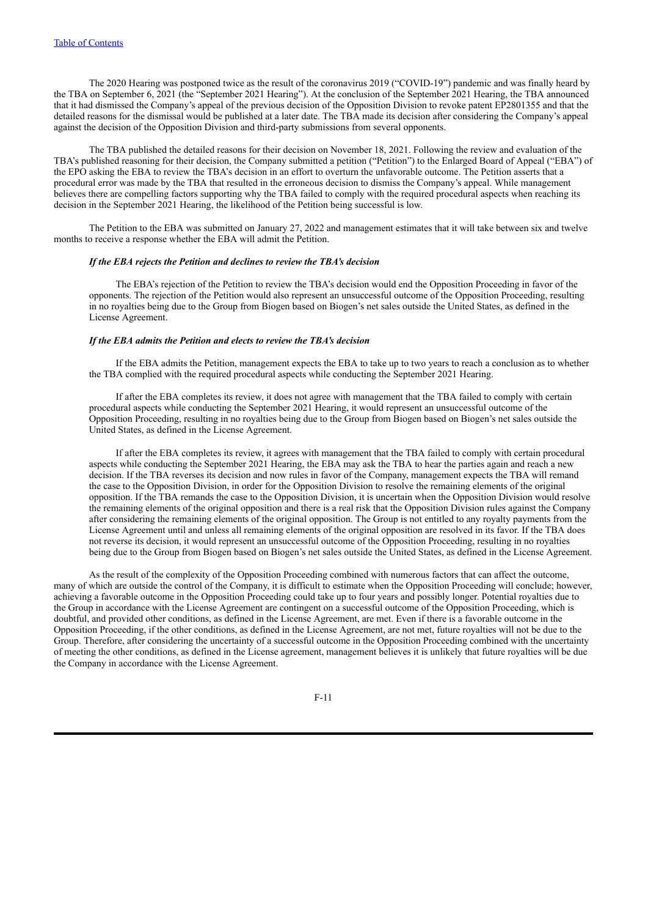The 2020 Hearing was postponed twice as the result of the coronavirus 2019 ("COVID-19") pandemic and was finally heard by the TBA on September 6, 2021 (the "September 2021 Hearing"). At the conclusion of the September 2021 Hearing, the TBA announced that it had dismissed the Company's appeal of the previous decision of the Opposition Division to revoke patent EP2801355 and that the detailed reasons for the dismissal would be published at a later date. The TBA made its decision after considering the Company's appeal against the decision of the Opposition Division and third-party submissions from several opponents.

The TBA published the detailed reasons for their decision on November 18, 2021. Following the review and evaluation of the TBA's published reasoning for their decision, the Company submitted a petition ("Petition") to the Enlarged Board of Appeal ("EBA") of the EPO asking the EBA to review the TBA's decision in an effort to overturn the unfavorable outcome. The Petition asserts that a procedural error was made by the TBA that resulted in the erroneous decision to dismiss the Company's appeal. While management believes there are compelling factors supporting why the TBA failed to comply with the required procedural aspects when reaching its decision in the September 2021 Hearing, the likelihood of the Petition being successful is low.

The Petition to the EBA was submitted on January 27, 2022 and management estimates that it will take between six and twelve months to receive a response whether the EBA will admit the Petition.

***If the EBA rejects the Petition and declines to review the TBA's decision***

The EBA's rejection of the Petition to review the TBA's decision would end the Opposition Proceeding in favor of the opponents. The rejection of the Petition would also represent an unsuccessful outcome of the Opposition Proceeding, resulting in no royalties being due to the Group from Biogen based on Biogen's net sales outside the United States, as defined in the License Agreement.

***If the EBA admits the Petition and elects to review the TBA's decision***

If the EBA admits the Petition, management expects the EBA to take up to two years to reach a conclusion as to whether the TBA complied with the required procedural aspects while conducting the September 2021 Hearing.

If after the EBA completes its review, it does not agree with management that the TBA failed to comply with certain procedural aspects while conducting the September 2021 Hearing, it would represent an unsuccessful outcome of the Opposition Proceeding, resulting in no royalties being due to the Group from Biogen based on Biogen's net sales outside the United States, as defined in the License Agreement.

If after the EBA completes its review, it agrees with management that the TBA failed to comply with certain procedural aspects while conducting the September 2021 Hearing, the EBA may ask the TBA to hear the parties again and reach a new decision. If the TBA reverses its decision and now rules in favor of the Company, management expects the TBA will remand the case to the Opposition Division, in order for the Opposition Division to resolve the remaining elements of the original opposition. If the TBA remands the case to the Opposition Division, it is uncertain when the Opposition Division would resolve the remaining elements of the original opposition and there is a real risk that the Opposition Division rules against the Company after considering the remaining elements of the original opposition. The Group is not entitled to any royalty payments from the License Agreement until and unless all remaining elements of the original opposition are resolved in its favor. If the TBA does not reverse its decision, it would represent an unsuccessful outcome of the Opposition Proceeding, resulting in no royalties being due to the Group from Biogen based on Biogen's net sales outside the United States, as defined in the License Agreement.

As the result of the complexity of the Opposition Proceeding combined with numerous factors that can affect the outcome, many of which are outside the control of the Company, it is difficult to estimate when the Opposition Proceeding will conclude; however, achieving a favorable outcome in the Opposition Proceeding could take up to four years and possibly longer. Potential royalties due to the Group in accordance with the License Agreement are contingent on a successful outcome of the Opposition Proceeding, which is doubtful, and provided other conditions, as defined in the License Agreement, are met. Even if there is a favorable outcome in the Opposition Proceeding, if the other conditions, as defined in the License Agreement, are not met, future royalties will not be due to the Group. Therefore, after considering the uncertainty of a successful outcome in the Opposition Proceeding combined with the uncertainty of meeting the other conditions, as defined in the License agreement, management believes it is unlikely that future royalties will be due the Company in accordance with the License Agreement.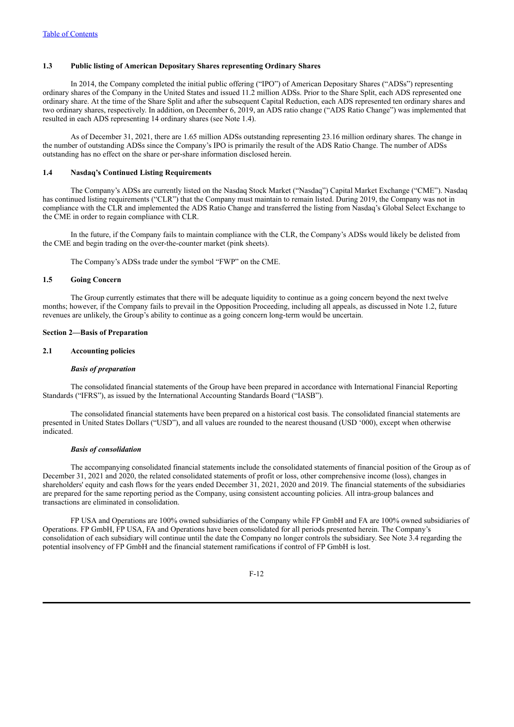### 1.3 Public listing of American Depositary Shares representing Ordinary Shares

In 2014, the Company completed the initial public offering ("IPO") of American Depositary Shares ("ADSs") representing ordinary shares of the Company in the United States and issued 11.2 million ADSs. Prior to the Share Split, each ADS represented one ordinary share. At the time of the Share Split and after the subsequent Capital Reduction, each ADS represented ten ordinary shares and two ordinary shares, respectively. In addition, on December 6, 2019, an ADS ratio change ("ADS Ratio Change") was implemented that resulted in each ADS representing 14 ordinary shares (see Note 1.4).

As of December 31, 2021, there are 1.65 million ADSs outstanding representing 23.16 million ordinary shares. The change in the number of outstanding ADSs since the Company's IPO is primarily the result of the ADS Ratio Change. The number of ADSs outstanding has no effect on the share or per-share information disclosed herein.

### 1.4 Nasdaq's Continued Listing Requirements

The Company's ADSs are currently listed on the Nasdaq Stock Market ("Nasdaq") Capital Market Exchange ("CME"). Nasdaq has continued listing requirements ("CLR") that the Company must maintain to remain listed. During 2019, the Company was not in compliance with the CLR and implemented the ADS Ratio Change and transferred the listing from Nasdaq's Global Select Exchange to the CME in order to regain compliance with CLR.

In the future, if the Company fails to maintain compliance with the CLR, the Company's ADSs would likely be delisted from the CME and begin trading on the over-the-counter market (pink sheets).

The Company's ADSs trade under the symbol "FWP" on the CME.

### 1.5 Going Concern

The Group currently estimates that there will be adequate liquidity to continue as a going concern beyond the next twelve months; however, if the Company fails to prevail in the Opposition Proceeding, including all appeals, as discussed in Note 1.2, future revenues are unlikely, the Group's ability to continue as a going concern long-term would be uncertain.

## Section 2—Basis of Preparation

### 2.1 Accounting policies

***Basis of preparation***

The consolidated financial statements of the Group have been prepared in accordance with International Financial Reporting Standards ("IFRS"), as issued by the International Accounting Standards Board ("IASB").

The consolidated financial statements have been prepared on a historical cost basis. The consolidated financial statements are presented in United States Dollars ("USD"), and all values are rounded to the nearest thousand (USD '000), except when otherwise indicated.

***Basis of consolidation***

The accompanying consolidated financial statements include the consolidated statements of financial position of the Group as of December 31, 2021 and 2020, the related consolidated statements of profit or loss, other comprehensive income (loss), changes in shareholders' equity and cash flows for the years ended December 31, 2021, 2020 and 2019. The financial statements of the subsidiaries are prepared for the same reporting period as the Company, using consistent accounting policies. All intra-group balances and transactions are eliminated in consolidation.

FP USA and Operations are 100% owned subsidiaries of the Company while FP GmbH and FA are 100% owned subsidiaries of Operations. FP GmbH, FP USA, FA and Operations have been consolidated for all periods presented herein. The Company's consolidation of each subsidiary will continue until the date the Company no longer controls the subsidiary. See Note 3.4 regarding the potential insolvency of FP GmbH and the financial statement ramifications if control of FP GmbH is lost.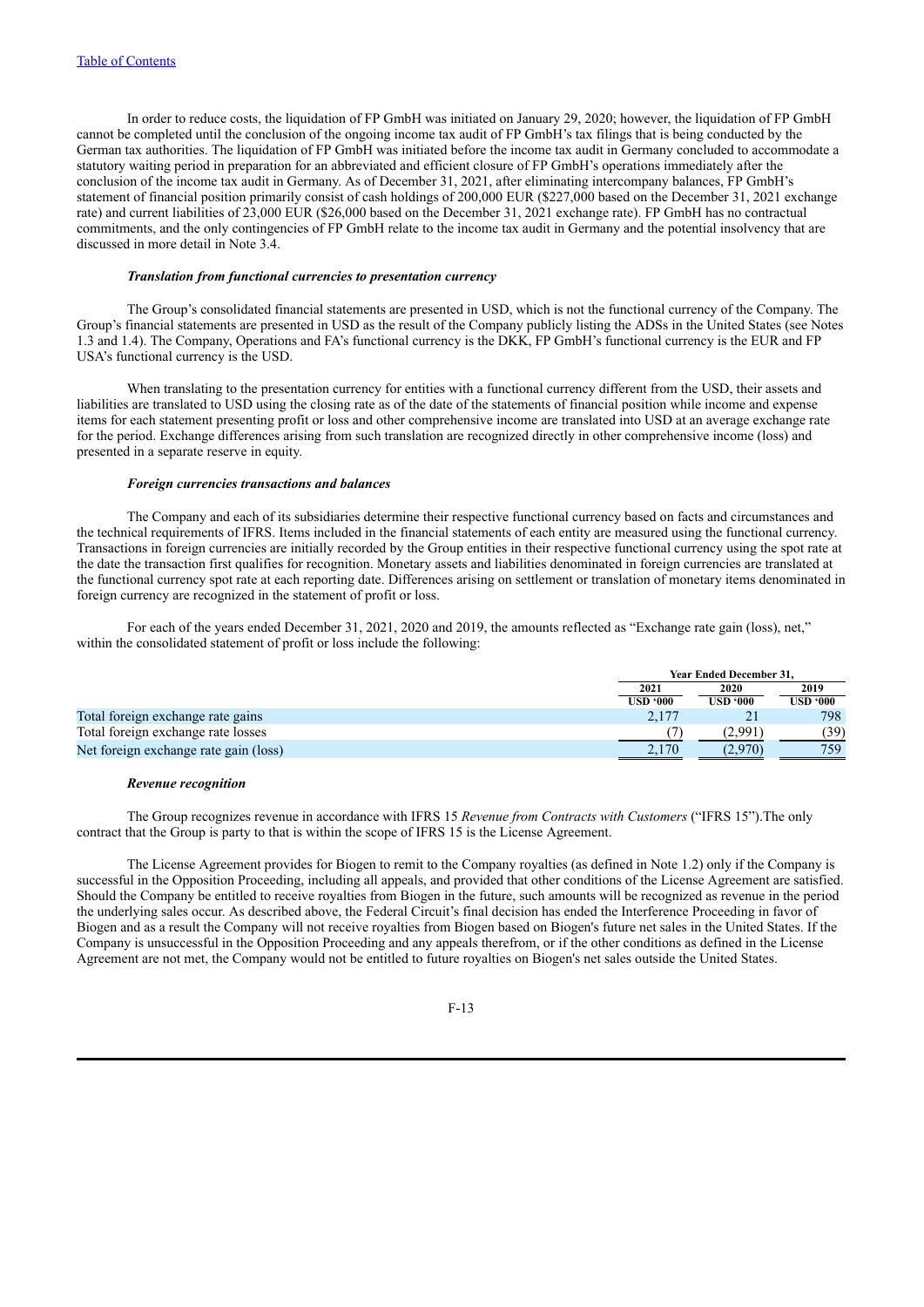In order to reduce costs, the liquidation of FP GmbH was initiated on January 29, 2020; however, the liquidation of FP GmbH cannot be completed until the conclusion of the ongoing income tax audit of FP GmbH's tax filings that is being conducted by the German tax authorities. The liquidation of FP GmbH was initiated before the income tax audit in Germany concluded to accommodate a statutory waiting period in preparation for an abbreviated and efficient closure of FP GmbH's operations immediately after the conclusion of the income tax audit in Germany. As of December 31, 2021, after eliminating intercompany balances, FP GmbH's statement of financial position primarily consist of cash holdings of 200,000 EUR ($227,000 based on the December 31, 2021 exchange rate) and current liabilities of 23,000 EUR ($26,000 based on the December 31, 2021 exchange rate). FP GmbH has no contractual commitments, and the only contingencies of FP GmbH relate to the income tax audit in Germany and the potential insolvency that are discussed in more detail in Note 3.4.

***Translation from functional currencies to presentation currency***

The Group's consolidated financial statements are presented in USD, which is not the functional currency of the Company. The Group's financial statements are presented in USD as the result of the Company publicly listing the ADSs in the United States (see Notes 1.3 and 1.4). The Company, Operations and FA's functional currency is the DKK, FP GmbH's functional currency is the EUR and FP USA's functional currency is the USD.

When translating to the presentation currency for entities with a functional currency different from the USD, their assets and liabilities are translated to USD using the closing rate as of the date of the statements of financial position while income and expense items for each statement presenting profit or loss and other comprehensive income are translated into USD at an average exchange rate for the period. Exchange differences arising from such translation are recognized directly in other comprehensive income (loss) and presented in a separate reserve in equity.

***Foreign currencies transactions and balances***

The Company and each of its subsidiaries determine their respective functional currency based on facts and circumstances and the technical requirements of IFRS. Items included in the financial statements of each entity are measured using the functional currency. Transactions in foreign currencies are initially recorded by the Group entities in their respective functional currency using the spot rate at the date the transaction first qualifies for recognition. Monetary assets and liabilities denominated in foreign currencies are translated at the functional currency spot rate at each reporting date. Differences arising on settlement or translation of monetary items denominated in foreign currency are recognized in the statement of profit or loss.

For each of the years ended December 31, 2021, 2020 and 2019, the amounts reflected as "Exchange rate gain (loss), net," within the consolidated statement of profit or loss include the following:

| | Year Ended December 31, | | |
|---|---|---|---|
| | 2021 | 2020 | 2019 |
| | USD '000 | USD '000 | USD '000 |
| Total foreign exchange rate gains | 2,177 | 21 | 798 |
| Total foreign exchange rate losses | (7) | (2,991) | (39) |
| Net foreign exchange rate gain (loss) | 2,170 | (2,970) | 759 |

***Revenue recognition***

The Group recognizes revenue in accordance with IFRS 15 *Revenue from Contracts with Customers* ("IFRS 15").The only contract that the Group is party to that is within the scope of IFRS 15 is the License Agreement.

The License Agreement provides for Biogen to remit to the Company royalties (as defined in Note 1.2) only if the Company is successful in the Opposition Proceeding, including all appeals, and provided that other conditions of the License Agreement are satisfied. Should the Company be entitled to receive royalties from Biogen in the future, such amounts will be recognized as revenue in the period the underlying sales occur. As described above, the Federal Circuit's final decision has ended the Interference Proceeding in favor of Biogen and as a result the Company will not receive royalties from Biogen based on Biogen's future net sales in the United States. If the Company is unsuccessful in the Opposition Proceeding and any appeals therefrom, or if the other conditions as defined in the License Agreement are not met, the Company would not be entitled to future royalties on Biogen's net sales outside the United States.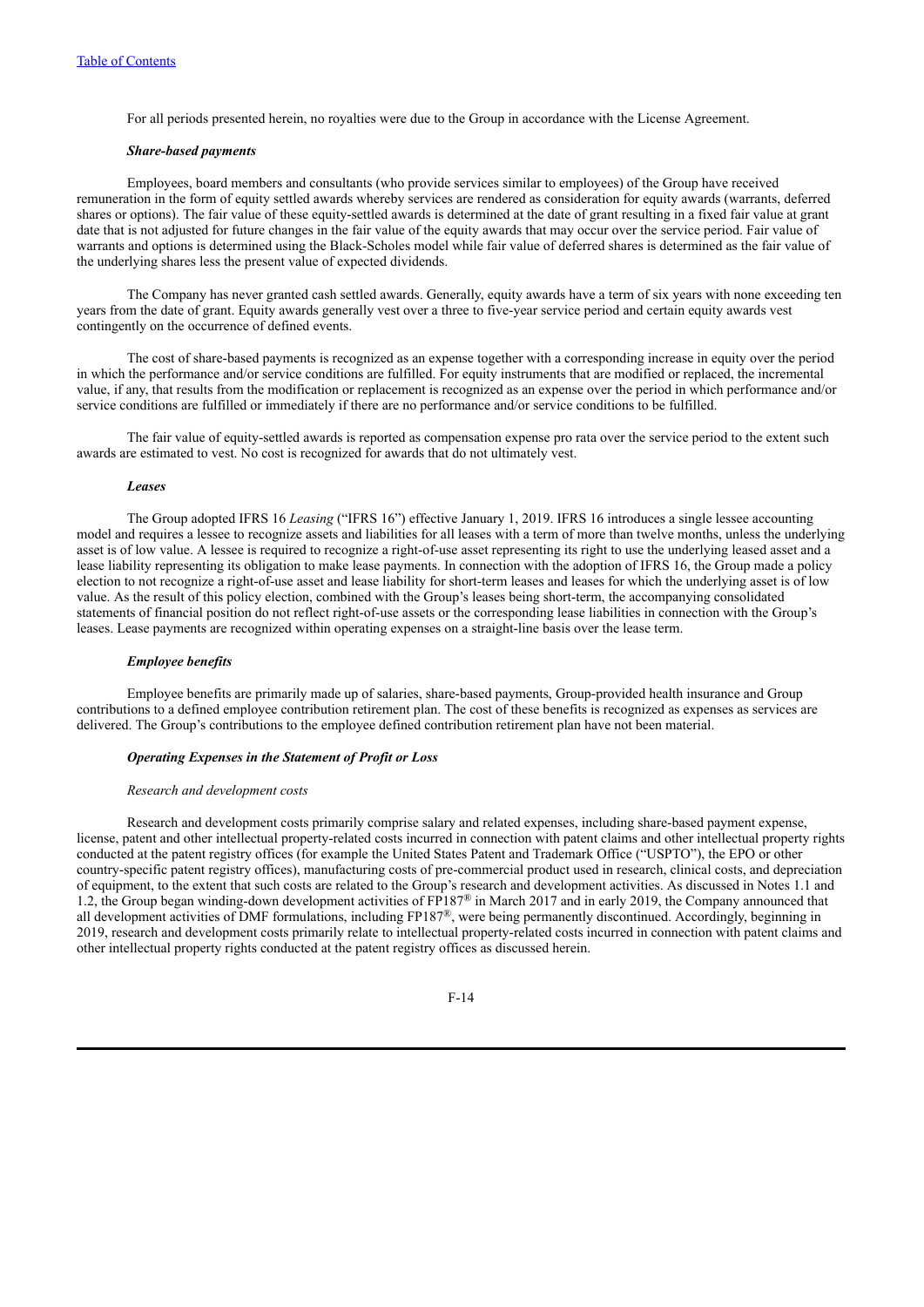For all periods presented herein, no royalties were due to the Group in accordance with the License Agreement.

***Share-based payments***

Employees, board members and consultants (who provide services similar to employees) of the Group have received remuneration in the form of equity settled awards whereby services are rendered as consideration for equity awards (warrants, deferred shares or options). The fair value of these equity-settled awards is determined at the date of grant resulting in a fixed fair value at grant date that is not adjusted for future changes in the fair value of the equity awards that may occur over the service period. Fair value of warrants and options is determined using the Black-Scholes model while fair value of deferred shares is determined as the fair value of the underlying shares less the present value of expected dividends.

The Company has never granted cash settled awards. Generally, equity awards have a term of six years with none exceeding ten years from the date of grant. Equity awards generally vest over a three to five-year service period and certain equity awards vest contingently on the occurrence of defined events.

The cost of share-based payments is recognized as an expense together with a corresponding increase in equity over the period in which the performance and/or service conditions are fulfilled. For equity instruments that are modified or replaced, the incremental value, if any, that results from the modification or replacement is recognized as an expense over the period in which performance and/or service conditions are fulfilled or immediately if there are no performance and/or service conditions to be fulfilled.

The fair value of equity-settled awards is reported as compensation expense pro rata over the service period to the extent such awards are estimated to vest. No cost is recognized for awards that do not ultimately vest.

***Leases***

The Group adopted IFRS 16 *Leasing* ("IFRS 16") effective January 1, 2019. IFRS 16 introduces a single lessee accounting model and requires a lessee to recognize assets and liabilities for all leases with a term of more than twelve months, unless the underlying asset is of low value. A lessee is required to recognize a right-of-use asset representing its right to use the underlying leased asset and a lease liability representing its obligation to make lease payments. In connection with the adoption of IFRS 16, the Group made a policy election to not recognize a right-of-use asset and lease liability for short-term leases and leases for which the underlying asset is of low value. As the result of this policy election, combined with the Group's leases being short-term, the accompanying consolidated statements of financial position do not reflect right-of-use assets or the corresponding lease liabilities in connection with the Group's leases. Lease payments are recognized within operating expenses on a straight-line basis over the lease term.

***Employee benefits***

Employee benefits are primarily made up of salaries, share-based payments, Group-provided health insurance and Group contributions to a defined employee contribution retirement plan. The cost of these benefits is recognized as expenses as services are delivered. The Group's contributions to the employee defined contribution retirement plan have not been material.

***Operating Expenses in the Statement of Profit or Loss***

*Research and development costs*

Research and development costs primarily comprise salary and related expenses, including share-based payment expense, license, patent and other intellectual property-related costs incurred in connection with patent claims and other intellectual property rights conducted at the patent registry offices (for example the United States Patent and Trademark Office ("USPTO"), the EPO or other country-specific patent registry offices), manufacturing costs of pre-commercial product used in research, clinical costs, and depreciation of equipment, to the extent that such costs are related to the Group's research and development activities. As discussed in Notes 1.1 and 1.2, the Group began winding-down development activities of FP187® in March 2017 and in early 2019, the Company announced that all development activities of DMF formulations, including FP187®, were being permanently discontinued. Accordingly, beginning in 2019, research and development costs primarily relate to intellectual property-related costs incurred in connection with patent claims and other intellectual property rights conducted at the patent registry offices as discussed herein.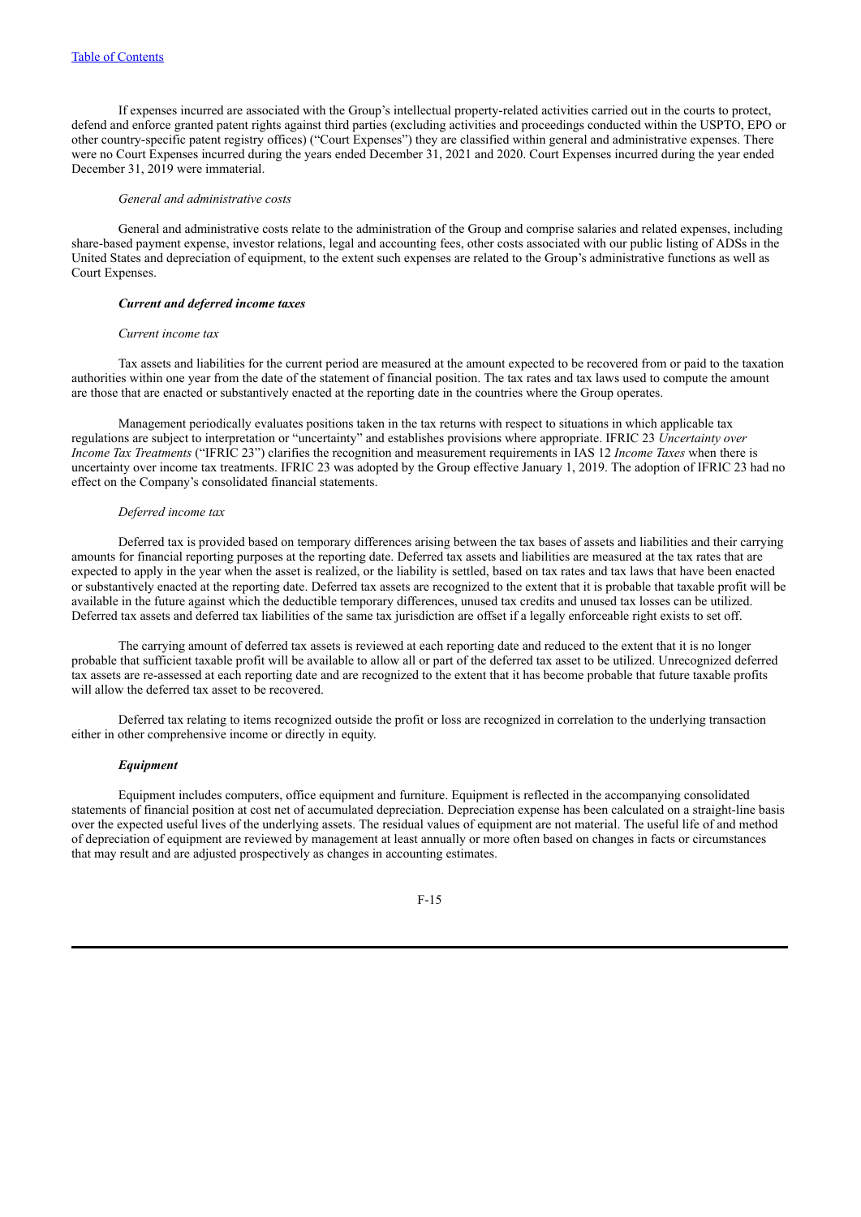If expenses incurred are associated with the Group's intellectual property-related activities carried out in the courts to protect, defend and enforce granted patent rights against third parties (excluding activities and proceedings conducted within the USPTO, EPO or other country-specific patent registry offices) ("Court Expenses") they are classified within general and administrative expenses. There were no Court Expenses incurred during the years ended December 31, 2021 and 2020. Court Expenses incurred during the year ended December 31, 2019 were immaterial.

*General and administrative costs*

General and administrative costs relate to the administration of the Group and comprise salaries and related expenses, including share-based payment expense, investor relations, legal and accounting fees, other costs associated with our public listing of ADSs in the United States and depreciation of equipment, to the extent such expenses are related to the Group's administrative functions as well as Court Expenses.

***Current and deferred income taxes***

*Current income tax*

Tax assets and liabilities for the current period are measured at the amount expected to be recovered from or paid to the taxation authorities within one year from the date of the statement of financial position. The tax rates and tax laws used to compute the amount are those that are enacted or substantively enacted at the reporting date in the countries where the Group operates.

Management periodically evaluates positions taken in the tax returns with respect to situations in which applicable tax regulations are subject to interpretation or "uncertainty" and establishes provisions where appropriate. IFRIC 23 *Uncertainty over Income Tax Treatments* ("IFRIC 23") clarifies the recognition and measurement requirements in IAS 12 *Income Taxes* when there is uncertainty over income tax treatments. IFRIC 23 was adopted by the Group effective January 1, 2019. The adoption of IFRIC 23 had no effect on the Company's consolidated financial statements.

*Deferred income tax*

Deferred tax is provided based on temporary differences arising between the tax bases of assets and liabilities and their carrying amounts for financial reporting purposes at the reporting date. Deferred tax assets and liabilities are measured at the tax rates that are expected to apply in the year when the asset is realized, or the liability is settled, based on tax rates and tax laws that have been enacted or substantively enacted at the reporting date. Deferred tax assets are recognized to the extent that it is probable that taxable profit will be available in the future against which the deductible temporary differences, unused tax credits and unused tax losses can be utilized. Deferred tax assets and deferred tax liabilities of the same tax jurisdiction are offset if a legally enforceable right exists to set off.

The carrying amount of deferred tax assets is reviewed at each reporting date and reduced to the extent that it is no longer probable that sufficient taxable profit will be available to allow all or part of the deferred tax asset to be utilized. Unrecognized deferred tax assets are re-assessed at each reporting date and are recognized to the extent that it has become probable that future taxable profits will allow the deferred tax asset to be recovered.

Deferred tax relating to items recognized outside the profit or loss are recognized in correlation to the underlying transaction either in other comprehensive income or directly in equity.

***Equipment***

Equipment includes computers, office equipment and furniture. Equipment is reflected in the accompanying consolidated statements of financial position at cost net of accumulated depreciation. Depreciation expense has been calculated on a straight-line basis over the expected useful lives of the underlying assets. The residual values of equipment are not material. The useful life of and method of depreciation of equipment are reviewed by management at least annually or more often based on changes in facts or circumstances that may result and are adjusted prospectively as changes in accounting estimates.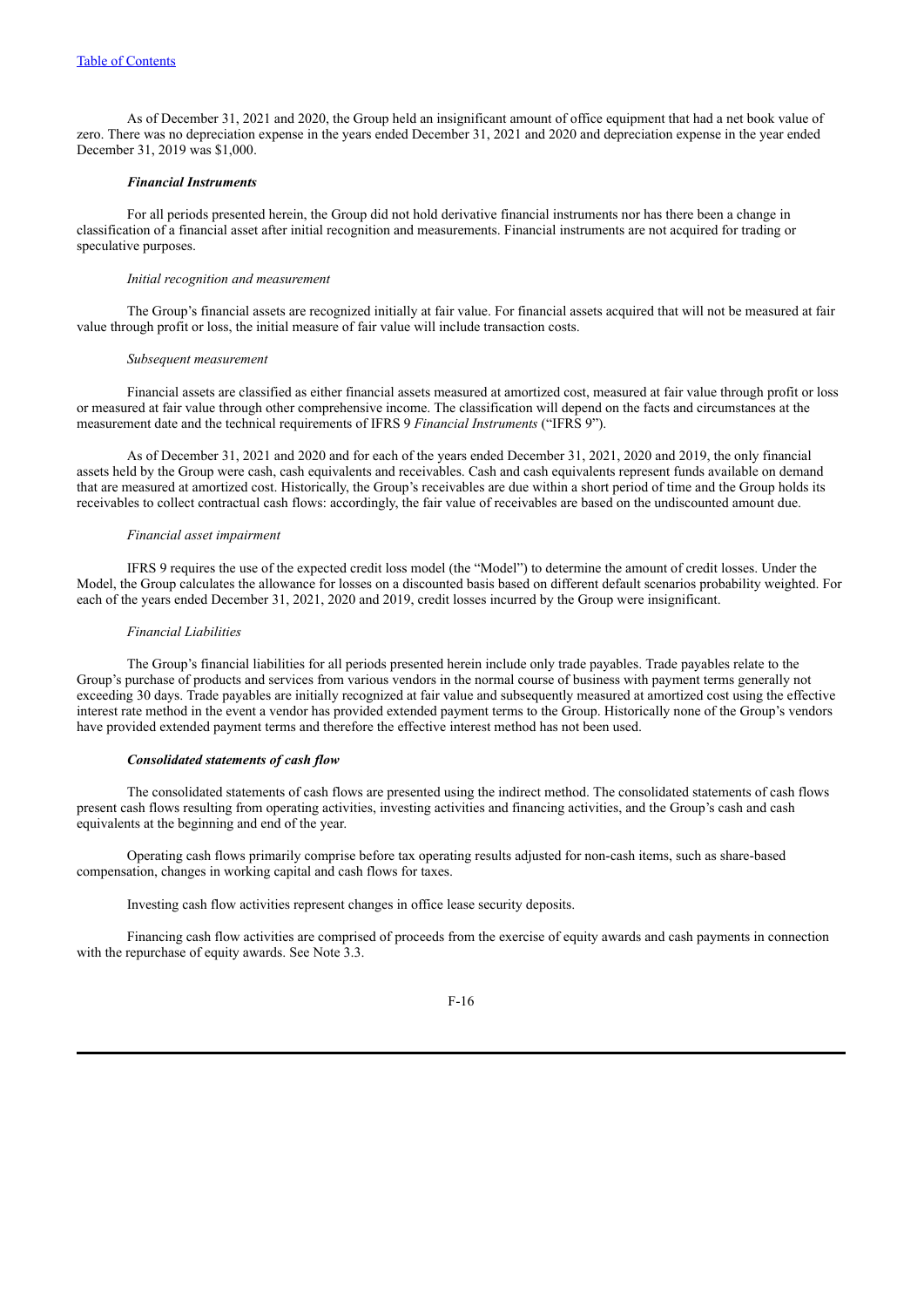As of December 31, 2021 and 2020, the Group held an insignificant amount of office equipment that had a net book value of zero. There was no depreciation expense in the years ended December 31, 2021 and 2020 and depreciation expense in the year ended December 31, 2019 was $1,000.

***Financial Instruments***

For all periods presented herein, the Group did not hold derivative financial instruments nor has there been a change in classification of a financial asset after initial recognition and measurements. Financial instruments are not acquired for trading or speculative purposes.

*Initial recognition and measurement*

The Group's financial assets are recognized initially at fair value. For financial assets acquired that will not be measured at fair value through profit or loss, the initial measure of fair value will include transaction costs.

*Subsequent measurement*

Financial assets are classified as either financial assets measured at amortized cost, measured at fair value through profit or loss or measured at fair value through other comprehensive income. The classification will depend on the facts and circumstances at the measurement date and the technical requirements of IFRS 9 *Financial Instruments* ("IFRS 9").

As of December 31, 2021 and 2020 and for each of the years ended December 31, 2021, 2020 and 2019, the only financial assets held by the Group were cash, cash equivalents and receivables. Cash and cash equivalents represent funds available on demand that are measured at amortized cost. Historically, the Group's receivables are due within a short period of time and the Group holds its receivables to collect contractual cash flows: accordingly, the fair value of receivables are based on the undiscounted amount due.

*Financial asset impairment*

IFRS 9 requires the use of the expected credit loss model (the "Model") to determine the amount of credit losses. Under the Model, the Group calculates the allowance for losses on a discounted basis based on different default scenarios probability weighted. For each of the years ended December 31, 2021, 2020 and 2019, credit losses incurred by the Group were insignificant.

*Financial Liabilities*

The Group's financial liabilities for all periods presented herein include only trade payables. Trade payables relate to the Group's purchase of products and services from various vendors in the normal course of business with payment terms generally not exceeding 30 days. Trade payables are initially recognized at fair value and subsequently measured at amortized cost using the effective interest rate method in the event a vendor has provided extended payment terms to the Group. Historically none of the Group's vendors have provided extended payment terms and therefore the effective interest method has not been used.

***Consolidated statements of cash flow***

The consolidated statements of cash flows are presented using the indirect method. The consolidated statements of cash flows present cash flows resulting from operating activities, investing activities and financing activities, and the Group's cash and cash equivalents at the beginning and end of the year.

Operating cash flows primarily comprise before tax operating results adjusted for non-cash items, such as share-based compensation, changes in working capital and cash flows for taxes.

Investing cash flow activities represent changes in office lease security deposits.

Financing cash flow activities are comprised of proceeds from the exercise of equity awards and cash payments in connection with the repurchase of equity awards. See Note 3.3.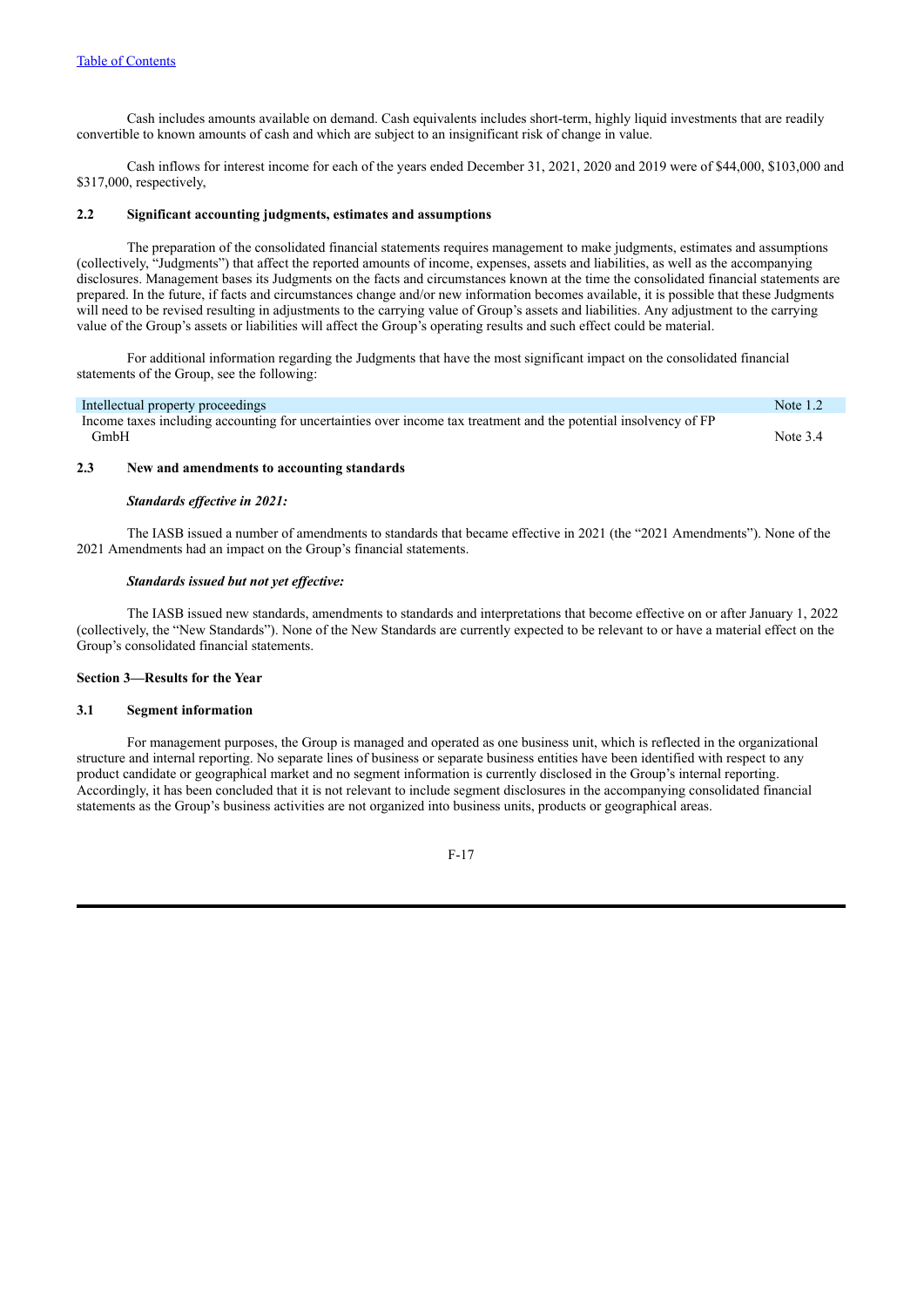Cash includes amounts available on demand. Cash equivalents includes short-term, highly liquid investments that are readily convertible to known amounts of cash and which are subject to an insignificant risk of change in value.

Cash inflows for interest income for each of the years ended December 31, 2021, 2020 and 2019 were of $44,000, $103,000 and $317,000, respectively,

### 2.2 Significant accounting judgments, estimates and assumptions

The preparation of the consolidated financial statements requires management to make judgments, estimates and assumptions (collectively, "Judgments") that affect the reported amounts of income, expenses, assets and liabilities, as well as the accompanying disclosures. Management bases its Judgments on the facts and circumstances known at the time the consolidated financial statements are prepared. In the future, if facts and circumstances change and/or new information becomes available, it is possible that these Judgments will need to be revised resulting in adjustments to the carrying value of Group's assets and liabilities. Any adjustment to the carrying value of the Group's assets or liabilities will affect the Group's operating results and such effect could be material.

For additional information regarding the Judgments that have the most significant impact on the consolidated financial statements of the Group, see the following:

| | |
|---|---|
| Intellectual property proceedings | Note 1.2 |
| Income taxes including accounting for uncertainties over income tax treatment and the potential insolvency of FP GmbH | Note 3.4 |

### 2.3 New and amendments to accounting standards

***Standards effective in 2021:***

The IASB issued a number of amendments to standards that became effective in 2021 (the "2021 Amendments"). None of the 2021 Amendments had an impact on the Group's financial statements.

***Standards issued but not yet effective:***

The IASB issued new standards, amendments to standards and interpretations that become effective on or after January 1, 2022 (collectively, the "New Standards"). None of the New Standards are currently expected to be relevant to or have a material effect on the Group's consolidated financial statements.

## Section 3—Results for the Year

### 3.1 Segment information

For management purposes, the Group is managed and operated as one business unit, which is reflected in the organizational structure and internal reporting. No separate lines of business or separate business entities have been identified with respect to any product candidate or geographical market and no segment information is currently disclosed in the Group's internal reporting. Accordingly, it has been concluded that it is not relevant to include segment disclosures in the accompanying consolidated financial statements as the Group's business activities are not organized into business units, products or geographical areas.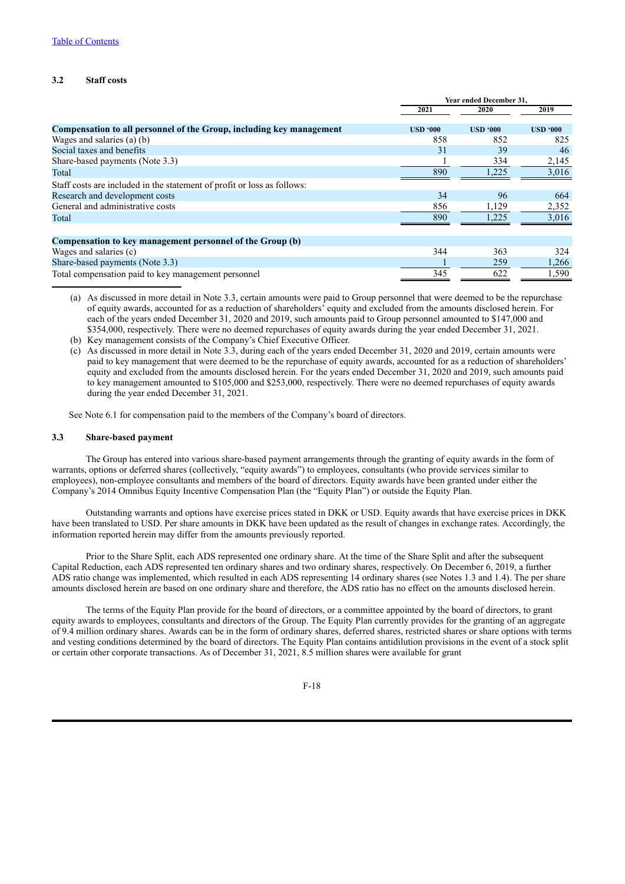Table of Contents

### 3.2 Staff costs

| | Year ended December 31, | | |
|---|---|---|---|
| | 2021 | 2020 | 2019 |
| **Compensation to all personnel of the Group, including key management** | **USD '000** | **USD '000** | **USD '000** |
| Wages and salaries (a) (b) | 858 | 852 | 825 |
| Social taxes and benefits | 31 | 39 | 46 |
| Share-based payments (Note 3.3) | 1 | 334 | 2,145 |
| Total | 890 | 1,225 | 3,016 |
| Staff costs are included in the statement of profit or loss as follows: | | | |
| Research and development costs | 34 | 96 | 664 |
| General and administrative costs | 856 | 1,129 | 2,352 |
| Total | 890 | 1,225 | 3,016 |
| **Compensation to key management personnel of the Group (b)** | | | |
| Wages and salaries (c) | 344 | 363 | 324 |
| Share-based payments (Note 3.3) | 1 | 259 | 1,266 |
| Total compensation paid to key management personnel | 345 | 622 | 1,590 |

(a) As discussed in more detail in Note 3.3, certain amounts were paid to Group personnel that were deemed to be the repurchase of equity awards, accounted for as a reduction of shareholders' equity and excluded from the amounts disclosed herein. For each of the years ended December 31, 2020 and 2019, such amounts paid to Group personnel amounted to $147,000 and $354,000, respectively. There were no deemed repurchases of equity awards during the year ended December 31, 2021.

(b) Key management consists of the Company's Chief Executive Officer.

(c) As discussed in more detail in Note 3.3, during each of the years ended December 31, 2020 and 2019, certain amounts were paid to key management that were deemed to be the repurchase of equity awards, accounted for as a reduction of shareholders' equity and excluded from the amounts disclosed herein. For the years ended December 31, 2020 and 2019, such amounts paid to key management amounted to $105,000 and $253,000, respectively. There were no deemed repurchases of equity awards during the year ended December 31, 2021.

See Note 6.1 for compensation paid to the members of the Company's board of directors.

### 3.3 Share-based payment

The Group has entered into various share-based payment arrangements through the granting of equity awards in the form of warrants, options or deferred shares (collectively, "equity awards") to employees, consultants (who provide services similar to employees), non-employee consultants and members of the board of directors. Equity awards have been granted under either the Company's 2014 Omnibus Equity Incentive Compensation Plan (the "Equity Plan") or outside the Equity Plan.

Outstanding warrants and options have exercise prices stated in DKK or USD. Equity awards that have exercise prices in DKK have been translated to USD. Per share amounts in DKK have been updated as the result of changes in exchange rates. Accordingly, the information reported herein may differ from the amounts previously reported.

Prior to the Share Split, each ADS represented one ordinary share. At the time of the Share Split and after the subsequent Capital Reduction, each ADS represented ten ordinary shares and two ordinary shares, respectively. On December 6, 2019, a further ADS ratio change was implemented, which resulted in each ADS representing 14 ordinary shares (see Notes 1.3 and 1.4). The per share amounts disclosed herein are based on one ordinary share and therefore, the ADS ratio has no effect on the amounts disclosed herein.

The terms of the Equity Plan provide for the board of directors, or a committee appointed by the board of directors, to grant equity awards to employees, consultants and directors of the Group. The Equity Plan currently provides for the granting of an aggregate of 9.4 million ordinary shares. Awards can be in the form of ordinary shares, deferred shares, restricted shares or share options with terms and vesting conditions determined by the board of directors. The Equity Plan contains antidilution provisions in the event of a stock split or certain other corporate transactions. As of December 31, 2021, 8.5 million shares were available for grant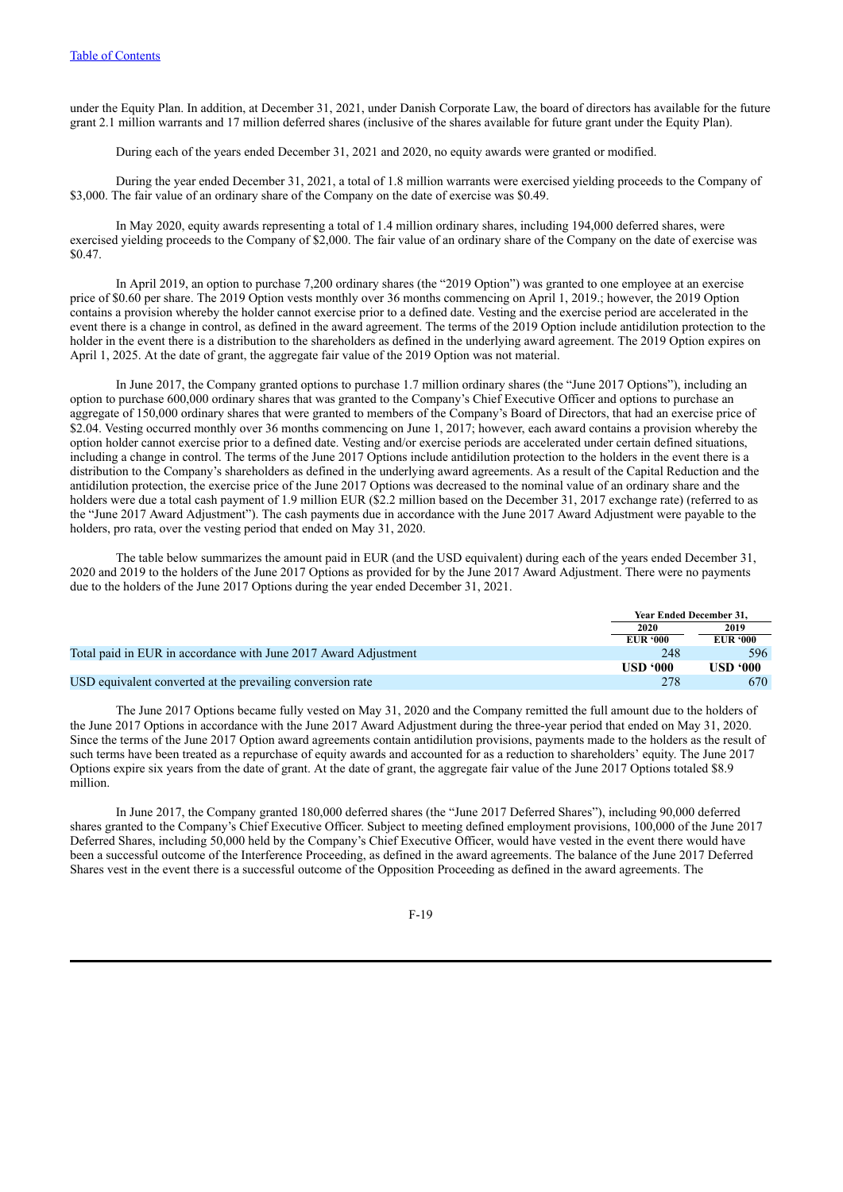under the Equity Plan. In addition, at December 31, 2021, under Danish Corporate Law, the board of directors has available for the future grant 2.1 million warrants and 17 million deferred shares (inclusive of the shares available for future grant under the Equity Plan).

During each of the years ended December 31, 2021 and 2020, no equity awards were granted or modified.

During the year ended December 31, 2021, a total of 1.8 million warrants were exercised yielding proceeds to the Company of $3,000. The fair value of an ordinary share of the Company on the date of exercise was $0.49.

In May 2020, equity awards representing a total of 1.4 million ordinary shares, including 194,000 deferred shares, were exercised yielding proceeds to the Company of $2,000. The fair value of an ordinary share of the Company on the date of exercise was $0.47.

In April 2019, an option to purchase 7,200 ordinary shares (the "2019 Option") was granted to one employee at an exercise price of $0.60 per share. The 2019 Option vests monthly over 36 months commencing on April 1, 2019.; however, the 2019 Option contains a provision whereby the holder cannot exercise prior to a defined date. Vesting and the exercise period are accelerated in the event there is a change in control, as defined in the award agreement. The terms of the 2019 Option include antidilution protection to the holder in the event there is a distribution to the shareholders as defined in the underlying award agreement. The 2019 Option expires on April 1, 2025. At the date of grant, the aggregate fair value of the 2019 Option was not material.

In June 2017, the Company granted options to purchase 1.7 million ordinary shares (the "June 2017 Options"), including an option to purchase 600,000 ordinary shares that was granted to the Company's Chief Executive Officer and options to purchase an aggregate of 150,000 ordinary shares that were granted to members of the Company's Board of Directors, that had an exercise price of $2.04. Vesting occurred monthly over 36 months commencing on June 1, 2017; however, each award contains a provision whereby the option holder cannot exercise prior to a defined date. Vesting and/or exercise periods are accelerated under certain defined situations, including a change in control. The terms of the June 2017 Options include antidilution protection to the holders in the event there is a distribution to the Company's shareholders as defined in the underlying award agreements. As a result of the Capital Reduction and the antidilution protection, the exercise price of the June 2017 Options was decreased to the nominal value of an ordinary share and the holders were due a total cash payment of 1.9 million EUR ($2.2 million based on the December 31, 2017 exchange rate) (referred to as the "June 2017 Award Adjustment"). The cash payments due in accordance with the June 2017 Award Adjustment were payable to the holders, pro rata, over the vesting period that ended on May 31, 2020.

The table below summarizes the amount paid in EUR (and the USD equivalent) during each of the years ended December 31, 2020 and 2019 to the holders of the June 2017 Options as provided for by the June 2017 Award Adjustment. There were no payments due to the holders of the June 2017 Options during the year ended December 31, 2021.

| | Year Ended December 31, | |
|---|---|---|
| | 2020 | 2019 |
| | EUR '000 | EUR '000 |
| Total paid in EUR in accordance with June 2017 Award Adjustment | 248 | 596 |
| | USD '000 | USD '000 |
| USD equivalent converted at the prevailing conversion rate | 278 | 670 |

The June 2017 Options became fully vested on May 31, 2020 and the Company remitted the full amount due to the holders of the June 2017 Options in accordance with the June 2017 Award Adjustment during the three-year period that ended on May 31, 2020. Since the terms of the June 2017 Option award agreements contain antidilution provisions, payments made to the holders as the result of such terms have been treated as a repurchase of equity awards and accounted for as a reduction to shareholders' equity. The June 2017 Options expire six years from the date of grant. At the date of grant, the aggregate fair value of the June 2017 Options totaled $8.9 million.

In June 2017, the Company granted 180,000 deferred shares (the "June 2017 Deferred Shares"), including 90,000 deferred shares granted to the Company's Chief Executive Officer. Subject to meeting defined employment provisions, 100,000 of the June 2017 Deferred Shares, including 50,000 held by the Company's Chief Executive Officer, would have vested in the event there would have been a successful outcome of the Interference Proceeding, as defined in the award agreements. The balance of the June 2017 Deferred Shares vest in the event there is a successful outcome of the Opposition Proceeding as defined in the award agreements. The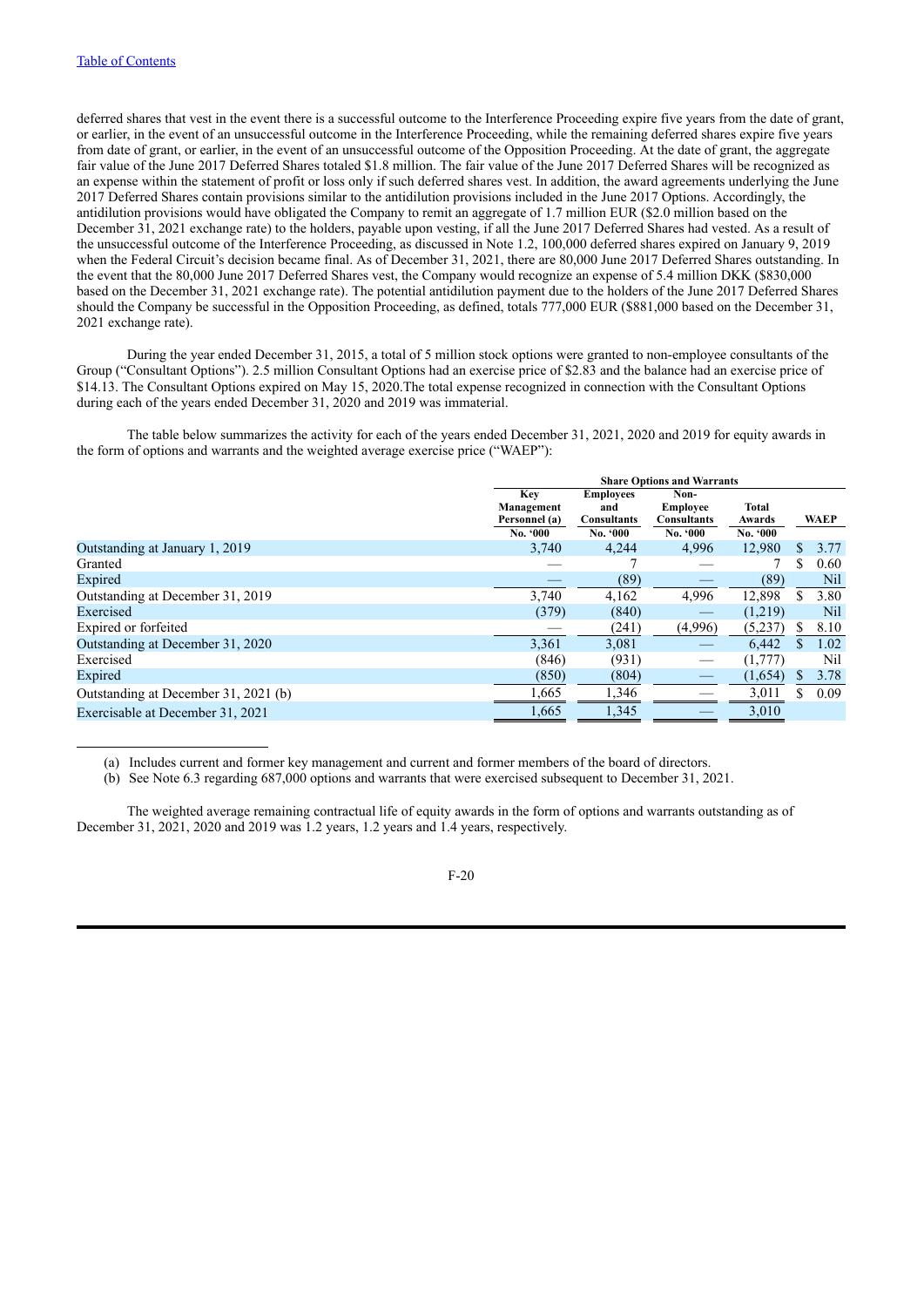deferred shares that vest in the event there is a successful outcome to the Interference Proceeding expire five years from the date of grant, or earlier, in the event of an unsuccessful outcome in the Interference Proceeding, while the remaining deferred shares expire five years from date of grant, or earlier, in the event of an unsuccessful outcome of the Opposition Proceeding. At the date of grant, the aggregate fair value of the June 2017 Deferred Shares totaled $1.8 million. The fair value of the June 2017 Deferred Shares will be recognized as an expense within the statement of profit or loss only if such deferred shares vest. In addition, the award agreements underlying the June 2017 Deferred Shares contain provisions similar to the antidilution provisions included in the June 2017 Options. Accordingly, the antidilution provisions would have obligated the Company to remit an aggregate of 1.7 million EUR ($2.0 million based on the December 31, 2021 exchange rate) to the holders, payable upon vesting, if all the June 2017 Deferred Shares had vested. As a result of the unsuccessful outcome of the Interference Proceeding, as discussed in Note 1.2, 100,000 deferred shares expired on January 9, 2019 when the Federal Circuit's decision became final. As of December 31, 2021, there are 80,000 June 2017 Deferred Shares outstanding. In the event that the 80,000 June 2017 Deferred Shares vest, the Company would recognize an expense of 5.4 million DKK ($830,000 based on the December 31, 2021 exchange rate). The potential antidilution payment due to the holders of the June 2017 Deferred Shares should the Company be successful in the Opposition Proceeding, as defined, totals 777,000 EUR ($881,000 based on the December 31, 2021 exchange rate).

During the year ended December 31, 2015, a total of 5 million stock options were granted to non-employee consultants of the Group ("Consultant Options"). 2.5 million Consultant Options had an exercise price of $2.83 and the balance had an exercise price of $14.13. The Consultant Options expired on May 15, 2020.The total expense recognized in connection with the Consultant Options during each of the years ended December 31, 2020 and 2019 was immaterial.

The table below summarizes the activity for each of the years ended December 31, 2021, 2020 and 2019 for equity awards in the form of options and warrants and the weighted average exercise price ("WAEP"):

| | Share Options and Warrants | | | | |
|---|---|---|---|---|---|
| | Key Management Personnel (a) | Employees and Consultants | Non-Employee Consultants | Total Awards | WAEP |
| | No. '000 | No. '000 | No. '000 | No. '000 | |
| Outstanding at January 1, 2019 | 3,740 | 4,244 | 4,996 | 12,980 | $ 3.77 |
| Granted | — | 7 | — | 7 | $ 0.60 |
| Expired | — | (89) | — | (89) | Nil |
| Outstanding at December 31, 2019 | 3,740 | 4,162 | 4,996 | 12,898 | $ 3.80 |
| Exercised | (379) | (840) | — | (1,219) | Nil |
| Expired or forfeited | — | (241) | (4,996) | (5,237) | $ 8.10 |
| Outstanding at December 31, 2020 | 3,361 | 3,081 | — | 6,442 | $ 1.02 |
| Exercised | (846) | (931) | — | (1,777) | Nil |
| Expired | (850) | (804) | — | (1,654) | $ 3.78 |
| Outstanding at December 31, 2021 (b) | 1,665 | 1,346 | — | 3,011 | $ 0.09 |
| Exercisable at December 31, 2021 | 1,665 | 1,345 | — | 3,010 | |

(a) Includes current and former key management and current and former members of the board of directors.

(b) See Note 6.3 regarding 687,000 options and warrants that were exercised subsequent to December 31, 2021.

The weighted average remaining contractual life of equity awards in the form of options and warrants outstanding as of December 31, 2021, 2020 and 2019 was 1.2 years, 1.2 years and 1.4 years, respectively.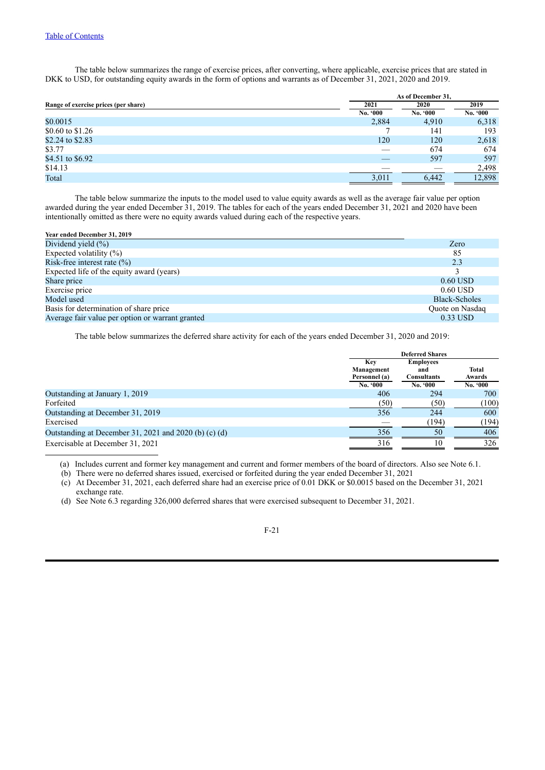Table of Contents

The table below summarizes the range of exercise prices, after converting, where applicable, exercise prices that are stated in DKK to USD, for outstanding equity awards in the form of options and warrants as of December 31, 2021, 2020 and 2019.

| Range of exercise prices (per share) | As of December 31, | | |
|---|---|---|---|
| | 2021 | 2020 | 2019 |
| | No. '000 | No. '000 | No. '000 |
| $0.0015 | 2,884 | 4,910 | 6,318 |
| $0.60 to $1.26 | 7 | 141 | 193 |
| $2.24 to $2.83 | 120 | 120 | 2,618 |
| $3.77 | — | 674 | 674 |
| $4.51 to $6.92 | — | 597 | 597 |
| $14.13 | — | — | 2,498 |
| Total | 3,011 | 6,442 | 12,898 |

The table below summarize the inputs to the model used to value equity awards as well as the average fair value per option awarded during the year ended December 31, 2019. The tables for each of the years ended December 31, 2021 and 2020 have been intentionally omitted as there were no equity awards valued during each of the respective years.

| Year ended December 31, 2019 | |
|---|---|
| Dividend yield (%) | Zero |
| Expected volatility (%) | 85 |
| Risk-free interest rate (%) | 2.3 |
| Expected life of the equity award (years) | 3 |
| Share price | 0.60 USD |
| Exercise price | 0.60 USD |
| Model used | Black-Scholes |
| Basis for determination of share price | Quote on Nasdaq |
| Average fair value per option or warrant granted | 0.33 USD |

The table below summarizes the deferred share activity for each of the years ended December 31, 2020 and 2019:

| | Deferred Shares | | |
|---|---|---|---|
| | Key Management Personnel (a) | Employees and Consultants | Total Awards |
| | No. '000 | No. '000 | No. '000 |
| Outstanding at January 1, 2019 | 406 | 294 | 700 |
| Forfeited | (50) | (50) | (100) |
| Outstanding at December 31, 2019 | 356 | 244 | 600 |
| Exercised | — | (194) | (194) |
| Outstanding at December 31, 2021 and 2020 (b) (c) (d) | 356 | 50 | 406 |
| Exercisable at December 31, 2021 | 316 | 10 | 326 |

(a) Includes current and former key management and current and former members of the board of directors. Also see Note 6.1.
(b) There were no deferred shares issued, exercised or forfeited during the year ended December 31, 2021
(c) At December 31, 2021, each deferred share had an exercise price of 0.01 DKK or $0.0015 based on the December 31, 2021 exchange rate.
(d) See Note 6.3 regarding 326,000 deferred shares that were exercised subsequent to December 31, 2021.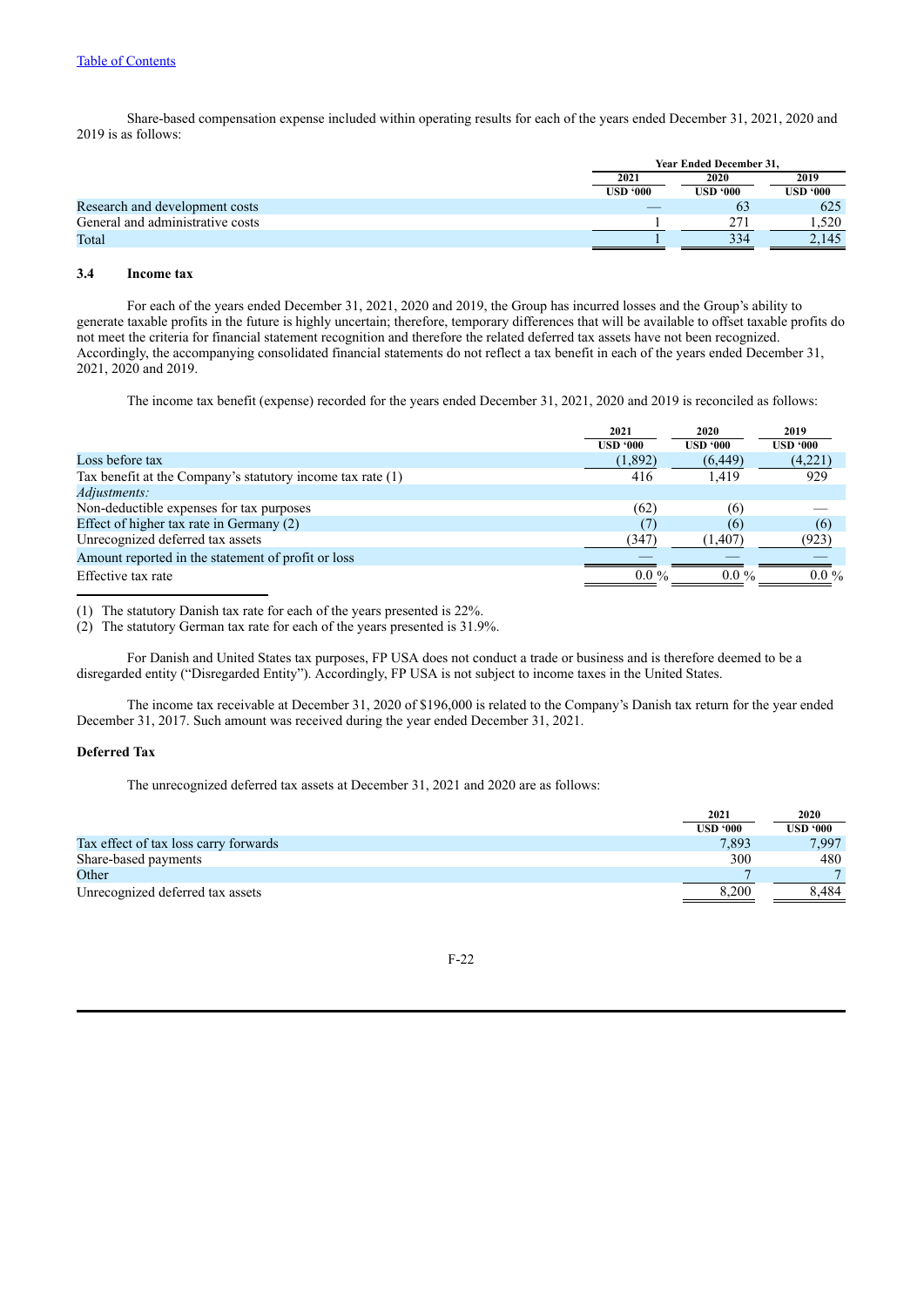Share-based compensation expense included within operating results for each of the years ended December 31, 2021, 2020 and 2019 is as follows:

| | Year Ended December 31, | | |
|---|---|---|---|
| | 2021 | 2020 | 2019 |
| | USD '000 | USD '000 | USD '000 |
| Research and development costs | — | 63 | 625 |
| General and administrative costs | 1 | 271 | 1,520 |
| Total | 1 | 334 | 2,145 |

### 3.4 Income tax

For each of the years ended December 31, 2021, 2020 and 2019, the Group has incurred losses and the Group's ability to generate taxable profits in the future is highly uncertain; therefore, temporary differences that will be available to offset taxable profits do not meet the criteria for financial statement recognition and therefore the related deferred tax assets have not been recognized. Accordingly, the accompanying consolidated financial statements do not reflect a tax benefit in each of the years ended December 31, 2021, 2020 and 2019.

The income tax benefit (expense) recorded for the years ended December 31, 2021, 2020 and 2019 is reconciled as follows:

| | 2021 | 2020 | 2019 |
|---|---|---|---|
| | USD '000 | USD '000 | USD '000 |
| Loss before tax | (1,892) | (6,449) | (4,221) |
| Tax benefit at the Company's statutory income tax rate (1) | 416 | 1,419 | 929 |
| *Adjustments:* | | | |
| Non-deductible expenses for tax purposes | (62) | (6) | — |
| Effect of higher tax rate in Germany (2) | (7) | (6) | (6) |
| Unrecognized deferred tax assets | (347) | (1,407) | (923) |
| Amount reported in the statement of profit or loss | — | — | — |
| Effective tax rate | 0.0 % | 0.0 % | 0.0 % |

(1) The statutory Danish tax rate for each of the years presented is 22%.
(2) The statutory German tax rate for each of the years presented is 31.9%.

For Danish and United States tax purposes, FP USA does not conduct a trade or business and is therefore deemed to be a disregarded entity ("Disregarded Entity"). Accordingly, FP USA is not subject to income taxes in the United States.

The income tax receivable at December 31, 2020 of $196,000 is related to the Company's Danish tax return for the year ended December 31, 2017. Such amount was received during the year ended December 31, 2021.

**Deferred Tax**

The unrecognized deferred tax assets at December 31, 2021 and 2020 are as follows:

| | 2021 | 2020 |
|---|---|---|
| | USD '000 | USD '000 |
| Tax effect of tax loss carry forwards | 7,893 | 7,997 |
| Share-based payments | 300 | 480 |
| Other | 7 | 7 |
| Unrecognized deferred tax assets | 8,200 | 8,484 |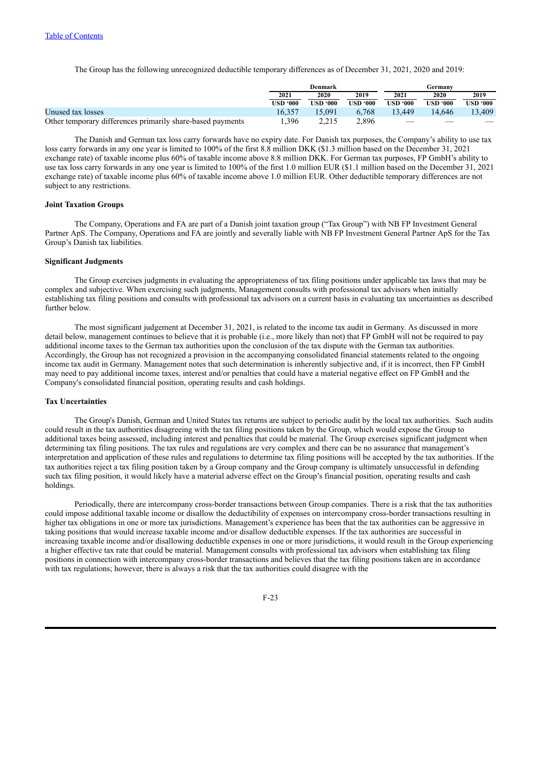The Group has the following unrecognized deductible temporary differences as of December 31, 2021, 2020 and 2019:

| | Denmark | | | Germany | | |
|---|---|---|---|---|---|---|
| | 2021 | 2020 | 2019 | 2021 | 2020 | 2019 |
| | USD '000 | USD '000 | USD '000 | USD '000 | USD '000 | USD '000 |
| Unused tax losses | 16,357 | 15,091 | 6,768 | 13,449 | 14,646 | 13,409 |
| Other temporary differences primarily share-based payments | 1,396 | 2,215 | 2,896 | — | — | — |

The Danish and German tax loss carry forwards have no expiry date. For Danish tax purposes, the Company's ability to use tax loss carry forwards in any one year is limited to 100% of the first 8.8 million DKK ($1.3 million based on the December 31, 2021 exchange rate) of taxable income plus 60% of taxable income above 8.8 million DKK. For German tax purposes, FP GmbH's ability to use tax loss carry forwards in any one year is limited to 100% of the first 1.0 million EUR ($1.1 million based on the December 31, 2021 exchange rate) of taxable income plus 60% of taxable income above 1.0 million EUR. Other deductible temporary differences are not subject to any restrictions.

**Joint Taxation Groups**

The Company, Operations and FA are part of a Danish joint taxation group ("Tax Group") with NB FP Investment General Partner ApS. The Company, Operations and FA are jointly and severally liable with NB FP Investment General Partner ApS for the Tax Group's Danish tax liabilities.

**Significant Judgments**

The Group exercises judgments in evaluating the appropriateness of tax filing positions under applicable tax laws that may be complex and subjective. When exercising such judgments, Management consults with professional tax advisors when initially establishing tax filing positions and consults with professional tax advisors on a current basis in evaluating tax uncertainties as described further below.

The most significant judgement at December 31, 2021, is related to the income tax audit in Germany. As discussed in more detail below, management continues to believe that it is probable (i.e., more likely than not) that FP GmbH will not be required to pay additional income taxes to the German tax authorities upon the conclusion of the tax dispute with the German tax authorities. Accordingly, the Group has not recognized a provision in the accompanying consolidated financial statements related to the ongoing income tax audit in Germany. Management notes that such determination is inherently subjective and, if it is incorrect, then FP GmbH may need to pay additional income taxes, interest and/or penalties that could have a material negative effect on FP GmbH and the Company's consolidated financial position, operating results and cash holdings.

**Tax Uncertainties**

The Group's Danish, German and United States tax returns are subject to periodic audit by the local tax authorities. Such audits could result in the tax authorities disagreeing with the tax filing positions taken by the Group, which would expose the Group to additional taxes being assessed, including interest and penalties that could be material. The Group exercises significant judgment when determining tax filing positions. The tax rules and regulations are very complex and there can be no assurance that management's interpretation and application of these rules and regulations to determine tax filing positions will be accepted by the tax authorities. If the tax authorities reject a tax filing position taken by a Group company and the Group company is ultimately unsuccessful in defending such tax filing position, it would likely have a material adverse effect on the Group's financial position, operating results and cash holdings.

Periodically, there are intercompany cross-border transactions between Group companies. There is a risk that the tax authorities could impose additional taxable income or disallow the deductibility of expenses on intercompany cross-border transactions resulting in higher tax obligations in one or more tax jurisdictions. Management's experience has been that the tax authorities can be aggressive in taking positions that would increase taxable income and/or disallow deductible expenses. If the tax authorities are successful in increasing taxable income and/or disallowing deductible expenses in one or more jurisdictions, it would result in the Group experiencing a higher effective tax rate that could be material. Management consults with professional tax advisors when establishing tax filing positions in connection with intercompany cross-border transactions and believes that the tax filing positions taken are in accordance with tax regulations; however, there is always a risk that the tax authorities could disagree with the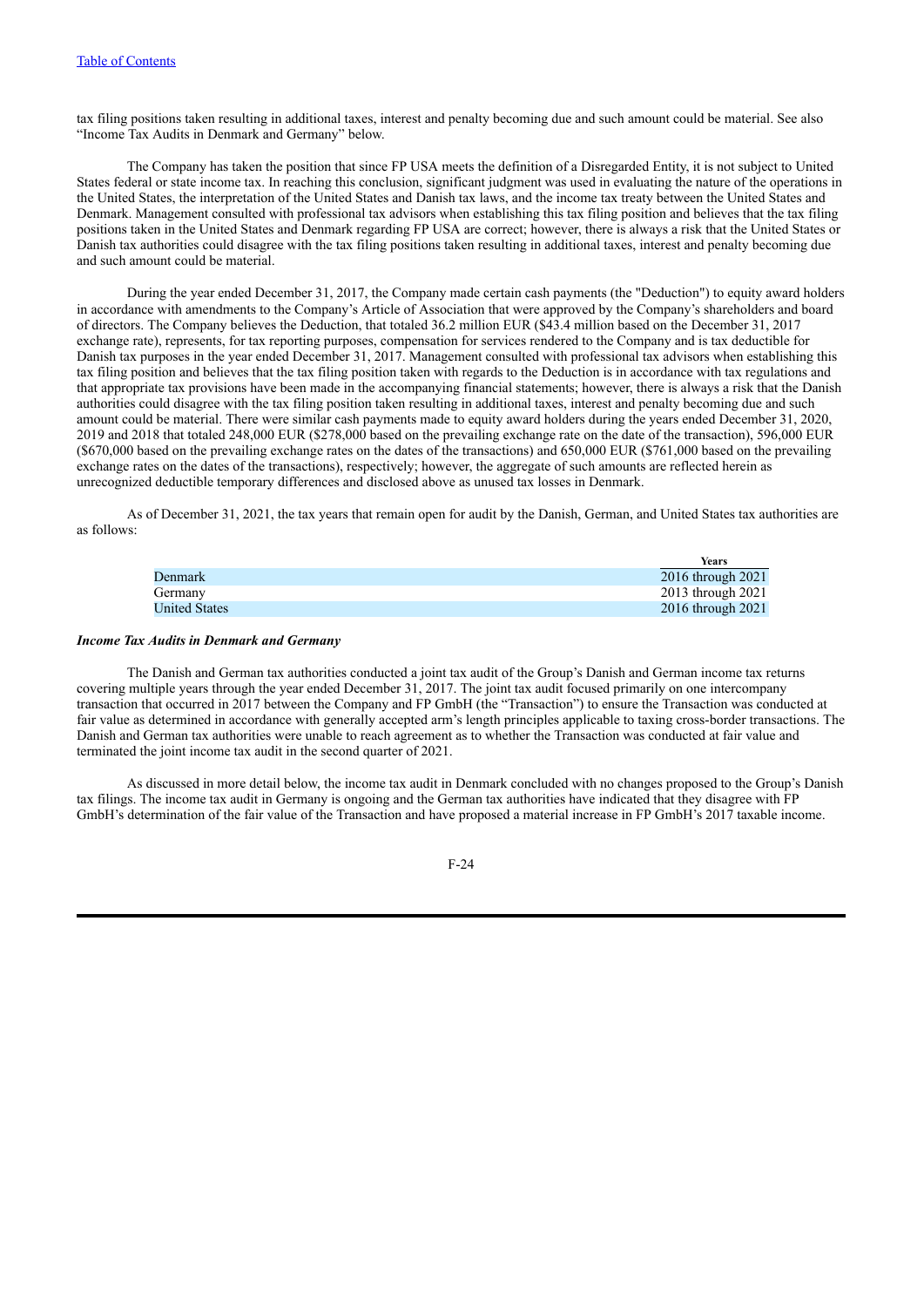tax filing positions taken resulting in additional taxes, interest and penalty becoming due and such amount could be material. See also "Income Tax Audits in Denmark and Germany" below.

The Company has taken the position that since FP USA meets the definition of a Disregarded Entity, it is not subject to United States federal or state income tax. In reaching this conclusion, significant judgment was used in evaluating the nature of the operations in the United States, the interpretation of the United States and Danish tax laws, and the income tax treaty between the United States and Denmark. Management consulted with professional tax advisors when establishing this tax filing position and believes that the tax filing positions taken in the United States and Denmark regarding FP USA are correct; however, there is always a risk that the United States or Danish tax authorities could disagree with the tax filing positions taken resulting in additional taxes, interest and penalty becoming due and such amount could be material.

During the year ended December 31, 2017, the Company made certain cash payments (the "Deduction") to equity award holders in accordance with amendments to the Company's Article of Association that were approved by the Company's shareholders and board of directors. The Company believes the Deduction, that totaled 36.2 million EUR ($43.4 million based on the December 31, 2017 exchange rate), represents, for tax reporting purposes, compensation for services rendered to the Company and is tax deductible for Danish tax purposes in the year ended December 31, 2017. Management consulted with professional tax advisors when establishing this tax filing position and believes that the tax filing position taken with regards to the Deduction is in accordance with tax regulations and that appropriate tax provisions have been made in the accompanying financial statements; however, there is always a risk that the Danish authorities could disagree with the tax filing position taken resulting in additional taxes, interest and penalty becoming due and such amount could be material. There were similar cash payments made to equity award holders during the years ended December 31, 2020, 2019 and 2018 that totaled 248,000 EUR ($278,000 based on the prevailing exchange rate on the date of the transaction), 596,000 EUR ($670,000 based on the prevailing exchange rates on the dates of the transactions) and 650,000 EUR ($761,000 based on the prevailing exchange rates on the dates of the transactions), respectively; however, the aggregate of such amounts are reflected herein as unrecognized deductible temporary differences and disclosed above as unused tax losses in Denmark.

As of December 31, 2021, the tax years that remain open for audit by the Danish, German, and United States tax authorities are as follows:

| | Years |
|---|---|
| Denmark | 2016 through 2021 |
| Germany | 2013 through 2021 |
| United States | 2016 through 2021 |

### *Income Tax Audits in Denmark and Germany*

The Danish and German tax authorities conducted a joint tax audit of the Group's Danish and German income tax returns covering multiple years through the year ended December 31, 2017. The joint tax audit focused primarily on one intercompany transaction that occurred in 2017 between the Company and FP GmbH (the "Transaction") to ensure the Transaction was conducted at fair value as determined in accordance with generally accepted arm's length principles applicable to taxing cross-border transactions. The Danish and German tax authorities were unable to reach agreement as to whether the Transaction was conducted at fair value and terminated the joint income tax audit in the second quarter of 2021.

As discussed in more detail below, the income tax audit in Denmark concluded with no changes proposed to the Group's Danish tax filings. The income tax audit in Germany is ongoing and the German tax authorities have indicated that they disagree with FP GmbH's determination of the fair value of the Transaction and have proposed a material increase in FP GmbH's 2017 taxable income.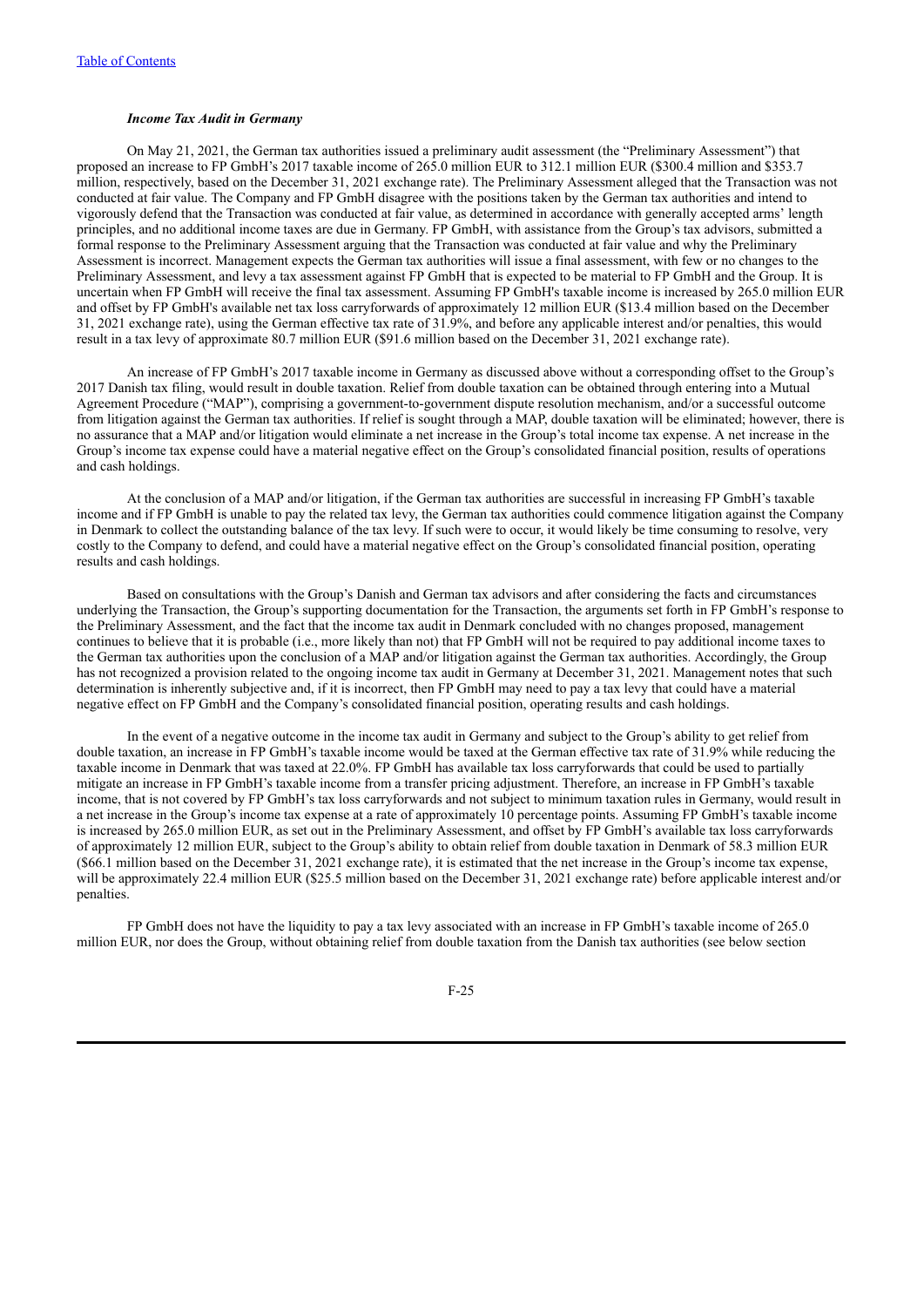*Income Tax Audit in Germany*

On May 21, 2021, the German tax authorities issued a preliminary audit assessment (the "Preliminary Assessment") that proposed an increase to FP GmbH's 2017 taxable income of 265.0 million EUR to 312.1 million EUR ($300.4 million and $353.7 million, respectively, based on the December 31, 2021 exchange rate). The Preliminary Assessment alleged that the Transaction was not conducted at fair value. The Company and FP GmbH disagree with the positions taken by the German tax authorities and intend to vigorously defend that the Transaction was conducted at fair value, as determined in accordance with generally accepted arms' length principles, and no additional income taxes are due in Germany. FP GmbH, with assistance from the Group's tax advisors, submitted a formal response to the Preliminary Assessment arguing that the Transaction was conducted at fair value and why the Preliminary Assessment is incorrect. Management expects the German tax authorities will issue a final assessment, with few or no changes to the Preliminary Assessment, and levy a tax assessment against FP GmbH that is expected to be material to FP GmbH and the Group. It is uncertain when FP GmbH will receive the final tax assessment. Assuming FP GmbH's taxable income is increased by 265.0 million EUR and offset by FP GmbH's available net tax loss carryforwards of approximately 12 million EUR ($13.4 million based on the December 31, 2021 exchange rate), using the German effective tax rate of 31.9%, and before any applicable interest and/or penalties, this would result in a tax levy of approximate 80.7 million EUR ($91.6 million based on the December 31, 2021 exchange rate).

An increase of FP GmbH's 2017 taxable income in Germany as discussed above without a corresponding offset to the Group's 2017 Danish tax filing, would result in double taxation. Relief from double taxation can be obtained through entering into a Mutual Agreement Procedure ("MAP"), comprising a government-to-government dispute resolution mechanism, and/or a successful outcome from litigation against the German tax authorities. If relief is sought through a MAP, double taxation will be eliminated; however, there is no assurance that a MAP and/or litigation would eliminate a net increase in the Group's total income tax expense. A net increase in the Group's income tax expense could have a material negative effect on the Group's consolidated financial position, results of operations and cash holdings.

At the conclusion of a MAP and/or litigation, if the German tax authorities are successful in increasing FP GmbH's taxable income and if FP GmbH is unable to pay the related tax levy, the German tax authorities could commence litigation against the Company in Denmark to collect the outstanding balance of the tax levy. If such were to occur, it would likely be time consuming to resolve, very costly to the Company to defend, and could have a material negative effect on the Group's consolidated financial position, operating results and cash holdings.

Based on consultations with the Group's Danish and German tax advisors and after considering the facts and circumstances underlying the Transaction, the Group's supporting documentation for the Transaction, the arguments set forth in FP GmbH's response to the Preliminary Assessment, and the fact that the income tax audit in Denmark concluded with no changes proposed, management continues to believe that it is probable (i.e., more likely than not) that FP GmbH will not be required to pay additional income taxes to the German tax authorities upon the conclusion of a MAP and/or litigation against the German tax authorities. Accordingly, the Group has not recognized a provision related to the ongoing income tax audit in Germany at December 31, 2021. Management notes that such determination is inherently subjective and, if it is incorrect, then FP GmbH may need to pay a tax levy that could have a material negative effect on FP GmbH and the Company's consolidated financial position, operating results and cash holdings.

In the event of a negative outcome in the income tax audit in Germany and subject to the Group's ability to get relief from double taxation, an increase in FP GmbH's taxable income would be taxed at the German effective tax rate of 31.9% while reducing the taxable income in Denmark that was taxed at 22.0%. FP GmbH has available tax loss carryforwards that could be used to partially mitigate an increase in FP GmbH's taxable income from a transfer pricing adjustment. Therefore, an increase in FP GmbH's taxable income, that is not covered by FP GmbH's tax loss carryforwards and not subject to minimum taxation rules in Germany, would result in a net increase in the Group's income tax expense at a rate of approximately 10 percentage points. Assuming FP GmbH's taxable income is increased by 265.0 million EUR, as set out in the Preliminary Assessment, and offset by FP GmbH's available tax loss carryforwards of approximately 12 million EUR, subject to the Group's ability to obtain relief from double taxation in Denmark of 58.3 million EUR ($66.1 million based on the December 31, 2021 exchange rate), it is estimated that the net increase in the Group's income tax expense, will be approximately 22.4 million EUR ($25.5 million based on the December 31, 2021 exchange rate) before applicable interest and/or penalties.

FP GmbH does not have the liquidity to pay a tax levy associated with an increase in FP GmbH's taxable income of 265.0 million EUR, nor does the Group, without obtaining relief from double taxation from the Danish tax authorities (see below section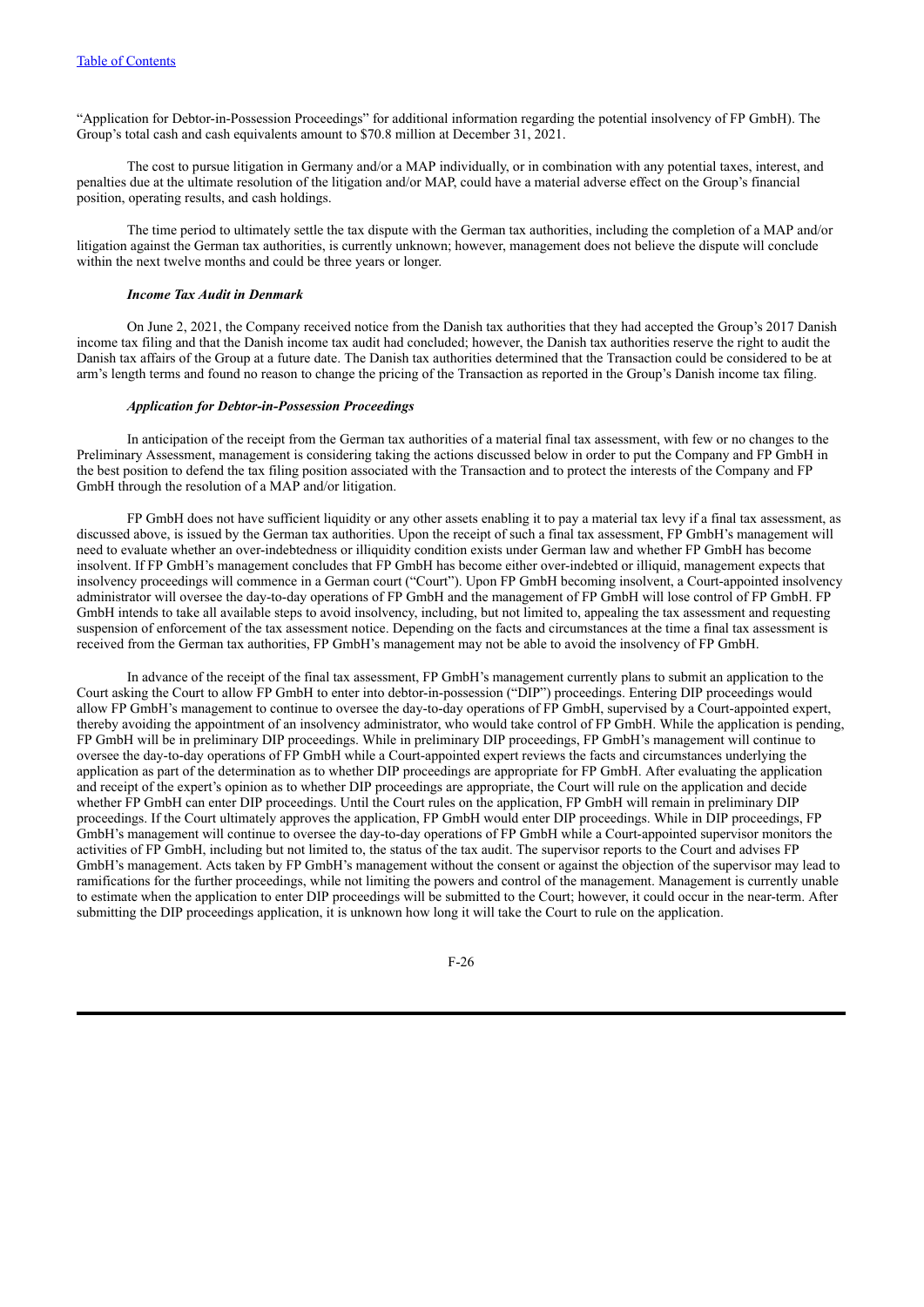"Application for Debtor-in-Possession Proceedings" for additional information regarding the potential insolvency of FP GmbH). The Group's total cash and cash equivalents amount to $70.8 million at December 31, 2021.

The cost to pursue litigation in Germany and/or a MAP individually, or in combination with any potential taxes, interest, and penalties due at the ultimate resolution of the litigation and/or MAP, could have a material adverse effect on the Group's financial position, operating results, and cash holdings.

The time period to ultimately settle the tax dispute with the German tax authorities, including the completion of a MAP and/or litigation against the German tax authorities, is currently unknown; however, management does not believe the dispute will conclude within the next twelve months and could be three years or longer.

***Income Tax Audit in Denmark***

On June 2, 2021, the Company received notice from the Danish tax authorities that they had accepted the Group's 2017 Danish income tax filing and that the Danish income tax audit had concluded; however, the Danish tax authorities reserve the right to audit the Danish tax affairs of the Group at a future date. The Danish tax authorities determined that the Transaction could be considered to be at arm's length terms and found no reason to change the pricing of the Transaction as reported in the Group's Danish income tax filing.

***Application for Debtor-in-Possession Proceedings***

In anticipation of the receipt from the German tax authorities of a material final tax assessment, with few or no changes to the Preliminary Assessment, management is considering taking the actions discussed below in order to put the Company and FP GmbH in the best position to defend the tax filing position associated with the Transaction and to protect the interests of the Company and FP GmbH through the resolution of a MAP and/or litigation.

FP GmbH does not have sufficient liquidity or any other assets enabling it to pay a material tax levy if a final tax assessment, as discussed above, is issued by the German tax authorities. Upon the receipt of such a final tax assessment, FP GmbH's management will need to evaluate whether an over-indebtedness or illiquidity condition exists under German law and whether FP GmbH has become insolvent. If FP GmbH's management concludes that FP GmbH has become either over-indebted or illiquid, management expects that insolvency proceedings will commence in a German court ("Court"). Upon FP GmbH becoming insolvent, a Court-appointed insolvency administrator will oversee the day-to-day operations of FP GmbH and the management of FP GmbH will lose control of FP GmbH. FP GmbH intends to take all available steps to avoid insolvency, including, but not limited to, appealing the tax assessment and requesting suspension of enforcement of the tax assessment notice. Depending on the facts and circumstances at the time a final tax assessment is received from the German tax authorities, FP GmbH's management may not be able to avoid the insolvency of FP GmbH.

In advance of the receipt of the final tax assessment, FP GmbH's management currently plans to submit an application to the Court asking the Court to allow FP GmbH to enter into debtor-in-possession ("DIP") proceedings. Entering DIP proceedings would allow FP GmbH's management to continue to oversee the day-to-day operations of FP GmbH, supervised by a Court-appointed expert, thereby avoiding the appointment of an insolvency administrator, who would take control of FP GmbH. While the application is pending, FP GmbH will be in preliminary DIP proceedings. While in preliminary DIP proceedings, FP GmbH's management will continue to oversee the day-to-day operations of FP GmbH while a Court-appointed expert reviews the facts and circumstances underlying the application as part of the determination as to whether DIP proceedings are appropriate for FP GmbH. After evaluating the application and receipt of the expert's opinion as to whether DIP proceedings are appropriate, the Court will rule on the application and decide whether FP GmbH can enter DIP proceedings. Until the Court rules on the application, FP GmbH will remain in preliminary DIP proceedings. If the Court ultimately approves the application, FP GmbH would enter DIP proceedings. While in DIP proceedings, FP GmbH's management will continue to oversee the day-to-day operations of FP GmbH while a Court-appointed supervisor monitors the activities of FP GmbH, including but not limited to, the status of the tax audit. The supervisor reports to the Court and advises FP GmbH's management. Acts taken by FP GmbH's management without the consent or against the objection of the supervisor may lead to ramifications for the further proceedings, while not limiting the powers and control of the management. Management is currently unable to estimate when the application to enter DIP proceedings will be submitted to the Court; however, it could occur in the near-term. After submitting the DIP proceedings application, it is unknown how long it will take the Court to rule on the application.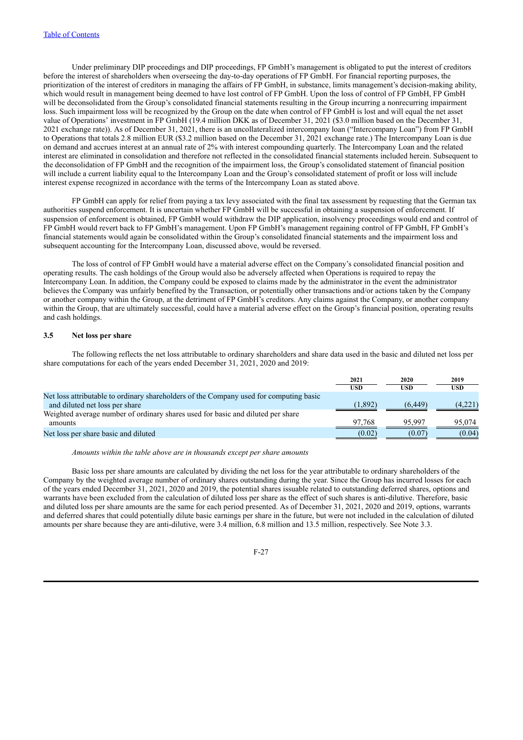Under preliminary DIP proceedings and DIP proceedings, FP GmbH's management is obligated to put the interest of creditors before the interest of shareholders when overseeing the day-to-day operations of FP GmbH. For financial reporting purposes, the prioritization of the interest of creditors in managing the affairs of FP GmbH, in substance, limits management's decision-making ability, which would result in management being deemed to have lost control of FP GmbH. Upon the loss of control of FP GmbH, FP GmbH will be deconsolidated from the Group's consolidated financial statements resulting in the Group incurring a nonrecurring impairment loss. Such impairment loss will be recognized by the Group on the date when control of FP GmbH is lost and will equal the net asset value of Operations' investment in FP GmbH (19.4 million DKK as of December 31, 2021 ($3.0 million based on the December 31, 2021 exchange rate)). As of December 31, 2021, there is an uncollateralized intercompany loan ("Intercompany Loan") from FP GmbH to Operations that totals 2.8 million EUR ($3.2 million based on the December 31, 2021 exchange rate.) The Intercompany Loan is due on demand and accrues interest at an annual rate of 2% with interest compounding quarterly. The Intercompany Loan and the related interest are eliminated in consolidation and therefore not reflected in the consolidated financial statements included herein. Subsequent to the deconsolidation of FP GmbH and the recognition of the impairment loss, the Group's consolidated statement of financial position will include a current liability equal to the Intercompany Loan and the Group's consolidated statement of profit or loss will include interest expense recognized in accordance with the terms of the Intercompany Loan as stated above.

FP GmbH can apply for relief from paying a tax levy associated with the final tax assessment by requesting that the German tax authorities suspend enforcement. It is uncertain whether FP GmbH will be successful in obtaining a suspension of enforcement. If suspension of enforcement is obtained, FP GmbH would withdraw the DIP application, insolvency proceedings would end and control of FP GmbH would revert back to FP GmbH's management. Upon FP GmbH's management regaining control of FP GmbH, FP GmbH's financial statements would again be consolidated within the Group's consolidated financial statements and the impairment loss and subsequent accounting for the Intercompany Loan, discussed above, would be reversed.

The loss of control of FP GmbH would have a material adverse effect on the Company's consolidated financial position and operating results. The cash holdings of the Group would also be adversely affected when Operations is required to repay the Intercompany Loan. In addition, the Company could be exposed to claims made by the administrator in the event the administrator believes the Company was unfairly benefited by the Transaction, or potentially other transactions and/or actions taken by the Company or another company within the Group, at the detriment of FP GmbH's creditors. Any claims against the Company, or another company within the Group, that are ultimately successful, could have a material adverse effect on the Group's financial position, operating results and cash holdings.

### 3.5 Net loss per share

The following reflects the net loss attributable to ordinary shareholders and share data used in the basic and diluted net loss per share computations for each of the years ended December 31, 2021, 2020 and 2019:

| | 2021 | 2020 | 2019 |
|---|---|---|---|
| | USD | USD | USD |
| Net loss attributable to ordinary shareholders of the Company used for computing basic and diluted net loss per share | (1,892) | (6,449) | (4,221) |
| Weighted average number of ordinary shares used for basic and diluted per share amounts | 97,768 | 95,997 | 95,074 |
| Net loss per share basic and diluted | (0.02) | (0.07) | (0.04) |

*Amounts within the table above are in thousands except per share amounts*

Basic loss per share amounts are calculated by dividing the net loss for the year attributable to ordinary shareholders of the Company by the weighted average number of ordinary shares outstanding during the year. Since the Group has incurred losses for each of the years ended December 31, 2021, 2020 and 2019, the potential shares issuable related to outstanding deferred shares, options and warrants have been excluded from the calculation of diluted loss per share as the effect of such shares is anti-dilutive. Therefore, basic and diluted loss per share amounts are the same for each period presented. As of December 31, 2021, 2020 and 2019, options, warrants and deferred shares that could potentially dilute basic earnings per share in the future, but were not included in the calculation of diluted amounts per share because they are anti-dilutive, were 3.4 million, 6.8 million and 13.5 million, respectively. See Note 3.3.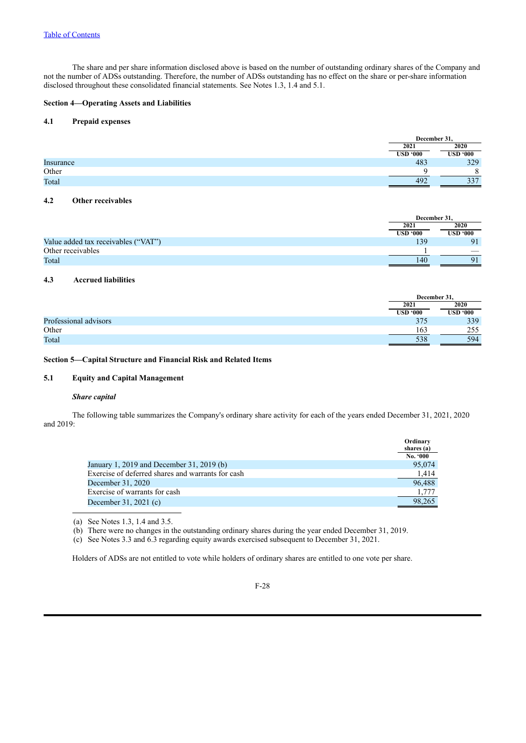The share and per share information disclosed above is based on the number of outstanding ordinary shares of the Company and not the number of ADSs outstanding. Therefore, the number of ADSs outstanding has no effect on the share or per-share information disclosed throughout these consolidated financial statements. See Notes 1.3, 1.4 and 5.1.

## Section 4—Operating Assets and Liabilities

### 4.1 Prepaid expenses

| | December 31, | |
|---|---|---|
| | 2021 | 2020 |
| | USD '000 | USD '000 |
| Insurance | 483 | 329 |
| Other | 9 | 8 |
| Total | 492 | 337 |

### 4.2 Other receivables

| | December 31, | |
|---|---|---|
| | 2021 | 2020 |
| | USD '000 | USD '000 |
| Value added tax receivables ("VAT") | 139 | 91 |
| Other receivables | 1 | — |
| Total | 140 | 91 |

### 4.3 Accrued liabilities

| | December 31, | |
|---|---|---|
| | 2021 | 2020 |
| | USD '000 | USD '000 |
| Professional advisors | 375 | 339 |
| Other | 163 | 255 |
| Total | 538 | 594 |

## Section 5—Capital Structure and Financial Risk and Related Items

### 5.1 Equity and Capital Management

***Share capital***

The following table summarizes the Company's ordinary share activity for each of the years ended December 31, 2021, 2020 and 2019:

| | Ordinary shares (a) |
|---|---|
| | No. '000 |
| January 1, 2019 and December 31, 2019 (b) | 95,074 |
| Exercise of deferred shares and warrants for cash | 1,414 |
| December 31, 2020 | 96,488 |
| Exercise of warrants for cash | 1,777 |
| December 31, 2021 (c) | 98,265 |

(a) See Notes 1.3, 1.4 and 3.5.
(b) There were no changes in the outstanding ordinary shares during the year ended December 31, 2019.
(c) See Notes 3.3 and 6.3 regarding equity awards exercised subsequent to December 31, 2021.

Holders of ADSs are not entitled to vote while holders of ordinary shares are entitled to one vote per share.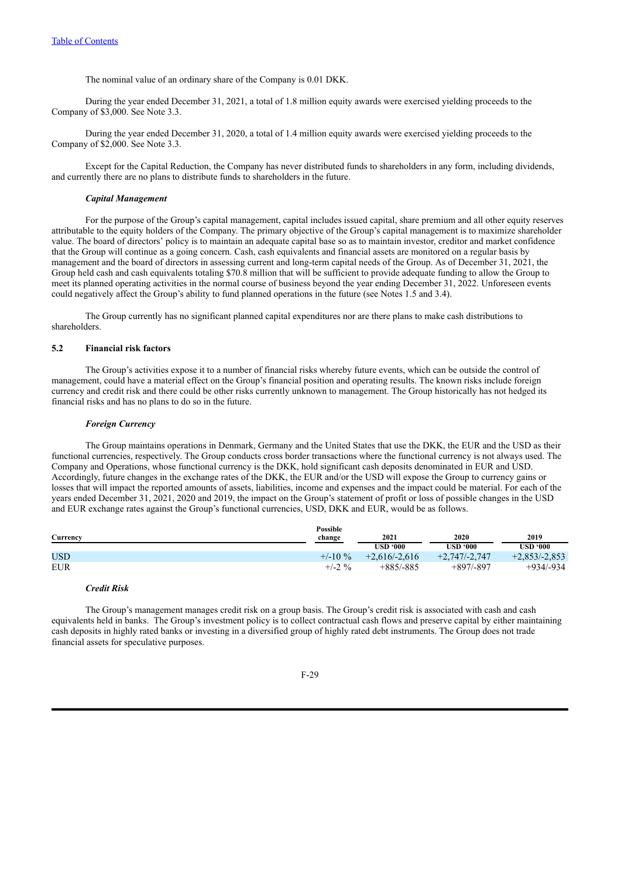The nominal value of an ordinary share of the Company is 0.01 DKK.

During the year ended December 31, 2021, a total of 1.8 million equity awards were exercised yielding proceeds to the Company of $3,000. See Note 3.3.

During the year ended December 31, 2020, a total of 1.4 million equity awards were exercised yielding proceeds to the Company of $2,000. See Note 3.3.

Except for the Capital Reduction, the Company has never distributed funds to shareholders in any form, including dividends, and currently there are no plans to distribute funds to shareholders in the future.

***Capital Management***

For the purpose of the Group's capital management, capital includes issued capital, share premium and all other equity reserves attributable to the equity holders of the Company. The primary objective of the Group's capital management is to maximize shareholder value. The board of directors' policy is to maintain an adequate capital base so as to maintain investor, creditor and market confidence that the Group will continue as a going concern. Cash, cash equivalents and financial assets are monitored on a regular basis by management and the board of directors in assessing current and long-term capital needs of the Group. As of December 31, 2021, the Group held cash and cash equivalents totaling $70.8 million that will be sufficient to provide adequate funding to allow the Group to meet its planned operating activities in the normal course of business beyond the year ending December 31, 2022. Unforeseen events could negatively affect the Group's ability to fund planned operations in the future (see Notes 1.5 and 3.4).

The Group currently has no significant planned capital expenditures nor are there plans to make cash distributions to shareholders.

## 5.2 Financial risk factors

The Group's activities expose it to a number of financial risks whereby future events, which can be outside the control of management, could have a material effect on the Group's financial position and operating results. The known risks include foreign currency and credit risk and there could be other risks currently unknown to management. The Group historically has not hedged its financial risks and has no plans to do so in the future.

***Foreign Currency***

The Group maintains operations in Denmark, Germany and the United States that use the DKK, the EUR and the USD as their functional currencies, respectively. The Group conducts cross border transactions where the functional currency is not always used. The Company and Operations, whose functional currency is the DKK, hold significant cash deposits denominated in EUR and USD. Accordingly, future changes in the exchange rates of the DKK, the EUR and/or the USD will expose the Group to currency gains or losses that will impact the reported amounts of assets, liabilities, income and expenses and the impact could be material. For each of the years ended December 31, 2021, 2020 and 2019, the impact on the Group's statement of profit or loss of possible changes in the USD and EUR exchange rates against the Group's functional currencies, USD, DKK and EUR, would be as follows.

| Currency | Possible change | 2021 | 2020 | 2019 |
|---|---|---|---|---|
| | | USD '000 | USD '000 | USD '000 |
| USD | +/-10 % | +2,616/-2,616 | +2,747/-2,747 | +2,853/-2,853 |
| EUR | +/-2 % | +885/-885 | +897/-897 | +934/-934 |

***Credit Risk***

The Group's management manages credit risk on a group basis. The Group's credit risk is associated with cash and cash equivalents held in banks. The Group's investment policy is to collect contractual cash flows and preserve capital by either maintaining cash deposits in highly rated banks or investing in a diversified group of highly rated debt instruments. The Group does not trade financial assets for speculative purposes.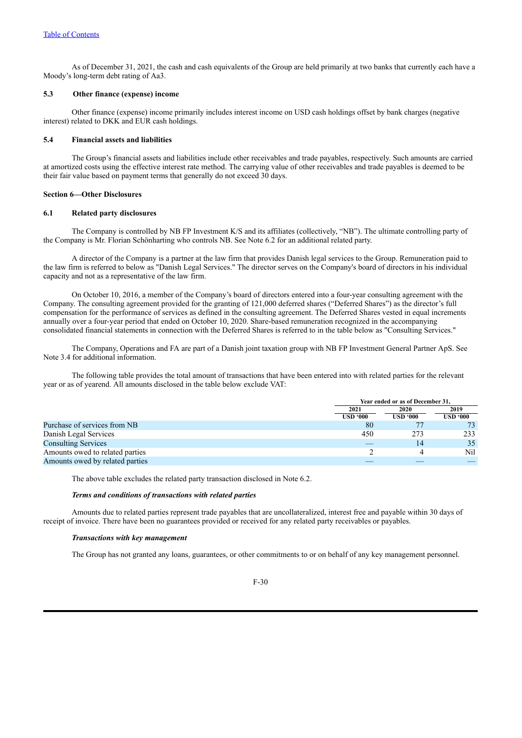As of December 31, 2021, the cash and cash equivalents of the Group are held primarily at two banks that currently each have a Moody's long-term debt rating of Aa3.

### 5.3 Other finance (expense) income

Other finance (expense) income primarily includes interest income on USD cash holdings offset by bank charges (negative interest) related to DKK and EUR cash holdings.

### 5.4 Financial assets and liabilities

The Group's financial assets and liabilities include other receivables and trade payables, respectively. Such amounts are carried at amortized costs using the effective interest rate method. The carrying value of other receivables and trade payables is deemed to be their fair value based on payment terms that generally do not exceed 30 days.

## Section 6—Other Disclosures

### 6.1 Related party disclosures

The Company is controlled by NB FP Investment K/S and its affiliates (collectively, "NB"). The ultimate controlling party of the Company is Mr. Florian Schönharting who controls NB. See Note 6.2 for an additional related party.

A director of the Company is a partner at the law firm that provides Danish legal services to the Group. Remuneration paid to the law firm is referred to below as "Danish Legal Services." The director serves on the Company's board of directors in his individual capacity and not as a representative of the law firm.

On October 10, 2016, a member of the Company's board of directors entered into a four-year consulting agreement with the Company. The consulting agreement provided for the granting of 121,000 deferred shares ("Deferred Shares") as the director's full compensation for the performance of services as defined in the consulting agreement. The Deferred Shares vested in equal increments annually over a four-year period that ended on October 10, 2020. Share-based remuneration recognized in the accompanying consolidated financial statements in connection with the Deferred Shares is referred to in the table below as "Consulting Services."

The Company, Operations and FA are part of a Danish joint taxation group with NB FP Investment General Partner ApS. See Note 3.4 for additional information.

The following table provides the total amount of transactions that have been entered into with related parties for the relevant year or as of yearend. All amounts disclosed in the table below exclude VAT:

| | Year ended or as of December 31, | | |
|---|---|---|---|
| | 2021 | 2020 | 2019 |
| | USD '000 | USD '000 | USD '000 |
| Purchase of services from NB | 80 | 77 | 73 |
| Danish Legal Services | 450 | 273 | 233 |
| Consulting Services | — | 14 | 35 |
| Amounts owed to related parties | 2 | 4 | Nil |
| Amounts owed by related parties | — | — | — |

The above table excludes the related party transaction disclosed in Note 6.2.

***Terms and conditions of transactions with related parties***

Amounts due to related parties represent trade payables that are uncollateralized, interest free and payable within 30 days of receipt of invoice. There have been no guarantees provided or received for any related party receivables or payables.

***Transactions with key management***

The Group has not granted any loans, guarantees, or other commitments to or on behalf of any key management personnel.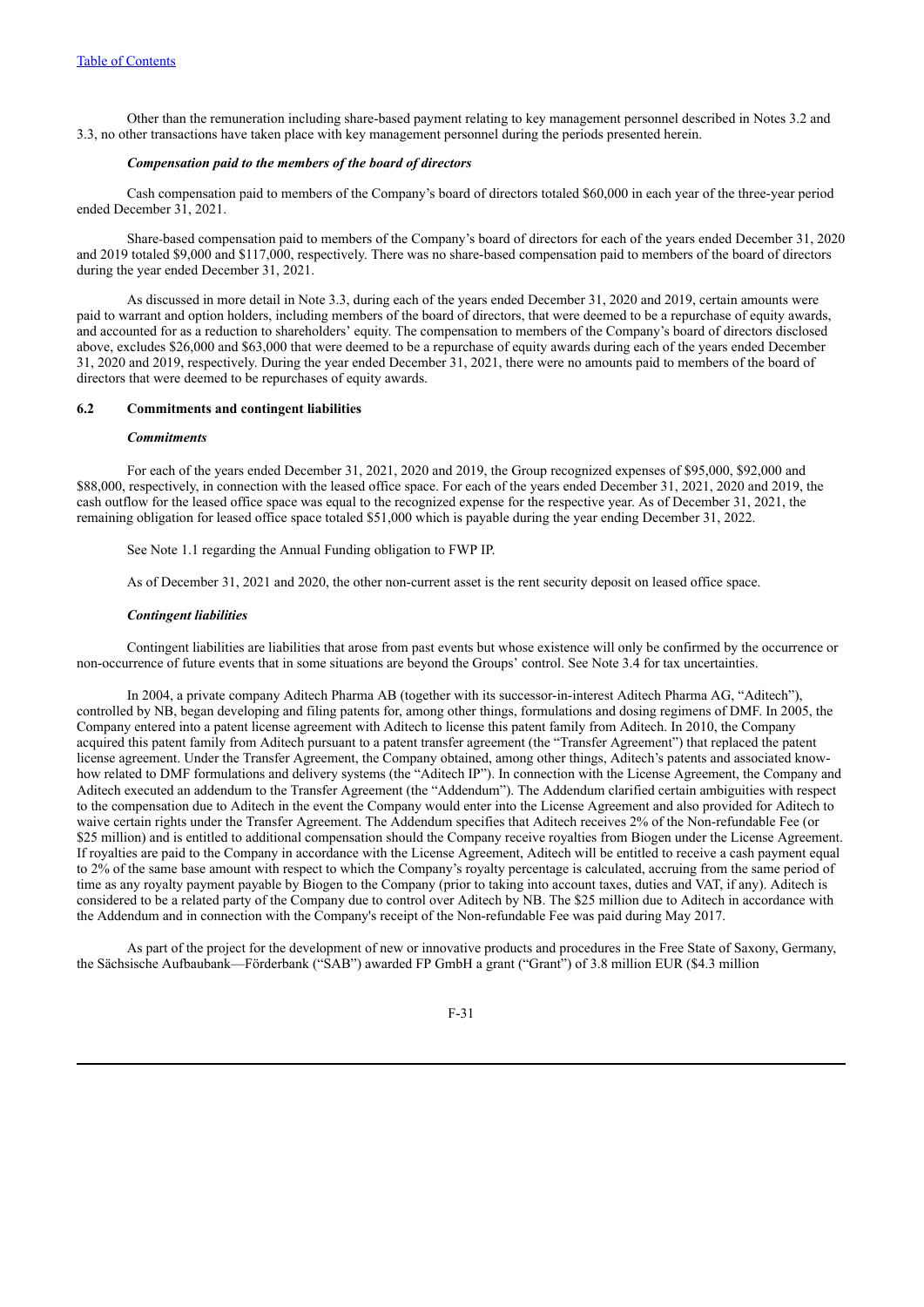Other than the remuneration including share-based payment relating to key management personnel described in Notes 3.2 and 3.3, no other transactions have taken place with key management personnel during the periods presented herein.

***Compensation paid to the members of the board of directors***

Cash compensation paid to members of the Company's board of directors totaled $60,000 in each year of the three-year period ended December 31, 2021.

Share-based compensation paid to members of the Company's board of directors for each of the years ended December 31, 2020 and 2019 totaled $9,000 and $117,000, respectively. There was no share-based compensation paid to members of the board of directors during the year ended December 31, 2021.

As discussed in more detail in Note 3.3, during each of the years ended December 31, 2020 and 2019, certain amounts were paid to warrant and option holders, including members of the board of directors, that were deemed to be a repurchase of equity awards, and accounted for as a reduction to shareholders' equity. The compensation to members of the Company's board of directors disclosed above, excludes $26,000 and $63,000 that were deemed to be a repurchase of equity awards during each of the years ended December 31, 2020 and 2019, respectively. During the year ended December 31, 2021, there were no amounts paid to members of the board of directors that were deemed to be repurchases of equity awards.

## 6.2 Commitments and contingent liabilities

***Commitments***

For each of the years ended December 31, 2021, 2020 and 2019, the Group recognized expenses of $95,000, $92,000 and $88,000, respectively, in connection with the leased office space. For each of the years ended December 31, 2021, 2020 and 2019, the cash outflow for the leased office space was equal to the recognized expense for the respective year. As of December 31, 2021, the remaining obligation for leased office space totaled $51,000 which is payable during the year ending December 31, 2022.

See Note 1.1 regarding the Annual Funding obligation to FWP IP.

As of December 31, 2021 and 2020, the other non-current asset is the rent security deposit on leased office space.

***Contingent liabilities***

Contingent liabilities are liabilities that arose from past events but whose existence will only be confirmed by the occurrence or non-occurrence of future events that in some situations are beyond the Groups' control. See Note 3.4 for tax uncertainties.

In 2004, a private company Aditech Pharma AB (together with its successor-in-interest Aditech Pharma AG, "Aditech"), controlled by NB, began developing and filing patents for, among other things, formulations and dosing regimens of DMF. In 2005, the Company entered into a patent license agreement with Aditech to license this patent family from Aditech. In 2010, the Company acquired this patent family from Aditech pursuant to a patent transfer agreement (the "Transfer Agreement") that replaced the patent license agreement. Under the Transfer Agreement, the Company obtained, among other things, Aditech's patents and associated know-how related to DMF formulations and delivery systems (the "Aditech IP"). In connection with the License Agreement, the Company and Aditech executed an addendum to the Transfer Agreement (the "Addendum"). The Addendum clarified certain ambiguities with respect to the compensation due to Aditech in the event the Company would enter into the License Agreement and also provided for Aditech to waive certain rights under the Transfer Agreement. The Addendum specifies that Aditech receives 2% of the Non-refundable Fee (or $25 million) and is entitled to additional compensation should the Company receive royalties from Biogen under the License Agreement. If royalties are paid to the Company in accordance with the License Agreement, Aditech will be entitled to receive a cash payment equal to 2% of the same base amount with respect to which the Company's royalty percentage is calculated, accruing from the same period of time as any royalty payment payable by Biogen to the Company (prior to taking into account taxes, duties and VAT, if any). Aditech is considered to be a related party of the Company due to control over Aditech by NB. The $25 million due to Aditech in accordance with the Addendum and in connection with the Company's receipt of the Non-refundable Fee was paid during May 2017.

As part of the project for the development of new or innovative products and procedures in the Free State of Saxony, Germany, the Sächsische Aufbaubank—Förderbank ("SAB") awarded FP GmbH a grant ("Grant") of 3.8 million EUR ($4.3 million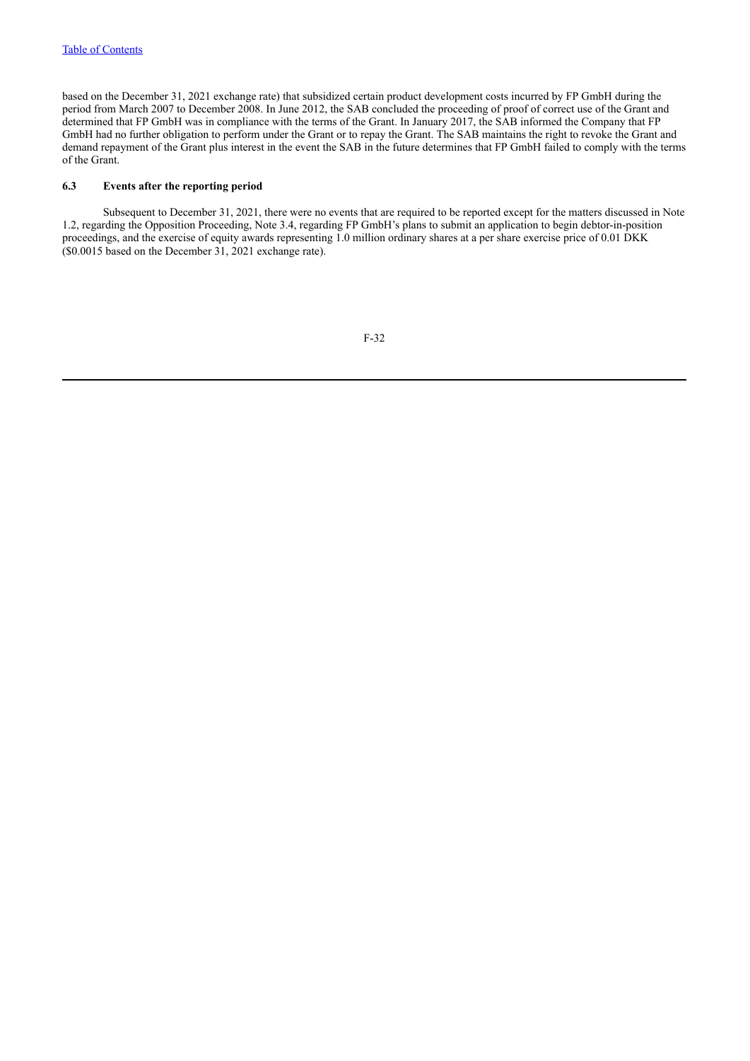based on the December 31, 2021 exchange rate) that subsidized certain product development costs incurred by FP GmbH during the period from March 2007 to December 2008. In June 2012, the SAB concluded the proceeding of proof of correct use of the Grant and determined that FP GmbH was in compliance with the terms of the Grant. In January 2017, the SAB informed the Company that FP GmbH had no further obligation to perform under the Grant or to repay the Grant. The SAB maintains the right to revoke the Grant and demand repayment of the Grant plus interest in the event the SAB in the future determines that FP GmbH failed to comply with the terms of the Grant.

### 6.3 Events after the reporting period

Subsequent to December 31, 2021, there were no events that are required to be reported except for the matters discussed in Note 1.2, regarding the Opposition Proceeding, Note 3.4, regarding FP GmbH's plans to submit an application to begin debtor-in-position proceedings, and the exercise of equity awards representing 1.0 million ordinary shares at a per share exercise price of 0.01 DKK ($0.0015 based on the December 31, 2021 exchange rate).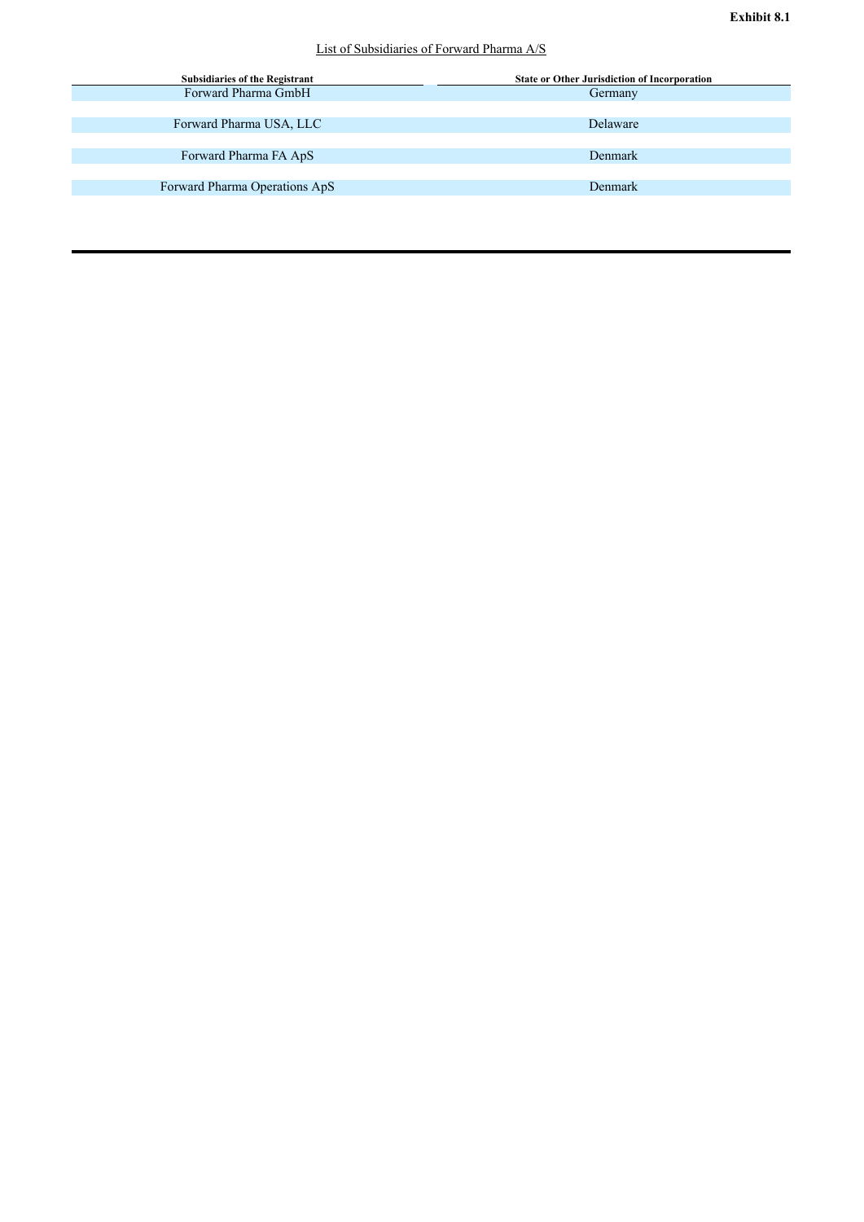**Exhibit 8.1**

List of Subsidiaries of Forward Pharma A/S

| Subsidiaries of the Registrant | State or Other Jurisdiction of Incorporation |
|---|---|
| Forward Pharma GmbH | Germany |
| Forward Pharma USA, LLC | Delaware |
| Forward Pharma FA ApS | Denmark |
| Forward Pharma Operations ApS | Denmark |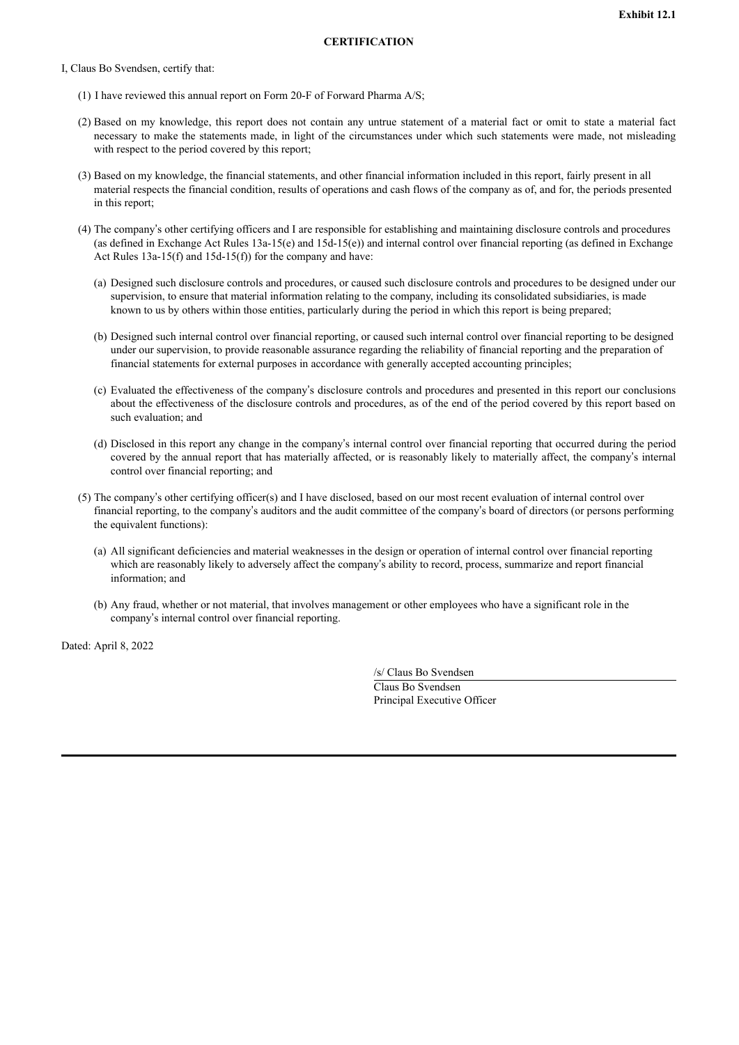**Exhibit 12.1**

**CERTIFICATION**

I, Claus Bo Svendsen, certify that:

(1) I have reviewed this annual report on Form 20-F of Forward Pharma A/S;

(2) Based on my knowledge, this report does not contain any untrue statement of a material fact or omit to state a material fact necessary to make the statements made, in light of the circumstances under which such statements were made, not misleading with respect to the period covered by this report;

(3) Based on my knowledge, the financial statements, and other financial information included in this report, fairly present in all material respects the financial condition, results of operations and cash flows of the company as of, and for, the periods presented in this report;

(4) The company's other certifying officers and I are responsible for establishing and maintaining disclosure controls and procedures (as defined in Exchange Act Rules 13a-15(e) and 15d-15(e)) and internal control over financial reporting (as defined in Exchange Act Rules 13a-15(f) and 15d-15(f)) for the company and have:

(a) Designed such disclosure controls and procedures, or caused such disclosure controls and procedures to be designed under our supervision, to ensure that material information relating to the company, including its consolidated subsidiaries, is made known to us by others within those entities, particularly during the period in which this report is being prepared;

(b) Designed such internal control over financial reporting, or caused such internal control over financial reporting to be designed under our supervision, to provide reasonable assurance regarding the reliability of financial reporting and the preparation of financial statements for external purposes in accordance with generally accepted accounting principles;

(c) Evaluated the effectiveness of the company's disclosure controls and procedures and presented in this report our conclusions about the effectiveness of the disclosure controls and procedures, as of the end of the period covered by this report based on such evaluation; and

(d) Disclosed in this report any change in the company's internal control over financial reporting that occurred during the period covered by the annual report that has materially affected, or is reasonably likely to materially affect, the company's internal control over financial reporting; and

(5) The company's other certifying officer(s) and I have disclosed, based on our most recent evaluation of internal control over financial reporting, to the company's auditors and the audit committee of the company's board of directors (or persons performing the equivalent functions):

(a) All significant deficiencies and material weaknesses in the design or operation of internal control over financial reporting which are reasonably likely to adversely affect the company's ability to record, process, summarize and report financial information; and

(b) Any fraud, whether or not material, that involves management or other employees who have a significant role in the company's internal control over financial reporting.

Dated: April 8, 2022

/s/ Claus Bo Svendsen

Claus Bo Svendsen
Principal Executive Officer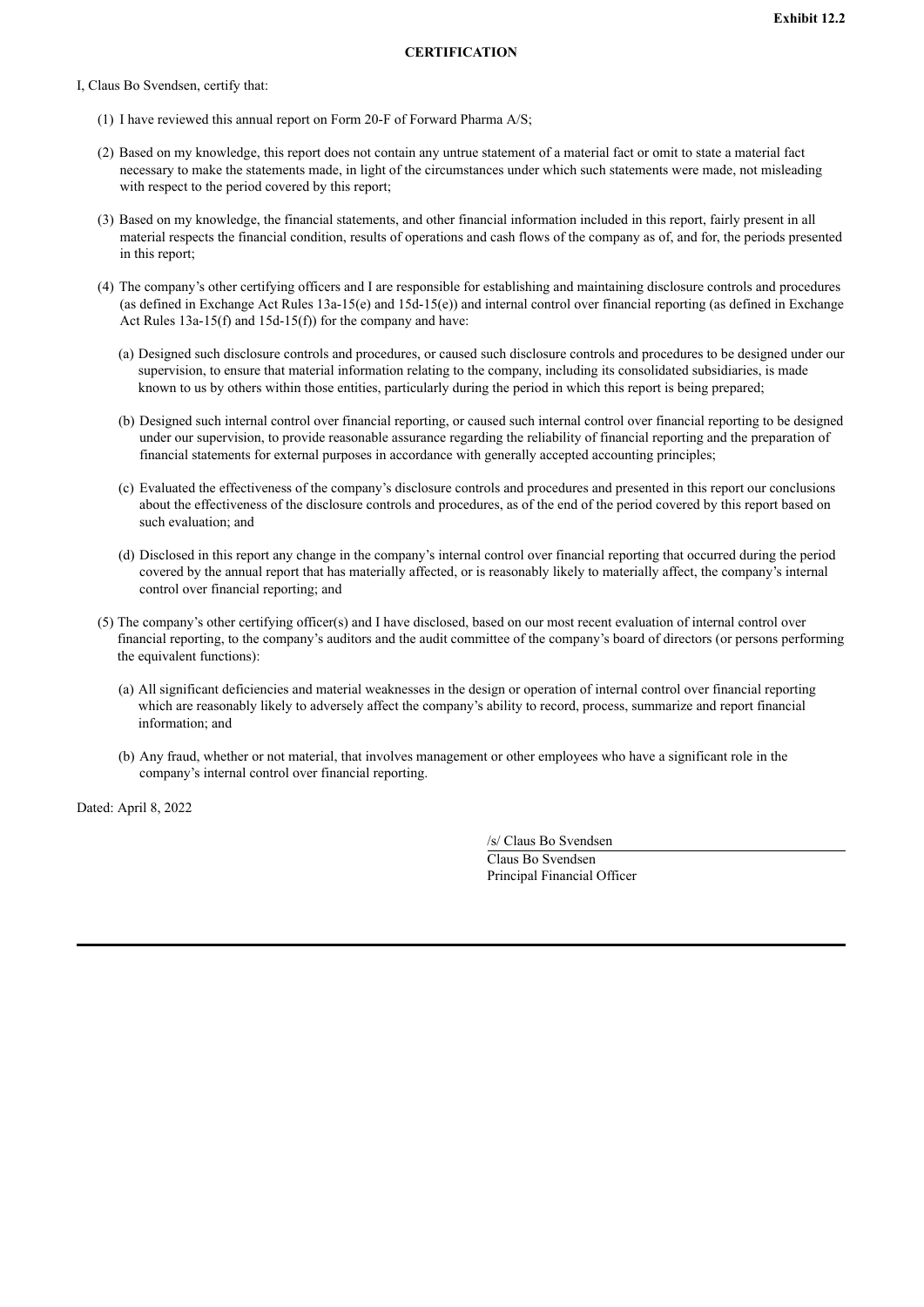**Exhibit 12.2**

**CERTIFICATION**

I, Claus Bo Svendsen, certify that:

(1) I have reviewed this annual report on Form 20-F of Forward Pharma A/S;

(2) Based on my knowledge, this report does not contain any untrue statement of a material fact or omit to state a material fact necessary to make the statements made, in light of the circumstances under which such statements were made, not misleading with respect to the period covered by this report;

(3) Based on my knowledge, the financial statements, and other financial information included in this report, fairly present in all material respects the financial condition, results of operations and cash flows of the company as of, and for, the periods presented in this report;

(4) The company's other certifying officers and I are responsible for establishing and maintaining disclosure controls and procedures (as defined in Exchange Act Rules 13a-15(e) and 15d-15(e)) and internal control over financial reporting (as defined in Exchange Act Rules 13a-15(f) and 15d-15(f)) for the company and have:

(a) Designed such disclosure controls and procedures, or caused such disclosure controls and procedures to be designed under our supervision, to ensure that material information relating to the company, including its consolidated subsidiaries, is made known to us by others within those entities, particularly during the period in which this report is being prepared;

(b) Designed such internal control over financial reporting, or caused such internal control over financial reporting to be designed under our supervision, to provide reasonable assurance regarding the reliability of financial reporting and the preparation of financial statements for external purposes in accordance with generally accepted accounting principles;

(c) Evaluated the effectiveness of the company's disclosure controls and procedures and presented in this report our conclusions about the effectiveness of the disclosure controls and procedures, as of the end of the period covered by this report based on such evaluation; and

(d) Disclosed in this report any change in the company's internal control over financial reporting that occurred during the period covered by the annual report that has materially affected, or is reasonably likely to materially affect, the company's internal control over financial reporting; and

(5) The company's other certifying officer(s) and I have disclosed, based on our most recent evaluation of internal control over financial reporting, to the company's auditors and the audit committee of the company's board of directors (or persons performing the equivalent functions):

(a) All significant deficiencies and material weaknesses in the design or operation of internal control over financial reporting which are reasonably likely to adversely affect the company's ability to record, process, summarize and report financial information; and

(b) Any fraud, whether or not material, that involves management or other employees who have a significant role in the company's internal control over financial reporting.

Dated: April 8, 2022

/s/ Claus Bo Svendsen
Claus Bo Svendsen
Principal Financial Officer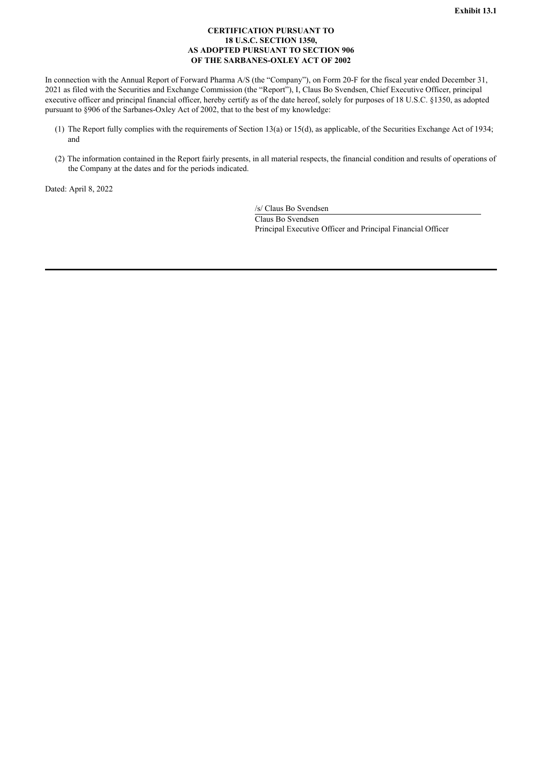**Exhibit 13.1**

**CERTIFICATION PURSUANT TO**
**18 U.S.C. SECTION 1350,**
**AS ADOPTED PURSUANT TO SECTION 906**
**OF THE SARBANES-OXLEY ACT OF 2002**

In connection with the Annual Report of Forward Pharma A/S (the "Company"), on Form 20-F for the fiscal year ended December 31, 2021 as filed with the Securities and Exchange Commission (the "Report"), I, Claus Bo Svendsen, Chief Executive Officer, principal executive officer and principal financial officer, hereby certify as of the date hereof, solely for purposes of 18 U.S.C. §1350, as adopted pursuant to §906 of the Sarbanes-Oxley Act of 2002, that to the best of my knowledge:

(1) The Report fully complies with the requirements of Section 13(a) or 15(d), as applicable, of the Securities Exchange Act of 1934; and

(2) The information contained in the Report fairly presents, in all material respects, the financial condition and results of operations of the Company at the dates and for the periods indicated.

Dated: April 8, 2022

/s/ Claus Bo Svendsen
Claus Bo Svendsen
Principal Executive Officer and Principal Financial Officer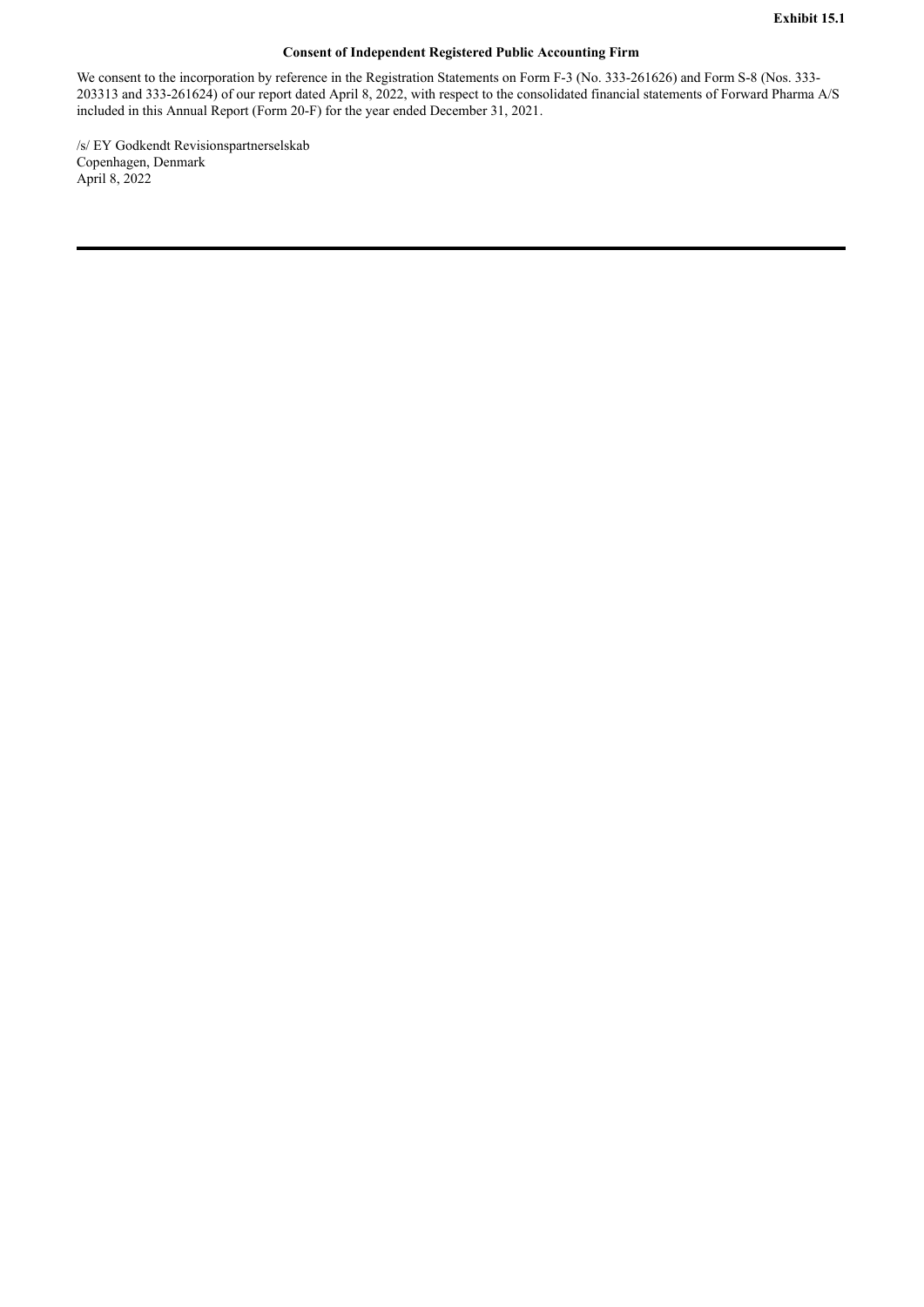**Exhibit 15.1**

**Consent of Independent Registered Public Accounting Firm**

We consent to the incorporation by reference in the Registration Statements on Form F-3 (No. 333-261626) and Form S-8 (Nos. 333-203313 and 333-261624) of our report dated April 8, 2022, with respect to the consolidated financial statements of Forward Pharma A/S included in this Annual Report (Form 20-F) for the year ended December 31, 2021.

/s/ EY Godkendt Revisionspartnerselskab
Copenhagen, Denmark
April 8, 2022